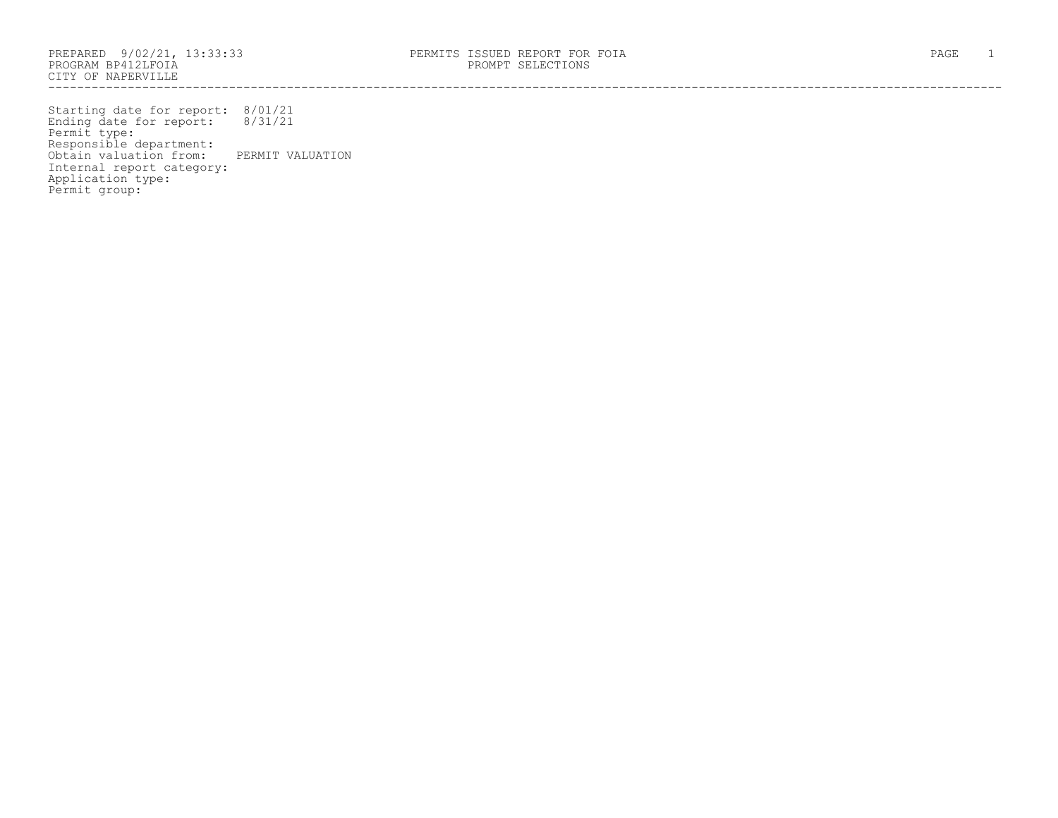PREPARED 9/02/21, 13:33:33
PROGRAM BP412LFOIA
CITY OF NAPERVILLE

PERMITS ISSUED REPORT FOR FOIA
PROMPT SELECTIONS

Starting date for report: 8/01/21
Ending date for report: 8/31/21
Permit type:
Responsible department:
Obtain valuation from: PERMIT VALUATION
Internal report category:
Application type:
Permit group: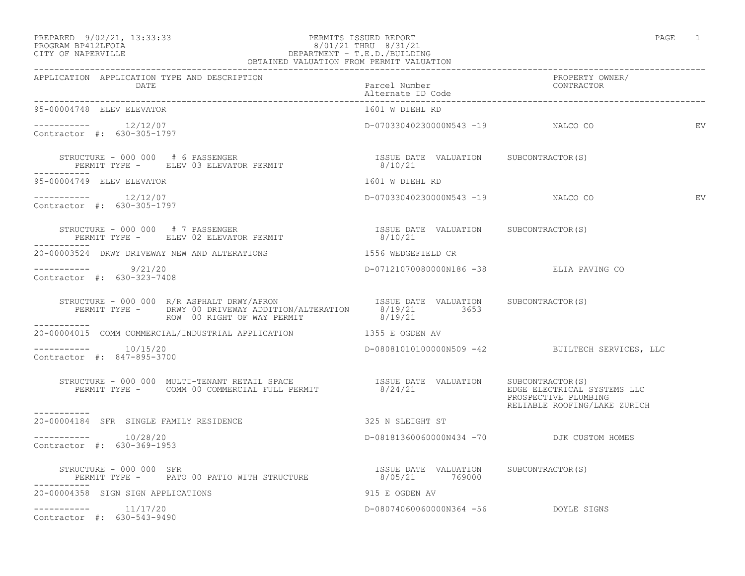PREPARED 9/02/21, 13:33:33
PROGRAM BP412LFOIA
CITY OF NAPERVILLE

PERMITS ISSUED REPORT
8/01/21 THRU 8/31/21
DEPARTMENT - T.E.D./BUILDING
OBTAINED VALUATION FROM PERMIT VALUATION

| APPLICATION | APPLICATION TYPE AND DESCRIPTION / DATE | Parcel Number / Alternate ID Code | PROPERTY OWNER/ CONTRACTOR |
|---|---|---|---|

**95-00004748 ELEV ELEVATOR** — 1601 W DIEHL RD

----------- 12/12/07 — D-07033040230000N543 -19 — NALCO CO — EV
Contractor #: 630-305-1797

STRUCTURE - 000 000 # 6 PASSENGER
PERMIT TYPE - ELEV 03 ELEVATOR PERMIT — ISSUE DATE 8/10/21 — VALUATION — SUBCONTRACTOR(S)

-----------

**95-00004749 ELEV ELEVATOR** — 1601 W DIEHL RD

----------- 12/12/07 — D-07033040230000N543 -19 — NALCO CO — EV
Contractor #: 630-305-1797

STRUCTURE - 000 000 # 7 PASSENGER
PERMIT TYPE - ELEV 02 ELEVATOR PERMIT — ISSUE DATE 8/10/21 — VALUATION — SUBCONTRACTOR(S)

-----------

**20-00003524 DRWY DRIVEWAY NEW AND ALTERATIONS** — 1556 WEDGEFIELD CR

----------- 9/21/20 — D-07121070080000N186 -38 — ELIA PAVING CO
Contractor #: 630-323-7408

STRUCTURE - 000 000 R/R ASPHALT DRWY/APRON
PERMIT TYPE - DRWY 00 DRIVEWAY ADDITION/ALTERATION — ISSUE DATE 8/19/21 — VALUATION 3653 — SUBCONTRACTOR(S)
ROW 00 RIGHT OF WAY PERMIT — 8/19/21

-----------

**20-00004015 COMM COMMERCIAL/INDUSTRIAL APPLICATION** — 1355 E OGDEN AV

----------- 10/15/20 — D-08081010100000N509 -42 — BUILTECH SERVICES, LLC
Contractor #: 847-895-3700

STRUCTURE - 000 000 MULTI-TENANT RETAIL SPACE
PERMIT TYPE - COMM 00 COMMERCIAL FULL PERMIT — ISSUE DATE 8/24/21 — VALUATION — SUBCONTRACTOR(S)
EDGE ELECTRICAL SYSTEMS LLC
PROSPECTIVE PLUMBING
RELIABLE ROOFING/LAKE ZURICH

-----------

**20-00004184 SFR SINGLE FAMILY RESIDENCE** — 325 N SLEIGHT ST

----------- 10/28/20 — D-08181360060000N434 -70 — DJK CUSTOM HOMES
Contractor #: 630-369-1953

STRUCTURE - 000 000 SFR
PERMIT TYPE - PATO 00 PATIO WITH STRUCTURE — ISSUE DATE 8/05/21 — VALUATION 769000 — SUBCONTRACTOR(S)

-----------

**20-00004358 SIGN SIGN APPLICATIONS** — 915 E OGDEN AV

----------- 11/17/20 — D-08074060060000N364 -56 — DOYLE SIGNS
Contractor #: 630-543-9490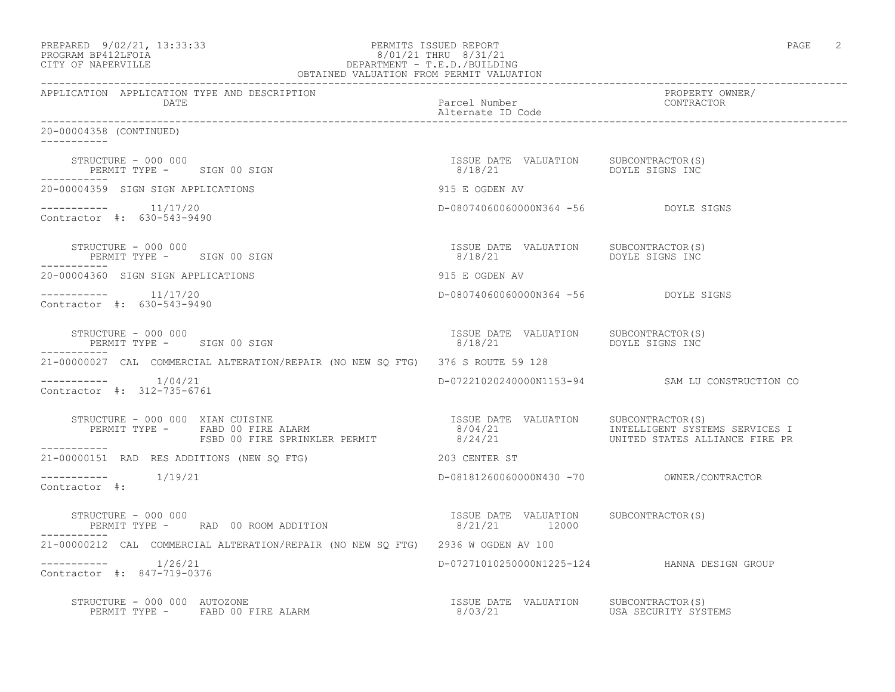PREPARED 9/02/21, 13:33:33
PROGRAM BP412LFOIA
CITY OF NAPERVILLE

PERMITS ISSUED REPORT
8/01/21 THRU 8/31/21
DEPARTMENT - T.E.D./BUILDING
OBTAINED VALUATION FROM PERMIT VALUATION

| APPLICATION | APPLICATION TYPE AND DESCRIPTION / DATE | Parcel Number / Alternate ID Code | PROPERTY OWNER / CONTRACTOR |
|---|---|---|---|

20-00004358 (CONTINUED)

STRUCTURE - 000 000
PERMIT TYPE - SIGN 00 SIGN — ISSUE DATE 8/18/21 — VALUATION — SUBCONTRACTOR(S): DOYLE SIGNS INC

---

20-00004359 SIGN SIGN APPLICATIONS — 915 E OGDEN AV

11/17/20 — D-08074060060000N364 -56 — DOYLE SIGNS
Contractor #: 630-543-9490

STRUCTURE - 000 000
PERMIT TYPE - SIGN 00 SIGN — ISSUE DATE 8/18/21 — VALUATION — SUBCONTRACTOR(S): DOYLE SIGNS INC

---

20-00004360 SIGN SIGN APPLICATIONS — 915 E OGDEN AV

11/17/20 — D-08074060060000N364 -56 — DOYLE SIGNS
Contractor #: 630-543-9490

STRUCTURE - 000 000
PERMIT TYPE - SIGN 00 SIGN — ISSUE DATE 8/18/21 — VALUATION — SUBCONTRACTOR(S): DOYLE SIGNS INC

---

21-00000027 CAL COMMERCIAL ALTERATION/REPAIR (NO NEW SQ FTG) — 376 S ROUTE 59 128

1/04/21 — D-07221020240000N1153-94 — SAM LU CONSTRUCTION CO
Contractor #: 312-735-6761

STRUCTURE - 000 000 XIAN CUISINE

| PERMIT TYPE | ISSUE DATE | VALUATION | SUBCONTRACTOR(S) |
|---|---|---|---|
| FABD 00 FIRE ALARM | 8/04/21 | | INTELLIGENT SYSTEMS SERVICES I |
| FSBD 00 FIRE SPRINKLER PERMIT | 8/24/21 | | UNITED STATES ALLIANCE FIRE PR |

---

21-00000151 RAD RES ADDITIONS (NEW SQ FTG) — 203 CENTER ST

1/19/21 — D-08181260060000N430 -70 — OWNER/CONTRACTOR
Contractor #:

STRUCTURE - 000 000
PERMIT TYPE - RAD 00 ROOM ADDITION — ISSUE DATE 8/21/21 — VALUATION 12000 — SUBCONTRACTOR(S)

---

21-00000212 CAL COMMERCIAL ALTERATION/REPAIR (NO NEW SQ FTG) — 2936 W OGDEN AV 100

1/26/21 — D-07271010250000N1225-124 — HANNA DESIGN GROUP
Contractor #: 847-719-0376

STRUCTURE - 000 000 AUTOZONE
PERMIT TYPE - FABD 00 FIRE ALARM — ISSUE DATE 8/03/21 — VALUATION — SUBCONTRACTOR(S): USA SECURITY SYSTEMS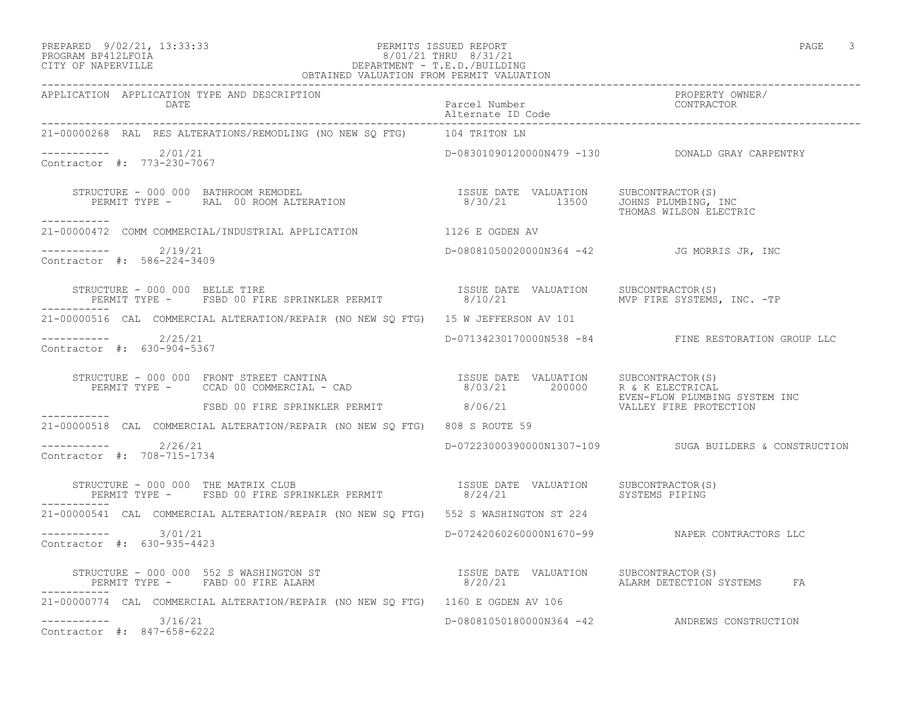PREPARED 9/02/21, 13:33:33 PERMITS ISSUED REPORT
PROGRAM BP412LFOIA 8/01/21 THRU 8/31/21
CITY OF NAPERVILLE DEPARTMENT - T.E.D./BUILDING
OBTAINED VALUATION FROM PERMIT VALUATION

| APPLICATION | APPLICATION TYPE AND DESCRIPTION / DATE | Parcel Number / Alternate ID Code | PROPERTY OWNER/ CONTRACTOR |
|---|---|---|---|

---

**21-00000268** RAL RES ALTERATIONS/REMODLING (NO NEW SQ FTG) — 104 TRITON LN

Date: 2/01/21 — D-08301090120000N479 -130 — DONALD GRAY CARPENTRY
Contractor #: 773-230-7067

| STRUCTURE | PERMIT TYPE | ISSUE DATE | VALUATION | SUBCONTRACTOR(S) |
|---|---|---|---|---|
| 000 000 BATHROOM REMODEL | RAL 00 ROOM ALTERATION | 8/30/21 | 13500 | JOHNS PLUMBING, INC; THOMAS WILSON ELECTRIC |

---

**21-00000472** COMM COMMERCIAL/INDUSTRIAL APPLICATION — 1126 E OGDEN AV

Date: 2/19/21 — D-08081050020000N364 -42 — JG MORRIS JR, INC
Contractor #: 586-224-3409

| STRUCTURE | PERMIT TYPE | ISSUE DATE | VALUATION | SUBCONTRACTOR(S) |
|---|---|---|---|---|
| 000 000 BELLE TIRE | FSBD 00 FIRE SPRINKLER PERMIT | 8/10/21 | | MVP FIRE SYSTEMS, INC. -TP |

---

**21-00000516** CAL COMMERCIAL ALTERATION/REPAIR (NO NEW SQ FTG) — 15 W JEFFERSON AV 101

Date: 2/25/21 — D-07134230170000N538 -84 — FINE RESTORATION GROUP LLC
Contractor #: 630-904-5367

| STRUCTURE | PERMIT TYPE | ISSUE DATE | VALUATION | SUBCONTRACTOR(S) |
|---|---|---|---|---|
| 000 000 FRONT STREET CANTINA | CCAD 00 COMMERCIAL - CAD | 8/03/21 | 200000 | R & K ELECTRICAL; EVEN-FLOW PLUMBING SYSTEM INC |
| | FSBD 00 FIRE SPRINKLER PERMIT | 8/06/21 | | VALLEY FIRE PROTECTION |

---

**21-00000518** CAL COMMERCIAL ALTERATION/REPAIR (NO NEW SQ FTG) — 808 S ROUTE 59

Date: 2/26/21 — D-07223000390000N1307-109 — SUGA BUILDERS & CONSTRUCTION
Contractor #: 708-715-1734

| STRUCTURE | PERMIT TYPE | ISSUE DATE | VALUATION | SUBCONTRACTOR(S) |
|---|---|---|---|---|
| 000 000 THE MATRIX CLUB | FSBD 00 FIRE SPRINKLER PERMIT | 8/24/21 | | SYSTEMS PIPING |

---

**21-00000541** CAL COMMERCIAL ALTERATION/REPAIR (NO NEW SQ FTG) — 552 S WASHINGTON ST 224

Date: 3/01/21 — D-07242060260000N1670-99 — NAPER CONTRACTORS LLC
Contractor #: 630-935-4423

| STRUCTURE | PERMIT TYPE | ISSUE DATE | VALUATION | SUBCONTRACTOR(S) |
|---|---|---|---|---|
| 000 000 552 S WASHINGTON ST | FABD 00 FIRE ALARM | 8/20/21 | | ALARM DETECTION SYSTEMS FA |

---

**21-00000774** CAL COMMERCIAL ALTERATION/REPAIR (NO NEW SQ FTG) — 1160 E OGDEN AV 106

Date: 3/16/21 — D-08081050180000N364 -42 — ANDREWS CONSTRUCTION
Contractor #: 847-658-6222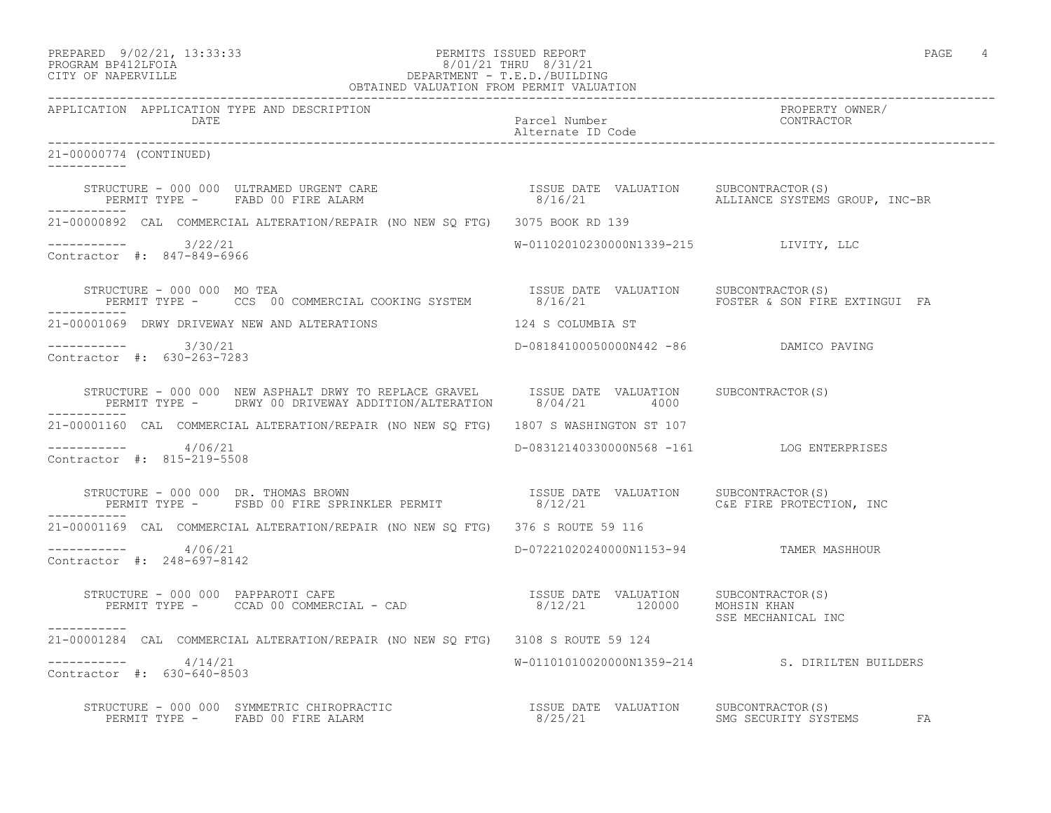PERMITS ISSUED REPORT
8/01/21 THRU 8/31/21
DEPARTMENT - T.E.D./BUILDING
OBTAINED VALUATION FROM PERMIT VALUATION

PREPARED 9/02/21, 13:33:33
PROGRAM BP412LFOIA
CITY OF NAPERVILLE

| APPLICATION | APPLICATION TYPE AND DESCRIPTION / DATE | Parcel Number / Alternate ID Code | PROPERTY OWNER/ CONTRACTOR |
|---|---|---|---|

21-00000774 (CONTINUED)

STRUCTURE - 000 000 ULTRAMED URGENT CARE
PERMIT TYPE - FABD 00 FIRE ALARM
ISSUE DATE 8/16/21 VALUATION
SUBCONTRACTOR(S) ALLIANCE SYSTEMS GROUP, INC-BR

---

21-00000892 CAL COMMERCIAL ALTERATION/REPAIR (NO NEW SQ FTG) 3075 BOOK RD 139
3/22/21 W-01102010230000N1339-215 LIVITY, LLC
Contractor #: 847-849-6966

STRUCTURE - 000 000 MO TEA
PERMIT TYPE - CCS 00 COMMERCIAL COOKING SYSTEM
ISSUE DATE 8/16/21 VALUATION
SUBCONTRACTOR(S) FOSTER & SON FIRE EXTINGUI FA

---

21-00001069 DRWY DRIVEWAY NEW AND ALTERATIONS 124 S COLUMBIA ST
3/30/21 D-08184100050000N442 -86 DAMICO PAVING
Contractor #: 630-263-7283

STRUCTURE - 000 000 NEW ASPHALT DRWY TO REPLACE GRAVEL
PERMIT TYPE - DRWY 00 DRIVEWAY ADDITION/ALTERATION
ISSUE DATE 8/04/21 VALUATION 4000
SUBCONTRACTOR(S)

---

21-00001160 CAL COMMERCIAL ALTERATION/REPAIR (NO NEW SQ FTG) 1807 S WASHINGTON ST 107
4/06/21 D-08312140330000N568 -161 LOG ENTERPRISES
Contractor #: 815-219-5508

STRUCTURE - 000 000 DR. THOMAS BROWN
PERMIT TYPE - FSBD 00 FIRE SPRINKLER PERMIT
ISSUE DATE 8/12/21 VALUATION
SUBCONTRACTOR(S) C&E FIRE PROTECTION, INC

---

21-00001169 CAL COMMERCIAL ALTERATION/REPAIR (NO NEW SQ FTG) 376 S ROUTE 59 116
4/06/21 D-07221020240000N1153-94 TAMER MASHHOUR
Contractor #: 248-697-8142

STRUCTURE - 000 000 PAPPAROTI CAFE
PERMIT TYPE - CCAD 00 COMMERCIAL - CAD
ISSUE DATE 8/12/21 VALUATION 120000
SUBCONTRACTOR(S) MOHSIN KHAN
SSE MECHANICAL INC

---

21-00001284 CAL COMMERCIAL ALTERATION/REPAIR (NO NEW SQ FTG) 3108 S ROUTE 59 124
4/14/21 W-01101010020000N1359-214 S. DIRILTEN BUILDERS
Contractor #: 630-640-8503

STRUCTURE - 000 000 SYMMETRIC CHIROPRACTIC
PERMIT TYPE - FABD 00 FIRE ALARM
ISSUE DATE 8/25/21 VALUATION
SUBCONTRACTOR(S) SMG SECURITY SYSTEMS FA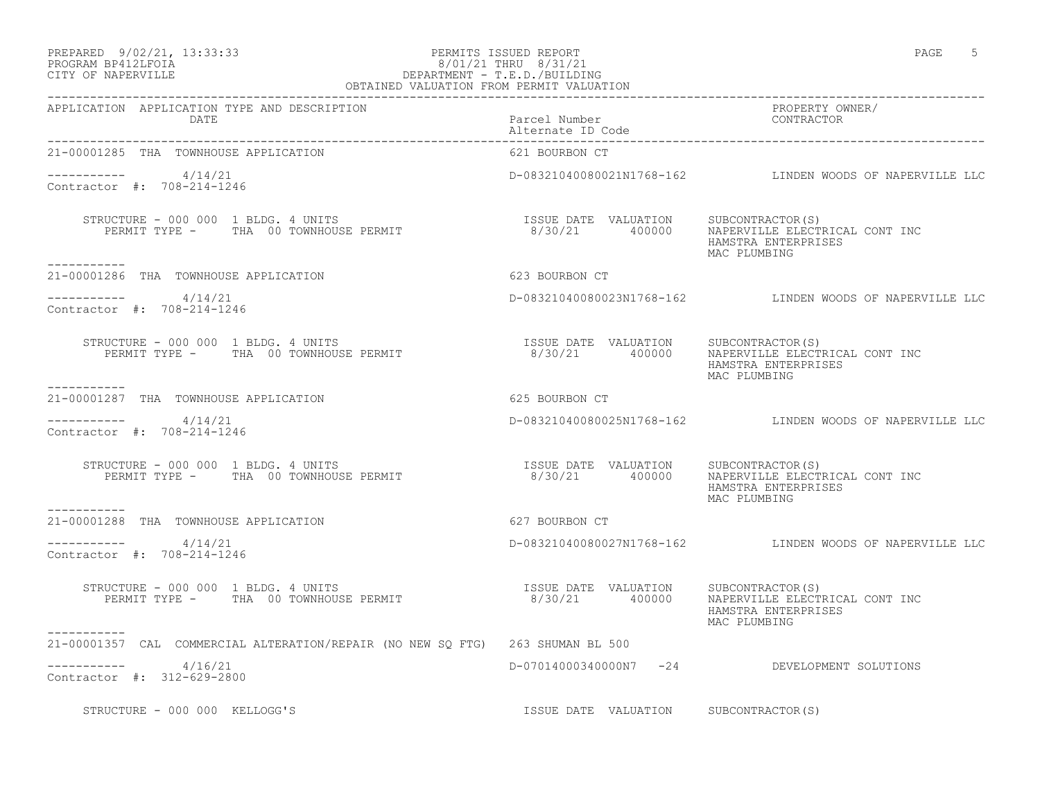PERMITS ISSUED REPORT
PROGRAM BP412LFOIA 8/01/21 THRU 8/31/21
CITY OF NAPERVILLE DEPARTMENT - T.E.D./BUILDING
OBTAINED VALUATION FROM PERMIT VALUATION

PREPARED 9/02/21, 13:33:33

| APPLICATION | APPLICATION TYPE AND DESCRIPTION / DATE | Parcel Number / Alternate ID Code | PROPERTY OWNER/ CONTRACTOR |
|---|---|---|---|

---

**21-00001285** THA TOWNHOUSE APPLICATION — 621 BOURBON CT

4/14/21 — D-08321040080021N1768-162 — LINDEN WOODS OF NAPERVILLE LLC

Contractor #: 708-214-1246

STRUCTURE - 000 000 1 BLDG. 4 UNITS
PERMIT TYPE - THA 00 TOWNHOUSE PERMIT

| ISSUE DATE | VALUATION | SUBCONTRACTOR(S) |
|---|---|---|
| 8/30/21 | 400000 | NAPERVILLE ELECTRICAL CONT INC |
| | | HAMSTRA ENTERPRISES |
| | | MAC PLUMBING |

---

**21-00001286** THA TOWNHOUSE APPLICATION — 623 BOURBON CT

4/14/21 — D-08321040080023N1768-162 — LINDEN WOODS OF NAPERVILLE LLC

Contractor #: 708-214-1246

STRUCTURE - 000 000 1 BLDG. 4 UNITS
PERMIT TYPE - THA 00 TOWNHOUSE PERMIT

| ISSUE DATE | VALUATION | SUBCONTRACTOR(S) |
|---|---|---|
| 8/30/21 | 400000 | NAPERVILLE ELECTRICAL CONT INC |
| | | HAMSTRA ENTERPRISES |
| | | MAC PLUMBING |

---

**21-00001287** THA TOWNHOUSE APPLICATION — 625 BOURBON CT

4/14/21 — D-08321040080025N1768-162 — LINDEN WOODS OF NAPERVILLE LLC

Contractor #: 708-214-1246

STRUCTURE - 000 000 1 BLDG. 4 UNITS
PERMIT TYPE - THA 00 TOWNHOUSE PERMIT

| ISSUE DATE | VALUATION | SUBCONTRACTOR(S) |
|---|---|---|
| 8/30/21 | 400000 | NAPERVILLE ELECTRICAL CONT INC |
| | | HAMSTRA ENTERPRISES |
| | | MAC PLUMBING |

---

**21-00001288** THA TOWNHOUSE APPLICATION — 627 BOURBON CT

4/14/21 — D-08321040080027N1768-162 — LINDEN WOODS OF NAPERVILLE LLC

Contractor #: 708-214-1246

STRUCTURE - 000 000 1 BLDG. 4 UNITS
PERMIT TYPE - THA 00 TOWNHOUSE PERMIT

| ISSUE DATE | VALUATION | SUBCONTRACTOR(S) |
|---|---|---|
| 8/30/21 | 400000 | NAPERVILLE ELECTRICAL CONT INC |
| | | HAMSTRA ENTERPRISES |
| | | MAC PLUMBING |

---

**21-00001357** CAL COMMERCIAL ALTERATION/REPAIR (NO NEW SQ FTG) — 263 SHUMAN BL 500

4/16/21 — D-07014000340000N7 -24 — DEVELOPMENT SOLUTIONS

Contractor #: 312-629-2800

STRUCTURE - 000 000 KELLOGG'S

| ISSUE DATE | VALUATION | SUBCONTRACTOR(S) |
|---|---|---|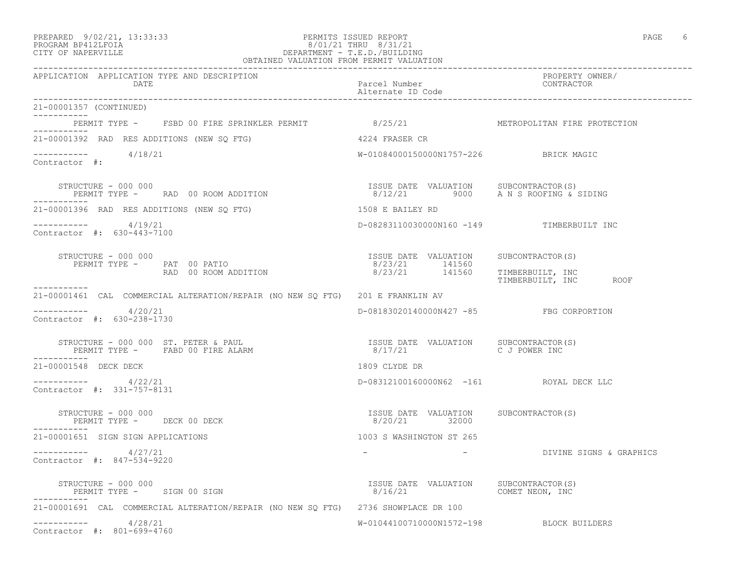PREPARED 9/02/21, 13:33:33
PROGRAM BP412LFOIA
CITY OF NAPERVILLE

PERMITS ISSUED REPORT
8/01/21 THRU 8/31/21
DEPARTMENT - T.E.D./BUILDING
OBTAINED VALUATION FROM PERMIT VALUATION

| APPLICATION | APPLICATION TYPE AND DESCRIPTION / DATE | Parcel Number / Alternate ID Code | PROPERTY OWNER/ CONTRACTOR |
|---|---|---|---|

21-00001357 (CONTINUED)

PERMIT TYPE - FSBD 00 FIRE SPRINKLER PERMIT — 8/25/21 — METROPOLITAN FIRE PROTECTION

---

**21-00001392 RAD RES ADDITIONS (NEW SQ FTG)** — 4224 FRASER CR

4/18/21 — W-01084000150000N1757-226 — BRICK MAGIC

Contractor #:

STRUCTURE - 000 000

| PERMIT TYPE | ISSUE DATE | VALUATION | SUBCONTRACTOR(S) |
|---|---|---|---|
| RAD 00 ROOM ADDITION | 8/12/21 | 9000 | A N S ROOFING & SIDING |

---

**21-00001396 RAD RES ADDITIONS (NEW SQ FTG)** — 1508 E BAILEY RD

4/19/21 — D-08283110030000N160 -149 — TIMBERBUILT INC

Contractor #: 630-443-7100

STRUCTURE - 000 000

| PERMIT TYPE | ISSUE DATE | VALUATION | SUBCONTRACTOR(S) |
|---|---|---|---|
| PAT 00 PATIO | 8/23/21 | 141560 | |
| RAD 00 ROOM ADDITION | 8/23/21 | 141560 | TIMBERBUILT, INC |
| | | | TIMBERBUILT, INC ROOF |

---

**21-00001461 CAL COMMERCIAL ALTERATION/REPAIR (NO NEW SQ FTG)** — 201 E FRANKLIN AV

4/20/21 — D-08183020140000N427 -85 — FBG CORPORTION

Contractor #: 630-238-1730

STRUCTURE - 000 000 ST. PETER & PAUL

| PERMIT TYPE | ISSUE DATE | VALUATION | SUBCONTRACTOR(S) |
|---|---|---|---|
| FABD 00 FIRE ALARM | 8/17/21 | | C J POWER INC |

---

**21-00001548 DECK DECK** — 1809 CLYDE DR

4/22/21 — D-08312100160000N62 -161 — ROYAL DECK LLC

Contractor #: 331-757-8131

STRUCTURE - 000 000

| PERMIT TYPE | ISSUE DATE | VALUATION | SUBCONTRACTOR(S) |
|---|---|---|---|
| DECK 00 DECK | 8/20/21 | 32000 | |

---

**21-00001651 SIGN SIGN APPLICATIONS** — 1003 S WASHINGTON ST 265

4/27/21 — - - — DIVINE SIGNS & GRAPHICS

Contractor #: 847-534-9220

STRUCTURE - 000 000

| PERMIT TYPE | ISSUE DATE | VALUATION | SUBCONTRACTOR(S) |
|---|---|---|---|
| SIGN 00 SIGN | 8/16/21 | | COMET NEON, INC |

---

**21-00001691 CAL COMMERCIAL ALTERATION/REPAIR (NO NEW SQ FTG)** — 2736 SHOWPLACE DR 100

4/28/21 — W-01044100710000N1572-198 — BLOCK BUILDERS

Contractor #: 801-699-4760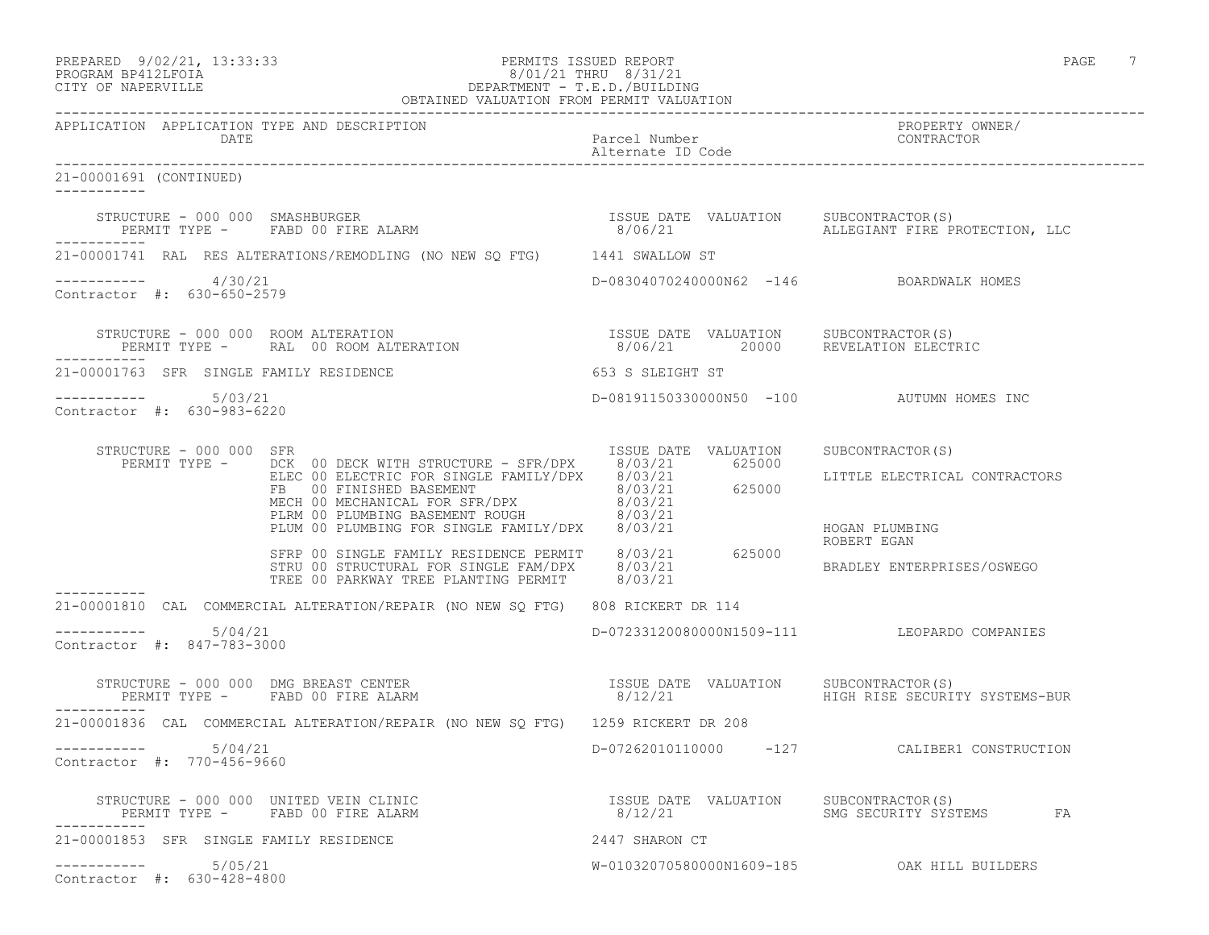PREPARED 9/02/21, 13:33:33 PERMITS ISSUED REPORT
PROGRAM BP412LFOIA 8/01/21 THRU 8/31/21
CITY OF NAPERVILLE DEPARTMENT - T.E.D./BUILDING
OBTAINED VALUATION FROM PERMIT VALUATION

| APPLICATION | APPLICATION TYPE AND DESCRIPTION / DATE | Parcel Number / Alternate ID Code | PROPERTY OWNER/ CONTRACTOR |
|---|---|---|---|

**21-00001691 (CONTINUED)**

STRUCTURE - 000 000 SMASHBURGER

| PERMIT TYPE | ISSUE DATE | VALUATION | SUBCONTRACTOR(S) |
|---|---|---|---|
| FABD 00 FIRE ALARM | 8/06/21 | | ALLEGIANT FIRE PROTECTION, LLC |

**21-00001741 RAL RES ALTERATIONS/REMODLING (NO NEW SQ FTG)** 1441 SWALLOW ST

4/30/21 — D-08304070240000N62 -146 — BOARDWALK HOMES
Contractor #: 630-650-2579

STRUCTURE - 000 000 ROOM ALTERATION

| PERMIT TYPE | ISSUE DATE | VALUATION | SUBCONTRACTOR(S) |
|---|---|---|---|
| RAL 00 ROOM ALTERATION | 8/06/21 | 20000 | REVELATION ELECTRIC |

**21-00001763 SFR SINGLE FAMILY RESIDENCE** 653 S SLEIGHT ST

5/03/21 — D-08191150330000N50 -100 — AUTUMN HOMES INC
Contractor #: 630-983-6220

STRUCTURE - 000 000 SFR

| PERMIT TYPE | ISSUE DATE | VALUATION | SUBCONTRACTOR(S) |
|---|---|---|---|
| DCK 00 DECK WITH STRUCTURE - SFR/DPX | 8/03/21 | 625000 | |
| ELEC 00 ELECTRIC FOR SINGLE FAMILY/DPX | 8/03/21 | | LITTLE ELECTRICAL CONTRACTORS |
| FB 00 FINISHED BASEMENT | 8/03/21 | 625000 | |
| MECH 00 MECHANICAL FOR SFR/DPX | 8/03/21 | | |
| PLRM 00 PLUMBING BASEMENT ROUGH | 8/03/21 | | |
| PLUM 00 PLUMBING FOR SINGLE FAMILY/DPX | 8/03/21 | | HOGAN PLUMBING<br>ROBERT EGAN |
| SFRP 00 SINGLE FAMILY RESIDENCE PERMIT | 8/03/21 | 625000 | |
| STRU 00 STRUCTURAL FOR SINGLE FAM/DPX | 8/03/21 | | BRADLEY ENTERPRISES/OSWEGO |
| TREE 00 PARKWAY TREE PLANTING PERMIT | 8/03/21 | | |

**21-00001810 CAL COMMERCIAL ALTERATION/REPAIR (NO NEW SQ FTG)** 808 RICKERT DR 114

5/04/21 — D-07233120080000N1509-111 — LEOPARDO COMPANIES
Contractor #: 847-783-3000

STRUCTURE - 000 000 DMG BREAST CENTER

| PERMIT TYPE | ISSUE DATE | VALUATION | SUBCONTRACTOR(S) |
|---|---|---|---|
| FABD 00 FIRE ALARM | 8/12/21 | | HIGH RISE SECURITY SYSTEMS-BUR |

**21-00001836 CAL COMMERCIAL ALTERATION/REPAIR (NO NEW SQ FTG)** 1259 RICKERT DR 208

5/04/21 — D-07262010110000 -127 — CALIBER1 CONSTRUCTION
Contractor #: 770-456-9660

STRUCTURE - 000 000 UNITED VEIN CLINIC

| PERMIT TYPE | ISSUE DATE | VALUATION | SUBCONTRACTOR(S) |
|---|---|---|---|
| FABD 00 FIRE ALARM | 8/12/21 | | SMG SECURITY SYSTEMS FA |

**21-00001853 SFR SINGLE FAMILY RESIDENCE** 2447 SHARON CT

5/05/21 — W-01032070580000N1609-185 — OAK HILL BUILDERS
Contractor #: 630-428-4800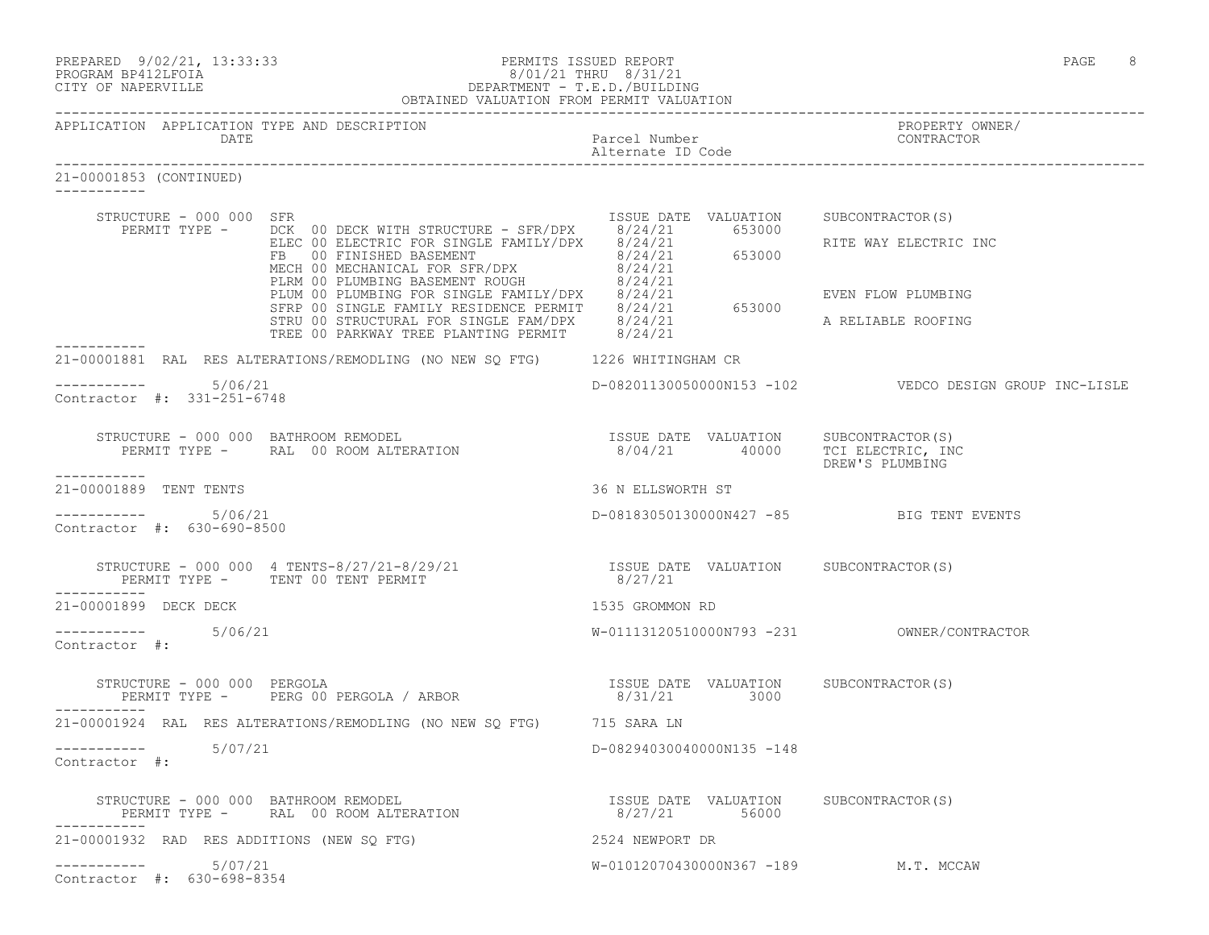PREPARED 9/02/21, 13:33:33
PROGRAM BP412LFOIA
CITY OF NAPERVILLE

PERMITS ISSUED REPORT
8/01/21 THRU 8/31/21
DEPARTMENT - T.E.D./BUILDING
OBTAINED VALUATION FROM PERMIT VALUATION

| APPLICATION | APPLICATION TYPE AND DESCRIPTION / DATE | Parcel Number / Alternate ID Code | PROPERTY OWNER/ CONTRACTOR |
|---|---|---|---|

**21-00001853 (CONTINUED)**

STRUCTURE - 000 000 SFR

| PERMIT TYPE | ISSUE DATE | VALUATION | SUBCONTRACTOR(S) |
|---|---|---|---|
| DCK 00 DECK WITH STRUCTURE - SFR/DPX | 8/24/21 | 653000 | |
| ELEC 00 ELECTRIC FOR SINGLE FAMILY/DPX | 8/24/21 | | RITE WAY ELECTRIC INC |
| FB 00 FINISHED BASEMENT | 8/24/21 | 653000 | |
| MECH 00 MECHANICAL FOR SFR/DPX | 8/24/21 | | |
| PLRM 00 PLUMBING BASEMENT ROUGH | 8/24/21 | | |
| PLUM 00 PLUMBING FOR SINGLE FAMILY/DPX | 8/24/21 | | EVEN FLOW PLUMBING |
| SFRP 00 SINGLE FAMILY RESIDENCE PERMIT | 8/24/21 | 653000 | |
| STRU 00 STRUCTURAL FOR SINGLE FAM/DPX | 8/24/21 | | A RELIABLE ROOFING |
| TREE 00 PARKWAY TREE PLANTING PERMIT | 8/24/21 | | |

---

**21-00001881** RAL RES ALTERATIONS/REMODELING (NO NEW SQ FTG) — 1226 WHITINGHAM CR

5/06/21 — D-08201130050000N153 -102 — VEDCO DESIGN GROUP INC-LISLE

Contractor #: 331-251-6748

STRUCTURE - 000 000 BATHROOM REMODEL

| PERMIT TYPE | ISSUE DATE | VALUATION | SUBCONTRACTOR(S) |
|---|---|---|---|
| RAL 00 ROOM ALTERATION | 8/04/21 | 40000 | TCI ELECTRIC, INC<br>DREW'S PLUMBING |

---

**21-00001889** TENT TENTS — 36 N ELLSWORTH ST

5/06/21 — D-08183050130000N427 -85 — BIG TENT EVENTS

Contractor #: 630-690-8500

STRUCTURE - 000 000 4 TENTS-8/27/21-8/29/21

| PERMIT TYPE | ISSUE DATE | VALUATION | SUBCONTRACTOR(S) |
|---|---|---|---|
| TENT 00 TENT PERMIT | 8/27/21 | | |

---

**21-00001899** DECK DECK — 1535 GROMMON RD

5/06/21 — W-01113120510000N793 -231 — OWNER/CONTRACTOR

Contractor #:

STRUCTURE - 000 000 PERGOLA

| PERMIT TYPE | ISSUE DATE | VALUATION | SUBCONTRACTOR(S) |
|---|---|---|---|
| PERG 00 PERGOLA / ARBOR | 8/31/21 | 3000 | |

---

**21-00001924** RAL RES ALTERATIONS/REMODELING (NO NEW SQ FTG) — 715 SARA LN

5/07/21 — D-08294030040000N135 -148

Contractor #:

STRUCTURE - 000 000 BATHROOM REMODEL

| PERMIT TYPE | ISSUE DATE | VALUATION | SUBCONTRACTOR(S) |
|---|---|---|---|
| RAL 00 ROOM ALTERATION | 8/27/21 | 56000 | |

---

**21-00001932** RAD RES ADDITIONS (NEW SQ FTG) — 2524 NEWPORT DR

5/07/21 — W-01012070430000N367 -189 — M.T. MCCAW

Contractor #: 630-698-8354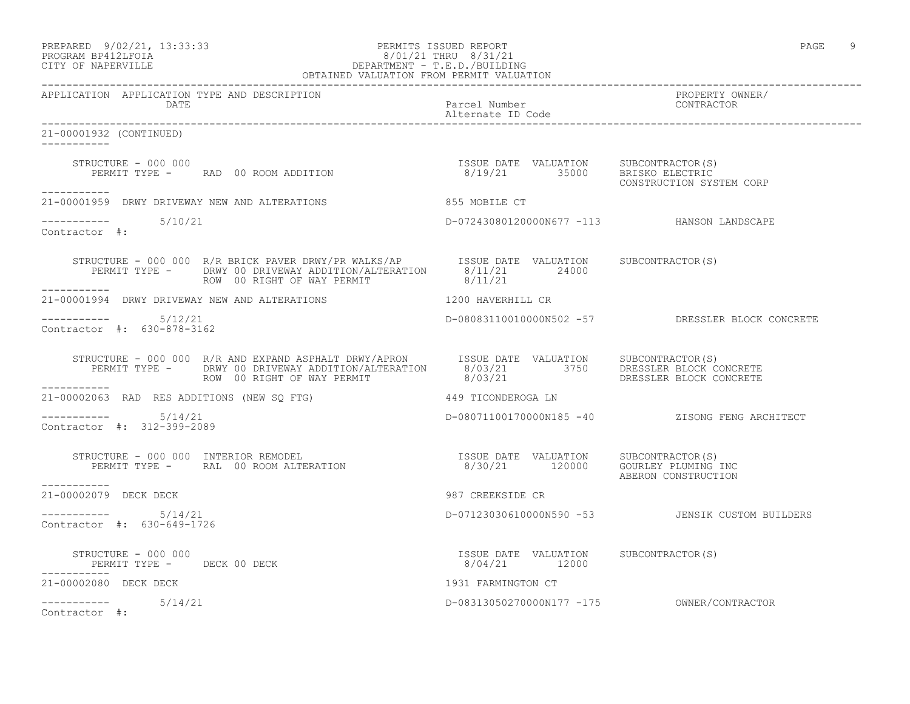| APPLICATION | APPLICATION TYPE AND DESCRIPTION DATE | Parcel Number Alternate ID Code | PROPERTY OWNER/ CONTRACTOR |
|---|---|---|---|

21-00001932 (CONTINUED)

STRUCTURE - 000 000
PERMIT TYPE - RAD 00 ROOM ADDITION

| ISSUE DATE | VALUATION | SUBCONTRACTOR(S) |
|---|---|---|
| 8/19/21 | 35000 | BRISKO ELECTRIC |
| | | CONSTRUCTION SYSTEM CORP |

---

21-00001959 DRWY DRIVEWAY NEW AND ALTERATIONS — 855 MOBILE CT

5/10/21 — D-07243080120000N677 -113 — HANSON LANDSCAPE

Contractor #:

STRUCTURE - 000 000 R/R BRICK PAVER DRWY/PR WALKS/AP

| PERMIT TYPE | ISSUE DATE | VALUATION | SUBCONTRACTOR(S) |
|---|---|---|---|
| DRWY 00 DRIVEWAY ADDITION/ALTERATION | 8/11/21 | 24000 | |
| ROW 00 RIGHT OF WAY PERMIT | 8/11/21 | | |

---

21-00001994 DRWY DRIVEWAY NEW AND ALTERATIONS — 1200 HAVERHILL CR

5/12/21 — D-08083110010000N502 -57 — DRESSLER BLOCK CONCRETE

Contractor #: 630-878-3162

STRUCTURE - 000 000 R/R AND EXPAND ASPHALT DRWY/APRON

| PERMIT TYPE | ISSUE DATE | VALUATION | SUBCONTRACTOR(S) |
|---|---|---|---|
| DRWY 00 DRIVEWAY ADDITION/ALTERATION | 8/03/21 | 3750 | DRESSLER BLOCK CONCRETE |
| ROW 00 RIGHT OF WAY PERMIT | 8/03/21 | | DRESSLER BLOCK CONCRETE |

---

21-00002063 RAD RES ADDITIONS (NEW SQ FTG) — 449 TICONDEROGA LN

5/14/21 — D-08071100170000N185 -40 — ZISONG FENG ARCHITECT

Contractor #: 312-399-2089

STRUCTURE - 000 000 INTERIOR REMODEL

| PERMIT TYPE | ISSUE DATE | VALUATION | SUBCONTRACTOR(S) |
|---|---|---|---|
| RAL 00 ROOM ALTERATION | 8/30/21 | 120000 | GOURLEY PLUMING INC |
| | | | ABERON CONSTRUCTION |

---

21-00002079 DECK DECK — 987 CREEKSIDE CR

5/14/21 — D-07123030610000N590 -53 — JENSIK CUSTOM BUILDERS

Contractor #: 630-649-1726

STRUCTURE - 000 000

| PERMIT TYPE | ISSUE DATE | VALUATION | SUBCONTRACTOR(S) |
|---|---|---|---|
| DECK 00 DECK | 8/04/21 | 12000 | |

---

21-00002080 DECK DECK — 1931 FARMINGTON CT

5/14/21 — D-08313050270000N177 -175 — OWNER/CONTRACTOR

Contractor #: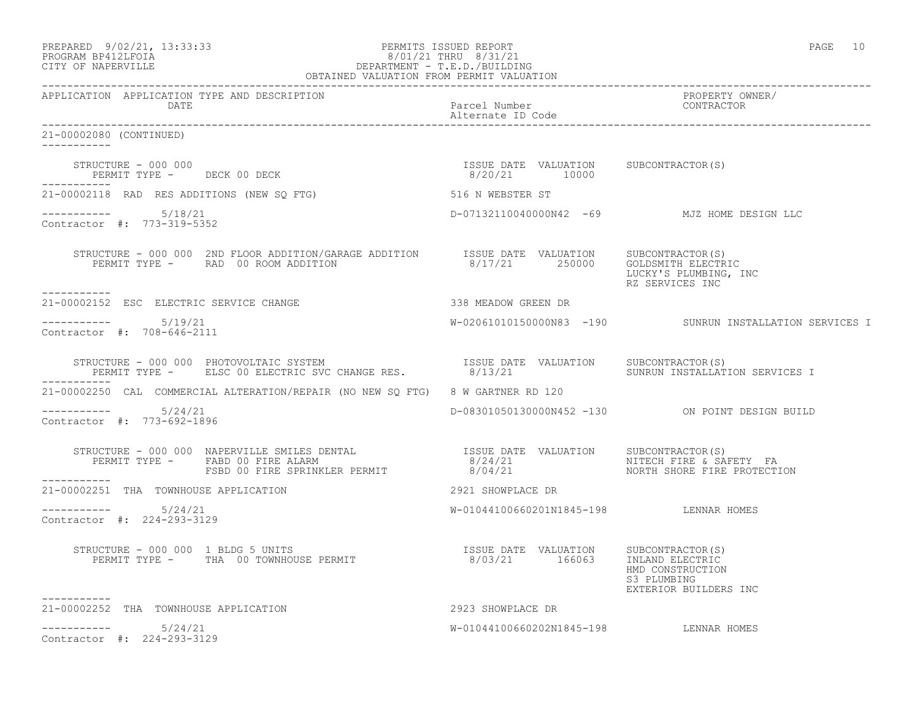| APPLICATION | APPLICATION TYPE AND DESCRIPTION DATE | Parcel Number Alternate ID Code | PROPERTY OWNER/ CONTRACTOR |
|---|---|---|---|

21-00002080 (CONTINUED)

| | | ISSUE DATE | VALUATION | SUBCONTRACTOR(S) |
|---|---|---|---|---|
| STRUCTURE - 000 000 | PERMIT TYPE - DECK 00 DECK | 8/20/21 | 10000 | |

21-00002118 RAD RES ADDITIONS (NEW SQ FTG) — 516 N WEBSTER ST

5/18/21 — D-07132110040000N42 -69 — MJZ HOME DESIGN LLC

Contractor #: 773-319-5352

| | | ISSUE DATE | VALUATION | SUBCONTRACTOR(S) |
|---|---|---|---|---|
| STRUCTURE - 000 000 2ND FLOOR ADDITION/GARAGE ADDITION | PERMIT TYPE - RAD 00 ROOM ADDITION | 8/17/21 | 250000 | GOLDSMITH ELECTRIC<br>LUCKY'S PLUMBING, INC<br>RZ SERVICES INC |

21-00002152 ESC ELECTRIC SERVICE CHANGE — 338 MEADOW GREEN DR

5/19/21 — W-02061010150000N83 -190 — SUNRUN INSTALLATION SERVICES I

Contractor #: 708-646-2111

| | | ISSUE DATE | VALUATION | SUBCONTRACTOR(S) |
|---|---|---|---|---|
| STRUCTURE - 000 000 PHOTOVOLTAIC SYSTEM | PERMIT TYPE - ELSC 00 ELECTRIC SVC CHANGE RES. | 8/13/21 | | SUNRUN INSTALLATION SERVICES I |

21-00002250 CAL COMMERCIAL ALTERATION/REPAIR (NO NEW SQ FTG) — 8 W GARTNER RD 120

5/24/21 — D-08301050130000N452 -130 — ON POINT DESIGN BUILD

Contractor #: 773-692-1896

| | | ISSUE DATE | VALUATION | SUBCONTRACTOR(S) |
|---|---|---|---|---|
| STRUCTURE - 000 000 NAPERVILLE SMILES DENTAL | PERMIT TYPE - FABD 00 FIRE ALARM | 8/24/21 | | NITECH FIRE & SAFETY FA |
| | FSBD 00 FIRE SPRINKLER PERMIT | 8/04/21 | | NORTH SHORE FIRE PROTECTION |

21-00002251 THA TOWNHOUSE APPLICATION — 2921 SHOWPLACE DR

5/24/21 — W-01044100660201N1845-198 — LENNAR HOMES

Contractor #: 224-293-3129

| | | ISSUE DATE | VALUATION | SUBCONTRACTOR(S) |
|---|---|---|---|---|
| STRUCTURE - 000 000 1 BLDG 5 UNITS | PERMIT TYPE - THA 00 TOWNHOUSE PERMIT | 8/03/21 | 166063 | INLAND ELECTRIC<br>HMD CONSTRUCTION<br>S3 PLUMBING<br>EXTERIOR BUILDERS INC |

21-00002252 THA TOWNHOUSE APPLICATION — 2923 SHOWPLACE DR

5/24/21 — W-01044100660202N1845-198 — LENNAR HOMES

Contractor #: 224-293-3129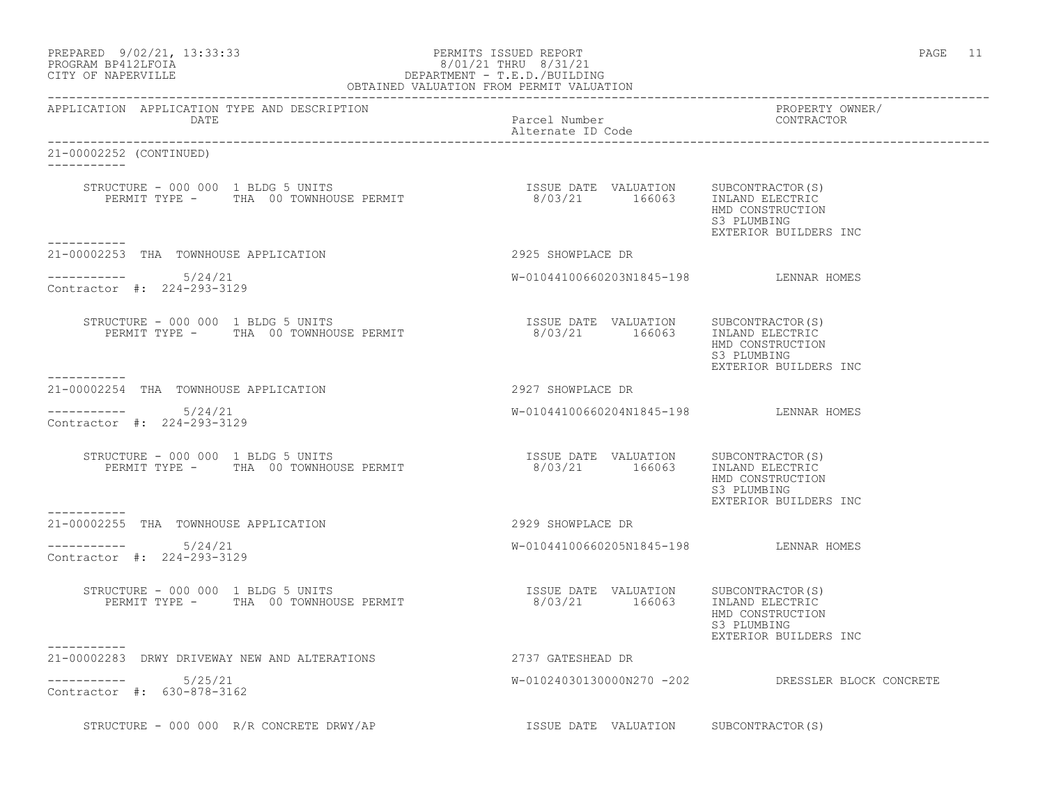PREPARED 9/02/21, 13:33:33
PROGRAM BP412LFOIA
CITY OF NAPERVILLE

PERMITS ISSUED REPORT
8/01/21 THRU 8/31/21
DEPARTMENT - T.E.D./BUILDING
OBTAINED VALUATION FROM PERMIT VALUATION

| APPLICATION | APPLICATION TYPE AND DESCRIPTION / DATE | Parcel Number / Alternate ID Code | PROPERTY OWNER/ CONTRACTOR |
|---|---|---|---|

21-00002252 (CONTINUED)

STRUCTURE - 000 000 1 BLDG 5 UNITS
PERMIT TYPE - THA 00 TOWNHOUSE PERMIT
ISSUE DATE 8/03/21 VALUATION 166063
SUBCONTRACTOR(S): INLAND ELECTRIC, HMD CONSTRUCTION, S3 PLUMBING, EXTERIOR BUILDERS INC

---

21-00002253 THA TOWNHOUSE APPLICATION — 2925 SHOWPLACE DR
5/24/21 — W-01044100660203N1845-198 — LENNAR HOMES
Contractor #: 224-293-3129

STRUCTURE - 000 000 1 BLDG 5 UNITS
PERMIT TYPE - THA 00 TOWNHOUSE PERMIT
ISSUE DATE 8/03/21 VALUATION 166063
SUBCONTRACTOR(S): INLAND ELECTRIC, HMD CONSTRUCTION, S3 PLUMBING, EXTERIOR BUILDERS INC

---

21-00002254 THA TOWNHOUSE APPLICATION — 2927 SHOWPLACE DR
5/24/21 — W-01044100660204N1845-198 — LENNAR HOMES
Contractor #: 224-293-3129

STRUCTURE - 000 000 1 BLDG 5 UNITS
PERMIT TYPE - THA 00 TOWNHOUSE PERMIT
ISSUE DATE 8/03/21 VALUATION 166063
SUBCONTRACTOR(S): INLAND ELECTRIC, HMD CONSTRUCTION, S3 PLUMBING, EXTERIOR BUILDERS INC

---

21-00002255 THA TOWNHOUSE APPLICATION — 2929 SHOWPLACE DR
5/24/21 — W-01044100660205N1845-198 — LENNAR HOMES
Contractor #: 224-293-3129

STRUCTURE - 000 000 1 BLDG 5 UNITS
PERMIT TYPE - THA 00 TOWNHOUSE PERMIT
ISSUE DATE 8/03/21 VALUATION 166063
SUBCONTRACTOR(S): INLAND ELECTRIC, HMD CONSTRUCTION, S3 PLUMBING, EXTERIOR BUILDERS INC

---

21-00002283 DRWY DRIVEWAY NEW AND ALTERATIONS — 2737 GATESHEAD DR
5/25/21 — W-01024030130000N270 -202 — DRESSLER BLOCK CONCRETE
Contractor #: 630-878-3162

STRUCTURE - 000 000 R/R CONCRETE DRWY/AP
ISSUE DATE VALUATION SUBCONTRACTOR(S)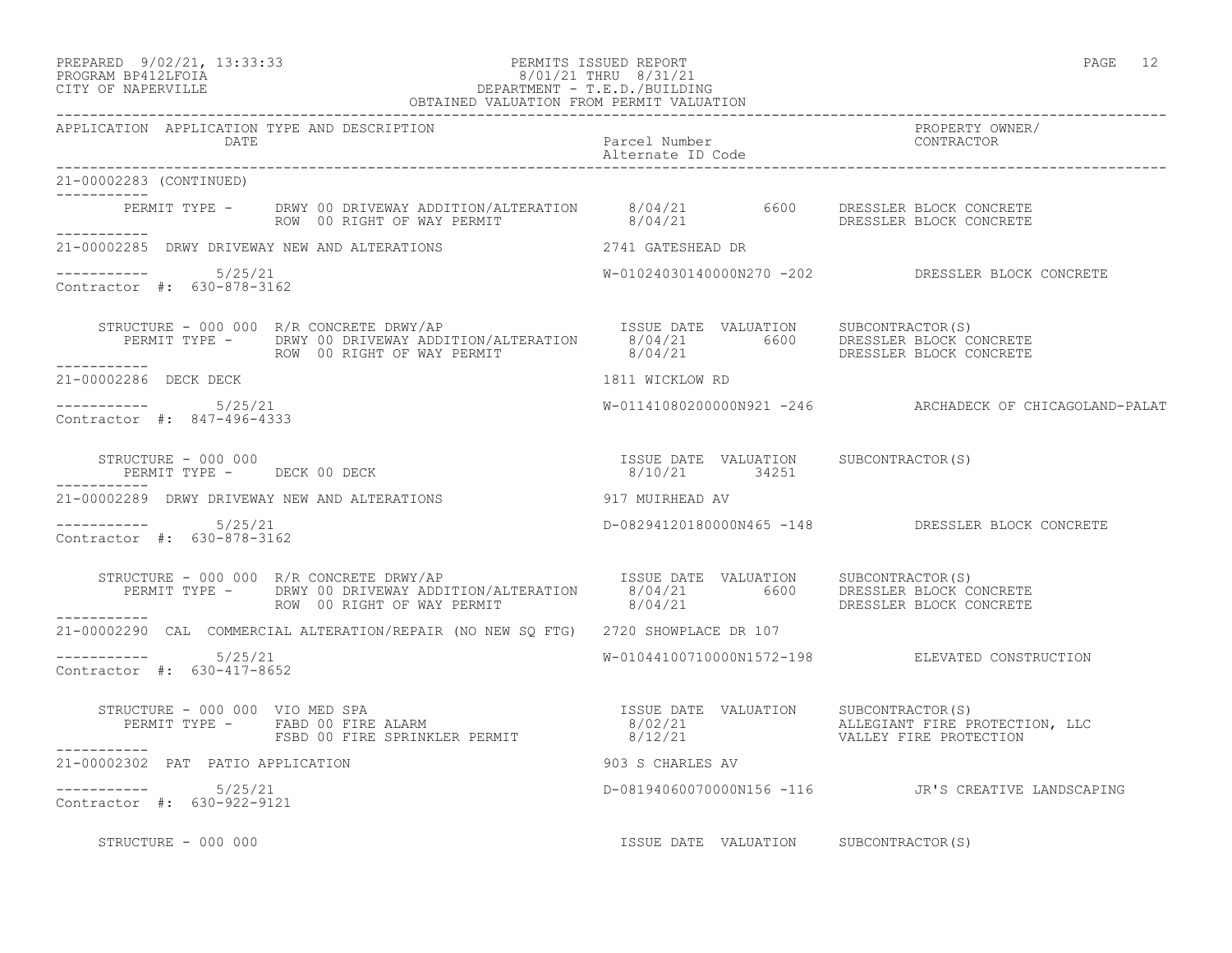PREPARED 9/02/21, 13:33:33
PROGRAM BP412LFOIA
CITY OF NAPERVILLE

PERMITS ISSUED REPORT
8/01/21 THRU 8/31/21
DEPARTMENT - T.E.D./BUILDING
OBTAINED VALUATION FROM PERMIT VALUATION

| APPLICATION | APPLICATION TYPE AND DESCRIPTION / DATE | Parcel Number / Alternate ID Code | PROPERTY OWNER/ CONTRACTOR |
|---|---|---|---|

**21-00002283 (CONTINUED)**

| PERMIT TYPE | ISSUE DATE | VALUATION | SUBCONTRACTOR(S) |
|---|---|---|---|
| DRWY 00 DRIVEWAY ADDITION/ALTERATION | 8/04/21 | 6600 | DRESSLER BLOCK CONCRETE |
| ROW 00 RIGHT OF WAY PERMIT | 8/04/21 | | DRESSLER BLOCK CONCRETE |

**21-00002285 DRWY DRIVEWAY NEW AND ALTERATIONS** — 2741 GATESHEAD DR

5/25/21 — W-01024030140000N270 -202 — DRESSLER BLOCK CONCRETE

Contractor #: 630-878-3162

STRUCTURE - 000 000 R/R CONCRETE DRWY/AP

| PERMIT TYPE | ISSUE DATE | VALUATION | SUBCONTRACTOR(S) |
|---|---|---|---|
| DRWY 00 DRIVEWAY ADDITION/ALTERATION | 8/04/21 | 6600 | DRESSLER BLOCK CONCRETE |
| ROW 00 RIGHT OF WAY PERMIT | 8/04/21 | | DRESSLER BLOCK CONCRETE |

**21-00002286 DECK DECK** — 1811 WICKLOW RD

5/25/21 — W-01141080200000N921 -246 — ARCHADECK OF CHICAGOLAND-PALAT

Contractor #: 847-496-4333

STRUCTURE - 000 000

| PERMIT TYPE | ISSUE DATE | VALUATION | SUBCONTRACTOR(S) |
|---|---|---|---|
| DECK 00 DECK | 8/10/21 | 34251 | |

**21-00002289 DRWY DRIVEWAY NEW AND ALTERATIONS** — 917 MUIRHEAD AV

5/25/21 — D-08294120180000N465 -148 — DRESSLER BLOCK CONCRETE

Contractor #: 630-878-3162

STRUCTURE - 000 000 R/R CONCRETE DRWY/AP

| PERMIT TYPE | ISSUE DATE | VALUATION | SUBCONTRACTOR(S) |
|---|---|---|---|
| DRWY 00 DRIVEWAY ADDITION/ALTERATION | 8/04/21 | 6600 | DRESSLER BLOCK CONCRETE |
| ROW 00 RIGHT OF WAY PERMIT | 8/04/21 | | DRESSLER BLOCK CONCRETE |

**21-00002290 CAL COMMERCIAL ALTERATION/REPAIR (NO NEW SQ FTG)** — 2720 SHOWPLACE DR 107

5/25/21 — W-01044100710000N1572-198 — ELEVATED CONSTRUCTION

Contractor #: 630-417-8652

STRUCTURE - 000 000 VIO MED SPA

| PERMIT TYPE | ISSUE DATE | VALUATION | SUBCONTRACTOR(S) |
|---|---|---|---|
| FABD 00 FIRE ALARM | 8/02/21 | | ALLEGIANT FIRE PROTECTION, LLC |
| FSBD 00 FIRE SPRINKLER PERMIT | 8/12/21 | | VALLEY FIRE PROTECTION |

**21-00002302 PAT PATIO APPLICATION** — 903 S CHARLES AV

5/25/21 — D-08194060070000N156 -116 — JR'S CREATIVE LANDSCAPING

Contractor #: 630-922-9121

STRUCTURE - 000 000

| PERMIT TYPE | ISSUE DATE | VALUATION | SUBCONTRACTOR(S) |
|---|---|---|---|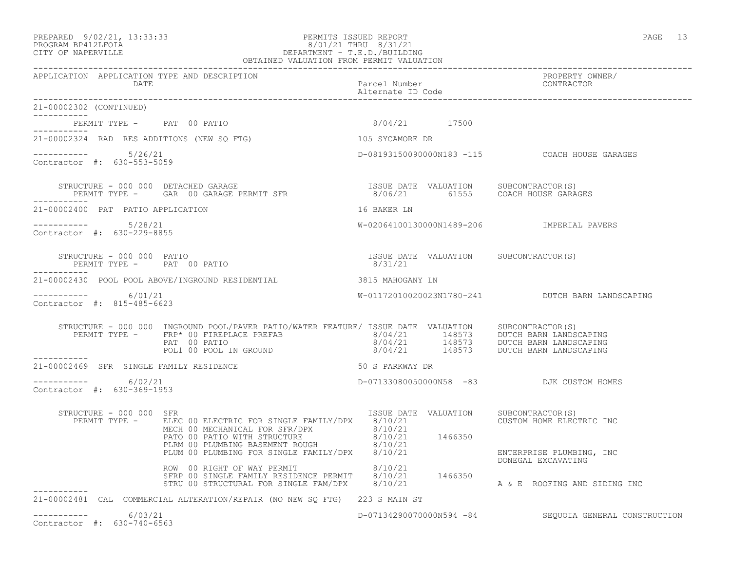PREPARED 9/02/21, 13:33:33 PERMITS ISSUED REPORT
PROGRAM BP412LFOIA 8/01/21 THRU 8/31/21
CITY OF NAPERVILLE DEPARTMENT - T.E.D./BUILDING
OBTAINED VALUATION FROM PERMIT VALUATION

| APPLICATION | APPLICATION TYPE AND DESCRIPTION DATE | Parcel Number Alternate ID Code | PROPERTY OWNER/ CONTRACTOR |
|---|---|---|---|

21-00002302 (CONTINUED)

PERMIT TYPE - PAT 00 PATIO 8/04/21 17500

---

**21-00002324 RAD RES ADDITIONS (NEW SQ FTG)** — 105 SYCAMORE DR

5/26/21 — D-08193150090000N183 -115 — COACH HOUSE GARAGES
Contractor #: 630-553-5059

STRUCTURE - 000 000 DETACHED GARAGE

| PERMIT TYPE | ISSUE DATE | VALUATION | SUBCONTRACTOR(S) |
|---|---|---|---|
| GAR 00 GARAGE PERMIT SFR | 8/06/21 | 61555 | COACH HOUSE GARAGES |

---

**21-00002400 PAT PATIO APPLICATION** — 16 BAKER LN

5/28/21 — W-02064100130000N1489-206 — IMPERIAL PAVERS
Contractor #: 630-229-8855

STRUCTURE - 000 000 PATIO

| PERMIT TYPE | ISSUE DATE | VALUATION | SUBCONTRACTOR(S) |
|---|---|---|---|
| PAT 00 PATIO | 8/31/21 | | |

---

**21-00002430 POOL POOL ABOVE/INGROUND RESIDENTIAL** — 3815 MAHOGANY LN

6/01/21 — W-01172010020023N1780-241 — DUTCH BARN LANDSCAPING
Contractor #: 815-485-6623

STRUCTURE - 000 000 INGROUND POOL/PAVER PATIO/WATER FEATURE/

| PERMIT TYPE | ISSUE DATE | VALUATION | SUBCONTRACTOR(S) |
|---|---|---|---|
| FRP* 00 FIREPLACE PREFAB | 8/04/21 | 148573 | DUTCH BARN LANDSCAPING |
| PAT 00 PATIO | 8/04/21 | 148573 | DUTCH BARN LANDSCAPING |
| POL1 00 POOL IN GROUND | 8/04/21 | 148573 | DUTCH BARN LANDSCAPING |

---

**21-00002469 SFR SINGLE FAMILY RESIDENCE** — 50 S PARKWAY DR

6/02/21 — D-07133080050000N58 -83 — DJK CUSTOM HOMES
Contractor #: 630-369-1953

STRUCTURE - 000 000 SFR

| PERMIT TYPE | ISSUE DATE | VALUATION | SUBCONTRACTOR(S) |
|---|---|---|---|
| ELEC 00 ELECTRIC FOR SINGLE FAMILY/DPX | 8/10/21 | | CUSTOM HOME ELECTRIC INC |
| MECH 00 MECHANICAL FOR SFR/DPX | 8/10/21 | | |
| PATO 00 PATIO WITH STRUCTURE | 8/10/21 | 1466350 | |
| PLRM 00 PLUMBING BASEMENT ROUGH | 8/10/21 | | |
| PLUM 00 PLUMBING FOR SINGLE FAMILY/DPX | 8/10/21 | | ENTERPRISE PLUMBING, INC |
| | | | DONEGAL EXCAVATING |
| ROW 00 RIGHT OF WAY PERMIT | 8/10/21 | | |
| SFRP 00 SINGLE FAMILY RESIDENCE PERMIT | 8/10/21 | 1466350 | |
| STRU 00 STRUCTURAL FOR SINGLE FAM/DPX | 8/10/21 | | A & E ROOFING AND SIDING INC |

---

**21-00002481 CAL COMMERCIAL ALTERATION/REPAIR (NO NEW SQ FTG)** — 223 S MAIN ST

6/03/21 — D-07134290070000N594 -84 — SEQUOIA GENERAL CONSTRUCTION
Contractor #: 630-740-6563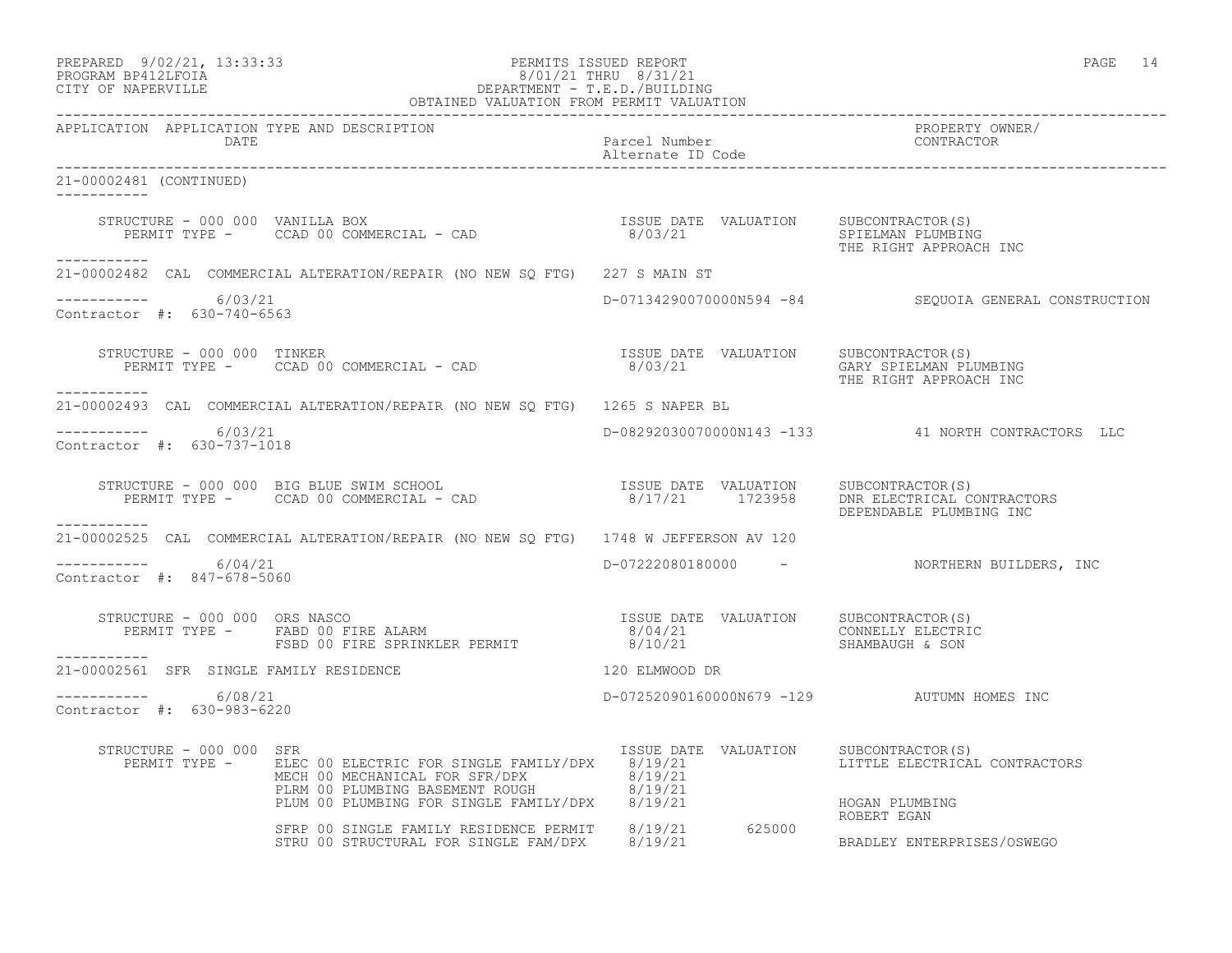PREPARED 9/02/21, 13:33:33 PERMITS ISSUED REPORT
PROGRAM BP412LFOIA 8/01/21 THRU 8/31/21
CITY OF NAPERVILLE DEPARTMENT - T.E.D./BUILDING
OBTAINED VALUATION FROM PERMIT VALUATION

| APPLICATION | APPLICATION TYPE AND DESCRIPTION / DATE | Parcel Number / Alternate ID Code | PROPERTY OWNER/ CONTRACTOR |
|---|---|---|---|

**21-00002481 (CONTINUED)**

STRUCTURE - 000 000 VANILLA BOX
PERMIT TYPE - CCAD 00 COMMERCIAL - CAD

| ISSUE DATE | VALUATION | SUBCONTRACTOR(S) |
|---|---|---|
| 8/03/21 | | SPIELMAN PLUMBING |
| | | THE RIGHT APPROACH INC |

---

**21-00002482** CAL COMMERCIAL ALTERATION/REPAIR (NO NEW SQ FTG) 227 S MAIN ST

6/03/21 — D-07134290070000N594 -84 — SEQUOIA GENERAL CONSTRUCTION
Contractor #: 630-740-6563

STRUCTURE - 000 000 TINKER
PERMIT TYPE - CCAD 00 COMMERCIAL - CAD

| ISSUE DATE | VALUATION | SUBCONTRACTOR(S) |
|---|---|---|
| 8/03/21 | | GARY SPIELMAN PLUMBING |
| | | THE RIGHT APPROACH INC |

---

**21-00002493** CAL COMMERCIAL ALTERATION/REPAIR (NO NEW SQ FTG) 1265 S NAPER BL

6/03/21 — D-08292030070000N143 -133 — 41 NORTH CONTRACTORS LLC
Contractor #: 630-737-1018

STRUCTURE - 000 000 BIG BLUE SWIM SCHOOL
PERMIT TYPE - CCAD 00 COMMERCIAL - CAD

| ISSUE DATE | VALUATION | SUBCONTRACTOR(S) |
|---|---|---|
| 8/17/21 | 1723958 | DNR ELECTRICAL CONTRACTORS |
| | | DEPENDABLE PLUMBING INC |

---

**21-00002525** CAL COMMERCIAL ALTERATION/REPAIR (NO NEW SQ FTG) 1748 W JEFFERSON AV 120

6/04/21 — D-07222080180000 - — NORTHERN BUILDERS, INC
Contractor #: 847-678-5060

STRUCTURE - 000 000 ORS NASCO

| PERMIT TYPE | ISSUE DATE | VALUATION | SUBCONTRACTOR(S) |
|---|---|---|---|
| FABD 00 FIRE ALARM | 8/04/21 | | CONNELLY ELECTRIC |
| FSBD 00 FIRE SPRINKLER PERMIT | 8/10/21 | | SHAMBAUGH & SON |

---

**21-00002561** SFR SINGLE FAMILY RESIDENCE 120 ELMWOOD DR

6/08/21 — D-07252090160000N679 -129 — AUTUMN HOMES INC
Contractor #: 630-983-6220

STRUCTURE - 000 000 SFR

| PERMIT TYPE | ISSUE DATE | VALUATION | SUBCONTRACTOR(S) |
|---|---|---|---|
| ELEC 00 ELECTRIC FOR SINGLE FAMILY/DPX | 8/19/21 | | LITTLE ELECTRICAL CONTRACTORS |
| MECH 00 MECHANICAL FOR SFR/DPX | 8/19/21 | | |
| PLRM 00 PLUMBING BASEMENT ROUGH | 8/19/21 | | |
| PLUM 00 PLUMBING FOR SINGLE FAMILY/DPX | 8/19/21 | | HOGAN PLUMBING |
| | | | ROBERT EGAN |
| SFRP 00 SINGLE FAMILY RESIDENCE PERMIT | 8/19/21 | 625000 | |
| STRU 00 STRUCTURAL FOR SINGLE FAM/DPX | 8/19/21 | | BRADLEY ENTERPRISES/OSWEGO |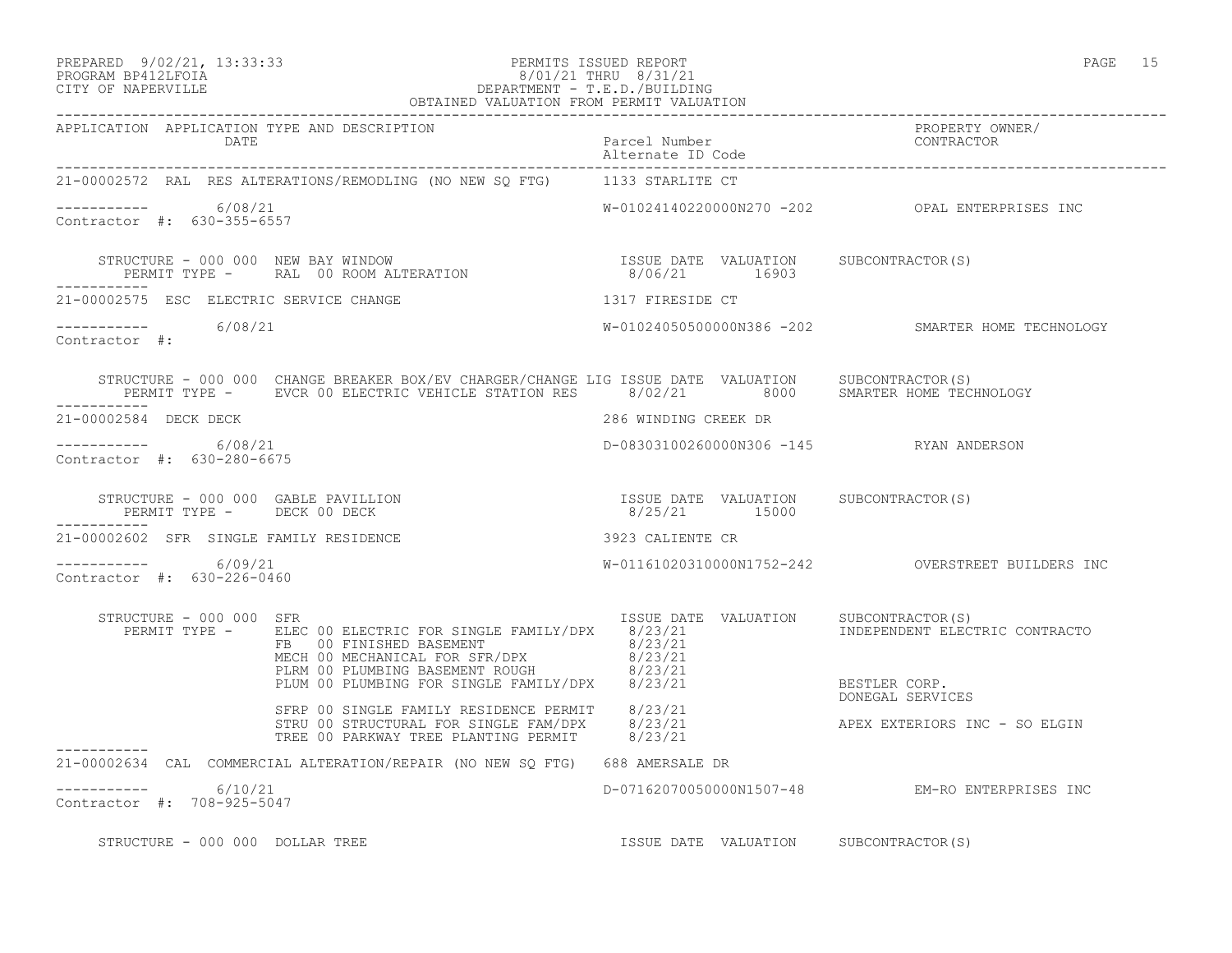PREPARED 9/02/21, 13:33:33
PROGRAM BP412LFOIA
CITY OF NAPERVILLE

PERMITS ISSUED REPORT
8/01/21 THRU 8/31/21
DEPARTMENT - T.E.D./BUILDING
OBTAINED VALUATION FROM PERMIT VALUATION

| APPLICATION | APPLICATION TYPE AND DESCRIPTION / DATE | Parcel Number / Alternate ID Code | PROPERTY OWNER/ CONTRACTOR |
|---|---|---|---|

**21-00002572** RAL RES ALTERATIONS/REMODLING (NO NEW SQ FTG) — 1133 STARLITE CT

----------- 6/08/21 — W-01024140220000N270 -202 — OPAL ENTERPRISES INC
Contractor #: 630-355-6557

STRUCTURE - 000 000 NEW BAY WINDOW
PERMIT TYPE - RAL 00 ROOM ALTERATION

| ISSUE DATE | VALUATION | SUBCONTRACTOR(S) |
|---|---|---|
| 8/06/21 | 16903 | |

**21-00002575** ESC ELECTRIC SERVICE CHANGE — 1317 FIRESIDE CT

----------- 6/08/21 — W-01024050500000N386 -202 — SMARTER HOME TECHNOLOGY
Contractor #:

STRUCTURE - 000 000 CHANGE BREAKER BOX/EV CHARGER/CHANGE LIG
PERMIT TYPE - EVCR 00 ELECTRIC VEHICLE STATION RES

| ISSUE DATE | VALUATION | SUBCONTRACTOR(S) |
|---|---|---|
| 8/02/21 | 8000 | SMARTER HOME TECHNOLOGY |

**21-00002584** DECK DECK — 286 WINDING CREEK DR

----------- 6/08/21 — D-08303100260000N306 -145 — RYAN ANDERSON
Contractor #: 630-280-6675

STRUCTURE - 000 000 GABLE PAVILLION
PERMIT TYPE - DECK 00 DECK

| ISSUE DATE | VALUATION | SUBCONTRACTOR(S) |
|---|---|---|
| 8/25/21 | 15000 | |

**21-00002602** SFR SINGLE FAMILY RESIDENCE — 3923 CALIENTE CR

----------- 6/09/21 — W-01161020310000N1752-242 — OVERSTREET BUILDERS INC
Contractor #: 630-226-0460

STRUCTURE - 000 000 SFR

| PERMIT TYPE | ISSUE DATE | VALUATION | SUBCONTRACTOR(S) |
|---|---|---|---|
| ELEC 00 ELECTRIC FOR SINGLE FAMILY/DPX | 8/23/21 | | INDEPENDENT ELECTRIC CONTRACTO |
| FB 00 FINISHED BASEMENT | 8/23/21 | | |
| MECH 00 MECHANICAL FOR SFR/DPX | 8/23/21 | | |
| PLRM 00 PLUMBING BASEMENT ROUGH | 8/23/21 | | |
| PLUM 00 PLUMBING FOR SINGLE FAMILY/DPX | 8/23/21 | | BESTLER CORP. |
| | | | DONEGAL SERVICES |
| SFRP 00 SINGLE FAMILY RESIDENCE PERMIT | 8/23/21 | | |
| STRU 00 STRUCTURAL FOR SINGLE FAM/DPX | 8/23/21 | | APEX EXTERIORS INC - SO ELGIN |
| TREE 00 PARKWAY TREE PLANTING PERMIT | 8/23/21 | | |

**21-00002634** CAL COMMERCIAL ALTERATION/REPAIR (NO NEW SQ FTG) — 688 AMERSALE DR

----------- 6/10/21 — D-07162070050000N1507-48 — EM-RO ENTERPRISES INC
Contractor #: 708-925-5047

STRUCTURE - 000 000 DOLLAR TREE

| ISSUE DATE | VALUATION | SUBCONTRACTOR(S) |
|---|---|---|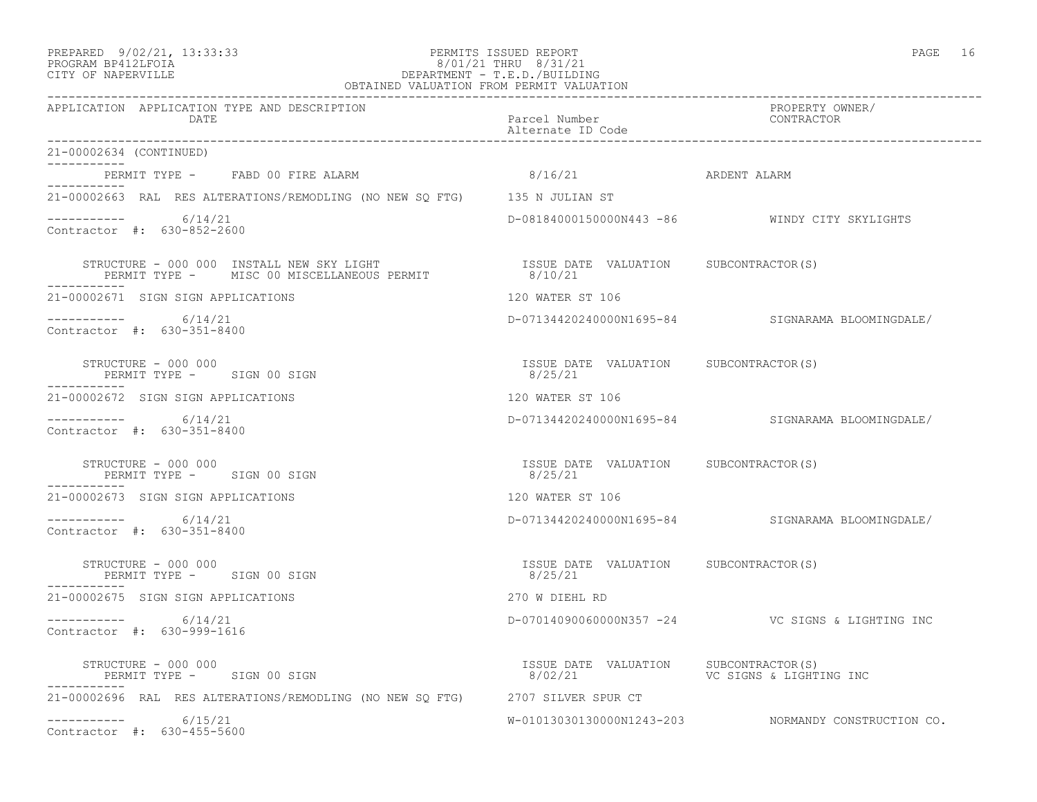PREPARED 9/02/21, 13:33:33 PERMITS ISSUED REPORT
PROGRAM BP412LFOIA 8/01/21 THRU 8/31/21
CITY OF NAPERVILLE DEPARTMENT - T.E.D./BUILDING
OBTAINED VALUATION FROM PERMIT VALUATION

```
APPLICATION  APPLICATION TYPE AND DESCRIPTION                                                              PROPERTY OWNER/
             DATE                                                  Parcel Number                           CONTRACTOR
                                                                   Alternate ID Code

21-00002634 (CONTINUED)
-----------
     PERMIT TYPE -     FABD 00 FIRE ALARM                           8/16/21                  ARDENT ALARM
-----------
21-00002663  RAL  RES ALTERATIONS/REMODLING (NO NEW SQ FTG)      135 N JULIAN ST

-----------        6/14/21                                         D-08184000150000N443 -86            WINDY CITY SKYLIGHTS
Contractor  #:  630-852-2600

     STRUCTURE - 000 000  INSTALL NEW SKY LIGHT                      ISSUE DATE  VALUATION    SUBCONTRACTOR(S)
       PERMIT TYPE -     MISC 00 MISCELLANEOUS PERMIT                8/10/21
-----------
21-00002671  SIGN SIGN APPLICATIONS                                120 WATER ST 106

-----------        6/14/21                                         D-07134420240000N1695-84            SIGNARAMA BLOOMINGDALE/
Contractor  #:  630-351-8400

     STRUCTURE - 000 000                                              ISSUE DATE  VALUATION    SUBCONTRACTOR(S)
       PERMIT TYPE -     SIGN 00 SIGN                                 8/25/21
-----------
21-00002672  SIGN SIGN APPLICATIONS                                120 WATER ST 106

-----------        6/14/21                                         D-07134420240000N1695-84            SIGNARAMA BLOOMINGDALE/
Contractor  #:  630-351-8400

     STRUCTURE - 000 000                                              ISSUE DATE  VALUATION    SUBCONTRACTOR(S)
       PERMIT TYPE -     SIGN 00 SIGN                                 8/25/21
-----------
21-00002673  SIGN SIGN APPLICATIONS                                120 WATER ST 106

-----------        6/14/21                                         D-07134420240000N1695-84            SIGNARAMA BLOOMINGDALE/
Contractor  #:  630-351-8400

     STRUCTURE - 000 000                                              ISSUE DATE  VALUATION    SUBCONTRACTOR(S)
       PERMIT TYPE -     SIGN 00 SIGN                                 8/25/21
-----------
21-00002675  SIGN SIGN APPLICATIONS                                270 W DIEHL RD

-----------        6/14/21                                         D-07014090060000N357 -24            VC SIGNS & LIGHTING INC
Contractor  #:  630-999-1616

     STRUCTURE - 000 000                                              ISSUE DATE  VALUATION    SUBCONTRACTOR(S)
       PERMIT TYPE -     SIGN 00 SIGN                                 8/02/21                  VC SIGNS & LIGHTING INC
-----------
21-00002696  RAL  RES ALTERATIONS/REMODLING (NO NEW SQ FTG)      2707 SILVER SPUR CT

-----------        6/15/21                                         W-01013030130000N1243-203           NORMANDY CONSTRUCTION CO.
Contractor  #:  630-455-5600
```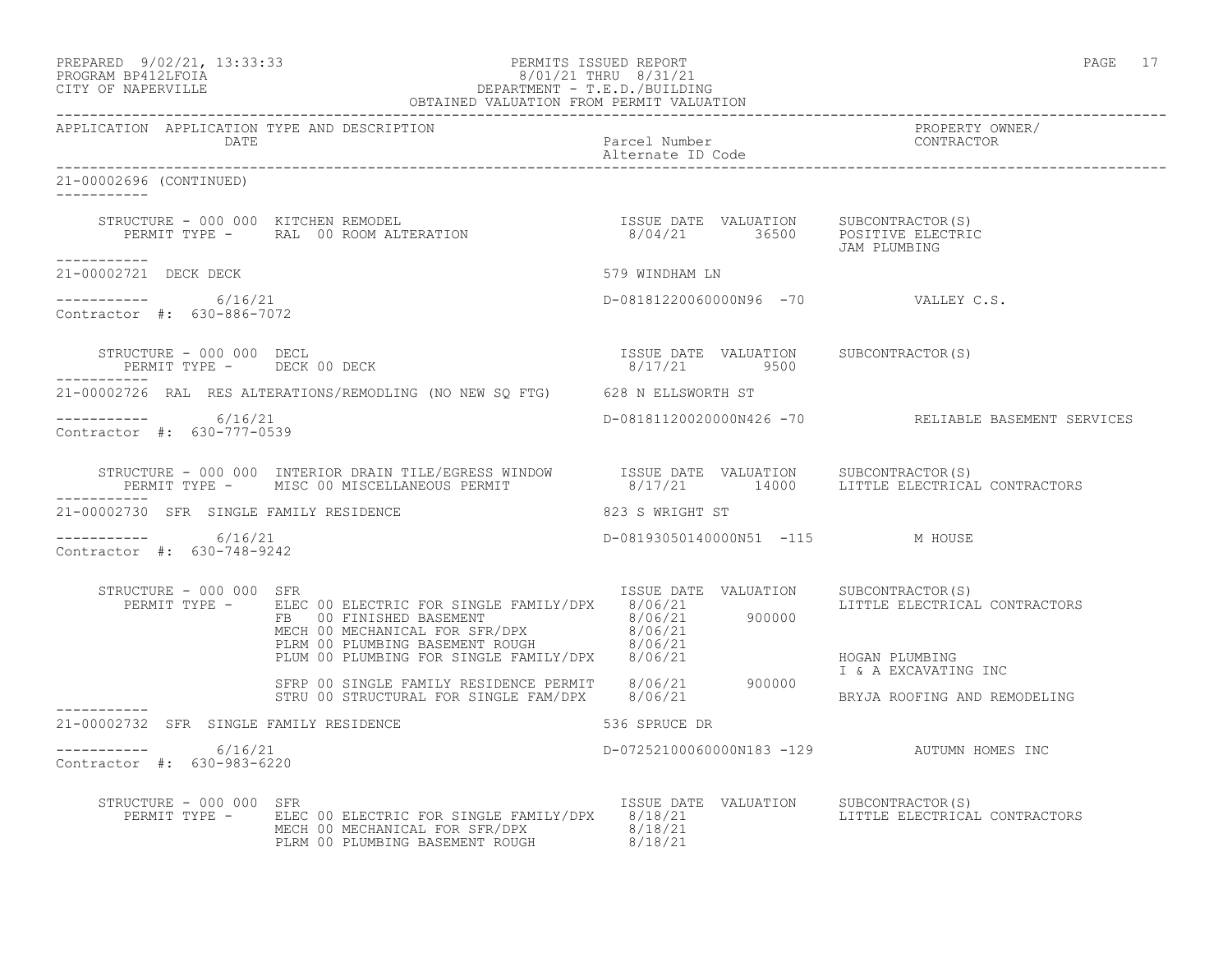PREPARED 9/02/21, 13:33:33 PERMITS ISSUED REPORT
PROGRAM BP412LFOIA 8/01/21 THRU 8/31/21
CITY OF NAPERVILLE DEPARTMENT - T.E.D./BUILDING
OBTAINED VALUATION FROM PERMIT VALUATION

| APPLICATION | APPLICATION TYPE AND DESCRIPTION DATE | Parcel Number Alternate ID Code | PROPERTY OWNER/ CONTRACTOR |
|---|---|---|---|

21-00002696 (CONTINUED)

STRUCTURE - 000 000 KITCHEN REMODEL
PERMIT TYPE - RAL 00 ROOM ALTERATION

| ISSUE DATE | VALUATION | SUBCONTRACTOR(S) |
|---|---|---|
| 8/04/21 | 36500 | POSITIVE ELECTRIC |
| | | JAM PLUMBING |

---

21-00002721 DECK DECK — 579 WINDHAM LN

6/16/21 — D-08181220060000N96 -70 — VALLEY C.S.

Contractor #: 630-886-7072

STRUCTURE - 000 000 DECL
PERMIT TYPE - DECK 00 DECK

| ISSUE DATE | VALUATION | SUBCONTRACTOR(S) |
|---|---|---|
| 8/17/21 | 9500 | |

---

21-00002726 RAL RES ALTERATIONS/REMODLING (NO NEW SQ FTG) — 628 N ELLSWORTH ST

6/16/21 — D-08181120020000N426 -70 — RELIABLE BASEMENT SERVICES

Contractor #: 630-777-0539

STRUCTURE - 000 000 INTERIOR DRAIN TILE/EGRESS WINDOW
PERMIT TYPE - MISC 00 MISCELLANEOUS PERMIT

| ISSUE DATE | VALUATION | SUBCONTRACTOR(S) |
|---|---|---|
| 8/17/21 | 14000 | LITTLE ELECTRICAL CONTRACTORS |

---

21-00002730 SFR SINGLE FAMILY RESIDENCE — 823 S WRIGHT ST

6/16/21 — D-08193050140000N51 -115 — M HOUSE

Contractor #: 630-748-9242

STRUCTURE - 000 000 SFR

| PERMIT TYPE | ISSUE DATE | VALUATION | SUBCONTRACTOR(S) |
|---|---|---|---|
| ELEC 00 ELECTRIC FOR SINGLE FAMILY/DPX | 8/06/21 | | LITTLE ELECTRICAL CONTRACTORS |
| FB 00 FINISHED BASEMENT | 8/06/21 | 900000 | |
| MECH 00 MECHANICAL FOR SFR/DPX | 8/06/21 | | |
| PLRM 00 PLUMBING BASEMENT ROUGH | 8/06/21 | | |
| PLUM 00 PLUMBING FOR SINGLE FAMILY/DPX | 8/06/21 | | HOGAN PLUMBING |
| | | | I & A EXCAVATING INC |
| SFRP 00 SINGLE FAMILY RESIDENCE PERMIT | 8/06/21 | 900000 | |
| STRU 00 STRUCTURAL FOR SINGLE FAM/DPX | 8/06/21 | | BRYJA ROOFING AND REMODELING |

---

21-00002732 SFR SINGLE FAMILY RESIDENCE — 536 SPRUCE DR

6/16/21 — D-07252100060000N183 -129 — AUTUMN HOMES INC

Contractor #: 630-983-6220

STRUCTURE - 000 000 SFR

| PERMIT TYPE | ISSUE DATE | VALUATION | SUBCONTRACTOR(S) |
|---|---|---|---|
| ELEC 00 ELECTRIC FOR SINGLE FAMILY/DPX | 8/18/21 | | LITTLE ELECTRICAL CONTRACTORS |
| MECH 00 MECHANICAL FOR SFR/DPX | 8/18/21 | | |
| PLRM 00 PLUMBING BASEMENT ROUGH | 8/18/21 | | |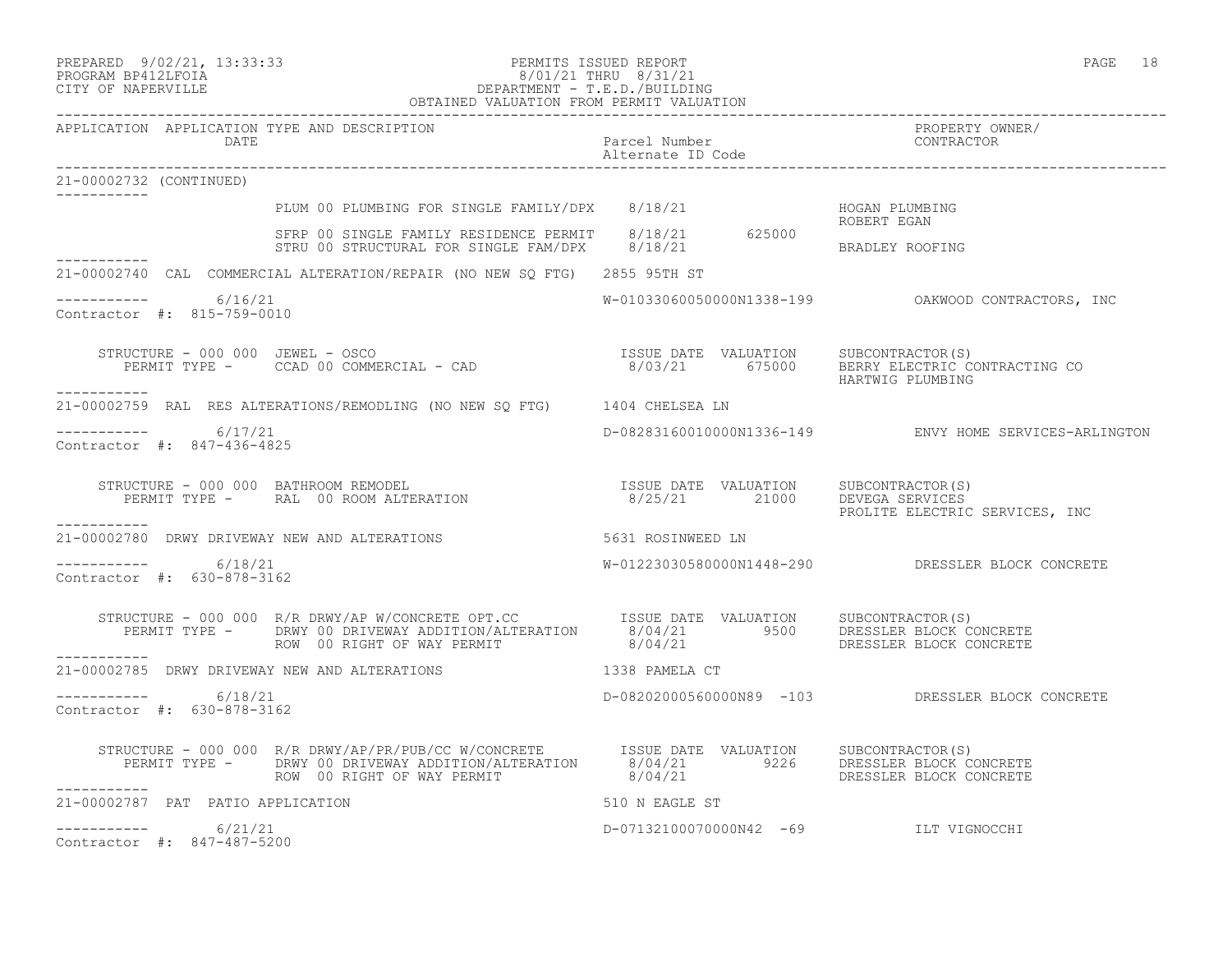PERMITS ISSUED REPORT
8/01/21 THRU 8/31/21
DEPARTMENT - T.E.D./BUILDING
OBTAINED VALUATION FROM PERMIT VALUATION

PREPARED 9/02/21, 13:33:33
PROGRAM BP412LFOIA
CITY OF NAPERVILLE

| APPLICATION | APPLICATION TYPE AND DESCRIPTION / DATE | Parcel Number / Alternate ID Code | PROPERTY OWNER/ CONTRACTOR |
|---|---|---|---|

21-00002732 (CONTINUED)

| | | | |
|---|---|---|---|
| PLUM 00 PLUMBING FOR SINGLE FAMILY/DPX | 8/18/21 | | HOGAN PLUMBING |
| | | | ROBERT EGAN |
| SFRP 00 SINGLE FAMILY RESIDENCE PERMIT | 8/18/21 | 625000 | |
| STRU 00 STRUCTURAL FOR SINGLE FAM/DPX | 8/18/21 | | BRADLEY ROOFING |

21-00002740 CAL COMMERCIAL ALTERATION/REPAIR (NO NEW SQ FTG) 2855 95TH ST

6/16/21 — W-01033060050000N1338-199 — OAKWOOD CONTRACTORS, INC
Contractor #: 815-759-0010

| STRUCTURE - 000 000 JEWEL - OSCO | ISSUE DATE | VALUATION | SUBCONTRACTOR(S) |
|---|---|---|---|
| PERMIT TYPE - CCAD 00 COMMERCIAL - CAD | 8/03/21 | 675000 | BERRY ELECTRIC CONTRACTING CO |
| | | | HARTWIG PLUMBING |

21-00002759 RAL RES ALTERATIONS/REMODLING (NO NEW SQ FTG) 1404 CHELSEA LN

6/17/21 — D-08283160010000N1336-149 — ENVY HOME SERVICES-ARLINGTON
Contractor #: 847-436-4825

| STRUCTURE - 000 000 BATHROOM REMODEL | ISSUE DATE | VALUATION | SUBCONTRACTOR(S) |
|---|---|---|---|
| PERMIT TYPE - RAL 00 ROOM ALTERATION | 8/25/21 | 21000 | DEVEGA SERVICES |
| | | | PROLITE ELECTRIC SERVICES, INC |

21-00002780 DRWY DRIVEWAY NEW AND ALTERATIONS 5631 ROSINWEED LN

6/18/21 — W-01223030580000N1448-290 — DRESSLER BLOCK CONCRETE
Contractor #: 630-878-3162

| STRUCTURE - 000 000 R/R DRWY/AP W/CONCRETE OPT.CC | ISSUE DATE | VALUATION | SUBCONTRACTOR(S) |
|---|---|---|---|
| PERMIT TYPE - DRWY 00 DRIVEWAY ADDITION/ALTERATION | 8/04/21 | 9500 | DRESSLER BLOCK CONCRETE |
| ROW 00 RIGHT OF WAY PERMIT | 8/04/21 | | DRESSLER BLOCK CONCRETE |

21-00002785 DRWY DRIVEWAY NEW AND ALTERATIONS 1338 PAMELA CT

6/18/21 — D-08202000560000N89 -103 — DRESSLER BLOCK CONCRETE
Contractor #: 630-878-3162

| STRUCTURE - 000 000 R/R DRWY/AP/PR/PUB/CC W/CONCRETE | ISSUE DATE | VALUATION | SUBCONTRACTOR(S) |
|---|---|---|---|
| PERMIT TYPE - DRWY 00 DRIVEWAY ADDITION/ALTERATION | 8/04/21 | 9226 | DRESSLER BLOCK CONCRETE |
| ROW 00 RIGHT OF WAY PERMIT | 8/04/21 | | DRESSLER BLOCK CONCRETE |

21-00002787 PAT PATIO APPLICATION 510 N EAGLE ST

6/21/21 — D-07132100070000N42 -69 — ILT VIGNOCCHI
Contractor #: 847-487-5200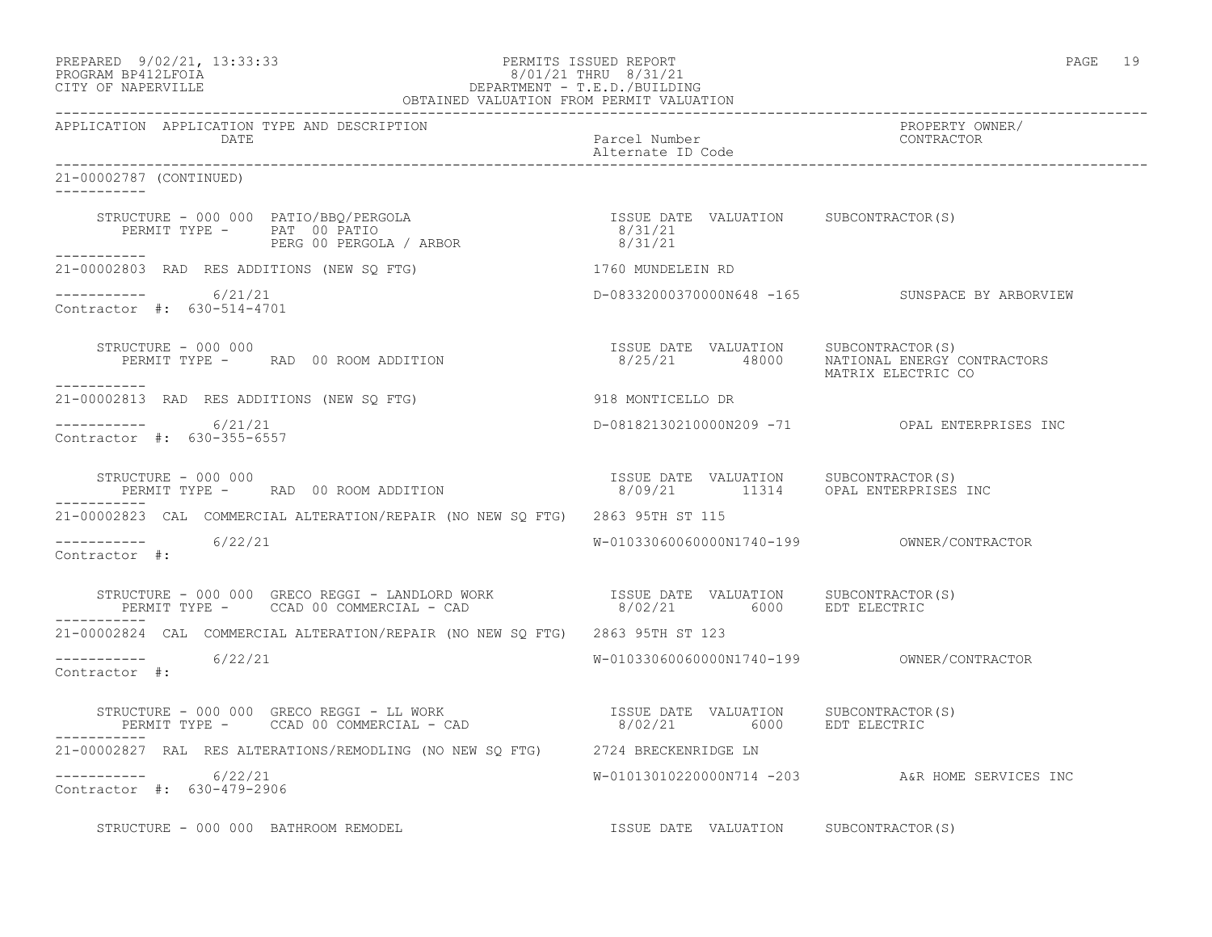OBTAINED VALUATION FROM PERMIT VALUATION

| APPLICATION | APPLICATION TYPE AND DESCRIPTION DATE | Parcel Number Alternate ID Code | PROPERTY OWNER/ CONTRACTOR |
|---|---|---|---|

21-00002787 (CONTINUED)

STRUCTURE - 000 000 PATIO/BBQ/PERGOLA
PERMIT TYPE - PAT 00 PATIO — ISSUE DATE 8/31/21
PERG 00 PERGOLA / ARBOR — ISSUE DATE 8/31/21

---

**21-00002803 RAD RES ADDITIONS (NEW SQ FTG)** — 1760 MUNDELEIN RD
6/21/21 — D-08332000370000N648 -165 — SUNSPACE BY ARBORVIEW
Contractor #: 630-514-4701

STRUCTURE - 000 000
PERMIT TYPE - RAD 00 ROOM ADDITION — ISSUE DATE 8/25/21 — VALUATION 48000 — SUBCONTRACTOR(S): NATIONAL ENERGY CONTRACTORS, MATRIX ELECTRIC CO

---

**21-00002813 RAD RES ADDITIONS (NEW SQ FTG)** — 918 MONTICELLO DR
6/21/21 — D-08182130210000N209 -71 — OPAL ENTERPRISES INC
Contractor #: 630-355-6557

STRUCTURE - 000 000
PERMIT TYPE - RAD 00 ROOM ADDITION — ISSUE DATE 8/09/21 — VALUATION 11314 — SUBCONTRACTOR(S): OPAL ENTERPRISES INC

---

**21-00002823 CAL COMMERCIAL ALTERATION/REPAIR (NO NEW SQ FTG)** — 2863 95TH ST 115
6/22/21 — W-01033060060000N1740-199 — OWNER/CONTRACTOR
Contractor #:

STRUCTURE - 000 000 GRECO REGGI - LANDLORD WORK
PERMIT TYPE - CCAD 00 COMMERCIAL - CAD — ISSUE DATE 8/02/21 — VALUATION 6000 — SUBCONTRACTOR(S): EDT ELECTRIC

---

**21-00002824 CAL COMMERCIAL ALTERATION/REPAIR (NO NEW SQ FTG)** — 2863 95TH ST 123
6/22/21 — W-01033060060000N1740-199 — OWNER/CONTRACTOR
Contractor #:

STRUCTURE - 000 000 GRECO REGGI - LL WORK
PERMIT TYPE - CCAD 00 COMMERCIAL - CAD — ISSUE DATE 8/02/21 — VALUATION 6000 — SUBCONTRACTOR(S): EDT ELECTRIC

---

**21-00002827 RAL RES ALTERATIONS/REMODLING (NO NEW SQ FTG)** — 2724 BRECKENRIDGE LN
6/22/21 — W-01013010220000N714 -203 — A&R HOME SERVICES INC
Contractor #: 630-479-2906

STRUCTURE - 000 000 BATHROOM REMODEL — ISSUE DATE VALUATION SUBCONTRACTOR(S)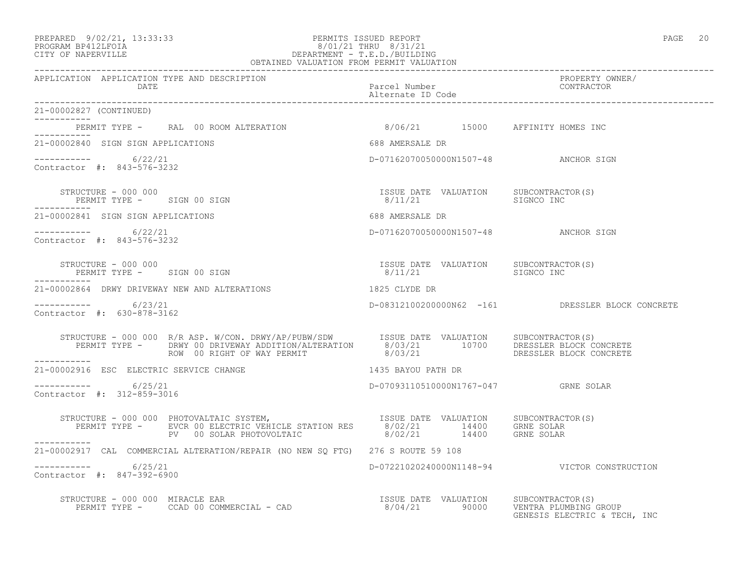PREPARED 9/02/21, 13:33:33
PROGRAM BP412LFOIA
CITY OF NAPERVILLE

PERMITS ISSUED REPORT
8/01/21 THRU 8/31/21
DEPARTMENT - T.E.D./BUILDING
OBTAINED VALUATION FROM PERMIT VALUATION

| APPLICATION | APPLICATION TYPE AND DESCRIPTION / DATE | Parcel Number / Alternate ID Code | PROPERTY OWNER/ CONTRACTOR |
|---|---|---|---|

**21-00002827 (CONTINUED)**

PERMIT TYPE - RAL 00 ROOM ALTERATION — 8/06/21 — 15000 — AFFINITY HOMES INC

---

**21-00002840 SIGN SIGN APPLICATIONS** — 688 AMERSALE DR

6/22/21 — D-07162070050000N1507-48 — ANCHOR SIGN

Contractor #: 843-576-3232

| STRUCTURE - 000 000 | ISSUE DATE | VALUATION | SUBCONTRACTOR(S) |
|---|---|---|---|
| PERMIT TYPE - SIGN 00 SIGN | 8/11/21 | | SIGNCO INC |

---

**21-00002841 SIGN SIGN APPLICATIONS** — 688 AMERSALE DR

6/22/21 — D-07162070050000N1507-48 — ANCHOR SIGN

Contractor #: 843-576-3232

| STRUCTURE - 000 000 | ISSUE DATE | VALUATION | SUBCONTRACTOR(S) |
|---|---|---|---|
| PERMIT TYPE - SIGN 00 SIGN | 8/11/21 | | SIGNCO INC |

---

**21-00002864 DRWY DRIVEWAY NEW AND ALTERATIONS** — 1825 CLYDE DR

6/23/21 — D-08312100200000N62 -161 — DRESSLER BLOCK CONCRETE

Contractor #: 630-878-3162

| STRUCTURE - 000 000 R/R ASP. W/CON. DRWY/AP/PUBW/SDW | ISSUE DATE | VALUATION | SUBCONTRACTOR(S) |
|---|---|---|---|
| PERMIT TYPE - DRWY 00 DRIVEWAY ADDITION/ALTERATION | 8/03/21 | 10700 | DRESSLER BLOCK CONCRETE |
| ROW 00 RIGHT OF WAY PERMIT | 8/03/21 | | DRESSLER BLOCK CONCRETE |

---

**21-00002916 ESC ELECTRIC SERVICE CHANGE** — 1435 BAYOU PATH DR

6/25/21 — D-07093110510000N1767-047 — GRNE SOLAR

Contractor #: 312-859-3016

| STRUCTURE - 000 000 PHOTOVALTAIC SYSTEM, | ISSUE DATE | VALUATION | SUBCONTRACTOR(S) |
|---|---|---|---|
| PERMIT TYPE - EVCR 00 ELECTRIC VEHICLE STATION RES | 8/02/21 | 14400 | GRNE SOLAR |
| PV 00 SOLAR PHOTOVOLTAIC | 8/02/21 | 14400 | GRNE SOLAR |

---

**21-00002917 CAL COMMERCIAL ALTERATION/REPAIR (NO NEW SQ FTG)** — 276 S ROUTE 59 108

6/25/21 — D-07221020240000N1148-94 — VICTOR CONSTRUCTION

Contractor #: 847-392-6900

| STRUCTURE - 000 000 MIRACLE EAR | ISSUE DATE | VALUATION | SUBCONTRACTOR(S) |
|---|---|---|---|
| PERMIT TYPE - CCAD 00 COMMERCIAL - CAD | 8/04/21 | 90000 | VENTRA PLUMBING GROUP |
| | | | GENESIS ELECTRIC & TECH, INC |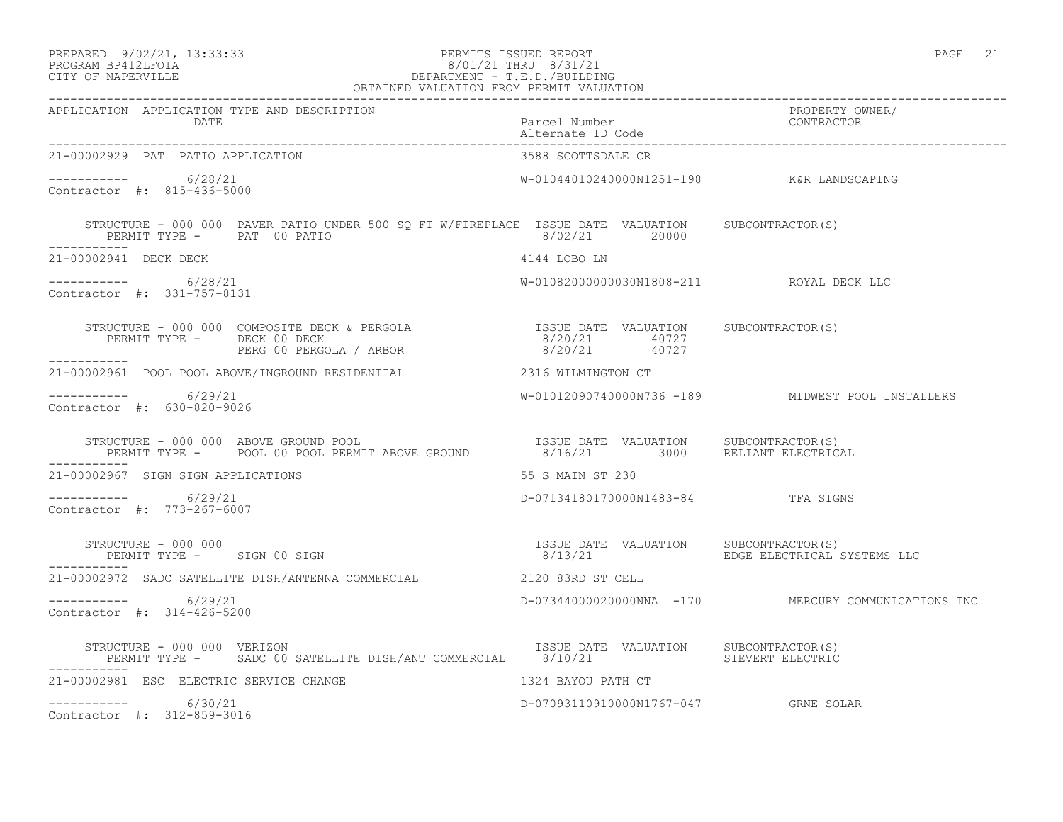PREPARED 9/02/21, 13:33:33 PERMITS ISSUED REPORT
PROGRAM BP412LFOIA 8/01/21 THRU 8/31/21
CITY OF NAPERVILLE DEPARTMENT - T.E.D./BUILDING
OBTAINED VALUATION FROM PERMIT VALUATION

| APPLICATION | APPLICATION TYPE AND DESCRIPTION / DATE | Parcel Number / Alternate ID Code | PROPERTY OWNER/ CONTRACTOR |
|---|---|---|---|

**21-00002929 PAT PATIO APPLICATION** — 3588 SCOTTSDALE CR

----------- 6/28/21 — W-01044010240000N1251-198 — K&R LANDSCAPING
Contractor #: 815-436-5000

STRUCTURE - 000 000 PAVER PATIO UNDER 500 SQ FT W/FIREPLACE

| PERMIT TYPE | ISSUE DATE | VALUATION | SUBCONTRACTOR(S) |
|---|---|---|---|
| PAT 00 PATIO | 8/02/21 | 20000 | |

**21-00002941 DECK DECK** — 4144 LOBO LN

----------- 6/28/21 — W-01082000000030N1808-211 — ROYAL DECK LLC
Contractor #: 331-757-8131

STRUCTURE - 000 000 COMPOSITE DECK & PERGOLA

| PERMIT TYPE | ISSUE DATE | VALUATION | SUBCONTRACTOR(S) |
|---|---|---|---|
| DECK 00 DECK | 8/20/21 | 40727 | |
| PERG 00 PERGOLA / ARBOR | 8/20/21 | 40727 | |

**21-00002961 POOL POOL ABOVE/INGROUND RESIDENTIAL** — 2316 WILMINGTON CT

----------- 6/29/21 — W-01012090740000N736 -189 — MIDWEST POOL INSTALLERS
Contractor #: 630-820-9026

STRUCTURE - 000 000 ABOVE GROUND POOL

| PERMIT TYPE | ISSUE DATE | VALUATION | SUBCONTRACTOR(S) |
|---|---|---|---|
| POOL 00 POOL PERMIT ABOVE GROUND | 8/16/21 | 3000 | RELIANT ELECTRICAL |

**21-00002967 SIGN SIGN APPLICATIONS** — 55 S MAIN ST 230

----------- 6/29/21 — D-07134180170000N1483-84 — TFA SIGNS
Contractor #: 773-267-6007

STRUCTURE - 000 000

| PERMIT TYPE | ISSUE DATE | VALUATION | SUBCONTRACTOR(S) |
|---|---|---|---|
| SIGN 00 SIGN | 8/13/21 | | EDGE ELECTRICAL SYSTEMS LLC |

**21-00002972 SADC SATELLITE DISH/ANTENNA COMMERCIAL** — 2120 83RD ST CELL

----------- 6/29/21 — D-07344000020000NNA -170 — MERCURY COMMUNICATIONS INC
Contractor #: 314-426-5200

STRUCTURE - 000 000 VERIZON

| PERMIT TYPE | ISSUE DATE | VALUATION | SUBCONTRACTOR(S) |
|---|---|---|---|
| SADC 00 SATELLITE DISH/ANT COMMERCIAL | 8/10/21 | | SIEVERT ELECTRIC |

**21-00002981 ESC ELECTRIC SERVICE CHANGE** — 1324 BAYOU PATH CT

----------- 6/30/21 — D-07093110910000N1767-047 — GRNE SOLAR
Contractor #: 312-859-3016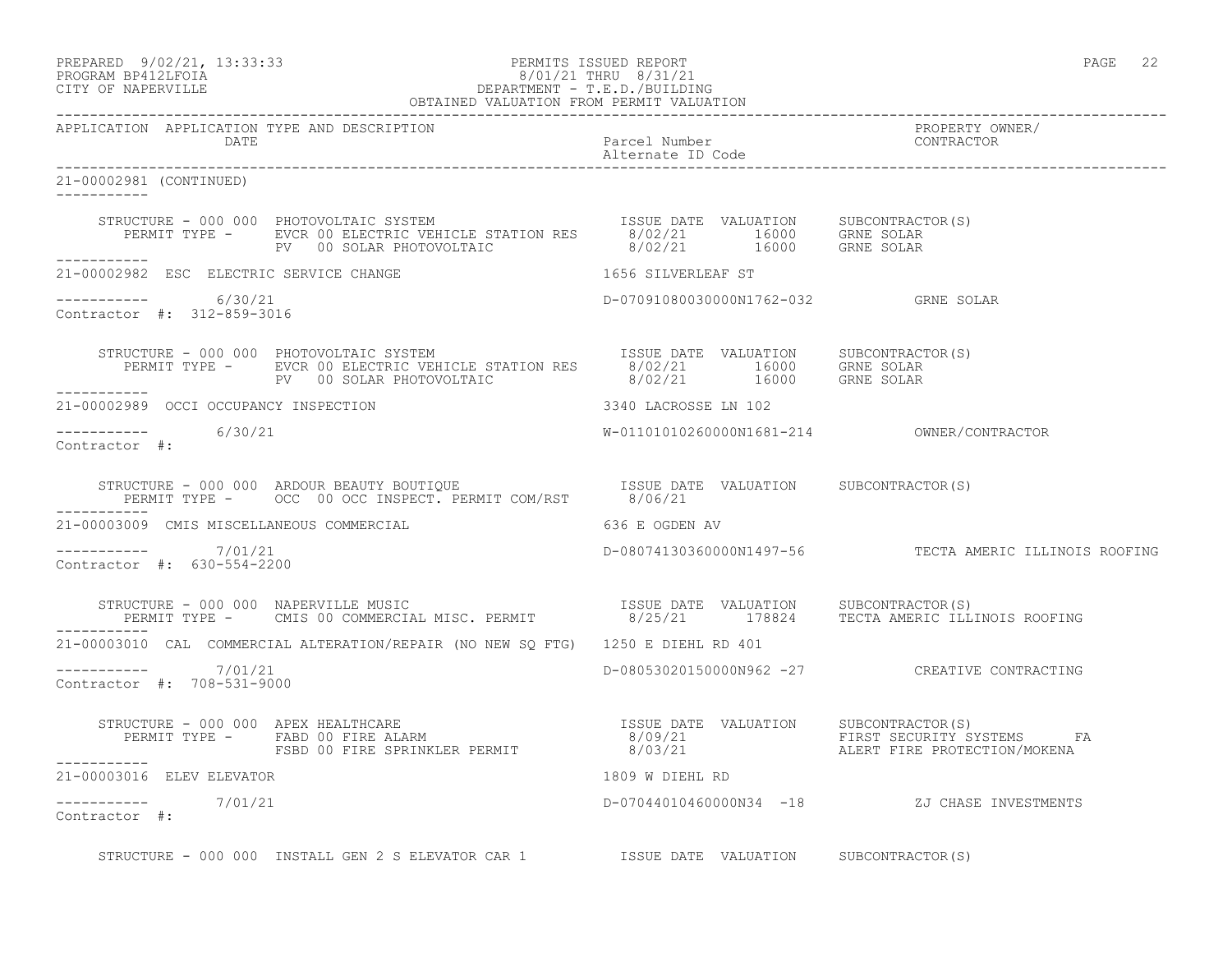PREPARED 9/02/21, 13:33:33 PERMITS ISSUED REPORT
PROGRAM BP412LFOIA 8/01/21 THRU 8/31/21
CITY OF NAPERVILLE DEPARTMENT - T.E.D./BUILDING
OBTAINED VALUATION FROM PERMIT VALUATION

| APPLICATION | APPLICATION TYPE AND DESCRIPTION / DATE | Parcel Number / Alternate ID Code | PROPERTY OWNER/ CONTRACTOR |
|---|---|---|---|

21-00002981 (CONTINUED)

STRUCTURE - 000 000 PHOTOVOLTAIC SYSTEM

| PERMIT TYPE | ISSUE DATE | VALUATION | SUBCONTRACTOR(S) |
|---|---|---|---|
| EVCR 00 ELECTRIC VEHICLE STATION RES | 8/02/21 | 16000 | GRNE SOLAR |
| PV 00 SOLAR PHOTOVOLTAIC | 8/02/21 | 16000 | GRNE SOLAR |

21-00002982 ESC ELECTRIC SERVICE CHANGE — 1656 SILVERLEAF ST
6/30/21 — D-07091080030000N1762-032 — GRNE SOLAR
Contractor #: 312-859-3016

STRUCTURE - 000 000 PHOTOVOLTAIC SYSTEM

| PERMIT TYPE | ISSUE DATE | VALUATION | SUBCONTRACTOR(S) |
|---|---|---|---|
| EVCR 00 ELECTRIC VEHICLE STATION RES | 8/02/21 | 16000 | GRNE SOLAR |
| PV 00 SOLAR PHOTOVOLTAIC | 8/02/21 | 16000 | GRNE SOLAR |

21-00002989 OCCI OCCUPANCY INSPECTION — 3340 LACROSSE LN 102
6/30/21 — W-01101010260000N1681-214 — OWNER/CONTRACTOR
Contractor #:

STRUCTURE - 000 000 ARDOUR BEAUTY BOUTIQUE

| PERMIT TYPE | ISSUE DATE | VALUATION | SUBCONTRACTOR(S) |
|---|---|---|---|
| OCC 00 OCC INSPECT. PERMIT COM/RST | 8/06/21 | | |

21-00003009 CMIS MISCELLANEOUS COMMERCIAL — 636 E OGDEN AV
7/01/21 — D-08074130360000N1497-56 — TECTA AMERIC ILLINOIS ROOFING
Contractor #: 630-554-2200

STRUCTURE - 000 000 NAPERVILLE MUSIC

| PERMIT TYPE | ISSUE DATE | VALUATION | SUBCONTRACTOR(S) |
|---|---|---|---|
| CMIS 00 COMMERCIAL MISC. PERMIT | 8/25/21 | 178824 | TECTA AMERIC ILLINOIS ROOFING |

21-00003010 CAL COMMERCIAL ALTERATION/REPAIR (NO NEW SQ FTG) — 1250 E DIEHL RD 401
7/01/21 — D-08053020150000N962 -27 — CREATIVE CONTRACTING
Contractor #: 708-531-9000

STRUCTURE - 000 000 APEX HEALTHCARE

| PERMIT TYPE | ISSUE DATE | VALUATION | SUBCONTRACTOR(S) |
|---|---|---|---|
| FABD 00 FIRE ALARM | 8/09/21 | | FIRST SECURITY SYSTEMS FA |
| FSBD 00 FIRE SPRINKLER PERMIT | 8/03/21 | | ALERT FIRE PROTECTION/MOKENA |

21-00003016 ELEV ELEVATOR — 1809 W DIEHL RD
7/01/21 — D-07044010460000N34 -18 — ZJ CHASE INVESTMENTS
Contractor #:

STRUCTURE - 000 000 INSTALL GEN 2 S ELEVATOR CAR 1 — ISSUE DATE VALUATION SUBCONTRACTOR(S)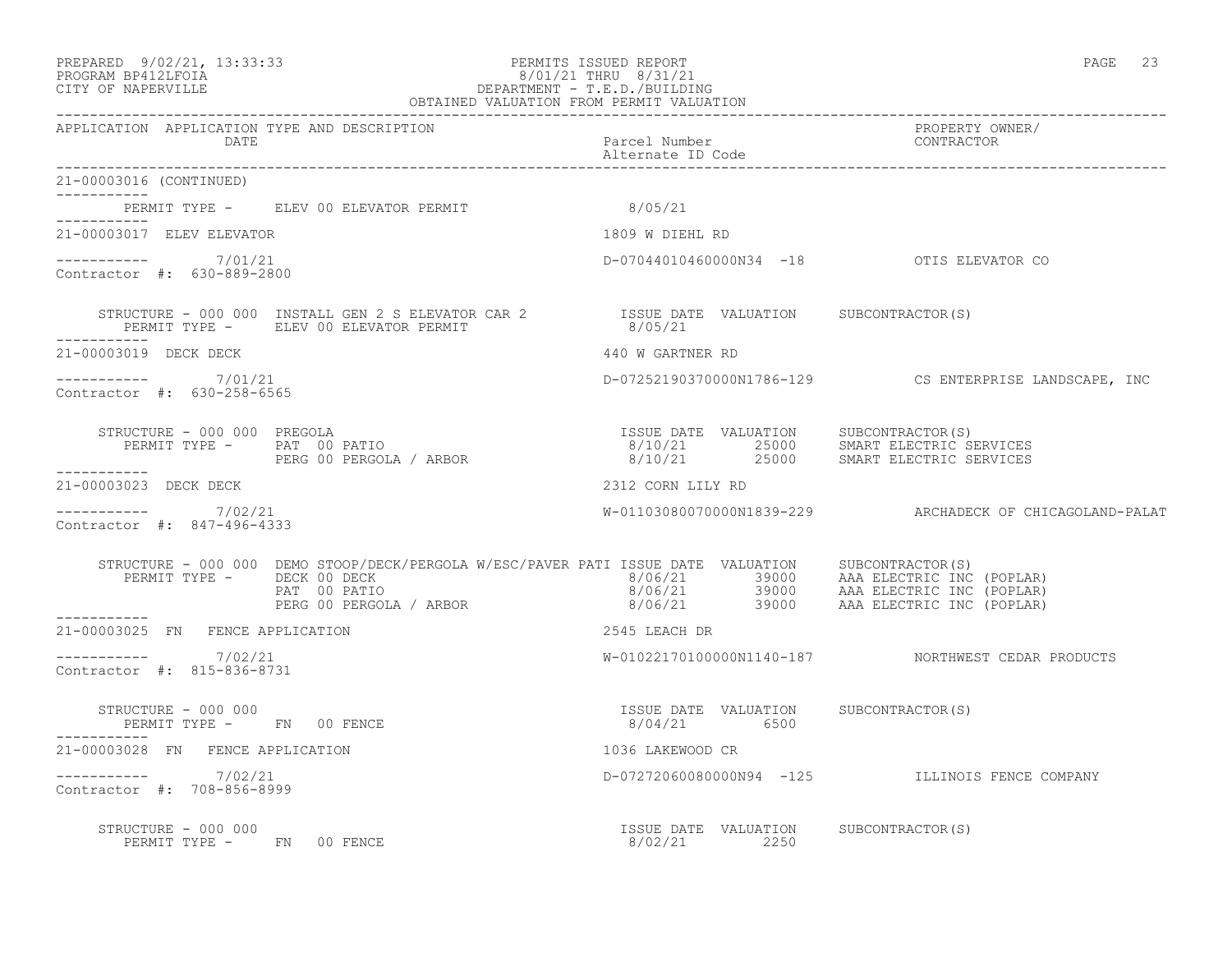PREPARED 9/02/21, 13:33:33
PROGRAM BP412LFOIA
CITY OF NAPERVILLE

PERMITS ISSUED REPORT
8/01/21 THRU 8/31/21
DEPARTMENT - T.E.D./BUILDING
OBTAINED VALUATION FROM PERMIT VALUATION

| APPLICATION | APPLICATION TYPE AND DESCRIPTION / DATE | Parcel Number / Alternate ID Code | PROPERTY OWNER/ CONTRACTOR |
|---|---|---|---|

21-00003016 (CONTINUED)

PERMIT TYPE - ELEV 00 ELEVATOR PERMIT 8/05/21

---

**21-00003017 ELEV ELEVATOR** — 1809 W DIEHL RD

7/01/21 — D-07044010460000N34 -18 — OTIS ELEVATOR CO
Contractor #: 630-889-2800

STRUCTURE - 000 000 INSTALL GEN 2 S ELEVATOR CAR 2

| PERMIT TYPE | ISSUE DATE | VALUATION | SUBCONTRACTOR(S) |
|---|---|---|---|
| ELEV 00 ELEVATOR PERMIT | 8/05/21 | | |

---

**21-00003019 DECK DECK** — 440 W GARTNER RD

7/01/21 — D-07252190370000N1786-129 — CS ENTERPRISE LANDSCAPE, INC
Contractor #: 630-258-6565

STRUCTURE - 000 000 PREGOLA

| PERMIT TYPE | ISSUE DATE | VALUATION | SUBCONTRACTOR(S) |
|---|---|---|---|
| PAT 00 PATIO | 8/10/21 | 25000 | SMART ELECTRIC SERVICES |
| PERG 00 PERGOLA / ARBOR | 8/10/21 | 25000 | SMART ELECTRIC SERVICES |

---

**21-00003023 DECK DECK** — 2312 CORN LILY RD

7/02/21 — W-01103080070000N1839-229 — ARCHADECK OF CHICAGOLAND-PALAT
Contractor #: 847-496-4333

STRUCTURE - 000 000 DEMO STOOP/DECK/PERGOLA W/ESC/PAVER PATI

| PERMIT TYPE | ISSUE DATE | VALUATION | SUBCONTRACTOR(S) |
|---|---|---|---|
| DECK 00 DECK | 8/06/21 | 39000 | AAA ELECTRIC INC (POPLAR) |
| PAT 00 PATIO | 8/06/21 | 39000 | AAA ELECTRIC INC (POPLAR) |
| PERG 00 PERGOLA / ARBOR | 8/06/21 | 39000 | AAA ELECTRIC INC (POPLAR) |

---

**21-00003025 FN FENCE APPLICATION** — 2545 LEACH DR

7/02/21 — W-01022170100000N1140-187 — NORTHWEST CEDAR PRODUCTS
Contractor #: 815-836-8731

STRUCTURE - 000 000

| PERMIT TYPE | ISSUE DATE | VALUATION | SUBCONTRACTOR(S) |
|---|---|---|---|
| FN 00 FENCE | 8/04/21 | 6500 | |

---

**21-00003028 FN FENCE APPLICATION** — 1036 LAKEWOOD CR

7/02/21 — D-07272060080000N94 -125 — ILLINOIS FENCE COMPANY
Contractor #: 708-856-8999

STRUCTURE - 000 000

| PERMIT TYPE | ISSUE DATE | VALUATION | SUBCONTRACTOR(S) |
|---|---|---|---|
| FN 00 FENCE | 8/02/21 | 2250 | |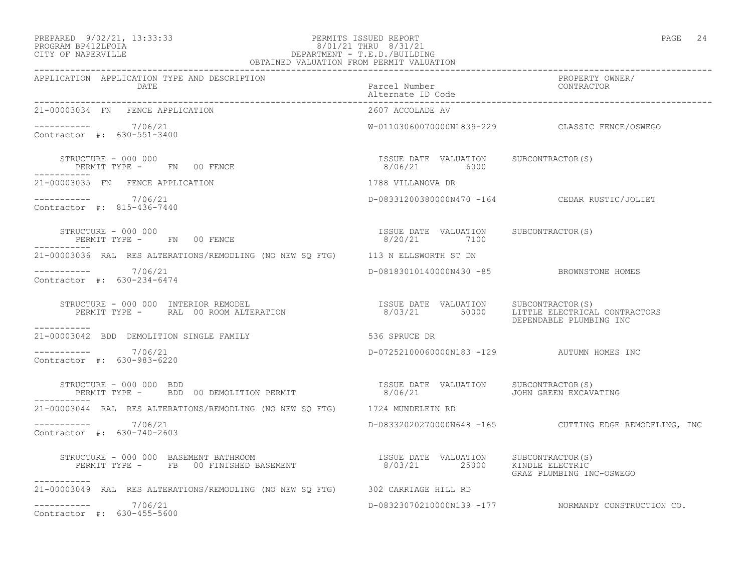PERMITS ISSUED REPORT
8/01/21 THRU 8/31/21
DEPARTMENT - T.E.D./BUILDING
OBTAINED VALUATION FROM PERMIT VALUATION

PREPARED 9/02/21, 13:33:33
PROGRAM BP412LFOIA
CITY OF NAPERVILLE

| APPLICATION | APPLICATION TYPE AND DESCRIPTION / DATE | Parcel Number / Alternate ID Code | PROPERTY OWNER/ CONTRACTOR |
|---|---|---|---|

**21-00003034 FN FENCE APPLICATION** — 2607 ACCOLADE AV

----------- 7/06/21 — W-01103060070000N1839-229 — CLASSIC FENCE/OSWEGO
Contractor #: 630-551-3400

STRUCTURE - 000 000
PERMIT TYPE - FN 00 FENCE — ISSUE DATE 8/06/21 — VALUATION 6000 — SUBCONTRACTOR(S)

**21-00003035 FN FENCE APPLICATION** — 1788 VILLANOVA DR

----------- 7/06/21 — D-08331200380000N470 -164 — CEDAR RUSTIC/JOLIET
Contractor #: 815-436-7440

STRUCTURE - 000 000
PERMIT TYPE - FN 00 FENCE — ISSUE DATE 8/20/21 — VALUATION 7100 — SUBCONTRACTOR(S)

**21-00003036 RAL RES ALTERATIONS/REMODLING (NO NEW SQ FTG)** — 113 N ELLSWORTH ST DN

----------- 7/06/21 — D-08183010140000N430 -85 — BROWNSTONE HOMES
Contractor #: 630-234-6474

STRUCTURE - 000 000 INTERIOR REMODEL
PERMIT TYPE - RAL 00 ROOM ALTERATION — ISSUE DATE 8/03/21 — VALUATION 50000 — SUBCONTRACTOR(S): LITTLE ELECTRICAL CONTRACTORS, DEPENDABLE PLUMBING INC

**21-00003042 BDD DEMOLITION SINGLE FAMILY** — 536 SPRUCE DR

----------- 7/06/21 — D-07252100060000N183 -129 — AUTUMN HOMES INC
Contractor #: 630-983-6220

STRUCTURE - 000 000 BDD
PERMIT TYPE - BDD 00 DEMOLITION PERMIT — ISSUE DATE 8/06/21 — VALUATION — SUBCONTRACTOR(S): JOHN GREEN EXCAVATING

**21-00003044 RAL RES ALTERATIONS/REMODLING (NO NEW SQ FTG)** — 1724 MUNDELEIN RD

----------- 7/06/21 — D-08332020270000N648 -165 — CUTTING EDGE REMODELING, INC
Contractor #: 630-740-2603

STRUCTURE - 000 000 BASEMENT BATHROOM
PERMIT TYPE - FB 00 FINISHED BASEMENT — ISSUE DATE 8/03/21 — VALUATION 25000 — SUBCONTRACTOR(S): KINDLE ELECTRIC, GRAZ PLUMBING INC-OSWEGO

**21-00003049 RAL RES ALTERATIONS/REMODLING (NO NEW SQ FTG)** — 302 CARRIAGE HILL RD

----------- 7/06/21 — D-08323070210000N139 -177 — NORMANDY CONSTRUCTION CO.
Contractor #: 630-455-5600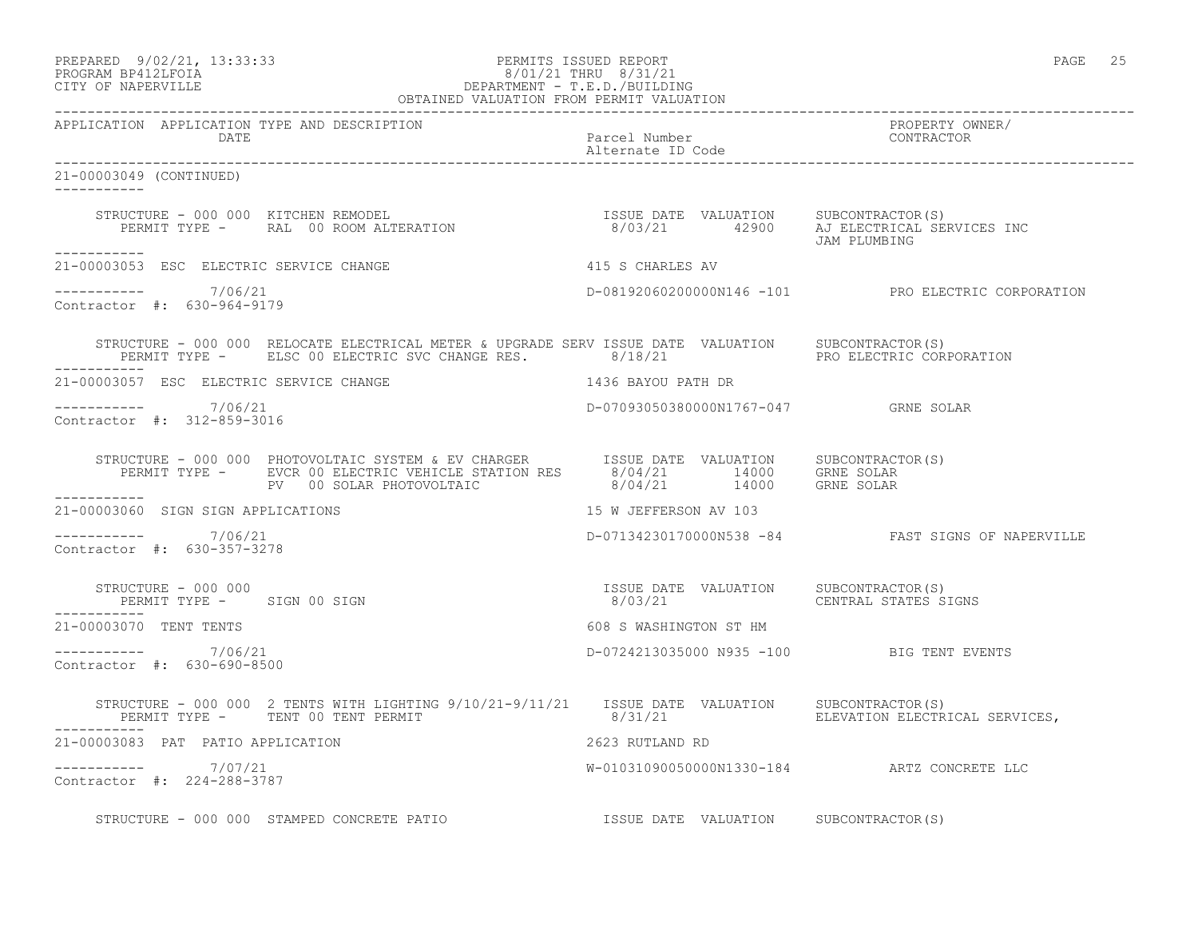PREPARED 9/02/21, 13:33:33 — PERMITS ISSUED REPORT
PROGRAM BP412LFOIA — 8/01/21 THRU 8/31/21
CITY OF NAPERVILLE — DEPARTMENT - T.E.D./BUILDING
OBTAINED VALUATION FROM PERMIT VALUATION

| APPLICATION | APPLICATION TYPE AND DESCRIPTION / DATE | Parcel Number / Alternate ID Code | PROPERTY OWNER/ CONTRACTOR |
|---|---|---|---|

**21-00003049 (CONTINUED)**

STRUCTURE - 000 000 KITCHEN REMODEL
PERMIT TYPE - RAL 00 ROOM ALTERATION

| ISSUE DATE | VALUATION | SUBCONTRACTOR(S) |
|---|---|---|
| 8/03/21 | 42900 | AJ ELECTRICAL SERVICES INC |
| | | JAM PLUMBING |

**21-00003053 ESC ELECTRIC SERVICE CHANGE** — 415 S CHARLES AV

7/06/21 — D-08192060200000N146 -101 — PRO ELECTRIC CORPORATION
Contractor #: 630-964-9179

STRUCTURE - 000 000 RELOCATE ELECTRICAL METER & UPGRADE SERV
PERMIT TYPE - ELSC 00 ELECTRIC SVC CHANGE RES.

| ISSUE DATE | VALUATION | SUBCONTRACTOR(S) |
|---|---|---|
| 8/18/21 | | PRO ELECTRIC CORPORATION |

**21-00003057 ESC ELECTRIC SERVICE CHANGE** — 1436 BAYOU PATH DR

7/06/21 — D-07093050380000N1767-047 — GRNE SOLAR
Contractor #: 312-859-3016

STRUCTURE - 000 000 PHOTOVOLTAIC SYSTEM & EV CHARGER

| PERMIT TYPE | ISSUE DATE | VALUATION | SUBCONTRACTOR(S) |
|---|---|---|---|
| EVCR 00 ELECTRIC VEHICLE STATION RES | 8/04/21 | 14000 | GRNE SOLAR |
| PV 00 SOLAR PHOTOVOLTAIC | 8/04/21 | 14000 | GRNE SOLAR |

**21-00003060 SIGN SIGN APPLICATIONS** — 15 W JEFFERSON AV 103

7/06/21 — D-07134230170000N538 -84 — FAST SIGNS OF NAPERVILLE
Contractor #: 630-357-3278

STRUCTURE - 000 000
PERMIT TYPE - SIGN 00 SIGN

| ISSUE DATE | VALUATION | SUBCONTRACTOR(S) |
|---|---|---|
| 8/03/21 | | CENTRAL STATES SIGNS |

**21-00003070 TENT TENTS** — 608 S WASHINGTON ST HM

7/06/21 — D-0724213035000 N935 -100 — BIG TENT EVENTS
Contractor #: 630-690-8500

STRUCTURE - 000 000 2 TENTS WITH LIGHTING 9/10/21-9/11/21
PERMIT TYPE - TENT 00 TENT PERMIT

| ISSUE DATE | VALUATION | SUBCONTRACTOR(S) |
|---|---|---|
| 8/31/21 | | ELEVATION ELECTRICAL SERVICES, |

**21-00003083 PAT PATIO APPLICATION** — 2623 RUTLAND RD

7/07/21 — W-01031090050000N1330-184 — ARTZ CONCRETE LLC
Contractor #: 224-288-3787

STRUCTURE - 000 000 STAMPED CONCRETE PATIO — ISSUE DATE VALUATION SUBCONTRACTOR(S)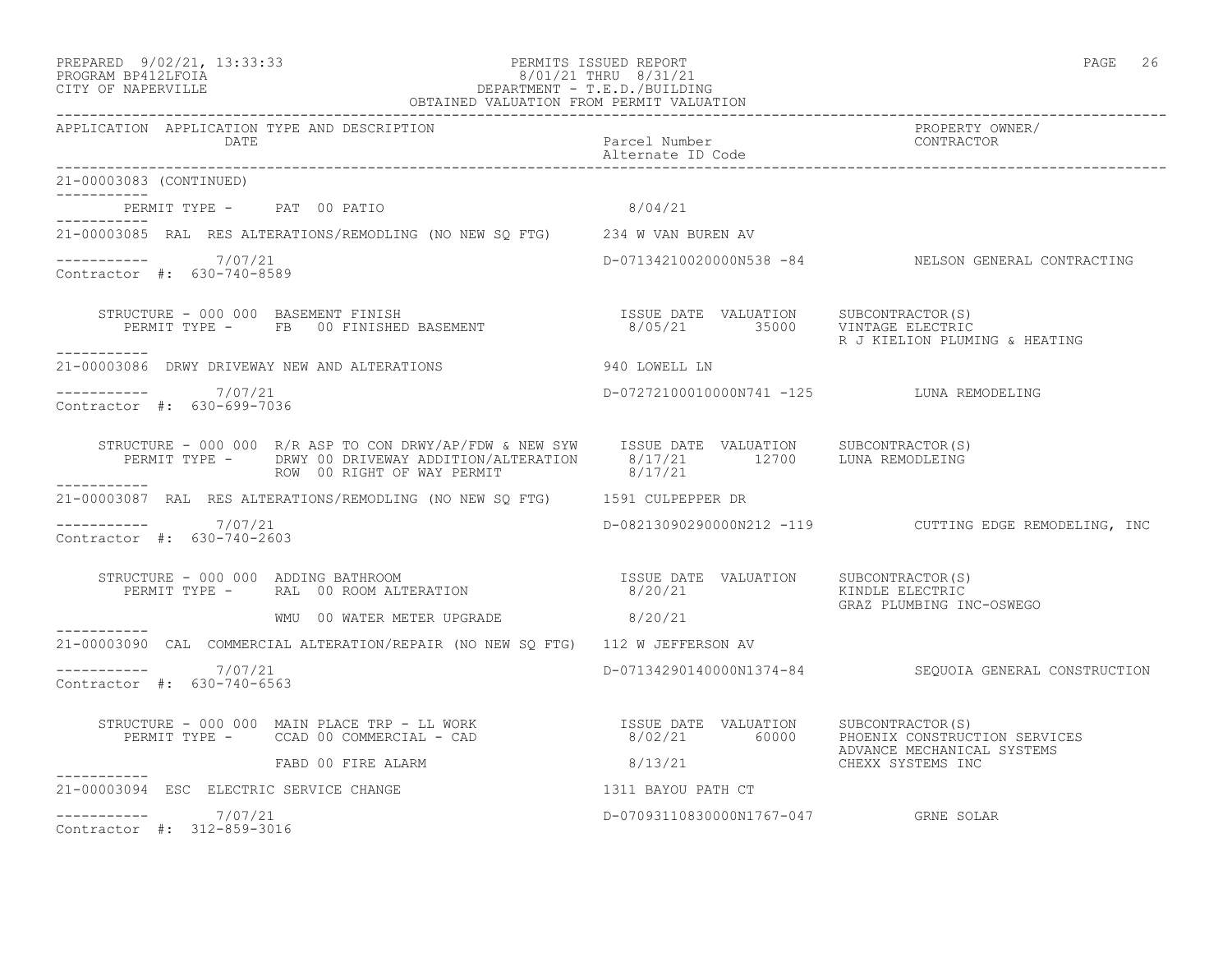PREPARED 9/02/21, 13:33:33 PERMITS ISSUED REPORT
PROGRAM BP412LFOIA 8/01/21 THRU 8/31/21
CITY OF NAPERVILLE DEPARTMENT - T.E.D./BUILDING
OBTAINED VALUATION FROM PERMIT VALUATION

| APPLICATION | APPLICATION TYPE AND DESCRIPTION / DATE | Parcel Number / Alternate ID Code | PROPERTY OWNER/ CONTRACTOR |
|---|---|---|---|

21-00003083 (CONTINUED)

PERMIT TYPE - PAT 00 PATIO 8/04/21

---

21-00003085 RAL RES ALTERATIONS/REMODLING (NO NEW SQ FTG) 234 W VAN BUREN AV

7/07/21 — D-07134210020000N538 -84 — NELSON GENERAL CONTRACTING
Contractor #: 630-740-8589

STRUCTURE - 000 000 BASEMENT FINISH
PERMIT TYPE - FB 00 FINISHED BASEMENT

| ISSUE DATE | VALUATION | SUBCONTRACTOR(S) |
|---|---|---|
| 8/05/21 | 35000 | VINTAGE ELECTRIC |
| | | R J KIELION PLUMING & HEATING |

---

21-00003086 DRWY DRIVEWAY NEW AND ALTERATIONS 940 LOWELL LN

7/07/21 — D-07272100010000N741 -125 — LUNA REMODELING
Contractor #: 630-699-7036

STRUCTURE - 000 000 R/R ASP TO CON DRWY/AP/FDW & NEW SYW

| PERMIT TYPE | ISSUE DATE | VALUATION | SUBCONTRACTOR(S) |
|---|---|---|---|
| DRWY 00 DRIVEWAY ADDITION/ALTERATION | 8/17/21 | 12700 | LUNA REMODLEING |
| ROW 00 RIGHT OF WAY PERMIT | 8/17/21 | | |

---

21-00003087 RAL RES ALTERATIONS/REMODLING (NO NEW SQ FTG) 1591 CULPEPPER DR

7/07/21 — D-08213090290000N212 -119 — CUTTING EDGE REMODELING, INC
Contractor #: 630-740-2603

STRUCTURE - 000 000 ADDING BATHROOM

| PERMIT TYPE | ISSUE DATE | VALUATION | SUBCONTRACTOR(S) |
|---|---|---|---|
| RAL 00 ROOM ALTERATION | 8/20/21 | | KINDLE ELECTRIC |
| | | | GRAZ PLUMBING INC-OSWEGO |
| WMU 00 WATER METER UPGRADE | 8/20/21 | | |

---

21-00003090 CAL COMMERCIAL ALTERATION/REPAIR (NO NEW SQ FTG) 112 W JEFFERSON AV

7/07/21 — D-07134290140000N1374-84 — SEQUOIA GENERAL CONSTRUCTION
Contractor #: 630-740-6563

STRUCTURE - 000 000 MAIN PLACE TRP - LL WORK

| PERMIT TYPE | ISSUE DATE | VALUATION | SUBCONTRACTOR(S) |
|---|---|---|---|
| CCAD 00 COMMERCIAL - CAD | 8/02/21 | 60000 | PHOENIX CONSTRUCTION SERVICES |
| | | | ADVANCE MECHANICAL SYSTEMS |
| FABD 00 FIRE ALARM | 8/13/21 | | CHEXX SYSTEMS INC |

---

21-00003094 ESC ELECTRIC SERVICE CHANGE 1311 BAYOU PATH CT

7/07/21 — D-07093110830000N1767-047 — GRNE SOLAR
Contractor #: 312-859-3016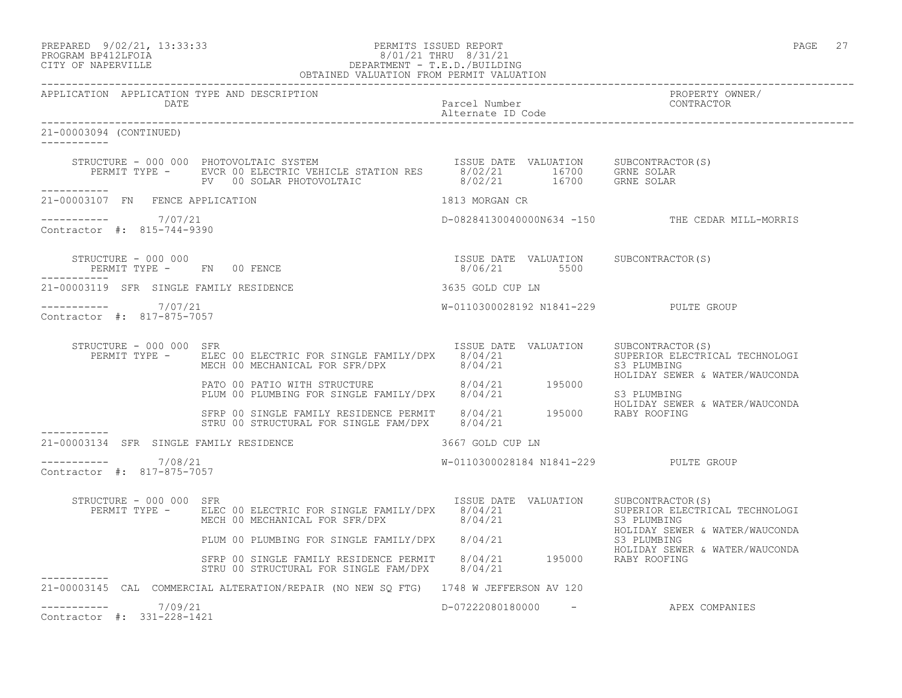APPLICATION APPLICATION TYPE AND DESCRIPTION / DATE — Parcel Number / Alternate ID Code — PROPERTY OWNER/ CONTRACTOR

## 21-00003094 (CONTINUED)

STRUCTURE - 000 000 PHOTOVOLTAIC SYSTEM

| PERMIT TYPE | ISSUE DATE | VALUATION | SUBCONTRACTOR(S) |
|---|---|---|---|
| EVCR 00 ELECTRIC VEHICLE STATION RES | 8/02/21 | 16700 | GRNE SOLAR |
| PV 00 SOLAR PHOTOVOLTAIC | 8/02/21 | 16700 | GRNE SOLAR |

## 21-00003107 FN FENCE APPLICATION — 1813 MORGAN CR

Date: 7/07/21 — D-08284130040000N634 -150 — THE CEDAR MILL-MORRIS

Contractor #: 815-744-9390

STRUCTURE - 000 000

| PERMIT TYPE | ISSUE DATE | VALUATION | SUBCONTRACTOR(S) |
|---|---|---|---|
| FN 00 FENCE | 8/06/21 | 5500 | |

## 21-00003119 SFR SINGLE FAMILY RESIDENCE — 3635 GOLD CUP LN

Date: 7/07/21 — W-0110300028192 N1841-229 — PULTE GROUP

Contractor #: 817-875-7057

STRUCTURE - 000 000 SFR

| PERMIT TYPE | ISSUE DATE | VALUATION | SUBCONTRACTOR(S) |
|---|---|---|---|
| ELEC 00 ELECTRIC FOR SINGLE FAMILY/DPX | 8/04/21 | | SUPERIOR ELECTRICAL TECHNOLOGI |
| MECH 00 MECHANICAL FOR SFR/DPX | 8/04/21 | | S3 PLUMBING<br>HOLIDAY SEWER & WATER/WAUCONDA |
| PATO 00 PATIO WITH STRUCTURE | 8/04/21 | 195000 | |
| PLUM 00 PLUMBING FOR SINGLE FAMILY/DPX | 8/04/21 | | S3 PLUMBING<br>HOLIDAY SEWER & WATER/WAUCONDA |
| SFRP 00 SINGLE FAMILY RESIDENCE PERMIT | 8/04/21 | 195000 | RABY ROOFING |
| STRU 00 STRUCTURAL FOR SINGLE FAM/DPX | 8/04/21 | | |

## 21-00003134 SFR SINGLE FAMILY RESIDENCE — 3667 GOLD CUP LN

Date: 7/08/21 — W-0110300028184 N1841-229 — PULTE GROUP

Contractor #: 817-875-7057

STRUCTURE - 000 000 SFR

| PERMIT TYPE | ISSUE DATE | VALUATION | SUBCONTRACTOR(S) |
|---|---|---|---|
| ELEC 00 ELECTRIC FOR SINGLE FAMILY/DPX | 8/04/21 | | SUPERIOR ELECTRICAL TECHNOLOGI |
| MECH 00 MECHANICAL FOR SFR/DPX | 8/04/21 | | S3 PLUMBING<br>HOLIDAY SEWER & WATER/WAUCONDA |
| PLUM 00 PLUMBING FOR SINGLE FAMILY/DPX | 8/04/21 | | S3 PLUMBING<br>HOLIDAY SEWER & WATER/WAUCONDA |
| SFRP 00 SINGLE FAMILY RESIDENCE PERMIT | 8/04/21 | 195000 | RABY ROOFING |
| STRU 00 STRUCTURAL FOR SINGLE FAM/DPX | 8/04/21 | | |

## 21-00003145 CAL COMMERCIAL ALTERATION/REPAIR (NO NEW SQ FTG) — 1748 W JEFFERSON AV 120

Date: 7/09/21 — D-07222080180000 - — APEX COMPANIES

Contractor #: 331-228-1421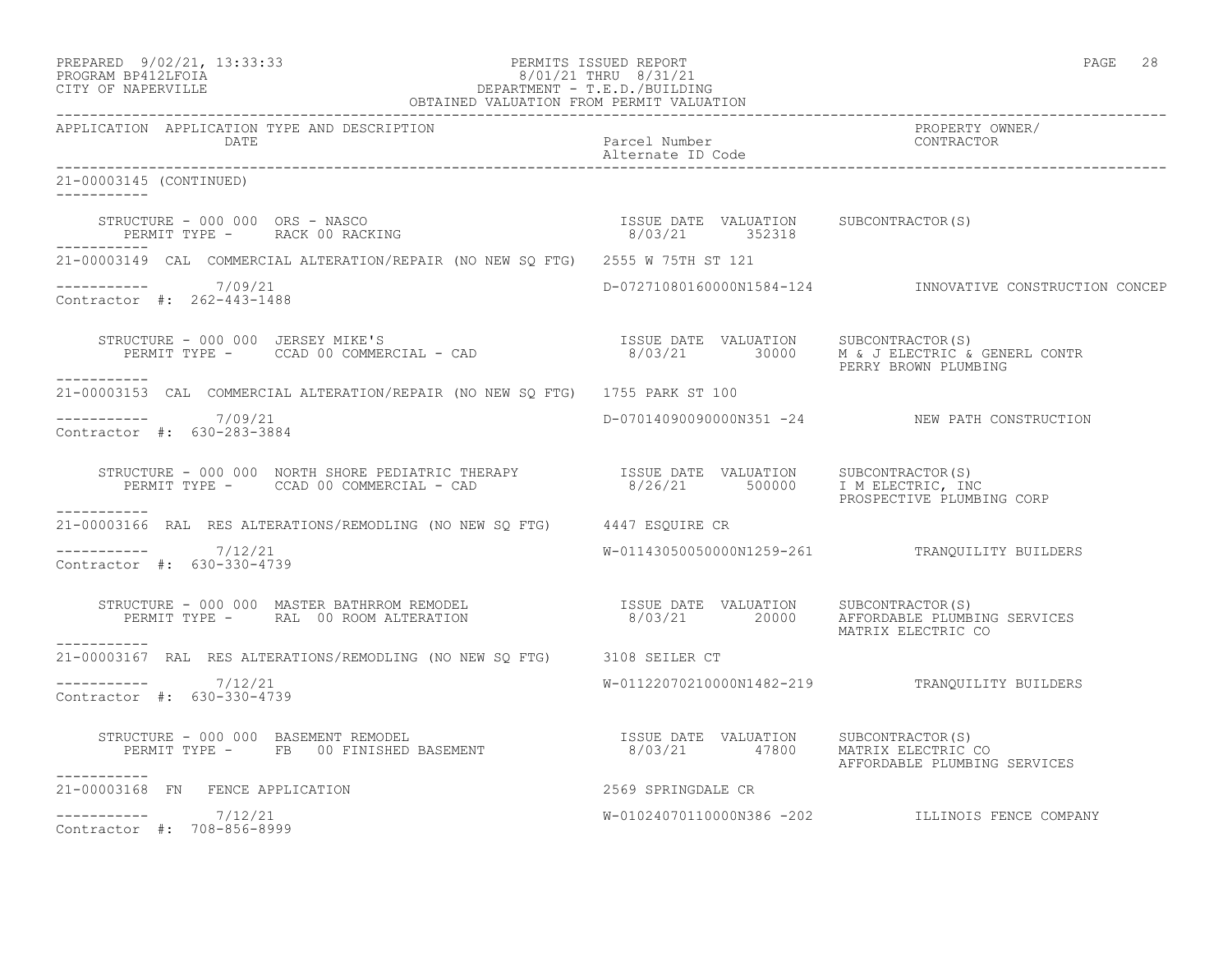PERMITS ISSUED REPORT
8/01/21 THRU 8/31/21
DEPARTMENT - T.E.D./BUILDING
OBTAINED VALUATION FROM PERMIT VALUATION

PREPARED 9/02/21, 13:33:33
PROGRAM BP412LFOIA
CITY OF NAPERVILLE

| APPLICATION | APPLICATION TYPE AND DESCRIPTION / DATE | Parcel Number / Alternate ID Code | PROPERTY OWNER/ CONTRACTOR |
|---|---|---|---|

**21-00003145 (CONTINUED)**

STRUCTURE - 000 000 ORS - NASCO
PERMIT TYPE - RACK 00 RACKING
ISSUE DATE 8/03/21 VALUATION 352318 SUBCONTRACTOR(S)

---

**21-00003149** CAL COMMERCIAL ALTERATION/REPAIR (NO NEW SQ FTG) 2555 W 75TH ST 121
7/09/21 D-07271080160000N1584-124 INNOVATIVE CONSTRUCTION CONCEP
Contractor #: 262-443-1488

STRUCTURE - 000 000 JERSEY MIKE'S
PERMIT TYPE - CCAD 00 COMMERCIAL - CAD
ISSUE DATE 8/03/21 VALUATION 30000
SUBCONTRACTOR(S): M & J ELECTRIC & GENERL CONTR; PERRY BROWN PLUMBING

---

**21-00003153** CAL COMMERCIAL ALTERATION/REPAIR (NO NEW SQ FTG) 1755 PARK ST 100
7/09/21 D-07014090090000N351 -24 NEW PATH CONSTRUCTION
Contractor #: 630-283-3884

STRUCTURE - 000 000 NORTH SHORE PEDIATRIC THERAPY
PERMIT TYPE - CCAD 00 COMMERCIAL - CAD
ISSUE DATE 8/26/21 VALUATION 500000
SUBCONTRACTOR(S): I M ELECTRIC, INC; PROSPECTIVE PLUMBING CORP

---

**21-00003166** RAL RES ALTERATIONS/REMODLING (NO NEW SQ FTG) 4447 ESQUIRE CR
7/12/21 W-01143050050000N1259-261 TRANQUILITY BUILDERS
Contractor #: 630-330-4739

STRUCTURE - 000 000 MASTER BATHRROM REMODEL
PERMIT TYPE - RAL 00 ROOM ALTERATION
ISSUE DATE 8/03/21 VALUATION 20000
SUBCONTRACTOR(S): AFFORDABLE PLUMBING SERVICES; MATRIX ELECTRIC CO

---

**21-00003167** RAL RES ALTERATIONS/REMODLING (NO NEW SQ FTG) 3108 SEILER CT
7/12/21 W-01122070210000N1482-219 TRANQUILITY BUILDERS
Contractor #: 630-330-4739

STRUCTURE - 000 000 BASEMENT REMODEL
PERMIT TYPE - FB 00 FINISHED BASEMENT
ISSUE DATE 8/03/21 VALUATION 47800
SUBCONTRACTOR(S): MATRIX ELECTRIC CO; AFFORDABLE PLUMBING SERVICES

---

**21-00003168** FN FENCE APPLICATION 2569 SPRINGDALE CR
7/12/21 W-01024070110000N386 -202 ILLINOIS FENCE COMPANY
Contractor #: 708-856-8999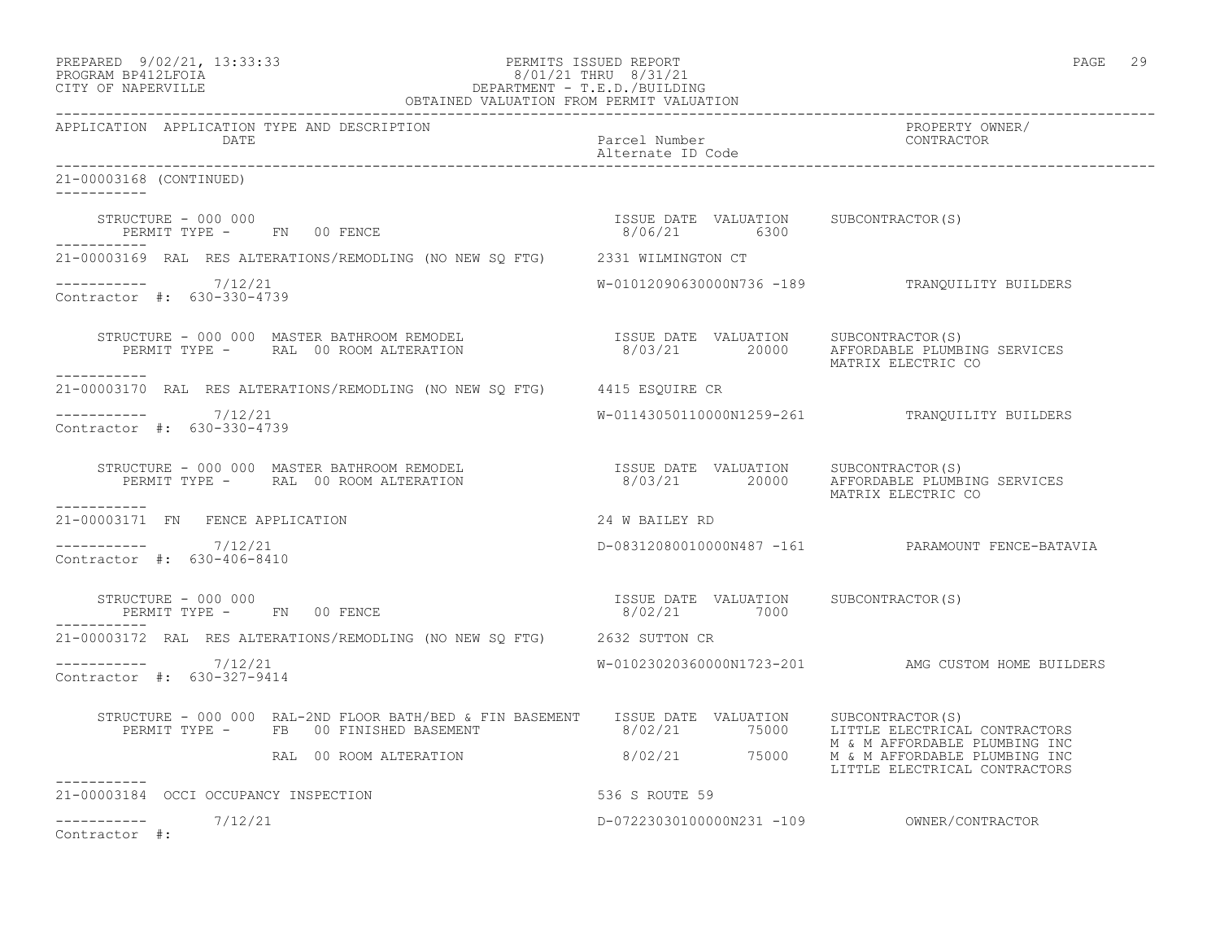APPLICATION APPLICATION TYPE AND DESCRIPTION / DATE | Parcel Number / Alternate ID Code | PROPERTY OWNER/ CONTRACTOR

21-00003168 (CONTINUED)

STRUCTURE - 000 000
PERMIT TYPE - FN 00 FENCE

| ISSUE DATE | VALUATION | SUBCONTRACTOR(S) |
|---|---|---|
| 8/06/21 | 6300 | |

21-00003169 RAL RES ALTERATIONS/REMODLING (NO NEW SQ FTG) 2331 WILMINGTON CT

7/12/21 — W-01012090630000N736 -189 — TRANQUILITY BUILDERS
Contractor #: 630-330-4739

STRUCTURE - 000 000 MASTER BATHROOM REMODEL
PERMIT TYPE - RAL 00 ROOM ALTERATION

| ISSUE DATE | VALUATION | SUBCONTRACTOR(S) |
|---|---|---|
| 8/03/21 | 20000 | AFFORDABLE PLUMBING SERVICES |
| | | MATRIX ELECTRIC CO |

21-00003170 RAL RES ALTERATIONS/REMODLING (NO NEW SQ FTG) 4415 ESQUIRE CR

7/12/21 — W-01143050110000N1259-261 — TRANQUILITY BUILDERS
Contractor #: 630-330-4739

STRUCTURE - 000 000 MASTER BATHROOM REMODEL
PERMIT TYPE - RAL 00 ROOM ALTERATION

| ISSUE DATE | VALUATION | SUBCONTRACTOR(S) |
|---|---|---|
| 8/03/21 | 20000 | AFFORDABLE PLUMBING SERVICES |
| | | MATRIX ELECTRIC CO |

21-00003171 FN FENCE APPLICATION 24 W BAILEY RD

7/12/21 — D-08312080010000N487 -161 — PARAMOUNT FENCE-BATAVIA
Contractor #: 630-406-8410

STRUCTURE - 000 000
PERMIT TYPE - FN 00 FENCE

| ISSUE DATE | VALUATION | SUBCONTRACTOR(S) |
|---|---|---|
| 8/02/21 | 7000 | |

21-00003172 RAL RES ALTERATIONS/REMODLING (NO NEW SQ FTG) 2632 SUTTON CR

7/12/21 — W-01023020360000N1723-201 — AMG CUSTOM HOME BUILDERS
Contractor #: 630-327-9414

STRUCTURE - 000 000 RAL-2ND FLOOR BATH/BED & FIN BASEMENT

| PERMIT TYPE | ISSUE DATE | VALUATION | SUBCONTRACTOR(S) |
|---|---|---|---|
| FB 00 FINISHED BASEMENT | 8/02/21 | 75000 | LITTLE ELECTRICAL CONTRACTORS |
| | | | M & M AFFORDABLE PLUMBING INC |
| RAL 00 ROOM ALTERATION | 8/02/21 | 75000 | M & M AFFORDABLE PLUMBING INC |
| | | | LITTLE ELECTRICAL CONTRACTORS |

21-00003184 OCCI OCCUPANCY INSPECTION 536 S ROUTE 59

7/12/21 — D-07223030100000N231 -109 — OWNER/CONTRACTOR
Contractor #: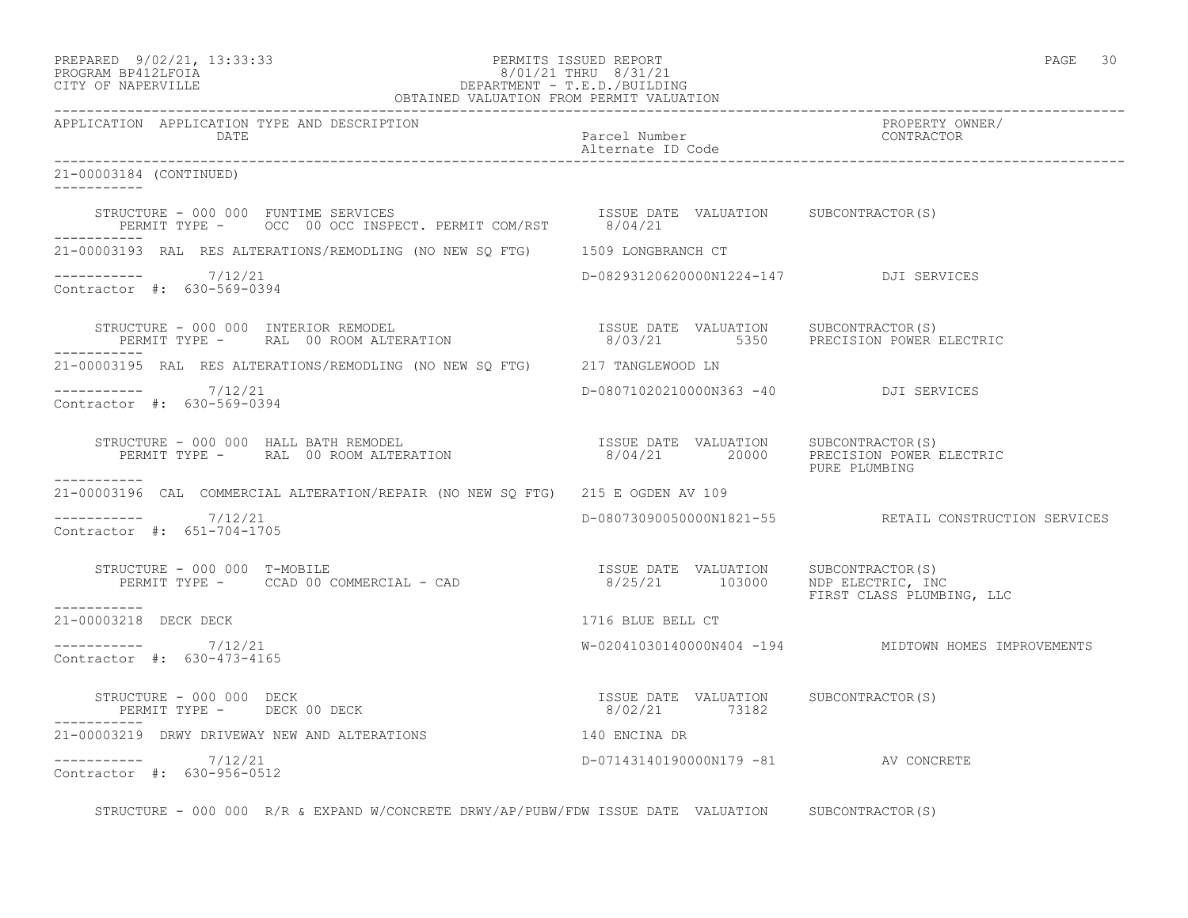PREPARED 9/02/21, 13:33:33 PERMITS ISSUED REPORT
PROGRAM BP412LFOIA 8/01/21 THRU 8/31/21
CITY OF NAPERVILLE DEPARTMENT - T.E.D./BUILDING
OBTAINED VALUATION FROM PERMIT VALUATION

| APPLICATION | APPLICATION TYPE AND DESCRIPTION / DATE | Parcel Number / Alternate ID Code | PROPERTY OWNER/ CONTRACTOR |
|---|---|---|---|

21-00003184 (CONTINUED)

STRUCTURE - 000 000 FUNTIME SERVICES — ISSUE DATE 8/04/21 — VALUATION — SUBCONTRACTOR(S)
PERMIT TYPE - OCC 00 OCC INSPECT. PERMIT COM/RST

---

21-00003193 RAL RES ALTERATIONS/REMODLING (NO NEW SQ FTG) — 1509 LONGBRANCH CT
7/12/21 — D-08293120620000N1224-147 — DJI SERVICES
Contractor #: 630-569-0394

STRUCTURE - 000 000 INTERIOR REMODEL — ISSUE DATE 8/03/21 — VALUATION 5350 — SUBCONTRACTOR(S) PRECISION POWER ELECTRIC
PERMIT TYPE - RAL 00 ROOM ALTERATION

---

21-00003195 RAL RES ALTERATIONS/REMODLING (NO NEW SQ FTG) — 217 TANGLEWOOD LN
7/12/21 — D-08071020210000N363 -40 — DJI SERVICES
Contractor #: 630-569-0394

STRUCTURE - 000 000 HALL BATH REMODEL — ISSUE DATE 8/04/21 — VALUATION 20000 — SUBCONTRACTOR(S) PRECISION POWER ELECTRIC, PURE PLUMBING
PERMIT TYPE - RAL 00 ROOM ALTERATION

---

21-00003196 CAL COMMERCIAL ALTERATION/REPAIR (NO NEW SQ FTG) — 215 E OGDEN AV 109
7/12/21 — D-08073090050000N1821-55 — RETAIL CONSTRUCTION SERVICES
Contractor #: 651-704-1705

STRUCTURE - 000 000 T-MOBILE — ISSUE DATE 8/25/21 — VALUATION 103000 — SUBCONTRACTOR(S) NDP ELECTRIC, INC, FIRST CLASS PLUMBING, LLC
PERMIT TYPE - CCAD 00 COMMERCIAL - CAD

---

21-00003218 DECK DECK — 1716 BLUE BELL CT
7/12/21 — W-02041030140000N404 -194 — MIDTOWN HOMES IMPROVEMENTS
Contractor #: 630-473-4165

STRUCTURE - 000 000 DECK — ISSUE DATE 8/02/21 — VALUATION 73182 — SUBCONTRACTOR(S)
PERMIT TYPE - DECK 00 DECK

---

21-00003219 DRWY DRIVEWAY NEW AND ALTERATIONS — 140 ENCINA DR
7/12/21 — D-07143140190000N179 -81 — AV CONCRETE
Contractor #: 630-956-0512

STRUCTURE - 000 000 R/R & EXPAND W/CONCRETE DRWY/AP/PUBW/FDW — ISSUE DATE — VALUATION — SUBCONTRACTOR(S)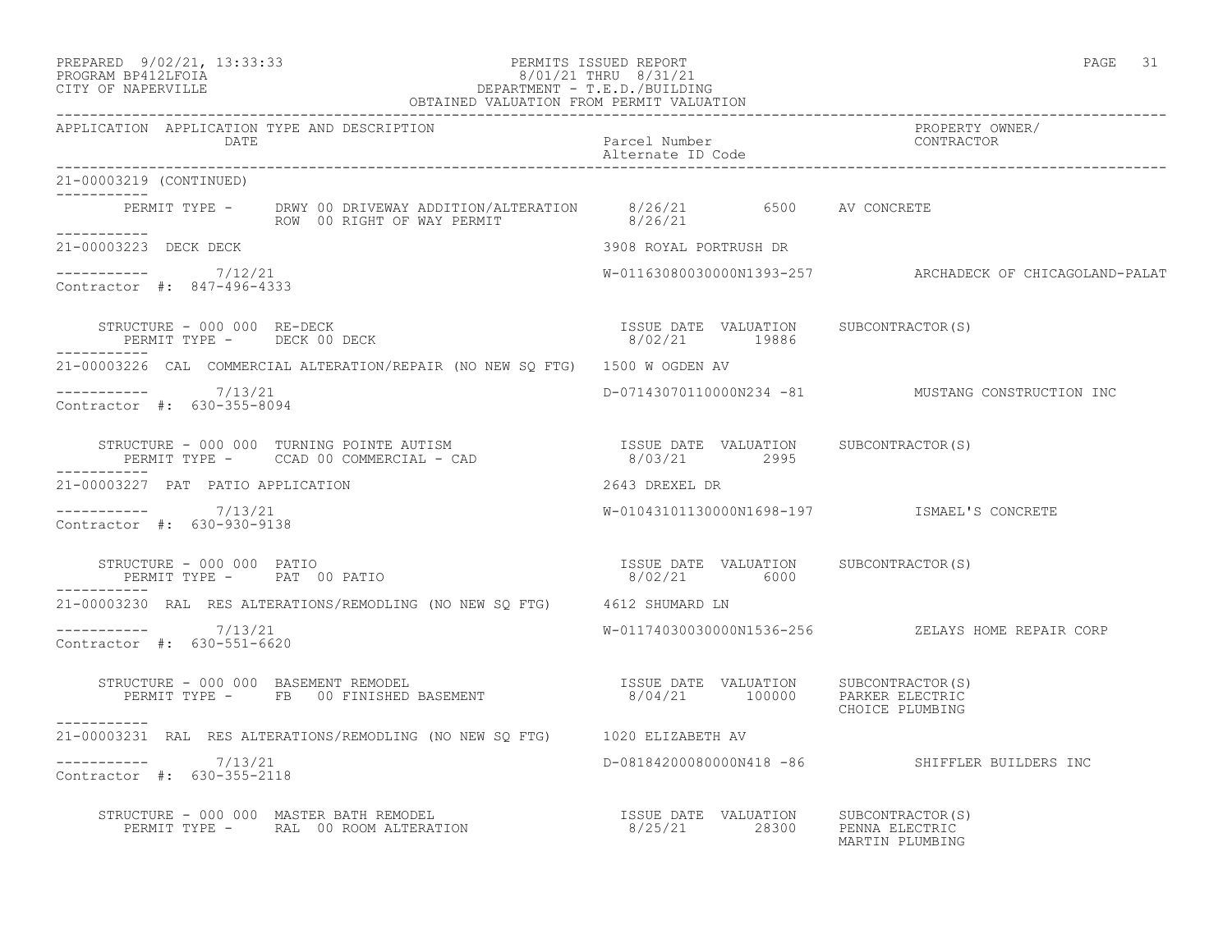PREPARED 9/02/21, 13:33:33
PROGRAM BP412LFOIA
CITY OF NAPERVILLE

PERMITS ISSUED REPORT
8/01/21 THRU 8/31/21
DEPARTMENT - T.E.D./BUILDING
OBTAINED VALUATION FROM PERMIT VALUATION

| APPLICATION | APPLICATION TYPE AND DESCRIPTION / DATE | Parcel Number / Alternate ID Code | PROPERTY OWNER/ CONTRACTOR |
|---|---|---|---|

**21-00003219 (CONTINUED)**

PERMIT TYPE - DRWY 00 DRIVEWAY ADDITION/ALTERATION 8/26/21 6500 AV CONCRETE
ROW 00 RIGHT OF WAY PERMIT 8/26/21

---

**21-00003223 DECK DECK** — 3908 ROYAL PORTRUSH DR

7/12/21 — W-01163080030000N1393-257 — ARCHADECK OF CHICAGOLAND-PALAT

Contractor #: 847-496-4333

| STRUCTURE | PERMIT TYPE | ISSUE DATE | VALUATION | SUBCONTRACTOR(S) |
|---|---|---|---|---|
| 000 000 RE-DECK | DECK 00 DECK | 8/02/21 | 19886 | |

---

**21-00003226 CAL COMMERCIAL ALTERATION/REPAIR (NO NEW SQ FTG)** — 1500 W OGDEN AV

7/13/21 — D-07143070110000N234 -81 — MUSTANG CONSTRUCTION INC

Contractor #: 630-355-8094

| STRUCTURE | PERMIT TYPE | ISSUE DATE | VALUATION | SUBCONTRACTOR(S) |
|---|---|---|---|---|
| 000 000 TURNING POINTE AUTISM | CCAD 00 COMMERCIAL - CAD | 8/03/21 | 2995 | |

---

**21-00003227 PAT PATIO APPLICATION** — 2643 DREXEL DR

7/13/21 — W-01043101130000N1698-197 — ISMAEL'S CONCRETE

Contractor #: 630-930-9138

| STRUCTURE | PERMIT TYPE | ISSUE DATE | VALUATION | SUBCONTRACTOR(S) |
|---|---|---|---|---|
| 000 000 PATIO | PAT 00 PATIO | 8/02/21 | 6000 | |

---

**21-00003230 RAL RES ALTERATIONS/REMODLING (NO NEW SQ FTG)** — 4612 SHUMARD LN

7/13/21 — W-01174030030000N1536-256 — ZELAYS HOME REPAIR CORP

Contractor #: 630-551-6620

| STRUCTURE | PERMIT TYPE | ISSUE DATE | VALUATION | SUBCONTRACTOR(S) |
|---|---|---|---|---|
| 000 000 BASEMENT REMODEL | FB 00 FINISHED BASEMENT | 8/04/21 | 100000 | PARKER ELECTRIC<br>CHOICE PLUMBING |

---

**21-00003231 RAL RES ALTERATIONS/REMODLING (NO NEW SQ FTG)** — 1020 ELIZABETH AV

7/13/21 — D-08184200080000N418 -86 — SHIFFLER BUILDERS INC

Contractor #: 630-355-2118

| STRUCTURE | PERMIT TYPE | ISSUE DATE | VALUATION | SUBCONTRACTOR(S) |
|---|---|---|---|---|
| 000 000 MASTER BATH REMODEL | RAL 00 ROOM ALTERATION | 8/25/21 | 28300 | PENNA ELECTRIC<br>MARTIN PLUMBING |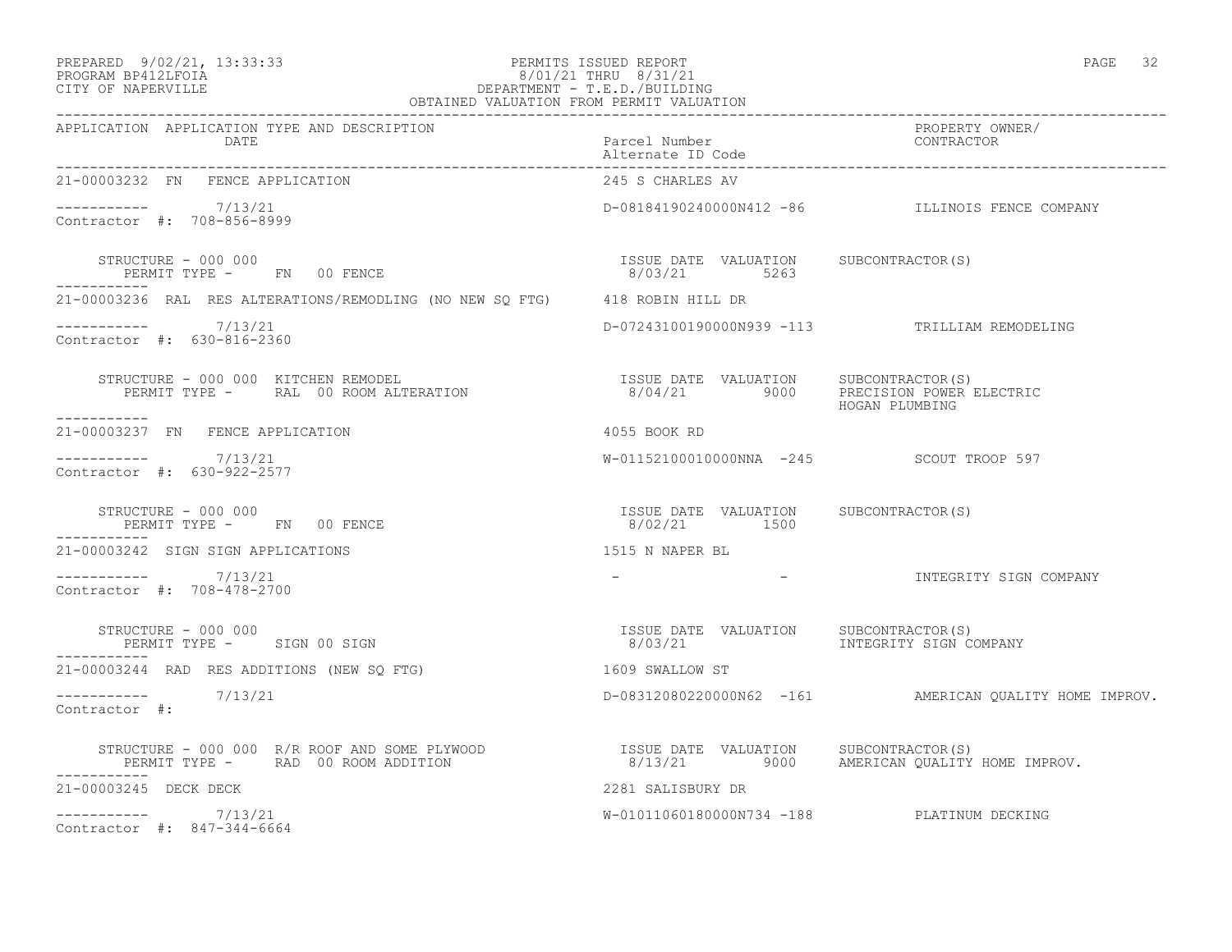PREPARED 9/02/21, 13:33:33 PERMITS ISSUED REPORT
PROGRAM BP412LFOIA 8/01/21 THRU 8/31/21
CITY OF NAPERVILLE DEPARTMENT - T.E.D./BUILDING
OBTAINED VALUATION FROM PERMIT VALUATION

| APPLICATION | APPLICATION TYPE AND DESCRIPTION / DATE | Parcel Number / Alternate ID Code | PROPERTY OWNER/ CONTRACTOR |
|---|---|---|---|
| 21-00003232 | FN FENCE APPLICATION | 245 S CHARLES AV | |
| ----------- | 7/13/21 | D-08184190240000N412 -86 | ILLINOIS FENCE COMPANY |
| Contractor #: 708-856-8999 | | | |
| | STRUCTURE - 000 000 / PERMIT TYPE - FN 00 FENCE | ISSUE DATE 8/03/21 VALUATION 5263 | SUBCONTRACTOR(S) |
| 21-00003236 | RAL RES ALTERATIONS/REMODLING (NO NEW SQ FTG) | 418 ROBIN HILL DR | |
| ----------- | 7/13/21 | D-07243100190000N939 -113 | TRILLIAM REMODELING |
| Contractor #: 630-816-2360 | | | |
| | STRUCTURE - 000 000 KITCHEN REMODEL / PERMIT TYPE - RAL 00 ROOM ALTERATION | ISSUE DATE 8/04/21 VALUATION 9000 | SUBCONTRACTOR(S) PRECISION POWER ELECTRIC, HOGAN PLUMBING |
| 21-00003237 | FN FENCE APPLICATION | 4055 BOOK RD | |
| ----------- | 7/13/21 | W-01152100010000NNA -245 | SCOUT TROOP 597 |
| Contractor #: 630-922-2577 | | | |
| | STRUCTURE - 000 000 / PERMIT TYPE - FN 00 FENCE | ISSUE DATE 8/02/21 VALUATION 1500 | SUBCONTRACTOR(S) |
| 21-00003242 | SIGN SIGN APPLICATIONS | 1515 N NAPER BL | |
| ----------- | 7/13/21 | - - | INTEGRITY SIGN COMPANY |
| Contractor #: 708-478-2700 | | | |
| | STRUCTURE - 000 000 / PERMIT TYPE - SIGN 00 SIGN | ISSUE DATE 8/03/21 VALUATION | SUBCONTRACTOR(S) INTEGRITY SIGN COMPANY |
| 21-00003244 | RAD RES ADDITIONS (NEW SQ FTG) | 1609 SWALLOW ST | |
| ----------- | 7/13/21 | D-08312080220000N62 -161 | AMERICAN QUALITY HOME IMPROV. |
| Contractor #: | | | |
| | STRUCTURE - 000 000 R/R ROOF AND SOME PLYWOOD / PERMIT TYPE - RAD 00 ROOM ADDITION | ISSUE DATE 8/13/21 VALUATION 9000 | SUBCONTRACTOR(S) AMERICAN QUALITY HOME IMPROV. |
| 21-00003245 | DECK DECK | 2281 SALISBURY DR | |
| ----------- | 7/13/21 | W-01011060180000N734 -188 | PLATINUM DECKING |
| Contractor #: 847-344-6664 | | | |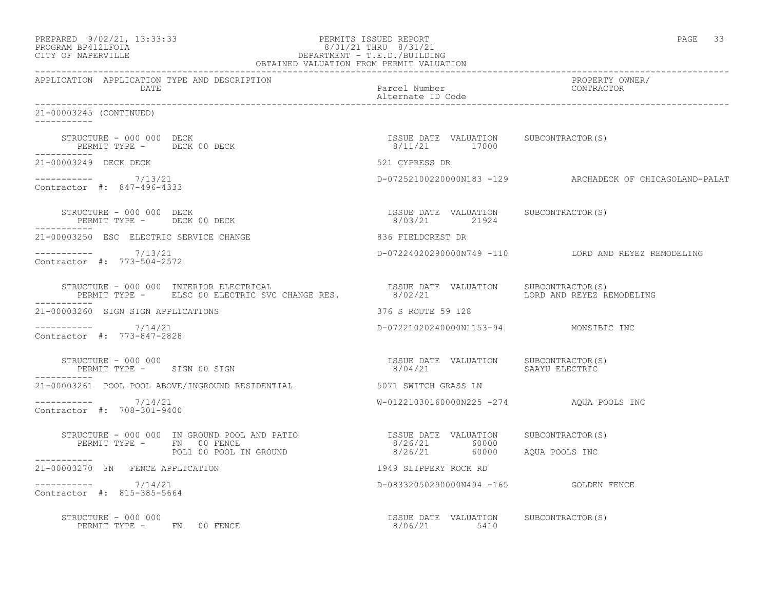PERMITS ISSUED REPORT
8/01/21 THRU 8/31/21
DEPARTMENT - T.E.D./BUILDING
OBTAINED VALUATION FROM PERMIT VALUATION

| APPLICATION | APPLICATION TYPE AND DESCRIPTION / DATE | Parcel Number / Alternate ID Code | PROPERTY OWNER/ CONTRACTOR |
|---|---|---|---|

**21-00003245 (CONTINUED)**

STRUCTURE - 000 000 DECK
PERMIT TYPE - DECK 00 DECK
ISSUE DATE 8/11/21 VALUATION 17000 SUBCONTRACTOR(S)

**21-00003249 DECK DECK** — 521 CYPRESS DR
7/13/21 — D-07252100220000N183 -129 — ARCHADECK OF CHICAGOLAND-PALAT
Contractor #: 847-496-4333

STRUCTURE - 000 000 DECK
PERMIT TYPE - DECK 00 DECK
ISSUE DATE 8/03/21 VALUATION 21924 SUBCONTRACTOR(S)

**21-00003250 ESC ELECTRIC SERVICE CHANGE** — 836 FIELDCREST DR
7/13/21 — D-07224020290000N749 -110 — LORD AND REYEZ REMODELING
Contractor #: 773-504-2572

STRUCTURE - 000 000 INTERIOR ELECTRICAL
PERMIT TYPE - ELSC 00 ELECTRIC SVC CHANGE RES.
ISSUE DATE 8/02/21 VALUATION SUBCONTRACTOR(S) LORD AND REYEZ REMODELING

**21-00003260 SIGN SIGN APPLICATIONS** — 376 S ROUTE 59 128
7/14/21 — D-07221020240000N1153-94 — MONSIBIC INC
Contractor #: 773-847-2828

STRUCTURE - 000 000
PERMIT TYPE - SIGN 00 SIGN
ISSUE DATE 8/04/21 VALUATION SUBCONTRACTOR(S) SAAYU ELECTRIC

**21-00003261 POOL POOL ABOVE/INGROUND RESIDENTIAL** — 5071 SWITCH GRASS LN
7/14/21 — W-01221030160000N225 -274 — AQUA POOLS INC
Contractor #: 708-301-9400

STRUCTURE - 000 000 IN GROUND POOL AND PATIO
PERMIT TYPE - FN 00 FENCE — ISSUE DATE 8/26/21 VALUATION 60000 SUBCONTRACTOR(S)
POL1 00 POOL IN GROUND — 8/26/21 60000 AQUA POOLS INC

**21-00003270 FN FENCE APPLICATION** — 1949 SLIPPERY ROCK RD
7/14/21 — D-08332050290000N494 -165 — GOLDEN FENCE
Contractor #: 815-385-5664

STRUCTURE - 000 000
PERMIT TYPE - FN 00 FENCE
ISSUE DATE 8/06/21 VALUATION 5410 SUBCONTRACTOR(S)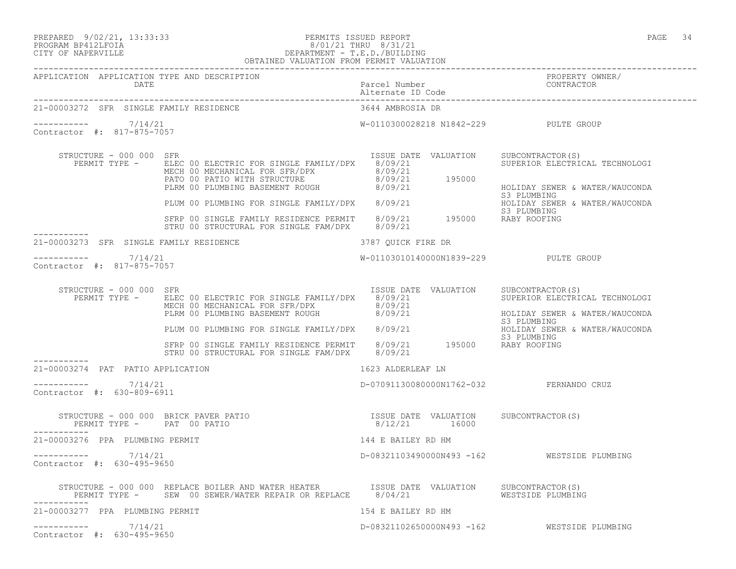PREPARED 9/02/21, 13:33:33 PERMITS ISSUED REPORT
PROGRAM BP412LFOIA 8/01/21 THRU 8/31/21
CITY OF NAPERVILLE DEPARTMENT - T.E.D./BUILDING
OBTAINED VALUATION FROM PERMIT VALUATION

| APPLICATION | APPLICATION TYPE AND DESCRIPTION DATE | Parcel Number Alternate ID Code | PROPERTY OWNER/ CONTRACTOR |
|---|---|---|---|

**21-00003272 SFR SINGLE FAMILY RESIDENCE** — 3644 AMBROSIA DR
----------- 7/14/21 — W-0110300028218 N1842-229 — PULTE GROUP
Contractor #: 817-875-7057

STRUCTURE - 000 000 SFR

| PERMIT TYPE | ISSUE DATE | VALUATION | SUBCONTRACTOR(S) |
|---|---|---|---|
| ELEC 00 ELECTRIC FOR SINGLE FAMILY/DPX | 8/09/21 | | SUPERIOR ELECTRICAL TECHNOLOGI |
| MECH 00 MECHANICAL FOR SFR/DPX | 8/09/21 | | |
| PATO 00 PATIO WITH STRUCTURE | 8/09/21 | 195000 | |
| PLRM 00 PLUMBING BASEMENT ROUGH | 8/09/21 | | HOLIDAY SEWER & WATER/WAUCONDA S3 PLUMBING |
| PLUM 00 PLUMBING FOR SINGLE FAMILY/DPX | 8/09/21 | | HOLIDAY SEWER & WATER/WAUCONDA S3 PLUMBING |
| SFRP 00 SINGLE FAMILY RESIDENCE PERMIT | 8/09/21 | 195000 | RABY ROOFING |
| STRU 00 STRUCTURAL FOR SINGLE FAM/DPX | 8/09/21 | | |

**21-00003273 SFR SINGLE FAMILY RESIDENCE** — 3787 QUICK FIRE DR
----------- 7/14/21 — W-01103010140000N1839-229 — PULTE GROUP
Contractor #: 817-875-7057

STRUCTURE - 000 000 SFR

| PERMIT TYPE | ISSUE DATE | VALUATION | SUBCONTRACTOR(S) |
|---|---|---|---|
| ELEC 00 ELECTRIC FOR SINGLE FAMILY/DPX | 8/09/21 | | SUPERIOR ELECTRICAL TECHNOLOGI |
| MECH 00 MECHANICAL FOR SFR/DPX | 8/09/21 | | |
| PLRM 00 PLUMBING BASEMENT ROUGH | 8/09/21 | | HOLIDAY SEWER & WATER/WAUCONDA S3 PLUMBING |
| PLUM 00 PLUMBING FOR SINGLE FAMILY/DPX | 8/09/21 | | HOLIDAY SEWER & WATER/WAUCONDA S3 PLUMBING |
| SFRP 00 SINGLE FAMILY RESIDENCE PERMIT | 8/09/21 | 195000 | RABY ROOFING |
| STRU 00 STRUCTURAL FOR SINGLE FAM/DPX | 8/09/21 | | |

**21-00003274 PAT PATIO APPLICATION** — 1623 ALDERLEAF LN
----------- 7/14/21 — D-07091130080000N1762-032 — FERNANDO CRUZ
Contractor #: 630-809-6911

STRUCTURE - 000 000 BRICK PAVER PATIO

| PERMIT TYPE | ISSUE DATE | VALUATION | SUBCONTRACTOR(S) |
|---|---|---|---|
| PAT 00 PATIO | 8/12/21 | 16000 | |

**21-00003276 PPA PLUMBING PERMIT** — 144 E BAILEY RD HM
----------- 7/14/21 — D-08321103490000N493 -162 — WESTSIDE PLUMBING
Contractor #: 630-495-9650

STRUCTURE - 000 000 REPLACE BOILER AND WATER HEATER

| PERMIT TYPE | ISSUE DATE | VALUATION | SUBCONTRACTOR(S) |
|---|---|---|---|
| SEW 00 SEWER/WATER REPAIR OR REPLACE | 8/04/21 | | WESTSIDE PLUMBING |

**21-00003277 PPA PLUMBING PERMIT** — 154 E BAILEY RD HM
----------- 7/14/21 — D-08321102650000N493 -162 — WESTSIDE PLUMBING
Contractor #: 630-495-9650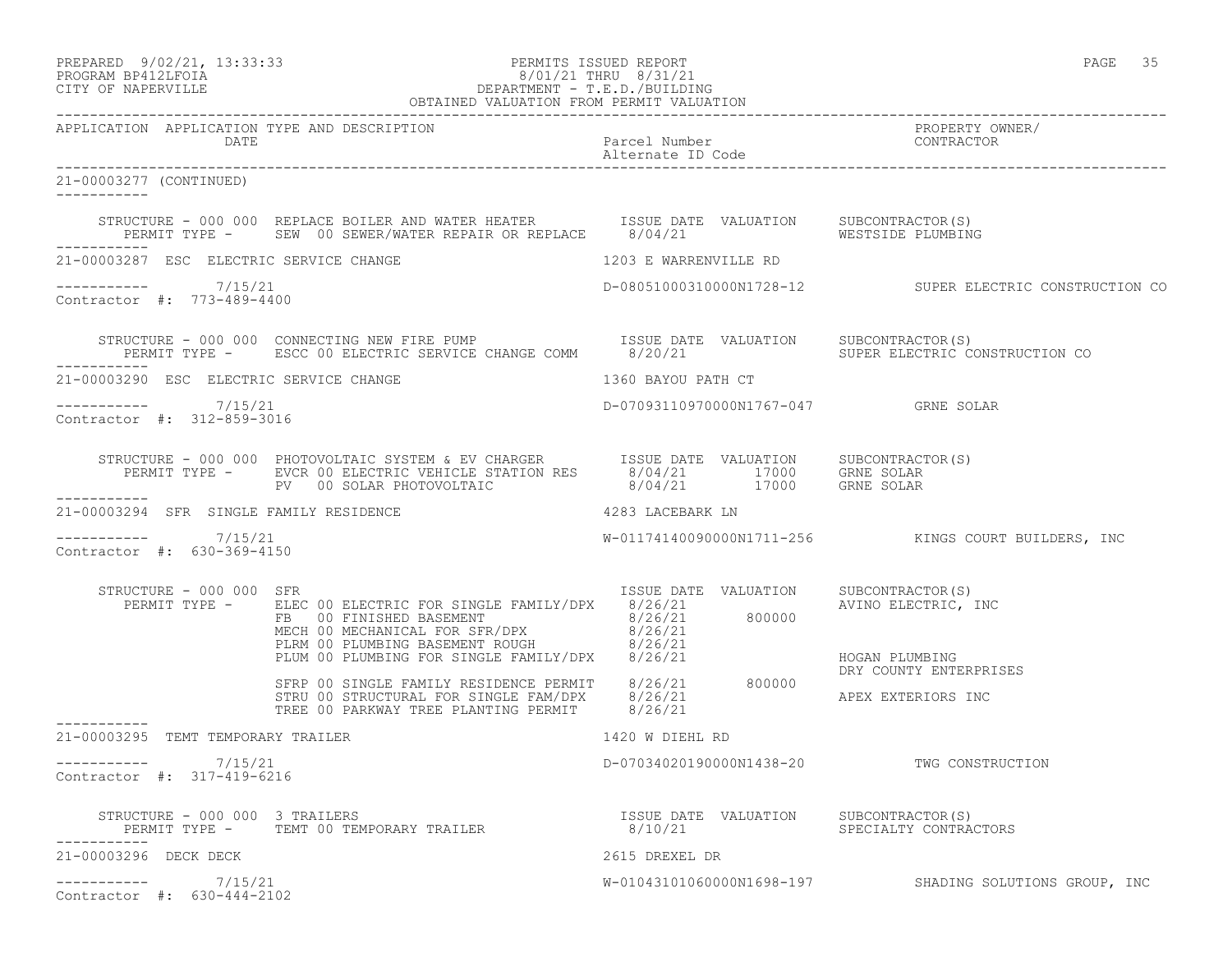APPLICATION APPLICATION TYPE AND DESCRIPTION / DATE | Parcel Number / Alternate ID Code | PROPERTY OWNER/ CONTRACTOR

21-00003277 (CONTINUED)

STRUCTURE - 000 000 REPLACE BOILER AND WATER HEATER

| PERMIT TYPE | ISSUE DATE | VALUATION | SUBCONTRACTOR(S) |
|---|---|---|---|
| SEW 00 SEWER/WATER REPAIR OR REPLACE | 8/04/21 | | WESTSIDE PLUMBING |

21-00003287 ESC ELECTRIC SERVICE CHANGE — 1203 E WARRENVILLE RD

7/15/21 — D-08051000310000N1728-12 — SUPER ELECTRIC CONSTRUCTION CO

Contractor #: 773-489-4400

STRUCTURE - 000 000 CONNECTING NEW FIRE PUMP

| PERMIT TYPE | ISSUE DATE | VALUATION | SUBCONTRACTOR(S) |
|---|---|---|---|
| ESCC 00 ELECTRIC SERVICE CHANGE COMM | 8/20/21 | | SUPER ELECTRIC CONSTRUCTION CO |

21-00003290 ESC ELECTRIC SERVICE CHANGE — 1360 BAYOU PATH CT

7/15/21 — D-07093110970000N1767-047 — GRNE SOLAR

Contractor #: 312-859-3016

STRUCTURE - 000 000 PHOTOVOLTAIC SYSTEM & EV CHARGER

| PERMIT TYPE | ISSUE DATE | VALUATION | SUBCONTRACTOR(S) |
|---|---|---|---|
| EVCR 00 ELECTRIC VEHICLE STATION RES | 8/04/21 | 17000 | GRNE SOLAR |
| PV 00 SOLAR PHOTOVOLTAIC | 8/04/21 | 17000 | GRNE SOLAR |

21-00003294 SFR SINGLE FAMILY RESIDENCE — 4283 LACEBARK LN

7/15/21 — W-01174140090000N1711-256 — KINGS COURT BUILDERS, INC

Contractor #: 630-369-4150

STRUCTURE - 000 000 SFR

| PERMIT TYPE | ISSUE DATE | VALUATION | SUBCONTRACTOR(S) |
|---|---|---|---|
| ELEC 00 ELECTRIC FOR SINGLE FAMILY/DPX | 8/26/21 | | AVINO ELECTRIC, INC |
| FB 00 FINISHED BASEMENT | 8/26/21 | 800000 | |
| MECH 00 MECHANICAL FOR SFR/DPX | 8/26/21 | | |
| PLRM 00 PLUMBING BASEMENT ROUGH | 8/26/21 | | |
| PLUM 00 PLUMBING FOR SINGLE FAMILY/DPX | 8/26/21 | | HOGAN PLUMBING<br>DRY COUNTY ENTERPRISES |
| SFRP 00 SINGLE FAMILY RESIDENCE PERMIT | 8/26/21 | 800000 | |
| STRU 00 STRUCTURAL FOR SINGLE FAM/DPX | 8/26/21 | | APEX EXTERIORS INC |
| TREE 00 PARKWAY TREE PLANTING PERMIT | 8/26/21 | | |

21-00003295 TEMT TEMPORARY TRAILER — 1420 W DIEHL RD

7/15/21 — D-07034020190000N1438-20 — TWG CONSTRUCTION

Contractor #: 317-419-6216

STRUCTURE - 000 000 3 TRAILERS

| PERMIT TYPE | ISSUE DATE | VALUATION | SUBCONTRACTOR(S) |
|---|---|---|---|
| TEMT 00 TEMPORARY TRAILER | 8/10/21 | | SPECIALTY CONTRACTORS |

21-00003296 DECK DECK — 2615 DREXEL DR

7/15/21 — W-01043101060000N1698-197 — SHADING SOLUTIONS GROUP, INC

Contractor #: 630-444-2102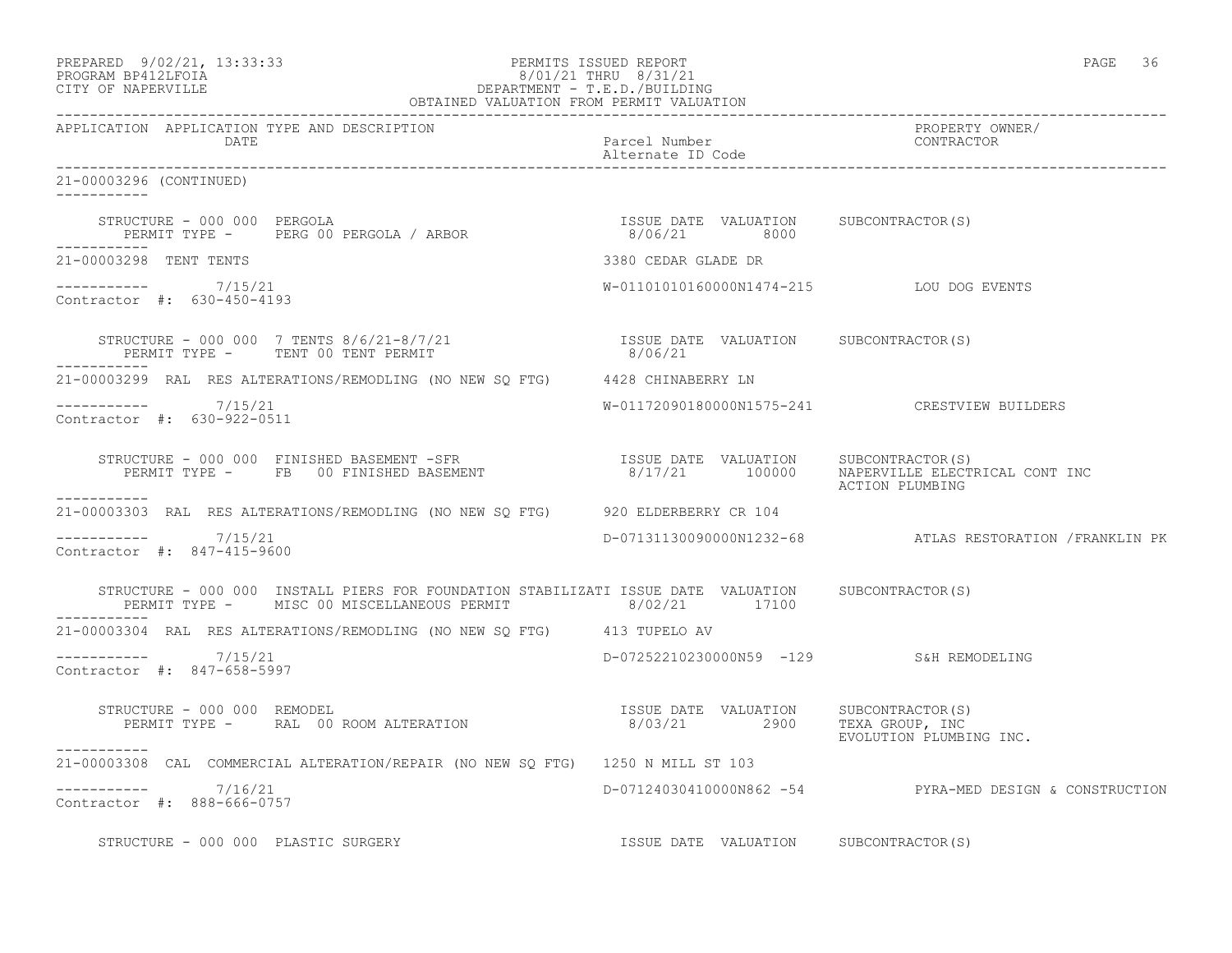21-00003296 (CONTINUED)

STRUCTURE - 000 000 PERGOLA
PERMIT TYPE - PERG 00 PERGOLA / ARBOR
ISSUE DATE 8/06/21 VALUATION 8000 SUBCONTRACTOR(S)

21-00003298 TENT TENTS — 3380 CEDAR GLADE DR
7/15/21 — W-01101010160000N1474-215 — LOU DOG EVENTS
Contractor #: 630-450-4193

STRUCTURE - 000 000 7 TENTS 8/6/21-8/7/21
PERMIT TYPE - TENT 00 TENT PERMIT
ISSUE DATE 8/06/21 VALUATION SUBCONTRACTOR(S)

21-00003299 RAL RES ALTERATIONS/REMODLING (NO NEW SQ FTG) — 4428 CHINABERRY LN
7/15/21 — W-01172090180000N1575-241 — CRESTVIEW BUILDERS
Contractor #: 630-922-0511

STRUCTURE - 000 000 FINISHED BASEMENT -SFR
PERMIT TYPE - FB 00 FINISHED BASEMENT
ISSUE DATE 8/17/21 VALUATION 100000 SUBCONTRACTOR(S) NAPERVILLE ELECTRICAL CONT INC, ACTION PLUMBING

21-00003303 RAL RES ALTERATIONS/REMODLING (NO NEW SQ FTG) — 920 ELDERBERRY CR 104
7/15/21 — D-07131130090000N1232-68 — ATLAS RESTORATION /FRANKLIN PK
Contractor #: 847-415-9600

STRUCTURE - 000 000 INSTALL PIERS FOR FOUNDATION STABILIZATI
PERMIT TYPE - MISC 00 MISCELLANEOUS PERMIT
ISSUE DATE 8/02/21 VALUATION 17100 SUBCONTRACTOR(S)

21-00003304 RAL RES ALTERATIONS/REMODLING (NO NEW SQ FTG) — 413 TUPELO AV
7/15/21 — D-07252210230000N59 -129 — S&H REMODELING
Contractor #: 847-658-5997

STRUCTURE - 000 000 REMODEL
PERMIT TYPE - RAL 00 ROOM ALTERATION
ISSUE DATE 8/03/21 VALUATION 2900 SUBCONTRACTOR(S) TEXA GROUP, INC, EVOLUTION PLUMBING INC.

21-00003308 CAL COMMERCIAL ALTERATION/REPAIR (NO NEW SQ FTG) — 1250 N MILL ST 103
7/16/21 — D-07124030410000N862 -54 — PYRA-MED DESIGN & CONSTRUCTION
Contractor #: 888-666-0757

STRUCTURE - 000 000 PLASTIC SURGERY
ISSUE DATE VALUATION SUBCONTRACTOR(S)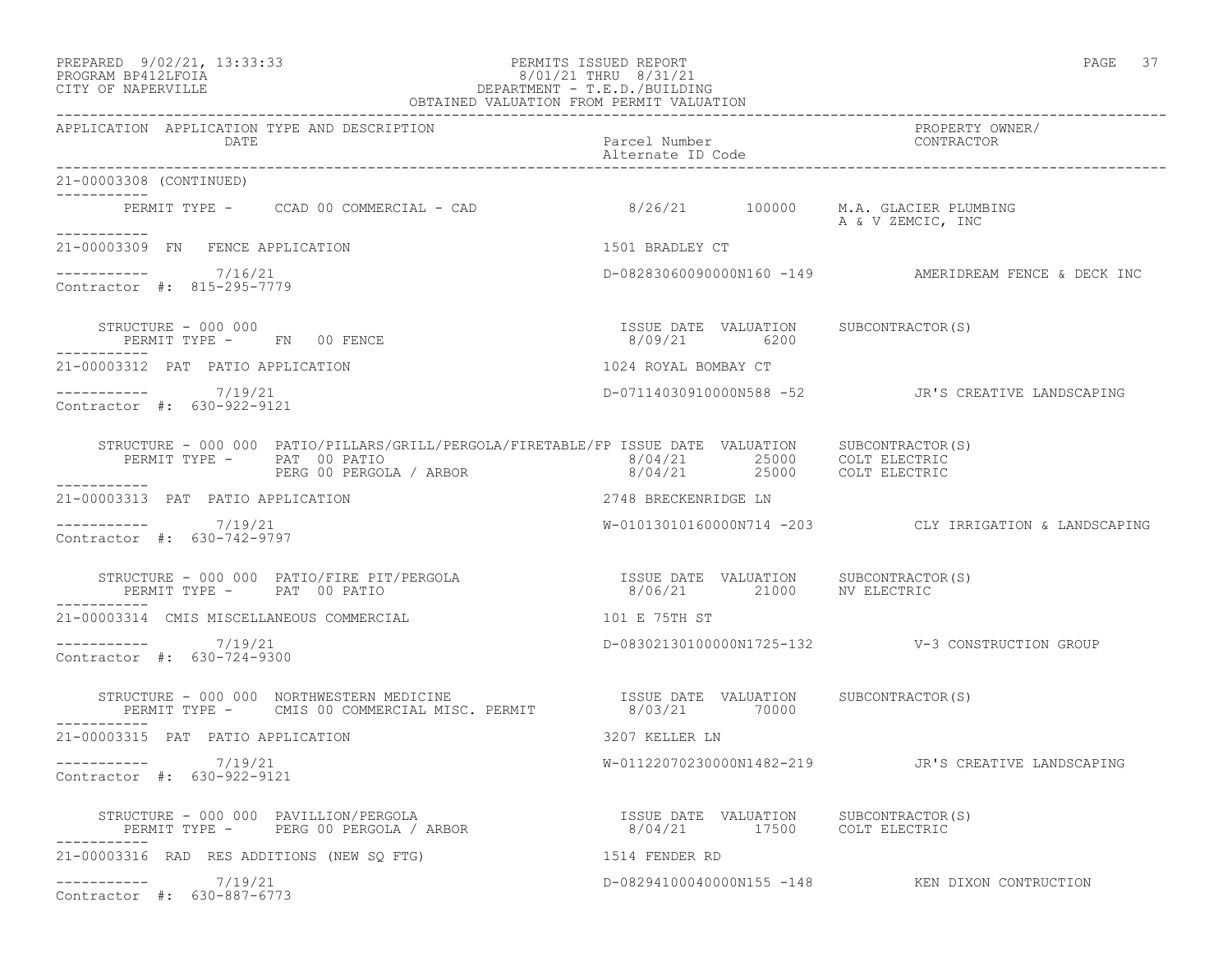PREPARED 9/02/21, 13:33:33 PERMITS ISSUED REPORT
PROGRAM BP412LFOIA 8/01/21 THRU 8/31/21
CITY OF NAPERVILLE DEPARTMENT - T.E.D./BUILDING
OBTAINED VALUATION FROM PERMIT VALUATION

| APPLICATION | APPLICATION TYPE AND DESCRIPTION / DATE | Parcel Number / Alternate ID Code | PROPERTY OWNER/ CONTRACTOR |
|---|---|---|---|

21-00003308 (CONTINUED)

PERMIT TYPE - CCAD 00 COMMERCIAL - CAD — 8/26/21 — 100000 — M.A. GLACIER PLUMBING; A & V ZEMCIC, INC

---

21-00003309 FN FENCE APPLICATION — 1501 BRADLEY CT

7/16/21 — D-08283060090000N160 -149 — AMERIDREAM FENCE & DECK INC
Contractor #: 815-295-7779

| STRUCTURE / PERMIT TYPE | ISSUE DATE | VALUATION | SUBCONTRACTOR(S) |
|---|---|---|---|
| STRUCTURE - 000 000; PERMIT TYPE - FN 00 FENCE | 8/09/21 | 6200 | |

---

21-00003312 PAT PATIO APPLICATION — 1024 ROYAL BOMBAY CT

7/19/21 — D-07114030910000N588 -52 — JR'S CREATIVE LANDSCAPING
Contractor #: 630-922-9121

| STRUCTURE / PERMIT TYPE | ISSUE DATE | VALUATION | SUBCONTRACTOR(S) |
|---|---|---|---|
| STRUCTURE - 000 000 PATIO/PILLARS/GRILL/PERGOLA/FIRETABLE/FP | | | |
| PERMIT TYPE - PAT 00 PATIO | 8/04/21 | 25000 | COLT ELECTRIC |
| PERG 00 PERGOLA / ARBOR | 8/04/21 | 25000 | COLT ELECTRIC |

---

21-00003313 PAT PATIO APPLICATION — 2748 BRECKENRIDGE LN

7/19/21 — W-01013010160000N714 -203 — CLY IRRIGATION & LANDSCAPING
Contractor #: 630-742-9797

| STRUCTURE / PERMIT TYPE | ISSUE DATE | VALUATION | SUBCONTRACTOR(S) |
|---|---|---|---|
| STRUCTURE - 000 000 PATIO/FIRE PIT/PERGOLA | | | |
| PERMIT TYPE - PAT 00 PATIO | 8/06/21 | 21000 | NV ELECTRIC |

---

21-00003314 CMIS MISCELLANEOUS COMMERCIAL — 101 E 75TH ST

7/19/21 — D-08302130100000N1725-132 — V-3 CONSTRUCTION GROUP
Contractor #: 630-724-9300

| STRUCTURE / PERMIT TYPE | ISSUE DATE | VALUATION | SUBCONTRACTOR(S) |
|---|---|---|---|
| STRUCTURE - 000 000 NORTHWESTERN MEDICINE | | | |
| PERMIT TYPE - CMIS 00 COMMERCIAL MISC. PERMIT | 8/03/21 | 70000 | |

---

21-00003315 PAT PATIO APPLICATION — 3207 KELLER LN

7/19/21 — W-01122070230000N1482-219 — JR'S CREATIVE LANDSCAPING
Contractor #: 630-922-9121

| STRUCTURE / PERMIT TYPE | ISSUE DATE | VALUATION | SUBCONTRACTOR(S) |
|---|---|---|---|
| STRUCTURE - 000 000 PAVILLION/PERGOLA | | | |
| PERMIT TYPE - PERG 00 PERGOLA / ARBOR | 8/04/21 | 17500 | COLT ELECTRIC |

---

21-00003316 RAD RES ADDITIONS (NEW SQ FTG) — 1514 FENDER RD

7/19/21 — D-08294100040000N155 -148 — KEN DIXON CONTRUCTION
Contractor #: 630-887-6773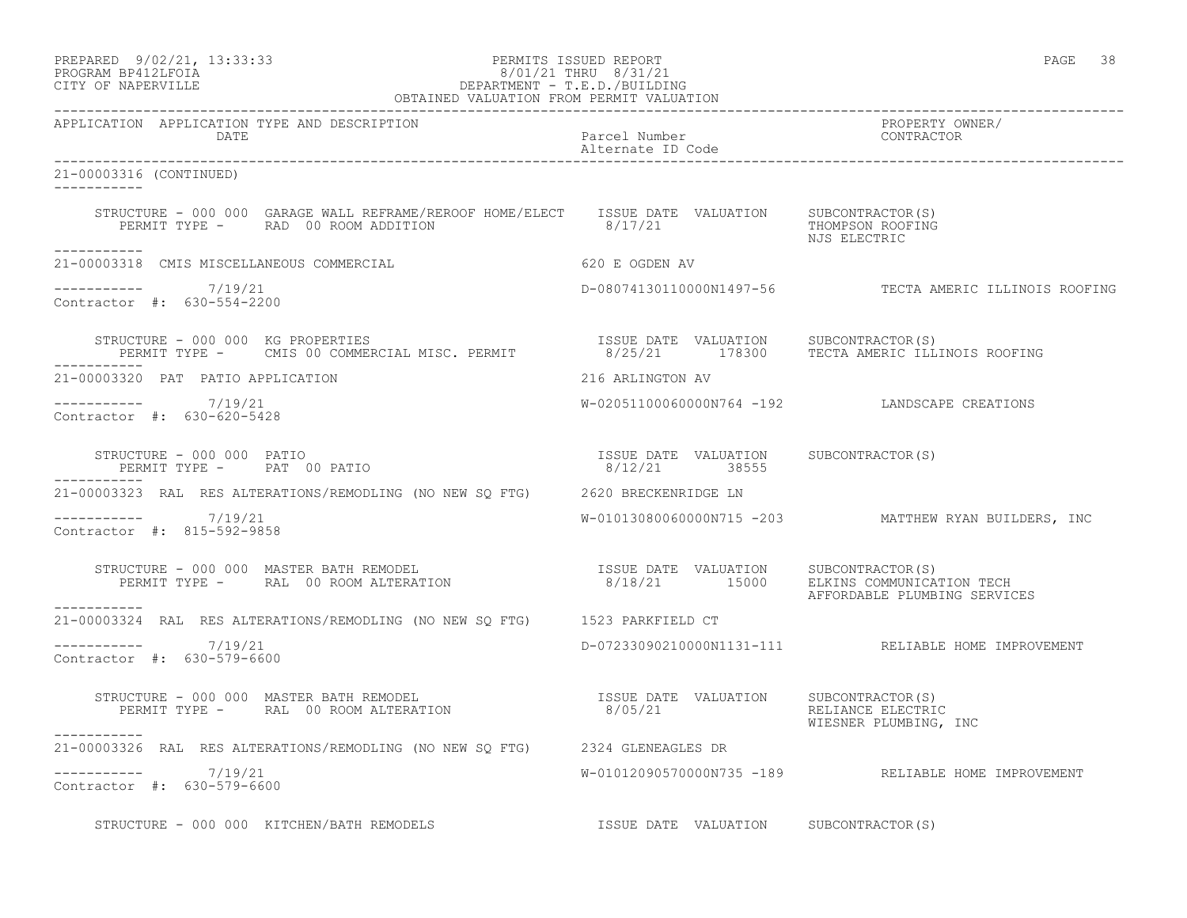APPLICATION APPLICATION TYPE AND DESCRIPTION DATE | Parcel Number / Alternate ID Code | PROPERTY OWNER/ CONTRACTOR

---

21-00003316 (CONTINUED)

STRUCTURE - 000 000 GARAGE WALL REFRAME/REROOF HOME/ELECT    ISSUE DATE VALUATION    SUBCONTRACTOR(S)
PERMIT TYPE - RAD 00 ROOM ADDITION    8/17/21    THOMPSON ROOFING
NJS ELECTRIC

---

21-00003318 CMIS MISCELLANEOUS COMMERCIAL    620 E OGDEN AV

7/19/21    D-08074130110000N1497-56    TECTA AMERIC ILLINOIS ROOFING
Contractor #: 630-554-2200

STRUCTURE - 000 000 KG PROPERTIES    ISSUE DATE VALUATION    SUBCONTRACTOR(S)
PERMIT TYPE - CMIS 00 COMMERCIAL MISC. PERMIT    8/25/21    178300    TECTA AMERIC ILLINOIS ROOFING

---

21-00003320 PAT PATIO APPLICATION    216 ARLINGTON AV

7/19/21    W-02051100060000N764 -192    LANDSCAPE CREATIONS
Contractor #: 630-620-5428

STRUCTURE - 000 000 PATIO    ISSUE DATE VALUATION    SUBCONTRACTOR(S)
PERMIT TYPE - PAT 00 PATIO    8/12/21    38555

---

21-00003323 RAL RES ALTERATIONS/REMODLING (NO NEW SQ FTG)    2620 BRECKENRIDGE LN

7/19/21    W-01013080060000N715 -203    MATTHEW RYAN BUILDERS, INC
Contractor #: 815-592-9858

STRUCTURE - 000 000 MASTER BATH REMODEL    ISSUE DATE VALUATION    SUBCONTRACTOR(S)
PERMIT TYPE - RAL 00 ROOM ALTERATION    8/18/21    15000    ELKINS COMMUNICATION TECH
AFFORDABLE PLUMBING SERVICES

---

21-00003324 RAL RES ALTERATIONS/REMODLING (NO NEW SQ FTG)    1523 PARKFIELD CT

7/19/21    D-07233090210000N1131-111    RELIABLE HOME IMPROVEMENT
Contractor #: 630-579-6600

STRUCTURE - 000 000 MASTER BATH REMODEL    ISSUE DATE VALUATION    SUBCONTRACTOR(S)
PERMIT TYPE - RAL 00 ROOM ALTERATION    8/05/21    RELIANCE ELECTRIC
WIESNER PLUMBING, INC

---

21-00003326 RAL RES ALTERATIONS/REMODLING (NO NEW SQ FTG)    2324 GLENEAGLES DR

7/19/21    W-01012090570000N735 -189    RELIABLE HOME IMPROVEMENT
Contractor #: 630-579-6600

STRUCTURE - 000 000 KITCHEN/BATH REMODELS    ISSUE DATE VALUATION    SUBCONTRACTOR(S)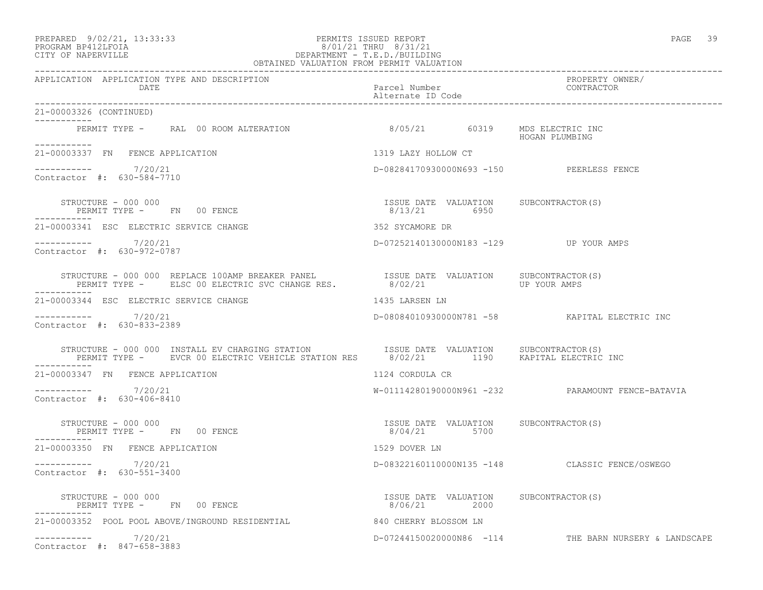21-00003326 (CONTINUED)

| APPLICATION | APPLICATION TYPE AND DESCRIPTION / DATE | Parcel Number / Alternate ID Code | PROPERTY OWNER/ CONTRACTOR |
|---|---|---|---|
| | PERMIT TYPE - RAL 00 ROOM ALTERATION | 8/05/21 60319 | MDS ELECTRIC INC<br>HOGAN PLUMBING |
| 21-00003337 | FN FENCE APPLICATION | 1319 LAZY HOLLOW CT | |
| | 7/20/21<br>Contractor #: 630-584-7710 | D-08284170930000N693 -150 | PEERLESS FENCE |
| | STRUCTURE - 000 000<br>PERMIT TYPE - FN 00 FENCE | ISSUE DATE 8/13/21 VALUATION 6950 | SUBCONTRACTOR(S) |
| 21-00003341 | ESC ELECTRIC SERVICE CHANGE | 352 SYCAMORE DR | |
| | 7/20/21<br>Contractor #: 630-972-0787 | D-07252140130000N183 -129 | UP YOUR AMPS |
| | STRUCTURE - 000 000 REPLACE 100AMP BREAKER PANEL<br>PERMIT TYPE - ELSC 00 ELECTRIC SVC CHANGE RES. | ISSUE DATE 8/02/21 VALUATION | SUBCONTRACTOR(S)<br>UP YOUR AMPS |
| 21-00003344 | ESC ELECTRIC SERVICE CHANGE | 1435 LARSEN LN | |
| | 7/20/21<br>Contractor #: 630-833-2389 | D-08084010930000N781 -58 | KAPITAL ELECTRIC INC |
| | STRUCTURE - 000 000 INSTALL EV CHARGING STATION<br>PERMIT TYPE - EVCR 00 ELECTRIC VEHICLE STATION RES | ISSUE DATE 8/02/21 VALUATION 1190 | SUBCONTRACTOR(S)<br>KAPITAL ELECTRIC INC |
| 21-00003347 | FN FENCE APPLICATION | 1124 CORDULA CR | |
| | 7/20/21<br>Contractor #: 630-406-8410 | W-01114280190000N961 -232 | PARAMOUNT FENCE-BATAVIA |
| | STRUCTURE - 000 000<br>PERMIT TYPE - FN 00 FENCE | ISSUE DATE 8/04/21 VALUATION 5700 | SUBCONTRACTOR(S) |
| 21-00003350 | FN FENCE APPLICATION | 1529 DOVER LN | |
| | 7/20/21<br>Contractor #: 630-551-3400 | D-08322160110000N135 -148 | CLASSIC FENCE/OSWEGO |
| | STRUCTURE - 000 000<br>PERMIT TYPE - FN 00 FENCE | ISSUE DATE 8/06/21 VALUATION 2000 | SUBCONTRACTOR(S) |
| 21-00003352 | POOL POOL ABOVE/INGROUND RESIDENTIAL | 840 CHERRY BLOSSOM LN | |
| | 7/20/21<br>Contractor #: 847-658-3883 | D-07244150020000N86 -114 | THE BARN NURSERY & LANDSCAPE |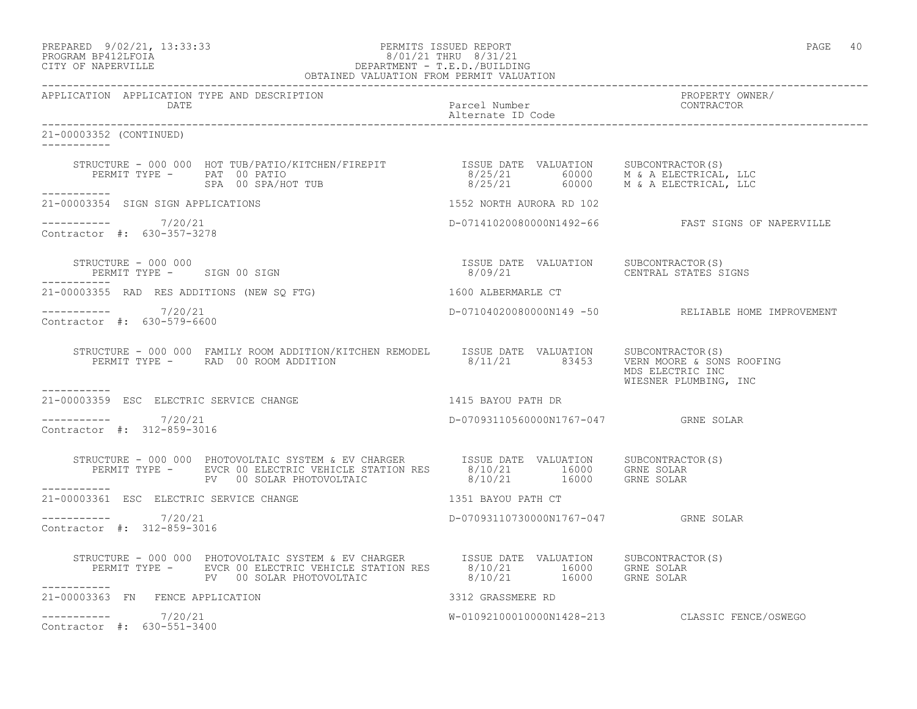APPLICATION APPLICATION TYPE AND DESCRIPTION / DATE — Parcel Number / Alternate ID Code — PROPERTY OWNER/ CONTRACTOR

21-00003352 (CONTINUED)

```
STRUCTURE - 000 000  HOT TUB/PATIO/KITCHEN/FIREPIT           ISSUE DATE  VALUATION    SUBCONTRACTOR(S)
   PERMIT TYPE -     PAT  00 PATIO                            8/25/21       60000     M & A ELECTRICAL, LLC
                     SPA  00 SPA/HOT TUB                      8/25/21       60000     M & A ELECTRICAL, LLC
```

21-00003354 SIGN SIGN APPLICATIONS — 1552 NORTH AURORA RD 102

7/20/21 — D-07141020080000N1492-66 — FAST SIGNS OF NAPERVILLE

Contractor #: 630-357-3278

```
STRUCTURE - 000 000                                           ISSUE DATE  VALUATION    SUBCONTRACTOR(S)
   PERMIT TYPE -     SIGN 00 SIGN                             8/09/21                  CENTRAL STATES SIGNS
```

21-00003355 RAD RES ADDITIONS (NEW SQ FTG) — 1600 ALBERMARLE CT

7/20/21 — D-07104020080000N149 -50 — RELIABLE HOME IMPROVEMENT

Contractor #: 630-579-6600

```
STRUCTURE - 000 000  FAMILY ROOM ADDITION/KITCHEN REMODEL     ISSUE DATE  VALUATION    SUBCONTRACTOR(S)
   PERMIT TYPE -     RAD  00 ROOM ADDITION                    8/11/21       83453     VERN MOORE & SONS ROOFING
                                                                                       MDS ELECTRIC INC
                                                                                       WIESNER PLUMBING, INC
```

21-00003359 ESC ELECTRIC SERVICE CHANGE — 1415 BAYOU PATH DR

7/20/21 — D-07093110560000N1767-047 — GRNE SOLAR

Contractor #: 312-859-3016

```
STRUCTURE - 000 000  PHOTOVOLTAIC SYSTEM & EV CHARGER         ISSUE DATE  VALUATION    SUBCONTRACTOR(S)
   PERMIT TYPE -     EVCR 00 ELECTRIC VEHICLE STATION RES     8/10/21       16000     GRNE SOLAR
                     PV   00 SOLAR PHOTOVOLTAIC               8/10/21       16000     GRNE SOLAR
```

21-00003361 ESC ELECTRIC SERVICE CHANGE — 1351 BAYOU PATH CT

7/20/21 — D-07093110730000N1767-047 — GRNE SOLAR

Contractor #: 312-859-3016

```
STRUCTURE - 000 000  PHOTOVOLTAIC SYSTEM & EV CHARGER         ISSUE DATE  VALUATION    SUBCONTRACTOR(S)
   PERMIT TYPE -     EVCR 00 ELECTRIC VEHICLE STATION RES     8/10/21       16000     GRNE SOLAR
                     PV   00 SOLAR PHOTOVOLTAIC               8/10/21       16000     GRNE SOLAR
```

21-00003363 FN FENCE APPLICATION — 3312 GRASSMERE RD

7/20/21 — W-01092100010000N1428-213 — CLASSIC FENCE/OSWEGO

Contractor #: 630-551-3400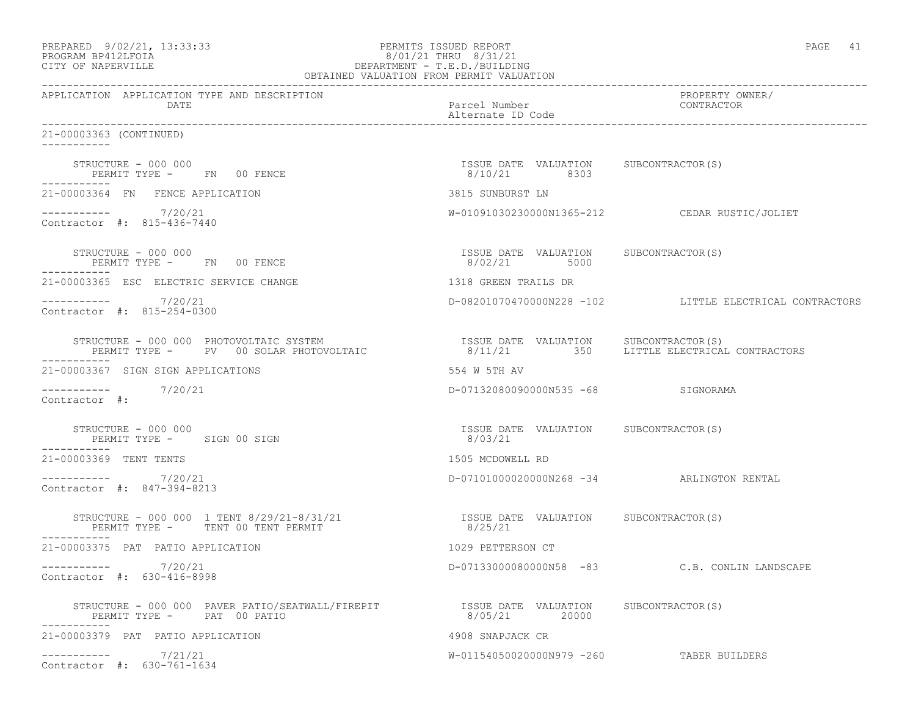PREPARED 9/02/21, 13:33:33 PERMITS ISSUED REPORT
PROGRAM BP412LFOIA 8/01/21 THRU 8/31/21
CITY OF NAPERVILLE DEPARTMENT - T.E.D./BUILDING
OBTAINED VALUATION FROM PERMIT VALUATION

| APPLICATION | APPLICATION TYPE AND DESCRIPTION / DATE | Parcel Number / Alternate ID Code | PROPERTY OWNER/ CONTRACTOR |
|---|---|---|---|

**21-00003363 (CONTINUED)**

STRUCTURE - 000 000
PERMIT TYPE - FN 00 FENCE
ISSUE DATE 8/10/21 VALUATION 8303 SUBCONTRACTOR(S)

---

**21-00003364 FN FENCE APPLICATION** — 3815 SUNBURST LN
7/20/21 — W-01091030230000N1365-212 — CEDAR RUSTIC/JOLIET
Contractor #: 815-436-7440

STRUCTURE - 000 000
PERMIT TYPE - FN 00 FENCE
ISSUE DATE 8/02/21 VALUATION 5000 SUBCONTRACTOR(S)

---

**21-00003365 ESC ELECTRIC SERVICE CHANGE** — 1318 GREEN TRAILS DR
7/20/21 — D-08201070470000N228 -102 — LITTLE ELECTRICAL CONTRACTORS
Contractor #: 815-254-0300

STRUCTURE - 000 000 PHOTOVOLTAIC SYSTEM
PERMIT TYPE - PV 00 SOLAR PHOTOVOLTAIC
ISSUE DATE 8/11/21 VALUATION 350 SUBCONTRACTOR(S) LITTLE ELECTRICAL CONTRACTORS

---

**21-00003367 SIGN SIGN APPLICATIONS** — 554 W 5TH AV
7/20/21 — D-07132080090000N535 -68 — SIGNORAMA
Contractor #:

STRUCTURE - 000 000
PERMIT TYPE - SIGN 00 SIGN
ISSUE DATE 8/03/21 VALUATION SUBCONTRACTOR(S)

---

**21-00003369 TENT TENTS** — 1505 MCDOWELL RD
7/20/21 — D-07101000020000N268 -34 — ARLINGTON RENTAL
Contractor #: 847-394-8213

STRUCTURE - 000 000 1 TENT 8/29/21-8/31/21
PERMIT TYPE - TENT 00 TENT PERMIT
ISSUE DATE 8/25/21 VALUATION SUBCONTRACTOR(S)

---

**21-00003375 PAT PATIO APPLICATION** — 1029 PETTERSON CT
7/20/21 — D-07133000080000N58 -83 — C.B. CONLIN LANDSCAPE
Contractor #: 630-416-8998

STRUCTURE - 000 000 PAVER PATIO/SEATWALL/FIREPIT
PERMIT TYPE - PAT 00 PATIO
ISSUE DATE 8/05/21 VALUATION 20000 SUBCONTRACTOR(S)

---

**21-00003379 PAT PATIO APPLICATION** — 4908 SNAPJACK CR
7/21/21 — W-01154050020000N979 -260 — TABER BUILDERS
Contractor #: 630-761-1634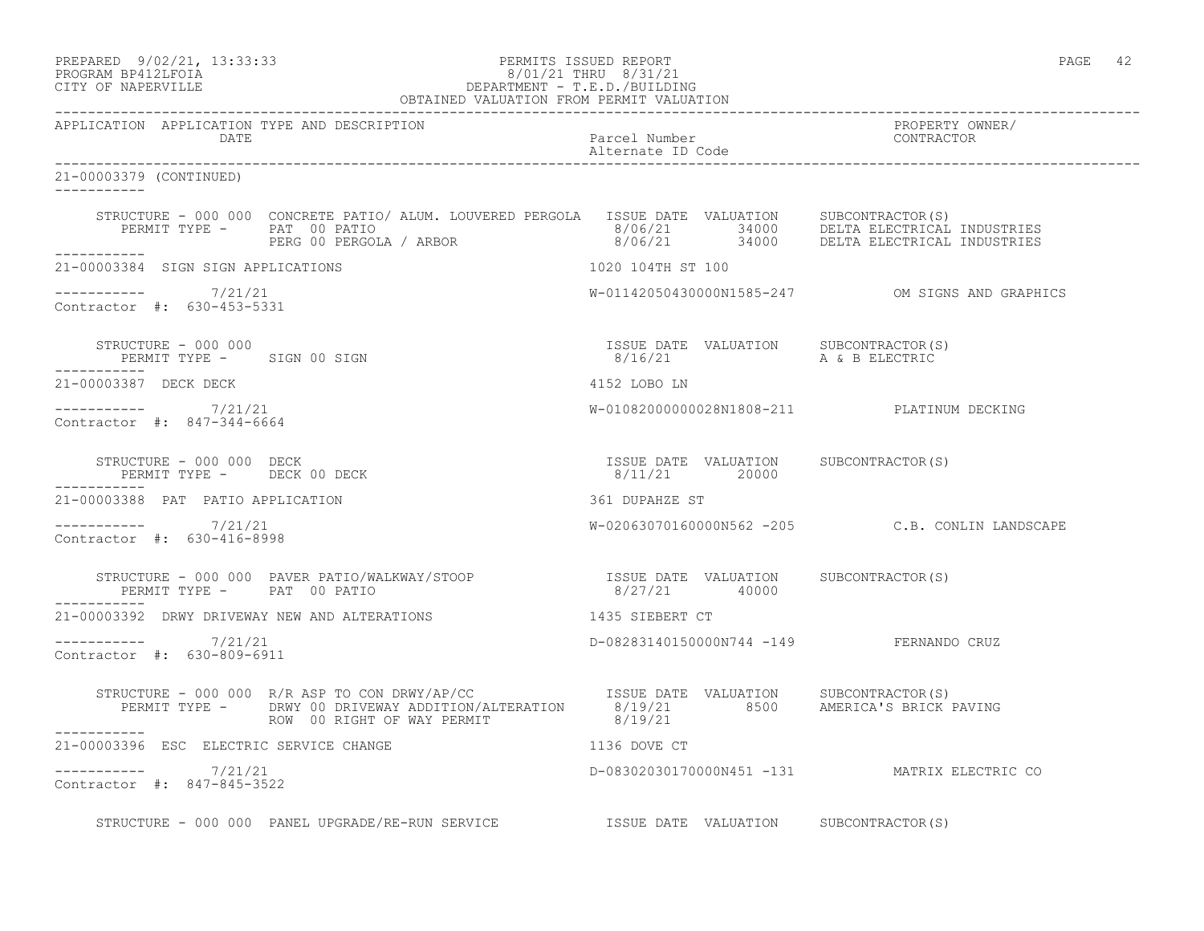PREPARED 9/02/21, 13:33:33 PERMITS ISSUED REPORT
PROGRAM BP412LFOIA 8/01/21 THRU 8/31/21
CITY OF NAPERVILLE DEPARTMENT - T.E.D./BUILDING
OBTAINED VALUATION FROM PERMIT VALUATION

| APPLICATION | APPLICATION TYPE AND DESCRIPTION DATE | Parcel Number / Alternate ID Code | PROPERTY OWNER/ CONTRACTOR |
|---|---|---|---|

**21-00003379 (CONTINUED)**

STRUCTURE - 000 000 CONCRETE PATIO/ ALUM. LOUVERED PERGOLA

| PERMIT TYPE | ISSUE DATE | VALUATION | SUBCONTRACTOR(S) |
|---|---|---|---|
| PAT 00 PATIO | 8/06/21 | 34000 | DELTA ELECTRICAL INDUSTRIES |
| PERG 00 PERGOLA / ARBOR | 8/06/21 | 34000 | DELTA ELECTRICAL INDUSTRIES |

**21-00003384 SIGN SIGN APPLICATIONS** — 1020 104TH ST 100

7/21/21 — W-01142050430000N1585-247 — OM SIGNS AND GRAPHICS

Contractor #: 630-453-5331

STRUCTURE - 000 000

| PERMIT TYPE | ISSUE DATE | VALUATION | SUBCONTRACTOR(S) |
|---|---|---|---|
| SIGN 00 SIGN | 8/16/21 | | A & B ELECTRIC |

**21-00003387 DECK DECK** — 4152 LOBO LN

7/21/21 — W-01082000000028N1808-211 — PLATINUM DECKING

Contractor #: 847-344-6664

STRUCTURE - 000 000 DECK

| PERMIT TYPE | ISSUE DATE | VALUATION | SUBCONTRACTOR(S) |
|---|---|---|---|
| DECK 00 DECK | 8/11/21 | 20000 | |

**21-00003388 PAT PATIO APPLICATION** — 361 DUPAHZE ST

7/21/21 — W-02063070160000N562 -205 — C.B. CONLIN LANDSCAPE

Contractor #: 630-416-8998

STRUCTURE - 000 000 PAVER PATIO/WALKWAY/STOOP

| PERMIT TYPE | ISSUE DATE | VALUATION | SUBCONTRACTOR(S) |
|---|---|---|---|
| PAT 00 PATIO | 8/27/21 | 40000 | |

**21-00003392 DRWY DRIVEWAY NEW AND ALTERATIONS** — 1435 SIEBERT CT

7/21/21 — D-08283140150000N744 -149 — FERNANDO CRUZ

Contractor #: 630-809-6911

STRUCTURE - 000 000 R/R ASP TO CON DRWY/AP/CC

| PERMIT TYPE | ISSUE DATE | VALUATION | SUBCONTRACTOR(S) |
|---|---|---|---|
| DRWY 00 DRIVEWAY ADDITION/ALTERATION | 8/19/21 | 8500 | AMERICA'S BRICK PAVING |
| ROW 00 RIGHT OF WAY PERMIT | 8/19/21 | | |

**21-00003396 ESC ELECTRIC SERVICE CHANGE** — 1136 DOVE CT

7/21/21 — D-08302030170000N451 -131 — MATRIX ELECTRIC CO

Contractor #: 847-845-3522

STRUCTURE - 000 000 PANEL UPGRADE/RE-RUN SERVICE — ISSUE DATE VALUATION SUBCONTRACTOR(S)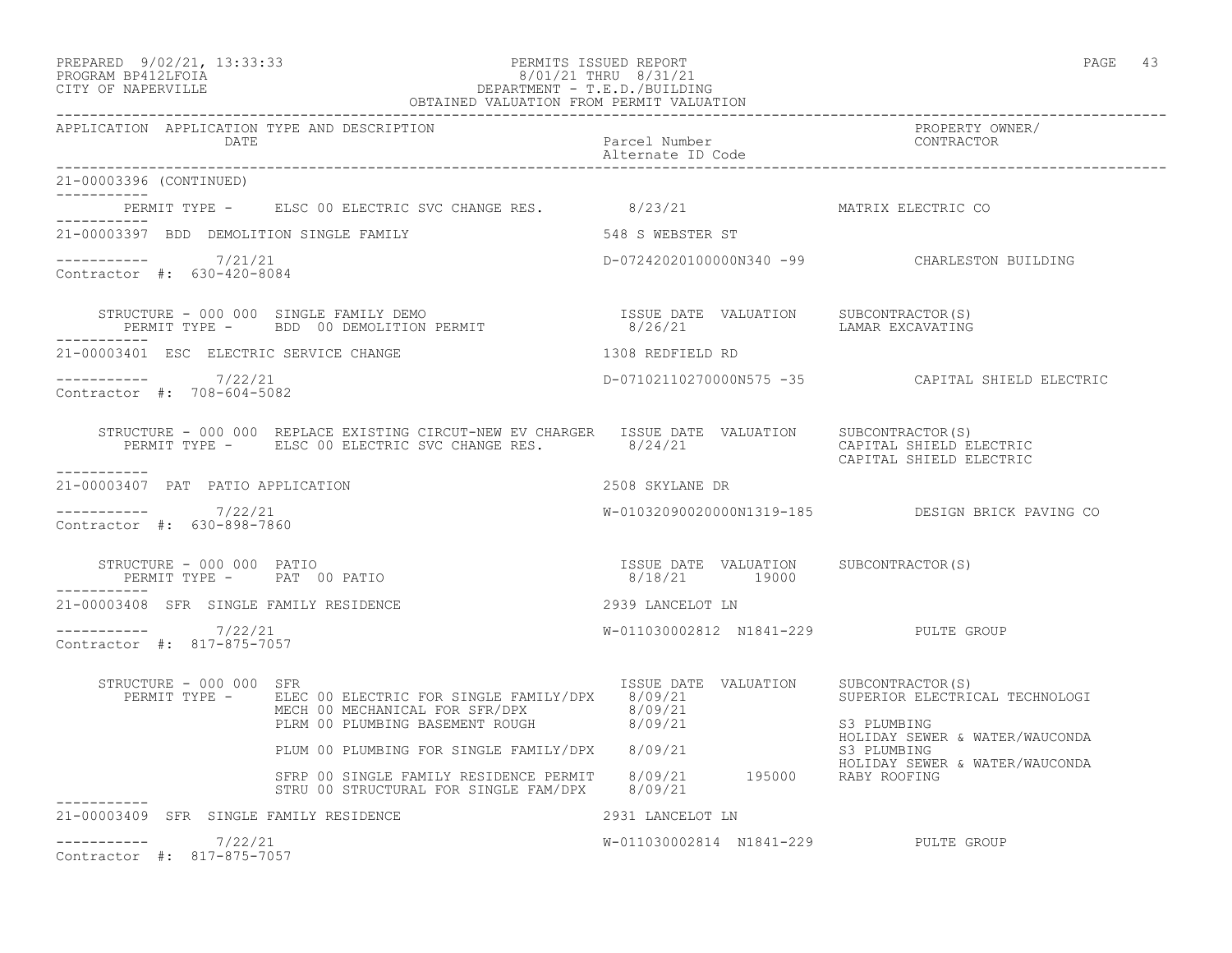PREPARED 9/02/21, 13:33:33
PROGRAM BP412LFOIA
CITY OF NAPERVILLE

PERMITS ISSUED REPORT
8/01/21 THRU 8/31/21
DEPARTMENT - T.E.D./BUILDING
OBTAINED VALUATION FROM PERMIT VALUATION

| APPLICATION | APPLICATION TYPE AND DESCRIPTION / DATE | Parcel Number / Alternate ID Code | PROPERTY OWNER/ CONTRACTOR |
|---|---|---|---|

**21-00003396 (CONTINUED)**

PERMIT TYPE - ELSC 00 ELECTRIC SVC CHANGE RES. 8/23/21 — MATRIX ELECTRIC CO

---

**21-00003397 BDD DEMOLITION SINGLE FAMILY** — 548 S WEBSTER ST

7/21/21 — D-07242020100000N340 -99 — CHARLESTON BUILDING

Contractor #: 630-420-8084

| STRUCTURE / PERMIT TYPE | ISSUE DATE | VALUATION | SUBCONTRACTOR(S) |
|---|---|---|---|
| STRUCTURE - 000 000 SINGLE FAMILY DEMO | | | |
| PERMIT TYPE - BDD 00 DEMOLITION PERMIT | 8/26/21 | | LAMAR EXCAVATING |

---

**21-00003401 ESC ELECTRIC SERVICE CHANGE** — 1308 REDFIELD RD

7/22/21 — D-07102110270000N575 -35 — CAPITAL SHIELD ELECTRIC

Contractor #: 708-604-5082

| STRUCTURE / PERMIT TYPE | ISSUE DATE | VALUATION | SUBCONTRACTOR(S) |
|---|---|---|---|
| STRUCTURE - 000 000 REPLACE EXISTING CIRCUT-NEW EV CHARGER | | | |
| PERMIT TYPE - ELSC 00 ELECTRIC SVC CHANGE RES. | 8/24/21 | | CAPITAL SHIELD ELECTRIC<br>CAPITAL SHIELD ELECTRIC |

---

**21-00003407 PAT PATIO APPLICATION** — 2508 SKYLANE DR

7/22/21 — W-01032090020000N1319-185 — DESIGN BRICK PAVING CO

Contractor #: 630-898-7860

| STRUCTURE / PERMIT TYPE | ISSUE DATE | VALUATION | SUBCONTRACTOR(S) |
|---|---|---|---|
| STRUCTURE - 000 000 PATIO | | | |
| PERMIT TYPE - PAT 00 PATIO | 8/18/21 | 19000 | |

---

**21-00003408 SFR SINGLE FAMILY RESIDENCE** — 2939 LANCELOT LN

7/22/21 — W-011030002812 N1841-229 — PULTE GROUP

Contractor #: 817-875-7057

| STRUCTURE / PERMIT TYPE | ISSUE DATE | VALUATION | SUBCONTRACTOR(S) |
|---|---|---|---|
| STRUCTURE - 000 000 SFR | | | |
| PERMIT TYPE - ELEC 00 ELECTRIC FOR SINGLE FAMILY/DPX | 8/09/21 | | SUPERIOR ELECTRICAL TECHNOLOGI |
| MECH 00 MECHANICAL FOR SFR/DPX | 8/09/21 | | |
| PLRM 00 PLUMBING BASEMENT ROUGH | 8/09/21 | | S3 PLUMBING<br>HOLIDAY SEWER & WATER/WAUCONDA |
| PLUM 00 PLUMBING FOR SINGLE FAMILY/DPX | 8/09/21 | | S3 PLUMBING<br>HOLIDAY SEWER & WATER/WAUCONDA |
| SFRP 00 SINGLE FAMILY RESIDENCE PERMIT | 8/09/21 | 195000 | RABY ROOFING |
| STRU 00 STRUCTURAL FOR SINGLE FAM/DPX | 8/09/21 | | |

---

**21-00003409 SFR SINGLE FAMILY RESIDENCE** — 2931 LANCELOT LN

7/22/21 — W-011030002814 N1841-229 — PULTE GROUP

Contractor #: 817-875-7057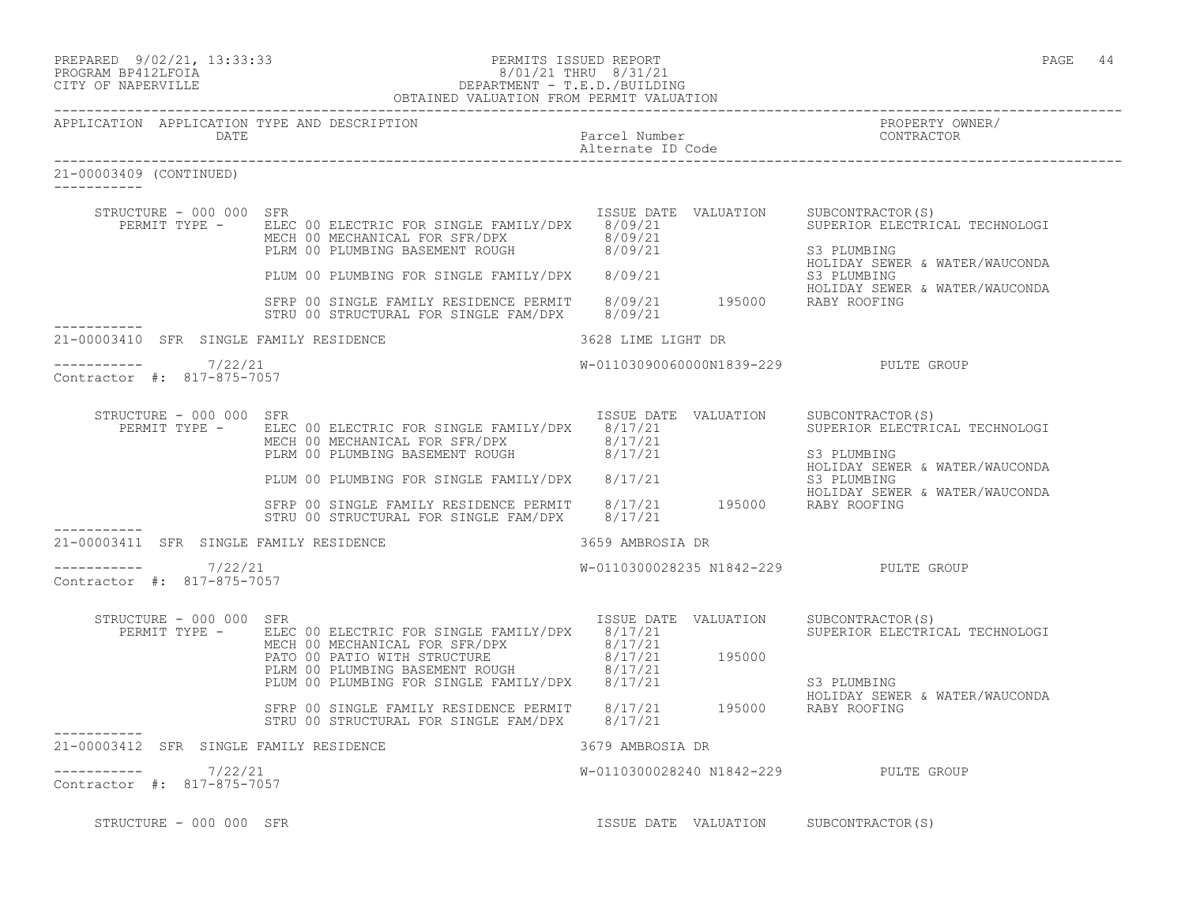PREPARED 9/02/21, 13:33:33 PERMITS ISSUED REPORT
PROGRAM BP412LFOIA 8/01/21 THRU 8/31/21
CITY OF NAPERVILLE DEPARTMENT - T.E.D./BUILDING
OBTAINED VALUATION FROM PERMIT VALUATION

| APPLICATION | APPLICATION TYPE AND DESCRIPTION / DATE | Parcel Number / Alternate ID Code | PROPERTY OWNER/ CONTRACTOR |
|---|---|---|---|

**21-00003409 (CONTINUED)**

STRUCTURE - 000 000 SFR

| PERMIT TYPE | ISSUE DATE | VALUATION | SUBCONTRACTOR(S) |
|---|---|---|---|
| ELEC 00 ELECTRIC FOR SINGLE FAMILY/DPX | 8/09/21 | | SUPERIOR ELECTRICAL TECHNOLOGI |
| MECH 00 MECHANICAL FOR SFR/DPX | 8/09/21 | | |
| PLRM 00 PLUMBING BASEMENT ROUGH | 8/09/21 | | S3 PLUMBING<br>HOLIDAY SEWER & WATER/WAUCONDA |
| PLUM 00 PLUMBING FOR SINGLE FAMILY/DPX | 8/09/21 | | S3 PLUMBING<br>HOLIDAY SEWER & WATER/WAUCONDA |
| SFRP 00 SINGLE FAMILY RESIDENCE PERMIT | 8/09/21 | 195000 | RABY ROOFING |
| STRU 00 STRUCTURAL FOR SINGLE FAM/DPX | 8/09/21 | | |

**21-00003410 SFR SINGLE FAMILY RESIDENCE** — 3628 LIME LIGHT DR

7/22/21 — W-01103090060000N1839-229 — PULTE GROUP
Contractor #: 817-875-7057

STRUCTURE - 000 000 SFR

| PERMIT TYPE | ISSUE DATE | VALUATION | SUBCONTRACTOR(S) |
|---|---|---|---|
| ELEC 00 ELECTRIC FOR SINGLE FAMILY/DPX | 8/17/21 | | SUPERIOR ELECTRICAL TECHNOLOGI |
| MECH 00 MECHANICAL FOR SFR/DPX | 8/17/21 | | |
| PLRM 00 PLUMBING BASEMENT ROUGH | 8/17/21 | | S3 PLUMBING<br>HOLIDAY SEWER & WATER/WAUCONDA |
| PLUM 00 PLUMBING FOR SINGLE FAMILY/DPX | 8/17/21 | | S3 PLUMBING<br>HOLIDAY SEWER & WATER/WAUCONDA |
| SFRP 00 SINGLE FAMILY RESIDENCE PERMIT | 8/17/21 | 195000 | RABY ROOFING |
| STRU 00 STRUCTURAL FOR SINGLE FAM/DPX | 8/17/21 | | |

**21-00003411 SFR SINGLE FAMILY RESIDENCE** — 3659 AMBROSIA DR

7/22/21 — W-0110300028235 N1842-229 — PULTE GROUP
Contractor #: 817-875-7057

STRUCTURE - 000 000 SFR

| PERMIT TYPE | ISSUE DATE | VALUATION | SUBCONTRACTOR(S) |
|---|---|---|---|
| ELEC 00 ELECTRIC FOR SINGLE FAMILY/DPX | 8/17/21 | | SUPERIOR ELECTRICAL TECHNOLOGI |
| MECH 00 MECHANICAL FOR SFR/DPX | 8/17/21 | | |
| PATO 00 PATIO WITH STRUCTURE | 8/17/21 | 195000 | |
| PLRM 00 PLUMBING BASEMENT ROUGH | 8/17/21 | | |
| PLUM 00 PLUMBING FOR SINGLE FAMILY/DPX | 8/17/21 | | S3 PLUMBING<br>HOLIDAY SEWER & WATER/WAUCONDA |
| SFRP 00 SINGLE FAMILY RESIDENCE PERMIT | 8/17/21 | 195000 | RABY ROOFING |
| STRU 00 STRUCTURAL FOR SINGLE FAM/DPX | 8/17/21 | | |

**21-00003412 SFR SINGLE FAMILY RESIDENCE** — 3679 AMBROSIA DR

7/22/21 — W-0110300028240 N1842-229 — PULTE GROUP
Contractor #: 817-875-7057

STRUCTURE - 000 000 SFR — ISSUE DATE — VALUATION — SUBCONTRACTOR(S)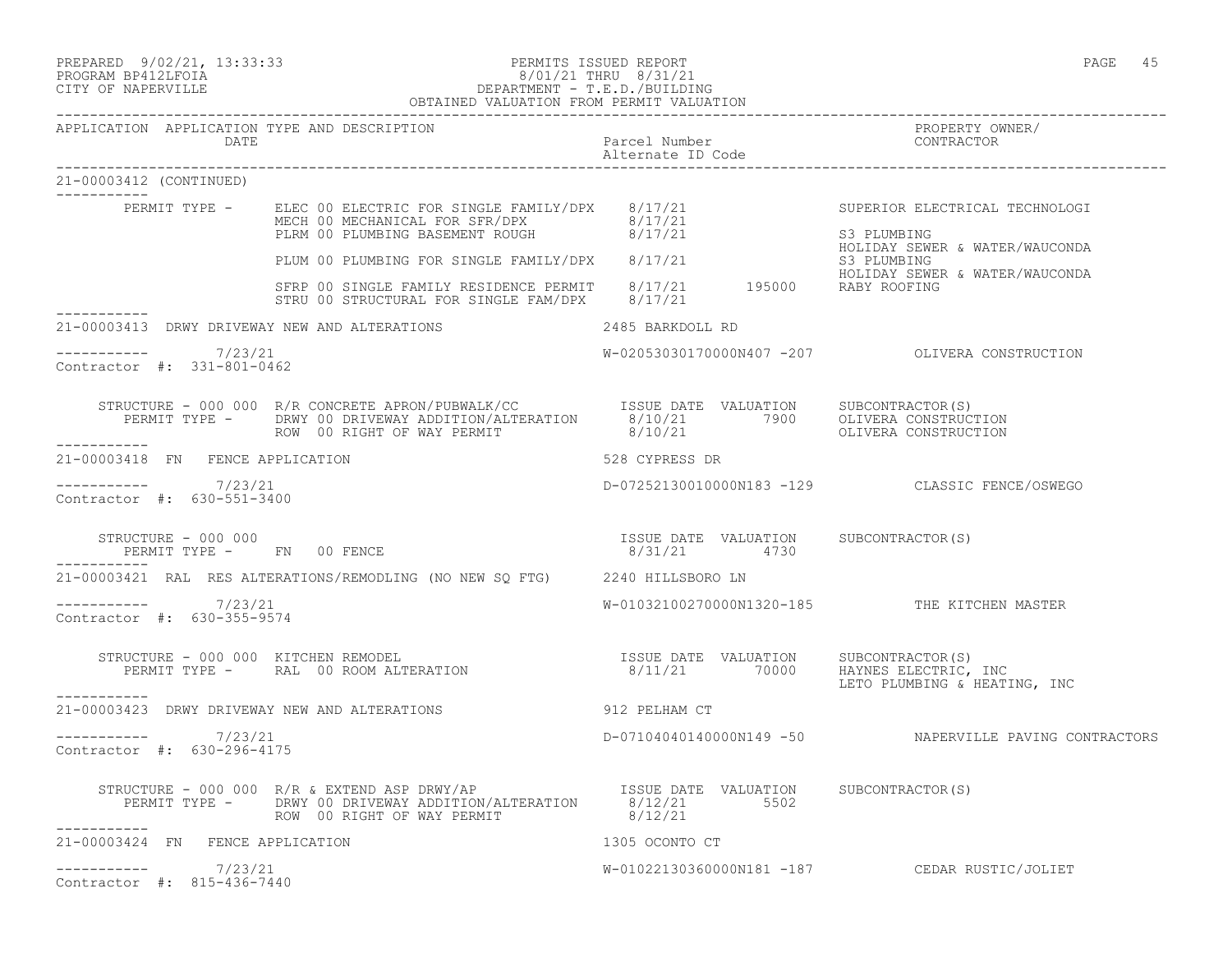PREPARED 9/02/21, 13:33:33 — PERMITS ISSUED REPORT — 8/01/21 THRU 8/31/21
PROGRAM BP412LFOIA
CITY OF NAPERVILLE — DEPARTMENT - T.E.D./BUILDING
OBTAINED VALUATION FROM PERMIT VALUATION

| APPLICATION | APPLICATION TYPE AND DESCRIPTION / DATE | Parcel Number / Alternate ID Code | PROPERTY OWNER/ CONTRACTOR |
|---|---|---|---|

**21-00003412 (CONTINUED)**

| PERMIT TYPE | ISSUE DATE | VALUATION | SUBCONTRACTOR(S) |
|---|---|---|---|
| ELEC 00 ELECTRIC FOR SINGLE FAMILY/DPX | 8/17/21 | | SUPERIOR ELECTRICAL TECHNOLOGI |
| MECH 00 MECHANICAL FOR SFR/DPX | 8/17/21 | | |
| PLRM 00 PLUMBING BASEMENT ROUGH | 8/17/21 | | S3 PLUMBING; HOLIDAY SEWER & WATER/WAUCONDA |
| PLUM 00 PLUMBING FOR SINGLE FAMILY/DPX | 8/17/21 | | S3 PLUMBING; HOLIDAY SEWER & WATER/WAUCONDA |
| SFRP 00 SINGLE FAMILY RESIDENCE PERMIT | 8/17/21 | 195000 | RABY ROOFING |
| STRU 00 STRUCTURAL FOR SINGLE FAM/DPX | 8/17/21 | | |

**21-00003413 DRWY DRIVEWAY NEW AND ALTERATIONS** — 2485 BARKDOLL RD
7/23/21 — W-02053030170000N407 -207 — OLIVERA CONSTRUCTION
Contractor #: 331-801-0462

STRUCTURE - 000 000 R/R CONCRETE APRON/PUBWALK/CC

| PERMIT TYPE | ISSUE DATE | VALUATION | SUBCONTRACTOR(S) |
|---|---|---|---|
| DRWY 00 DRIVEWAY ADDITION/ALTERATION | 8/10/21 | 7900 | OLIVERA CONSTRUCTION |
| ROW 00 RIGHT OF WAY PERMIT | 8/10/21 | | OLIVERA CONSTRUCTION |

**21-00003418 FN FENCE APPLICATION** — 528 CYPRESS DR
7/23/21 — D-07252130010000N183 -129 — CLASSIC FENCE/OSWEGO
Contractor #: 630-551-3400

STRUCTURE - 000 000

| PERMIT TYPE | ISSUE DATE | VALUATION | SUBCONTRACTOR(S) |
|---|---|---|---|
| FN 00 FENCE | 8/31/21 | 4730 | |

**21-00003421 RAL RES ALTERATIONS/REMODLING (NO NEW SQ FTG)** — 2240 HILLSBORO LN
7/23/21 — W-01032100270000N1320-185 — THE KITCHEN MASTER
Contractor #: 630-355-9574

STRUCTURE - 000 000 KITCHEN REMODEL

| PERMIT TYPE | ISSUE DATE | VALUATION | SUBCONTRACTOR(S) |
|---|---|---|---|
| RAL 00 ROOM ALTERATION | 8/11/21 | 70000 | HAYNES ELECTRIC, INC; LETO PLUMBING & HEATING, INC |

**21-00003423 DRWY DRIVEWAY NEW AND ALTERATIONS** — 912 PELHAM CT
7/23/21 — D-07104040140000N149 -50 — NAPERVILLE PAVING CONTRACTORS
Contractor #: 630-296-4175

STRUCTURE - 000 000 R/R & EXTEND ASP DRWY/AP

| PERMIT TYPE | ISSUE DATE | VALUATION | SUBCONTRACTOR(S) |
|---|---|---|---|
| DRWY 00 DRIVEWAY ADDITION/ALTERATION | 8/12/21 | 5502 | |
| ROW 00 RIGHT OF WAY PERMIT | 8/12/21 | | |

**21-00003424 FN FENCE APPLICATION** — 1305 OCONTO CT
7/23/21 — W-01022130360000N181 -187 — CEDAR RUSTIC/JOLIET
Contractor #: 815-436-7440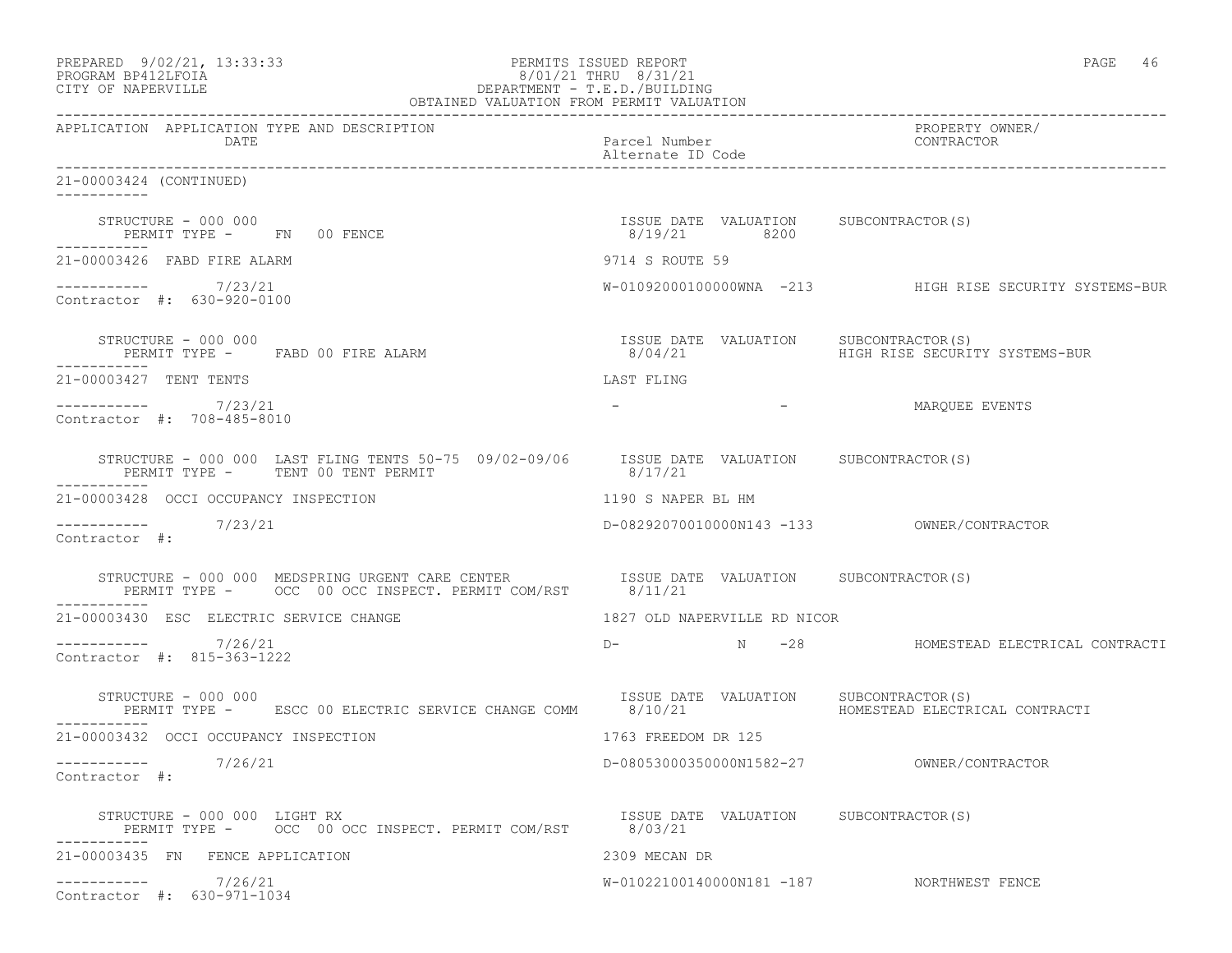PREPARED 9/02/21, 13:33:33 PERMITS ISSUED REPORT
PROGRAM BP412LFOIA 8/01/21 THRU 8/31/21
CITY OF NAPERVILLE DEPARTMENT - T.E.D./BUILDING
OBTAINED VALUATION FROM PERMIT VALUATION

| APPLICATION | APPLICATION TYPE AND DESCRIPTION / DATE | Parcel Number / Alternate ID Code | PROPERTY OWNER/ CONTRACTOR |
|---|---|---|---|

**21-00003424 (CONTINUED)**

STRUCTURE - 000 000
PERMIT TYPE - FN 00 FENCE
ISSUE DATE 8/19/21 VALUATION 8200 SUBCONTRACTOR(S)

---

**21-00003426 FABD FIRE ALARM** — 9714 S ROUTE 59
7/23/21 — W-01092000100000WNA -213 — HIGH RISE SECURITY SYSTEMS-BUR
Contractor #: 630-920-0100

STRUCTURE - 000 000
PERMIT TYPE - FABD 00 FIRE ALARM
ISSUE DATE 8/04/21 VALUATION SUBCONTRACTOR(S) HIGH RISE SECURITY SYSTEMS-BUR

---

**21-00003427 TENT TENTS** — LAST FLING
7/23/21 — - - — MARQUEE EVENTS
Contractor #: 708-485-8010

STRUCTURE - 000 000 LAST FLING TENTS 50-75 09/02-09/06
PERMIT TYPE - TENT 00 TENT PERMIT
ISSUE DATE 8/17/21 VALUATION SUBCONTRACTOR(S)

---

**21-00003428 OCCI OCCUPANCY INSPECTION** — 1190 S NAPER BL HM
7/23/21 — D-08292070010000N143 -133 — OWNER/CONTRACTOR
Contractor #:

STRUCTURE - 000 000 MEDSPRING URGENT CARE CENTER
PERMIT TYPE - OCC 00 OCC INSPECT. PERMIT COM/RST
ISSUE DATE 8/11/21 VALUATION SUBCONTRACTOR(S)

---

**21-00003430 ESC ELECTRIC SERVICE CHANGE** — 1827 OLD NAPERVILLE RD NICOR
7/26/21 — D- N -28 — HOMESTEAD ELECTRICAL CONTRACTI
Contractor #: 815-363-1222

STRUCTURE - 000 000
PERMIT TYPE - ESCC 00 ELECTRIC SERVICE CHANGE COMM
ISSUE DATE 8/10/21 VALUATION SUBCONTRACTOR(S) HOMESTEAD ELECTRICAL CONTRACTI

---

**21-00003432 OCCI OCCUPANCY INSPECTION** — 1763 FREEDOM DR 125
7/26/21 — D-08053000350000N1582-27 — OWNER/CONTRACTOR
Contractor #:

STRUCTURE - 000 000 LIGHT RX
PERMIT TYPE - OCC 00 OCC INSPECT. PERMIT COM/RST
ISSUE DATE 8/03/21 VALUATION SUBCONTRACTOR(S)

---

**21-00003435 FN FENCE APPLICATION** — 2309 MECAN DR
7/26/21 — W-01022100140000N181 -187 — NORTHWEST FENCE
Contractor #: 630-971-1034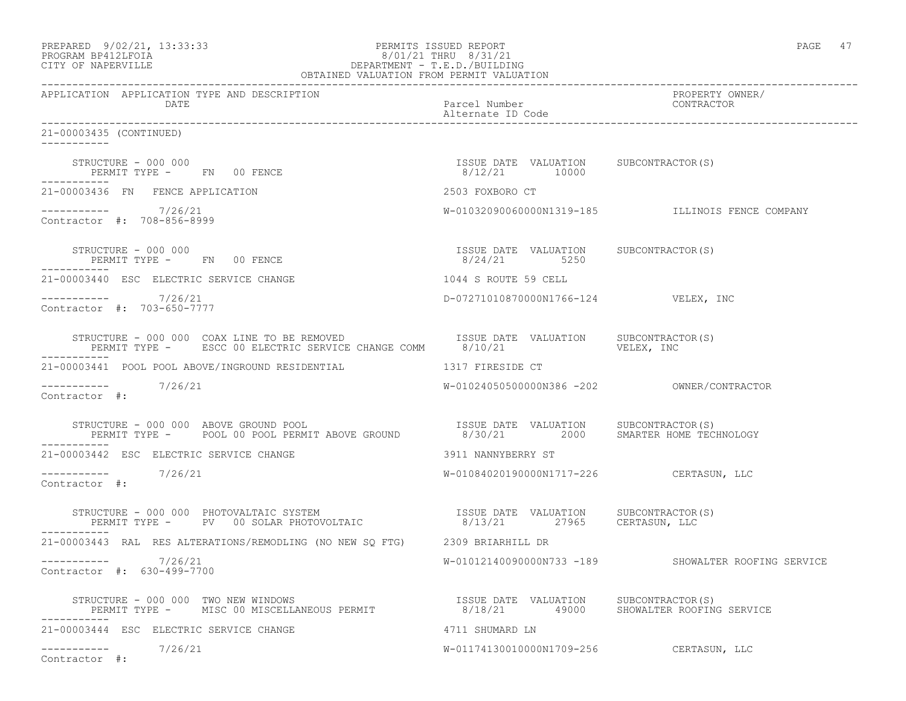APPLICATION APPLICATION TYPE AND DESCRIPTION | DATE | Parcel Number | Alternate ID Code | PROPERTY OWNER/ CONTRACTOR

21-00003435 (CONTINUED)

STRUCTURE - 000 000
PERMIT TYPE - FN 00 FENCE
ISSUE DATE 8/12/21 VALUATION 10000 SUBCONTRACTOR(S)

---

21-00003436 FN FENCE APPLICATION — 2503 FOXBORO CT
7/26/21 — W-01032090060000N1319-185 — ILLINOIS FENCE COMPANY
Contractor #: 708-856-8999

STRUCTURE - 000 000
PERMIT TYPE - FN 00 FENCE
ISSUE DATE 8/24/21 VALUATION 5250 SUBCONTRACTOR(S)

---

21-00003440 ESC ELECTRIC SERVICE CHANGE — 1044 S ROUTE 59 CELL
7/26/21 — D-07271010870000N1766-124 — VELEX, INC
Contractor #: 703-650-7777

STRUCTURE - 000 000 COAX LINE TO BE REMOVED
PERMIT TYPE - ESCC 00 ELECTRIC SERVICE CHANGE COMM
ISSUE DATE 8/10/21 VALUATION SUBCONTRACTOR(S) VELEX, INC

---

21-00003441 POOL POOL ABOVE/INGROUND RESIDENTIAL — 1317 FIRESIDE CT
7/26/21 — W-01024050500000N386 -202 — OWNER/CONTRACTOR
Contractor #:

STRUCTURE - 000 000 ABOVE GROUND POOL
PERMIT TYPE - POOL 00 POOL PERMIT ABOVE GROUND
ISSUE DATE 8/30/21 VALUATION 2000 SUBCONTRACTOR(S) SMARTER HOME TECHNOLOGY

---

21-00003442 ESC ELECTRIC SERVICE CHANGE — 3911 NANNYBERRY ST
7/26/21 — W-01084020190000N1717-226 — CERTASUN, LLC
Contractor #:

STRUCTURE - 000 000 PHOTOVALTAIC SYSTEM
PERMIT TYPE - PV 00 SOLAR PHOTOVOLTAIC
ISSUE DATE 8/13/21 VALUATION 27965 SUBCONTRACTOR(S) CERTASUN, LLC

---

21-00003443 RAL RES ALTERATIONS/REMODLING (NO NEW SQ FTG) — 2309 BRIARHILL DR
7/26/21 — W-01012140090000N733 -189 — SHOWALTER ROOFING SERVICE
Contractor #: 630-499-7700

STRUCTURE - 000 000 TWO NEW WINDOWS
PERMIT TYPE - MISC 00 MISCELLANEOUS PERMIT
ISSUE DATE 8/18/21 VALUATION 49000 SUBCONTRACTOR(S) SHOWALTER ROOFING SERVICE

---

21-00003444 ESC ELECTRIC SERVICE CHANGE — 4711 SHUMARD LN
7/26/21 — W-01174130010000N1709-256 — CERTASUN, LLC
Contractor #: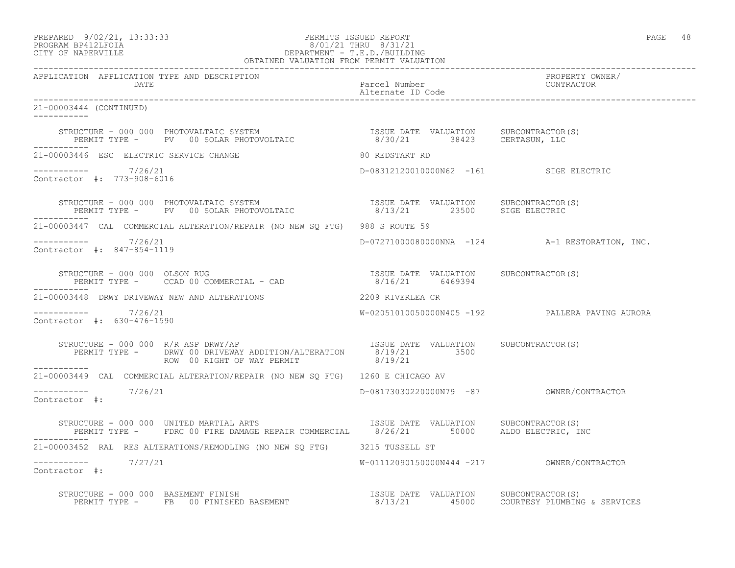PREPARED 9/02/21, 13:33:33 PERMITS ISSUED REPORT
PROGRAM BP412LFOIA 8/01/21 THRU 8/31/21
CITY OF NAPERVILLE DEPARTMENT - T.E.D./BUILDING
OBTAINED VALUATION FROM PERMIT VALUATION

| APPLICATION | APPLICATION TYPE AND DESCRIPTION / DATE | Parcel Number / Alternate ID Code | PROPERTY OWNER/ CONTRACTOR |
|---|---|---|---|

21-00003444 (CONTINUED)

STRUCTURE - 000 000 PHOTOVALTAIC SYSTEM — ISSUE DATE 8/30/21 — VALUATION 38423 — SUBCONTRACTOR(S) CERTASUN, LLC
PERMIT TYPE - PV 00 SOLAR PHOTOVOLTAIC

---

21-00003446 ESC ELECTRIC SERVICE CHANGE — 80 REDSTART RD
7/26/21 — D-08312120010000N62 -161 — SIGE ELECTRIC
Contractor #: 773-908-6016

STRUCTURE - 000 000 PHOTOVALTAIC SYSTEM — ISSUE DATE 8/13/21 — VALUATION 23500 — SUBCONTRACTOR(S) SIGE ELECTRIC
PERMIT TYPE - PV 00 SOLAR PHOTOVOLTAIC

---

21-00003447 CAL COMMERCIAL ALTERATION/REPAIR (NO NEW SQ FTG) — 988 S ROUTE 59
7/26/21 — D-07271000080000NNA -124 — A-1 RESTORATION, INC.
Contractor #: 847-854-1119

STRUCTURE - 000 000 OLSON RUG — ISSUE DATE 8/16/21 — VALUATION 6469394 — SUBCONTRACTOR(S)
PERMIT TYPE - CCAD 00 COMMERCIAL - CAD

---

21-00003448 DRWY DRIVEWAY NEW AND ALTERATIONS — 2209 RIVERLEA CR
7/26/21 — W-02051010050000N405 -192 — PALLERA PAVING AURORA
Contractor #: 630-476-1590

STRUCTURE - 000 000 R/R ASP DRWY/AP — ISSUE DATE 8/19/21 — VALUATION 3500 — SUBCONTRACTOR(S)
PERMIT TYPE - DRWY 00 DRIVEWAY ADDITION/ALTERATION
ROW 00 RIGHT OF WAY PERMIT — 8/19/21

---

21-00003449 CAL COMMERCIAL ALTERATION/REPAIR (NO NEW SQ FTG) — 1260 E CHICAGO AV
7/26/21 — D-08173030220000N79 -87 — OWNER/CONTRACTOR
Contractor #:

STRUCTURE - 000 000 UNITED MARTIAL ARTS — ISSUE DATE 8/26/21 — VALUATION 50000 — SUBCONTRACTOR(S) ALDO ELECTRIC, INC
PERMIT TYPE - FDRC 00 FIRE DAMAGE REPAIR COMMERCIAL

---

21-00003452 RAL RES ALTERATIONS/REMODLING (NO NEW SQ FTG) — 3215 TUSSELL ST
7/27/21 — W-01112090150000N444 -217 — OWNER/CONTRACTOR
Contractor #:

STRUCTURE - 000 000 BASEMENT FINISH — ISSUE DATE 8/13/21 — VALUATION 45000 — SUBCONTRACTOR(S) COURTESY PLUMBING & SERVICES
PERMIT TYPE - FB 00 FINISHED BASEMENT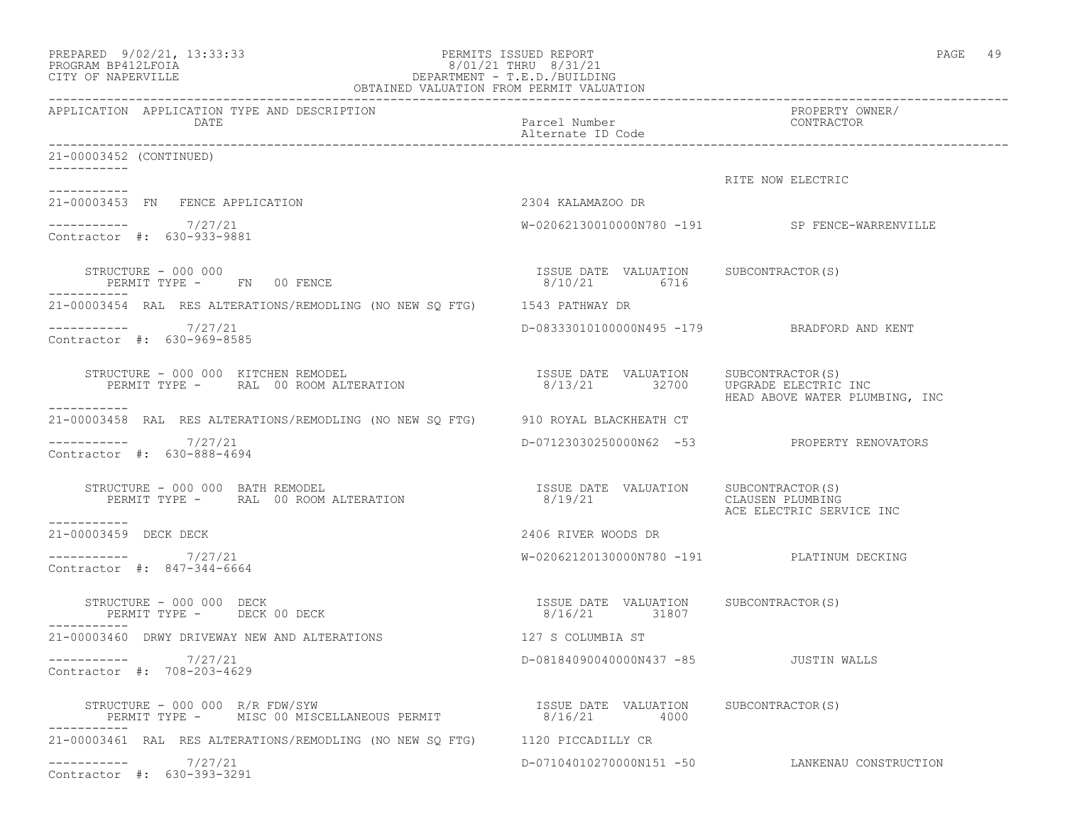APPLICATION APPLICATION TYPE AND DESCRIPTION / DATE | Parcel Number / Alternate ID Code | PROPERTY OWNER/ CONTRACTOR

21-00003452 (CONTINUED)

RITE NOW ELECTRIC

---

21-00003453 FN FENCE APPLICATION — 2304 KALAMAZOO DR

7/27/21 — W-02062130010000N780 -191 — SP FENCE-WARRENVILLE

Contractor #: 630-933-9881

STRUCTURE - 000 000
PERMIT TYPE - FN 00 FENCE

| ISSUE DATE | VALUATION | SUBCONTRACTOR(S) |
|---|---|---|
| 8/10/21 | 6716 | |

---

21-00003454 RAL RES ALTERATIONS/REMODLING (NO NEW SQ FTG) — 1543 PATHWAY DR

7/27/21 — D-08333010100000N495 -179 — BRADFORD AND KENT

Contractor #: 630-969-8585

STRUCTURE - 000 000 KITCHEN REMODEL
PERMIT TYPE - RAL 00 ROOM ALTERATION

| ISSUE DATE | VALUATION | SUBCONTRACTOR(S) |
|---|---|---|
| 8/13/21 | 32700 | UPGRADE ELECTRIC INC |
| | | HEAD ABOVE WATER PLUMBING, INC |

---

21-00003458 RAL RES ALTERATIONS/REMODLING (NO NEW SQ FTG) — 910 ROYAL BLACKHEATH CT

7/27/21 — D-07123030250000N62 -53 — PROPERTY RENOVATORS

Contractor #: 630-888-4694

STRUCTURE - 000 000 BATH REMODEL
PERMIT TYPE - RAL 00 ROOM ALTERATION

| ISSUE DATE | VALUATION | SUBCONTRACTOR(S) |
|---|---|---|
| 8/19/21 | | CLAUSEN PLUMBING |
| | | ACE ELECTRIC SERVICE INC |

---

21-00003459 DECK DECK — 2406 RIVER WOODS DR

7/27/21 — W-02062120130000N780 -191 — PLATINUM DECKING

Contractor #: 847-344-6664

STRUCTURE - 000 000 DECK
PERMIT TYPE - DECK 00 DECK

| ISSUE DATE | VALUATION | SUBCONTRACTOR(S) |
|---|---|---|
| 8/16/21 | 31807 | |

---

21-00003460 DRWY DRIVEWAY NEW AND ALTERATIONS — 127 S COLUMBIA ST

7/27/21 — D-08184090040000N437 -85 — JUSTIN WALLS

Contractor #: 708-203-4629

STRUCTURE - 000 000 R/R FDW/SYW
PERMIT TYPE - MISC 00 MISCELLANEOUS PERMIT

| ISSUE DATE | VALUATION | SUBCONTRACTOR(S) |
|---|---|---|
| 8/16/21 | 4000 | |

---

21-00003461 RAL RES ALTERATIONS/REMODLING (NO NEW SQ FTG) — 1120 PICCADILLY CR

7/27/21 — D-07104010270000N151 -50 — LANKENAU CONSTRUCTION

Contractor #: 630-393-3291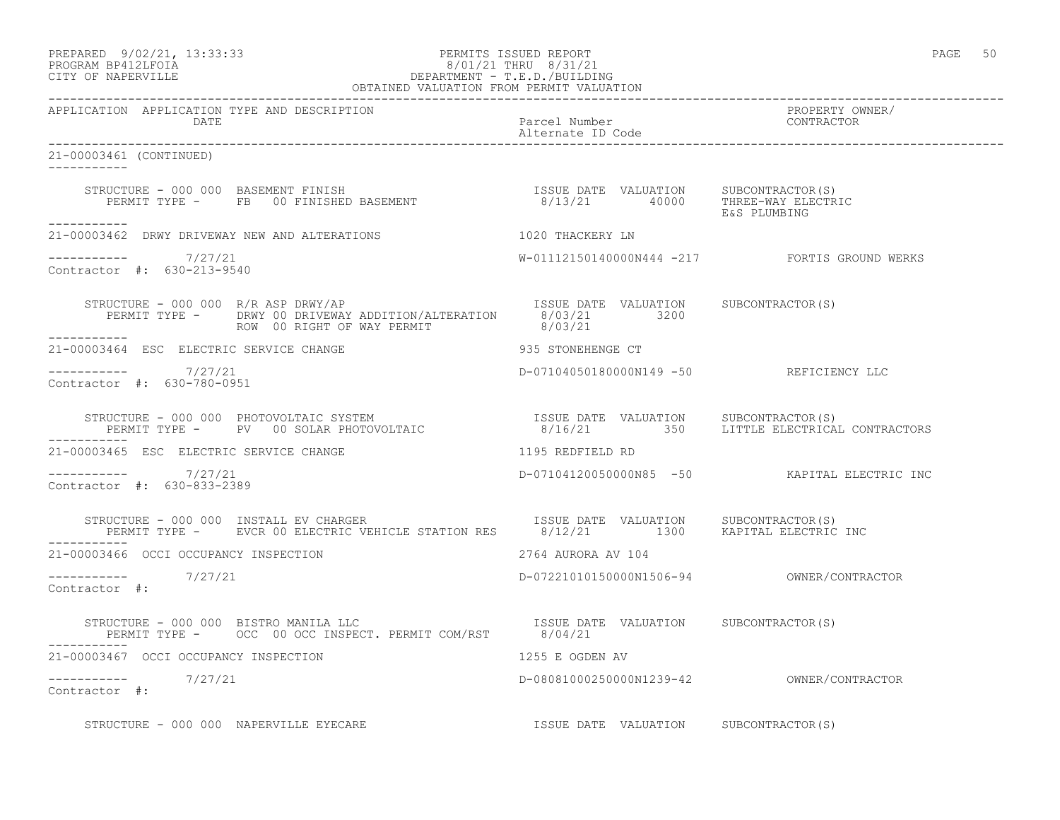PREPARED 9/02/21, 13:33:33 PERMITS ISSUED REPORT
PROGRAM BP412LFOIA 8/01/21 THRU 8/31/21
CITY OF NAPERVILLE DEPARTMENT - T.E.D./BUILDING
OBTAINED VALUATION FROM PERMIT VALUATION

APPLICATION APPLICATION TYPE AND DESCRIPTION | DATE | Parcel Number | Alternate ID Code | PROPERTY OWNER/ CONTRACTOR

---

21-00003461 (CONTINUED)

STRUCTURE - 000 000 BASEMENT FINISH — ISSUE DATE 8/13/21, VALUATION 40000, SUBCONTRACTOR(S): THREE-WAY ELECTRIC, E&S PLUMBING
PERMIT TYPE - FB 00 FINISHED BASEMENT

---

21-00003462 DRWY DRIVEWAY NEW AND ALTERATIONS — 1020 THACKERY LN
7/27/21 — W-01112150140000N444 -217 — FORTIS GROUND WERKS
Contractor #: 630-213-9540

STRUCTURE - 000 000 R/R ASP DRWY/AP — ISSUE DATE / VALUATION / SUBCONTRACTOR(S)
PERMIT TYPE - DRWY 00 DRIVEWAY ADDITION/ALTERATION — 8/03/21 — 3200
ROW 00 RIGHT OF WAY PERMIT — 8/03/21

---

21-00003464 ESC ELECTRIC SERVICE CHANGE — 935 STONEHENGE CT
7/27/21 — D-07104050180000N149 -50 — REFICIENCY LLC
Contractor #: 630-780-0951

STRUCTURE - 000 000 PHOTOVOLTAIC SYSTEM — ISSUE DATE 8/16/21, VALUATION 350, SUBCONTRACTOR(S): LITTLE ELECTRICAL CONTRACTORS
PERMIT TYPE - PV 00 SOLAR PHOTOVOLTAIC

---

21-00003465 ESC ELECTRIC SERVICE CHANGE — 1195 REDFIELD RD
7/27/21 — D-07104120050000N85 -50 — KAPITAL ELECTRIC INC
Contractor #: 630-833-2389

STRUCTURE - 000 000 INSTALL EV CHARGER — ISSUE DATE 8/12/21, VALUATION 1300, SUBCONTRACTOR(S): KAPITAL ELECTRIC INC
PERMIT TYPE - EVCR 00 ELECTRIC VEHICLE STATION RES

---

21-00003466 OCCI OCCUPANCY INSPECTION — 2764 AURORA AV 104
7/27/21 — D-07221010150000N1506-94 — OWNER/CONTRACTOR
Contractor #:

STRUCTURE - 000 000 BISTRO MANILA LLC — ISSUE DATE 8/04/21, VALUATION, SUBCONTRACTOR(S)
PERMIT TYPE - OCC 00 OCC INSPECT. PERMIT COM/RST

---

21-00003467 OCCI OCCUPANCY INSPECTION — 1255 E OGDEN AV
7/27/21 — D-08081000250000N1239-42 — OWNER/CONTRACTOR
Contractor #:

STRUCTURE - 000 000 NAPERVILLE EYECARE — ISSUE DATE VALUATION SUBCONTRACTOR(S)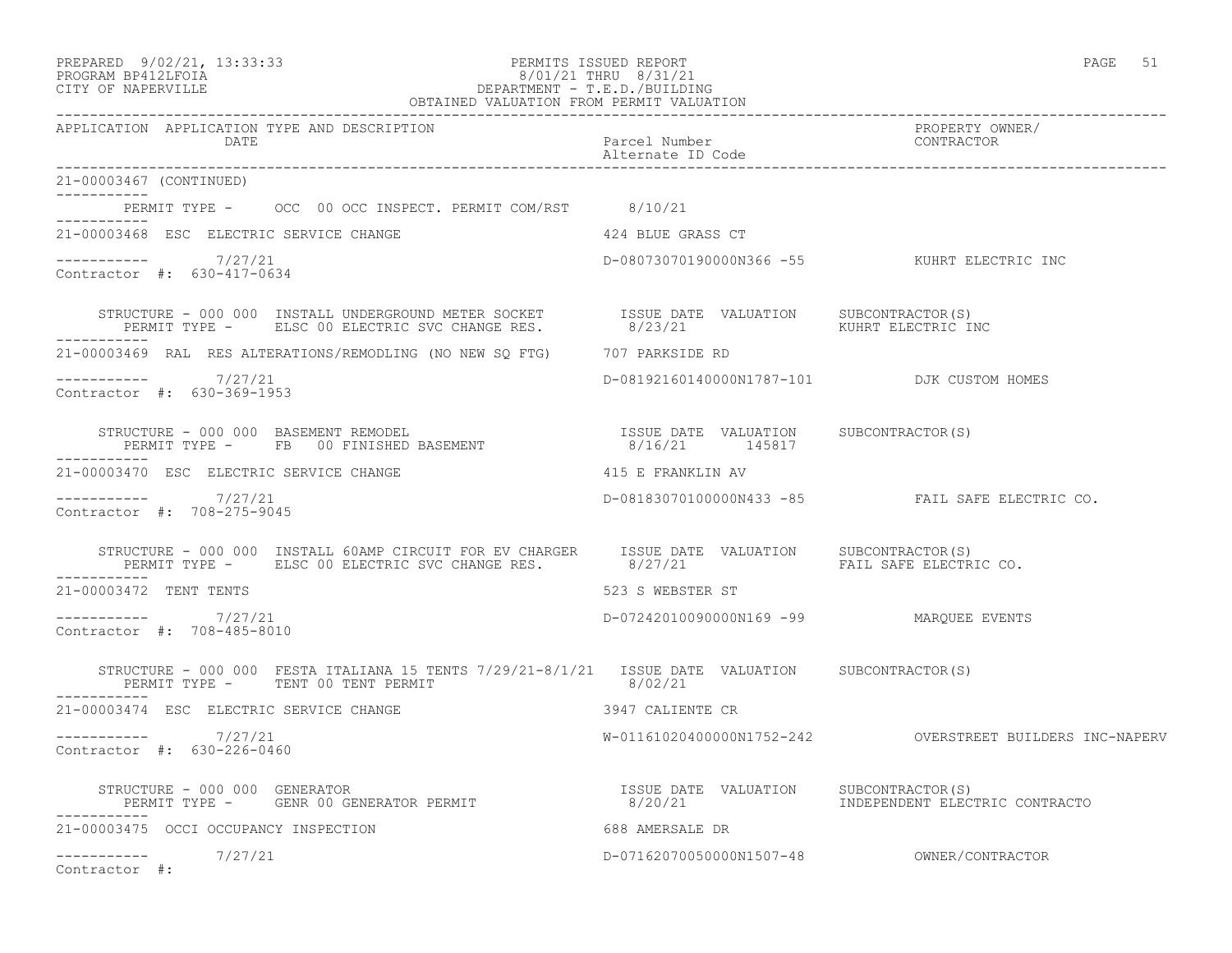PREPARED 9/02/21, 13:33:33 PERMITS ISSUED REPORT
PROGRAM BP412LFOIA 8/01/21 THRU 8/31/21
CITY OF NAPERVILLE DEPARTMENT - T.E.D./BUILDING
OBTAINED VALUATION FROM PERMIT VALUATION

| APPLICATION | APPLICATION TYPE AND DESCRIPTION DATE | Parcel Number Alternate ID Code | PROPERTY OWNER/ CONTRACTOR |
|---|---|---|---|

21-00003467 (CONTINUED)

PERMIT TYPE - OCC 00 OCC INSPECT. PERMIT COM/RST 8/10/21

---

21-00003468 ESC ELECTRIC SERVICE CHANGE — 424 BLUE GRASS CT

7/27/21 — D-08073070190000N366 -55 — KUHRT ELECTRIC INC

Contractor #: 630-417-0634

STRUCTURE - 000 000 INSTALL UNDERGROUND METER SOCKET — ISSUE DATE 8/23/21 — VALUATION — SUBCONTRACTOR(S) KUHRT ELECTRIC INC
PERMIT TYPE - ELSC 00 ELECTRIC SVC CHANGE RES.

---

21-00003469 RAL RES ALTERATIONS/REMODLING (NO NEW SQ FTG) — 707 PARKSIDE RD

7/27/21 — D-08192160140000N1787-101 — DJK CUSTOM HOMES

Contractor #: 630-369-1953

STRUCTURE - 000 000 BASEMENT REMODEL — ISSUE DATE 8/16/21 — VALUATION 145817 — SUBCONTRACTOR(S)
PERMIT TYPE - FB 00 FINISHED BASEMENT

---

21-00003470 ESC ELECTRIC SERVICE CHANGE — 415 E FRANKLIN AV

7/27/21 — D-08183070100000N433 -85 — FAIL SAFE ELECTRIC CO.

Contractor #: 708-275-9045

STRUCTURE - 000 000 INSTALL 60AMP CIRCUIT FOR EV CHARGER — ISSUE DATE 8/27/21 — VALUATION — SUBCONTRACTOR(S) FAIL SAFE ELECTRIC CO.
PERMIT TYPE - ELSC 00 ELECTRIC SVC CHANGE RES.

---

21-00003472 TENT TENTS — 523 S WEBSTER ST

7/27/21 — D-07242010090000N169 -99 — MARQUEE EVENTS

Contractor #: 708-485-8010

STRUCTURE - 000 000 FESTA ITALIANA 15 TENTS 7/29/21-8/1/21 — ISSUE DATE 8/02/21 — VALUATION — SUBCONTRACTOR(S)
PERMIT TYPE - TENT 00 TENT PERMIT

---

21-00003474 ESC ELECTRIC SERVICE CHANGE — 3947 CALIENTE CR

7/27/21 — W-01161020400000N1752-242 — OVERSTREET BUILDERS INC-NAPERV

Contractor #: 630-226-0460

STRUCTURE - 000 000 GENERATOR — ISSUE DATE 8/20/21 — VALUATION — SUBCONTRACTOR(S) INDEPENDENT ELECTRIC CONTRACTO
PERMIT TYPE - GENR 00 GENERATOR PERMIT

---

21-00003475 OCCI OCCUPANCY INSPECTION — 688 AMERSALE DR

7/27/21 — D-07162070050000N1507-48 — OWNER/CONTRACTOR

Contractor #: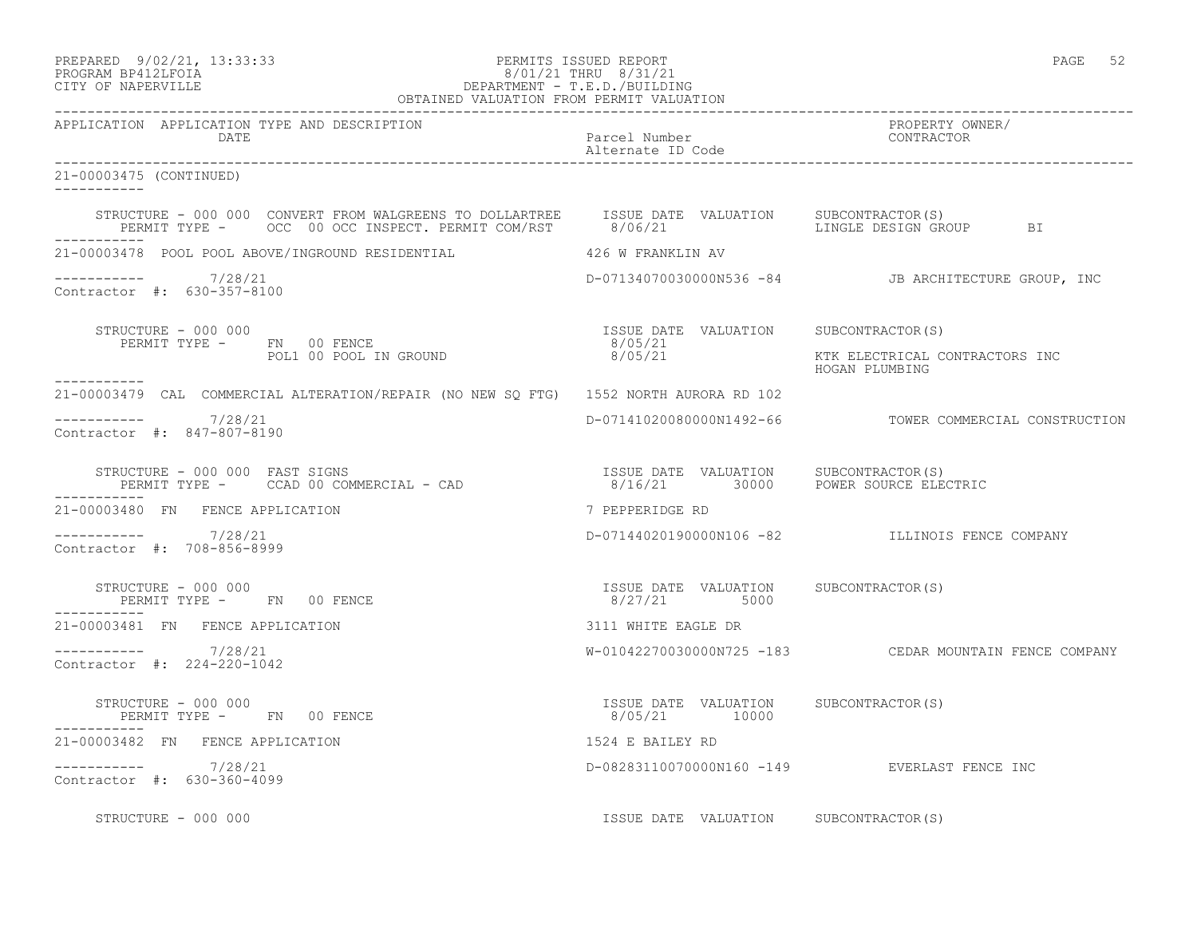PREPARED 9/02/21, 13:33:33 PERMITS ISSUED REPORT
PROGRAM BP412LFOIA 8/01/21 THRU 8/31/21
CITY OF NAPERVILLE DEPARTMENT - T.E.D./BUILDING
OBTAINED VALUATION FROM PERMIT VALUATION

| APPLICATION | APPLICATION TYPE AND DESCRIPTION / DATE | Parcel Number / Alternate ID Code | PROPERTY OWNER/ CONTRACTOR |
|---|---|---|---|

```
21-00003475 (CONTINUED)
-----------

    STRUCTURE - 000 000  CONVERT FROM WALGREENS TO DOLLARTREE     ISSUE DATE  VALUATION     SUBCONTRACTOR(S)
       PERMIT TYPE -     OCC  00 OCC INSPECT. PERMIT COM/RST      8/06/21                   LINGLE DESIGN GROUP      BI
-----------
21-00003478  POOL POOL ABOVE/INGROUND RESIDENTIAL              426 W FRANKLIN AV

-----------       7/28/21                                      D-07134070030000N536 -84          JB ARCHITECTURE GROUP, INC
Contractor #:  630-357-8100

    STRUCTURE - 000 000                                         ISSUE DATE  VALUATION     SUBCONTRACTOR(S)
       PERMIT TYPE -     FN   00 FENCE                          8/05/21
                         POL1 00 POOL IN GROUND                 8/05/21                   KTK ELECTRICAL CONTRACTORS INC
                                                                                          HOGAN PLUMBING
-----------
21-00003479  CAL  COMMERCIAL ALTERATION/REPAIR (NO NEW SQ FTG)  1552 NORTH AURORA RD 102

-----------       7/28/21                                      D-07141020080000N1492-66          TOWER COMMERCIAL CONSTRUCTION
Contractor #:  847-807-8190

    STRUCTURE - 000 000  FAST SIGNS                             ISSUE DATE  VALUATION     SUBCONTRACTOR(S)
       PERMIT TYPE -     CCAD 00 COMMERCIAL - CAD               8/16/21       30000      POWER SOURCE ELECTRIC
-----------
21-00003480  FN   FENCE APPLICATION                            7 PEPPERIDGE RD

-----------       7/28/21                                      D-07144020190000N106 -82          ILLINOIS FENCE COMPANY
Contractor #:  708-856-8999

    STRUCTURE - 000 000                                         ISSUE DATE  VALUATION     SUBCONTRACTOR(S)
       PERMIT TYPE -     FN   00 FENCE                          8/27/21        5000
-----------
21-00003481  FN   FENCE APPLICATION                            3111 WHITE EAGLE DR

-----------       7/28/21                                      W-01042270030000N725 -183         CEDAR MOUNTAIN FENCE COMPANY
Contractor #:  224-220-1042

    STRUCTURE - 000 000                                         ISSUE DATE  VALUATION     SUBCONTRACTOR(S)
       PERMIT TYPE -     FN   00 FENCE                          8/05/21       10000
-----------
21-00003482  FN   FENCE APPLICATION                            1524 E BAILEY RD

-----------       7/28/21                                      D-08283110070000N160 -149         EVERLAST FENCE INC
Contractor #:  630-360-4099

    STRUCTURE - 000 000                                         ISSUE DATE  VALUATION     SUBCONTRACTOR(S)
```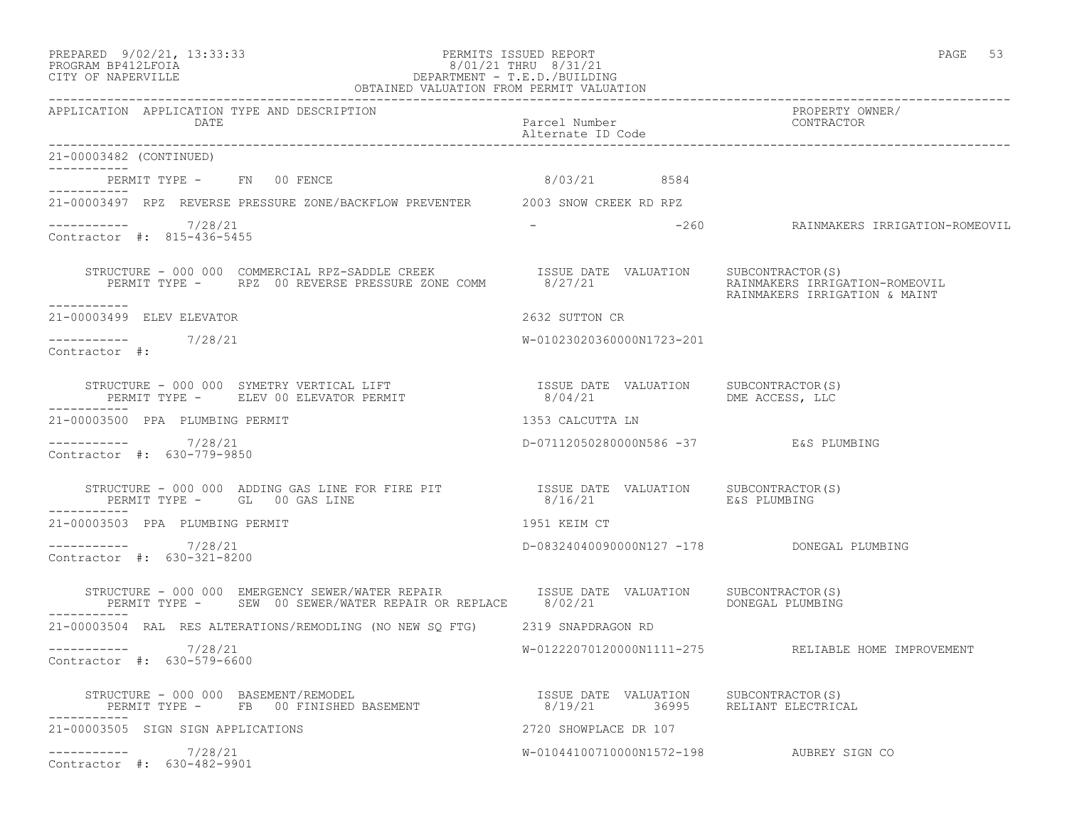PREPARED 9/02/21, 13:33:33 PERMITS ISSUED REPORT
PROGRAM BP412LFOIA 8/01/21 THRU 8/31/21
CITY OF NAPERVILLE DEPARTMENT - T.E.D./BUILDING
OBTAINED VALUATION FROM PERMIT VALUATION

| APPLICATION | APPLICATION TYPE AND DESCRIPTION / DATE | Parcel Number / Alternate ID Code | PROPERTY OWNER/ CONTRACTOR |
|---|---|---|---|

21-00003482 (CONTINUED)

PERMIT TYPE - FN 00 FENCE 8/03/21 8584

21-00003497 RPZ REVERSE PRESSURE ZONE/BACKFLOW PREVENTER 2003 SNOW CREEK RD RPZ

7/28/21 - -260 RAINMAKERS IRRIGATION-ROMEOVIL
Contractor #: 815-436-5455

STRUCTURE - 000 000 COMMERCIAL RPZ-SADDLE CREEK ISSUE DATE VALUATION SUBCONTRACTOR(S)
PERMIT TYPE - RPZ 00 REVERSE PRESSURE ZONE COMM 8/27/21 RAINMAKERS IRRIGATION-ROMEOVIL
RAINMAKERS IRRIGATION & MAINT

21-00003499 ELEV ELEVATOR 2632 SUTTON CR

7/28/21 W-01023020360000N1723-201
Contractor #:

STRUCTURE - 000 000 SYMETRY VERTICAL LIFT ISSUE DATE VALUATION SUBCONTRACTOR(S)
PERMIT TYPE - ELEV 00 ELEVATOR PERMIT 8/04/21 DME ACCESS, LLC

21-00003500 PPA PLUMBING PERMIT 1353 CALCUTTA LN

7/28/21 D-07112050280000N586 -37 E&S PLUMBING
Contractor #: 630-779-9850

STRUCTURE - 000 000 ADDING GAS LINE FOR FIRE PIT ISSUE DATE VALUATION SUBCONTRACTOR(S)
PERMIT TYPE - GL 00 GAS LINE 8/16/21 E&S PLUMBING

21-00003503 PPA PLUMBING PERMIT 1951 KEIM CT

7/28/21 D-08324040090000N127 -178 DONEGAL PLUMBING
Contractor #: 630-321-8200

STRUCTURE - 000 000 EMERGENCY SEWER/WATER REPAIR ISSUE DATE VALUATION SUBCONTRACTOR(S)
PERMIT TYPE - SEW 00 SEWER/WATER REPAIR OR REPLACE 8/02/21 DONEGAL PLUMBING

21-00003504 RAL RES ALTERATIONS/REMODLING (NO NEW SQ FTG) 2319 SNAPDRAGON RD

7/28/21 W-01222070120000N1111-275 RELIABLE HOME IMPROVEMENT
Contractor #: 630-579-6600

STRUCTURE - 000 000 BASEMENT/REMODEL ISSUE DATE VALUATION SUBCONTRACTOR(S)
PERMIT TYPE - FB 00 FINISHED BASEMENT 8/19/21 36995 RELIANT ELECTRICAL

21-00003505 SIGN SIGN APPLICATIONS 2720 SHOWPLACE DR 107

7/28/21 W-01044100710000N1572-198 AUBREY SIGN CO
Contractor #: 630-482-9901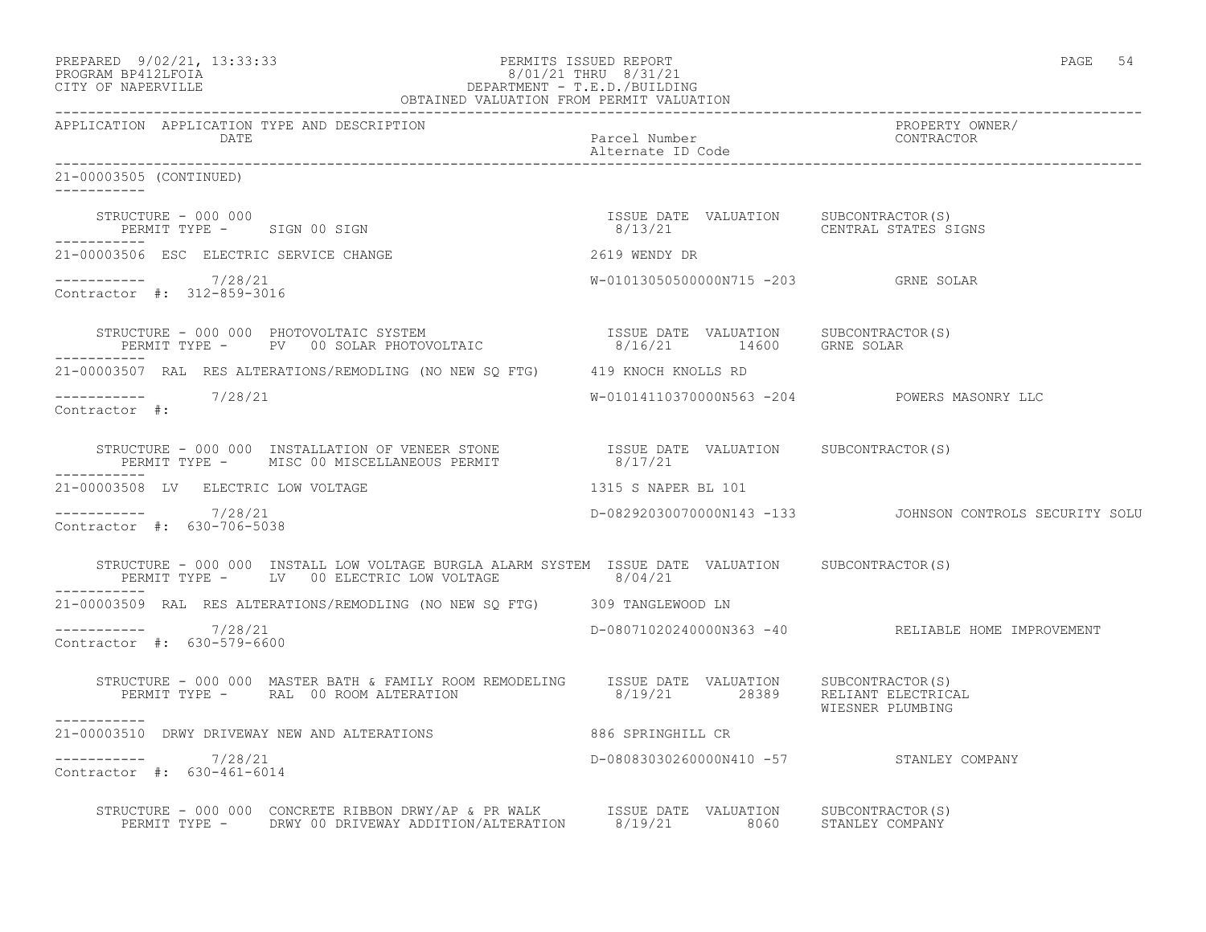PREPARED 9/02/21, 13:33:33 PERMITS ISSUED REPORT PAGE 54
PROGRAM BP412LFOIA 8/01/21 THRU 8/31/21
CITY OF NAPERVILLE DEPARTMENT - T.E.D./BUILDING
OBTAINED VALUATION FROM PERMIT VALUATION

| APPLICATION | APPLICATION TYPE AND DESCRIPTION / DATE | Parcel Number / Alternate ID Code | PROPERTY OWNER/ CONTRACTOR |
|---|---|---|---|

**21-00003505 (CONTINUED)**

STRUCTURE - 000 000
PERMIT TYPE - SIGN 00 SIGN
ISSUE DATE 8/13/21 VALUATION SUBCONTRACTOR(S) CENTRAL STATES SIGNS

---

**21-00003506** ESC ELECTRIC SERVICE CHANGE — 2619 WENDY DR
7/28/21 — W-01013050500000N715 -203 — GRNE SOLAR
Contractor #: 312-859-3016

STRUCTURE - 000 000 PHOTOVOLTAIC SYSTEM
PERMIT TYPE - PV 00 SOLAR PHOTOVOLTAIC
ISSUE DATE 8/16/21 VALUATION 14600 SUBCONTRACTOR(S) GRNE SOLAR

---

**21-00003507** RAL RES ALTERATIONS/REMODLING (NO NEW SQ FTG) — 419 KNOCH KNOLLS RD
7/28/21 — W-01014110370000N563 -204 — POWERS MASONRY LLC
Contractor #:

STRUCTURE - 000 000 INSTALLATION OF VENEER STONE
PERMIT TYPE - MISC 00 MISCELLANEOUS PERMIT
ISSUE DATE 8/17/21 VALUATION SUBCONTRACTOR(S)

---

**21-00003508** LV ELECTRIC LOW VOLTAGE — 1315 S NAPER BL 101
7/28/21 — D-08292030070000N143 -133 — JOHNSON CONTROLS SECURITY SOLU
Contractor #: 630-706-5038

STRUCTURE - 000 000 INSTALL LOW VOLTAGE BURGLA ALARM SYSTEM
PERMIT TYPE - LV 00 ELECTRIC LOW VOLTAGE
ISSUE DATE 8/04/21 VALUATION SUBCONTRACTOR(S)

---

**21-00003509** RAL RES ALTERATIONS/REMODLING (NO NEW SQ FTG) — 309 TANGLEWOOD LN
7/28/21 — D-08071020240000N363 -40 — RELIABLE HOME IMPROVEMENT
Contractor #: 630-579-6600

STRUCTURE - 000 000 MASTER BATH & FAMILY ROOM REMODELING
PERMIT TYPE - RAL 00 ROOM ALTERATION
ISSUE DATE 8/19/21 VALUATION 28389 SUBCONTRACTOR(S) RELIANT ELECTRICAL, WIESNER PLUMBING

---

**21-00003510** DRWY DRIVEWAY NEW AND ALTERATIONS — 886 SPRINGHILL CR
7/28/21 — D-08083030260000N410 -57 — STANLEY COMPANY
Contractor #: 630-461-6014

STRUCTURE - 000 000 CONCRETE RIBBON DRWY/AP & PR WALK
PERMIT TYPE - DRWY 00 DRIVEWAY ADDITION/ALTERATION
ISSUE DATE 8/19/21 VALUATION 8060 SUBCONTRACTOR(S) STANLEY COMPANY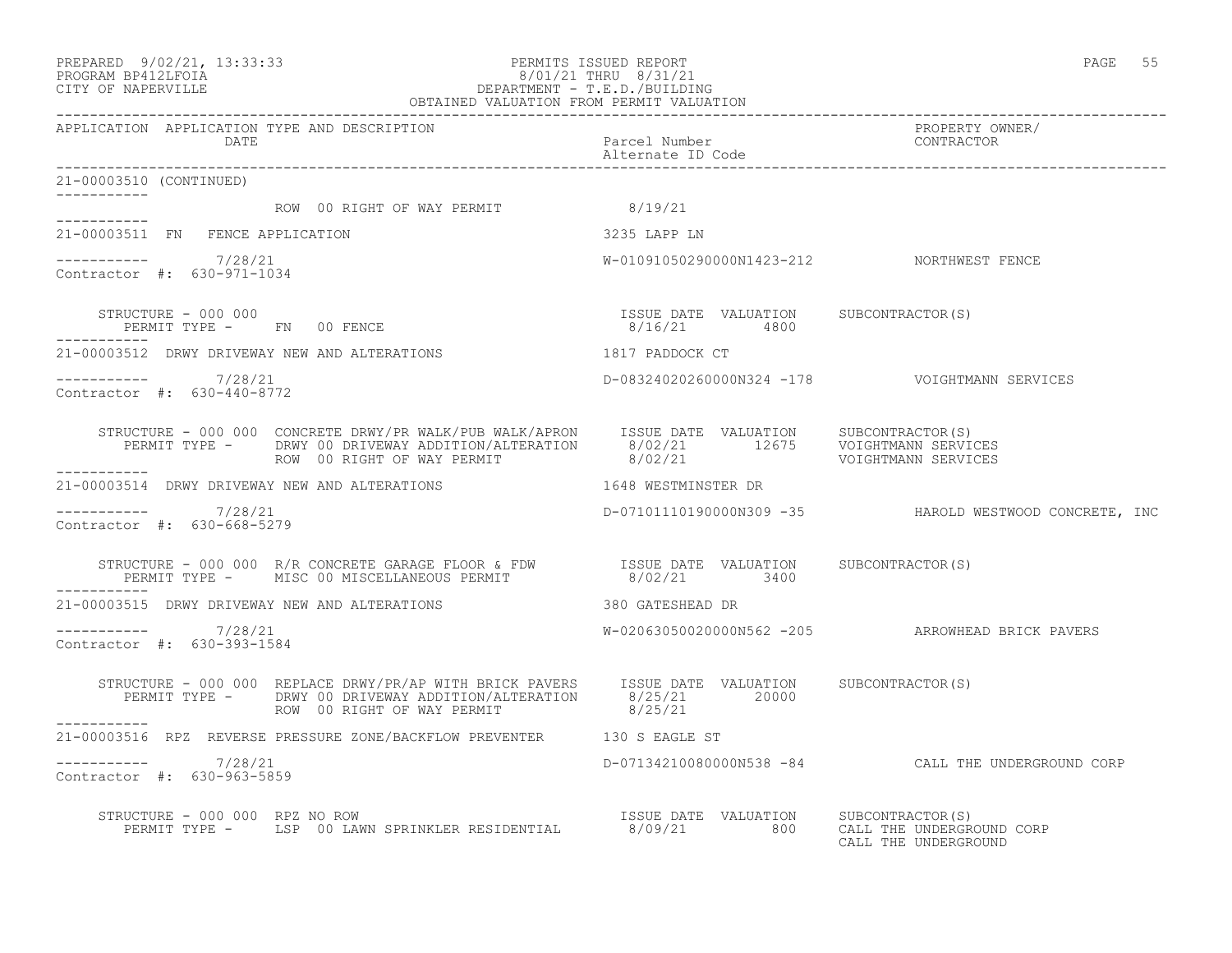APPLICATION APPLICATION TYPE AND DESCRIPTION | Parcel Number / Alternate ID Code | PROPERTY OWNER/ CONTRACTOR
DATE

21-00003510 (CONTINUED)

ROW 00 RIGHT OF WAY PERMIT 8/19/21

---

21-00003511 FN FENCE APPLICATION — 3235 LAPP LN

7/28/21 — W-01091050290000N1423-212 — NORTHWEST FENCE

Contractor #: 630-971-1034

| STRUCTURE - 000 000 | ISSUE DATE | VALUATION | SUBCONTRACTOR(S) |
|---|---|---|---|
| PERMIT TYPE - FN 00 FENCE | 8/16/21 | 4800 | |

---

21-00003512 DRWY DRIVEWAY NEW AND ALTERATIONS — 1817 PADDOCK CT

7/28/21 — D-08324020260000N324 -178 — VOIGHTMANN SERVICES

Contractor #: 630-440-8772

| STRUCTURE - 000 000 CONCRETE DRWY/PR WALK/PUB WALK/APRON | ISSUE DATE | VALUATION | SUBCONTRACTOR(S) |
|---|---|---|---|
| PERMIT TYPE - DRWY 00 DRIVEWAY ADDITION/ALTERATION | 8/02/21 | 12675 | VOIGHTMANN SERVICES |
| ROW 00 RIGHT OF WAY PERMIT | 8/02/21 | | VOIGHTMANN SERVICES |

---

21-00003514 DRWY DRIVEWAY NEW AND ALTERATIONS — 1648 WESTMINSTER DR

7/28/21 — D-07101110190000N309 -35 — HAROLD WESTWOOD CONCRETE, INC

Contractor #: 630-668-5279

| STRUCTURE - 000 000 R/R CONCRETE GARAGE FLOOR & FDW | ISSUE DATE | VALUATION | SUBCONTRACTOR(S) |
|---|---|---|---|
| PERMIT TYPE - MISC 00 MISCELLANEOUS PERMIT | 8/02/21 | 3400 | |

---

21-00003515 DRWY DRIVEWAY NEW AND ALTERATIONS — 380 GATESHEAD DR

7/28/21 — W-02063050020000N562 -205 — ARROWHEAD BRICK PAVERS

Contractor #: 630-393-1584

| STRUCTURE - 000 000 REPLACE DRWY/PR/AP WITH BRICK PAVERS | ISSUE DATE | VALUATION | SUBCONTRACTOR(S) |
|---|---|---|---|
| PERMIT TYPE - DRWY 00 DRIVEWAY ADDITION/ALTERATION | 8/25/21 | 20000 | |
| ROW 00 RIGHT OF WAY PERMIT | 8/25/21 | | |

---

21-00003516 RPZ REVERSE PRESSURE ZONE/BACKFLOW PREVENTER — 130 S EAGLE ST

7/28/21 — D-07134210080000N538 -84 — CALL THE UNDERGROUND CORP

Contractor #: 630-963-5859

| STRUCTURE - 000 000 RPZ NO ROW | ISSUE DATE | VALUATION | SUBCONTRACTOR(S) |
|---|---|---|---|
| PERMIT TYPE - LSP 00 LAWN SPRINKLER RESIDENTIAL | 8/09/21 | 800 | CALL THE UNDERGROUND CORP |
| | | | CALL THE UNDERGROUND |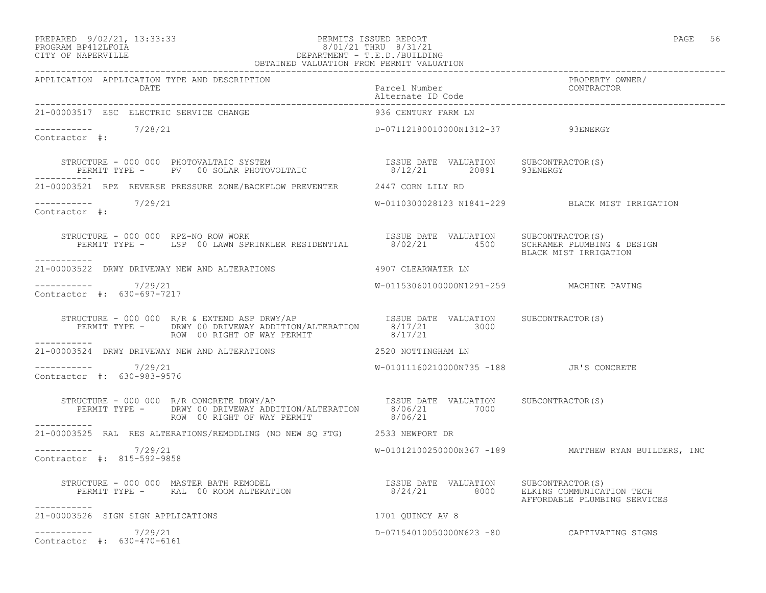PERMITS ISSUED REPORT
8/01/21 THRU 8/31/21
DEPARTMENT - T.E.D./BUILDING
OBTAINED VALUATION FROM PERMIT VALUATION

PREPARED 9/02/21, 13:33:33
PROGRAM BP412LFOIA
CITY OF NAPERVILLE

| APPLICATION | APPLICATION TYPE AND DESCRIPTION / DATE | Parcel Number / Alternate ID Code | PROPERTY OWNER/ CONTRACTOR |
|---|---|---|---|

**21-00003517 ESC ELECTRIC SERVICE CHANGE** — 936 CENTURY FARM LN
Date: 7/28/21 — D-07112180010000N1312-37 — 93ENERGY
Contractor #:

STRUCTURE - 000 000 PHOTOVALTAIC SYSTEM
PERMIT TYPE - PV 00 SOLAR PHOTOVOLTAIC — ISSUE DATE 8/12/21 — VALUATION 20891 — SUBCONTRACTOR(S): 93ENERGY

---

**21-00003521 RPZ REVERSE PRESSURE ZONE/BACKFLOW PREVENTER** — 2447 CORN LILY RD
Date: 7/29/21 — W-0110300028123 N1841-229 — BLACK MIST IRRIGATION
Contractor #:

STRUCTURE - 000 000 RPZ-NO ROW WORK
PERMIT TYPE - LSP 00 LAWN SPRINKLER RESIDENTIAL — ISSUE DATE 8/02/21 — VALUATION 4500 — SUBCONTRACTOR(S): SCHRAMER PLUMBING & DESIGN, BLACK MIST IRRIGATION

---

**21-00003522 DRWY DRIVEWAY NEW AND ALTERATIONS** — 4907 CLEARWATER LN
Date: 7/29/21 — W-01153060100000N1291-259 — MACHINE PAVING
Contractor #: 630-697-7217

STRUCTURE - 000 000 R/R & EXTEND ASP DRWY/AP
PERMIT TYPE - DRWY 00 DRIVEWAY ADDITION/ALTERATION — ISSUE DATE 8/17/21 — VALUATION 3000 — SUBCONTRACTOR(S):
ROW 00 RIGHT OF WAY PERMIT — ISSUE DATE 8/17/21

---

**21-00003524 DRWY DRIVEWAY NEW AND ALTERATIONS** — 2520 NOTTINGHAM LN
Date: 7/29/21 — W-01011160210000N735 -188 — JR'S CONCRETE
Contractor #: 630-983-9576

STRUCTURE - 000 000 R/R CONCRETE DRWY/AP
PERMIT TYPE - DRWY 00 DRIVEWAY ADDITION/ALTERATION — ISSUE DATE 8/06/21 — VALUATION 7000 — SUBCONTRACTOR(S):
ROW 00 RIGHT OF WAY PERMIT — ISSUE DATE 8/06/21

---

**21-00003525 RAL RES ALTERATIONS/REMODLING (NO NEW SQ FTG)** — 2533 NEWPORT DR
Date: 7/29/21 — W-01012100250000N367 -189 — MATTHEW RYAN BUILDERS, INC
Contractor #: 815-592-9858

STRUCTURE - 000 000 MASTER BATH REMODEL
PERMIT TYPE - RAL 00 ROOM ALTERATION — ISSUE DATE 8/24/21 — VALUATION 8000 — SUBCONTRACTOR(S): ELKINS COMMUNICATION TECH, AFFORDABLE PLUMBING SERVICES

---

**21-00003526 SIGN SIGN APPLICATIONS** — 1701 QUINCY AV 8
Date: 7/29/21 — D-07154010050000N623 -80 — CAPTIVATING SIGNS
Contractor #: 630-470-6161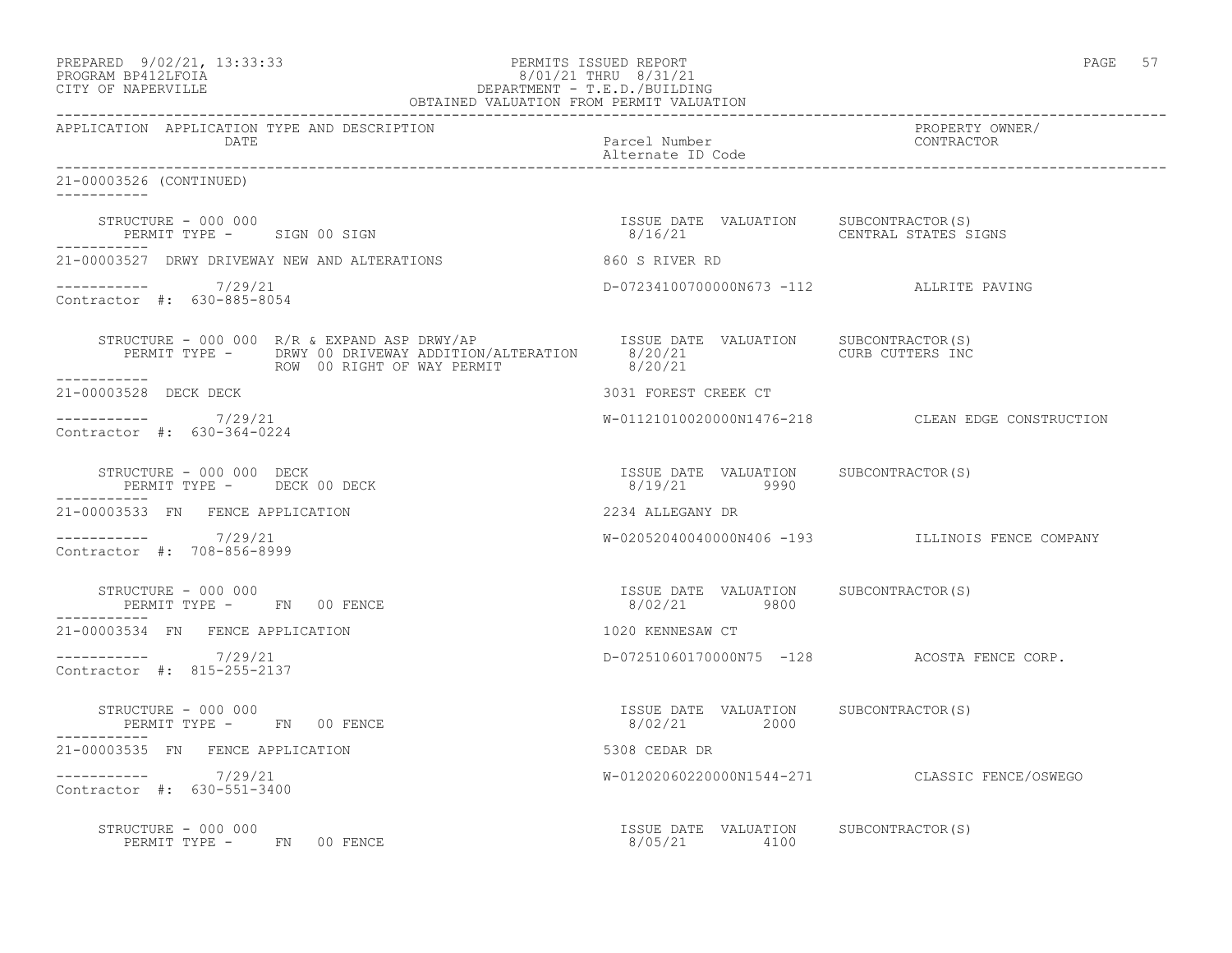PREPARED 9/02/21, 13:33:33
PROGRAM BP412LFOIA
CITY OF NAPERVILLE

PERMITS ISSUED REPORT
8/01/21 THRU 8/31/21
DEPARTMENT - T.E.D./BUILDING
OBTAINED VALUATION FROM PERMIT VALUATION

| APPLICATION | APPLICATION TYPE AND DESCRIPTION / DATE | Parcel Number / Alternate ID Code | PROPERTY OWNER/ CONTRACTOR |
|---|---|---|---|

21-00003526 (CONTINUED)

STRUCTURE - 000 000
PERMIT TYPE - SIGN 00 SIGN
ISSUE DATE 8/16/21 VALUATION
SUBCONTRACTOR(S) CENTRAL STATES SIGNS

21-00003527 DRWY DRIVEWAY NEW AND ALTERATIONS — 860 S RIVER RD
7/29/21 — D-07234100700000N673 -112 — ALLRITE PAVING
Contractor #: 630-885-8054

STRUCTURE - 000 000 R/R & EXPAND ASP DRWY/AP
PERMIT TYPE - DRWY 00 DRIVEWAY ADDITION/ALTERATION — ISSUE DATE 8/20/21
ROW 00 RIGHT OF WAY PERMIT — ISSUE DATE 8/20/21
SUBCONTRACTOR(S) CURB CUTTERS INC

21-00003528 DECK DECK — 3031 FOREST CREEK CT
7/29/21 — W-01121010020000N1476-218 — CLEAN EDGE CONSTRUCTION
Contractor #: 630-364-0224

STRUCTURE - 000 000 DECK
PERMIT TYPE - DECK 00 DECK — ISSUE DATE 8/19/21 VALUATION 9990
SUBCONTRACTOR(S)

21-00003533 FN FENCE APPLICATION — 2234 ALLEGANY DR
7/29/21 — W-02052040040000N406 -193 — ILLINOIS FENCE COMPANY
Contractor #: 708-856-8999

STRUCTURE - 000 000
PERMIT TYPE - FN 00 FENCE — ISSUE DATE 8/02/21 VALUATION 9800
SUBCONTRACTOR(S)

21-00003534 FN FENCE APPLICATION — 1020 KENNESAW CT
7/29/21 — D-07251060170000N75 -128 — ACOSTA FENCE CORP.
Contractor #: 815-255-2137

STRUCTURE - 000 000
PERMIT TYPE - FN 00 FENCE — ISSUE DATE 8/02/21 VALUATION 2000
SUBCONTRACTOR(S)

21-00003535 FN FENCE APPLICATION — 5308 CEDAR DR
7/29/21 — W-01202060220000N1544-271 — CLASSIC FENCE/OSWEGO
Contractor #: 630-551-3400

STRUCTURE - 000 000
PERMIT TYPE - FN 00 FENCE — ISSUE DATE 8/05/21 VALUATION 4100
SUBCONTRACTOR(S)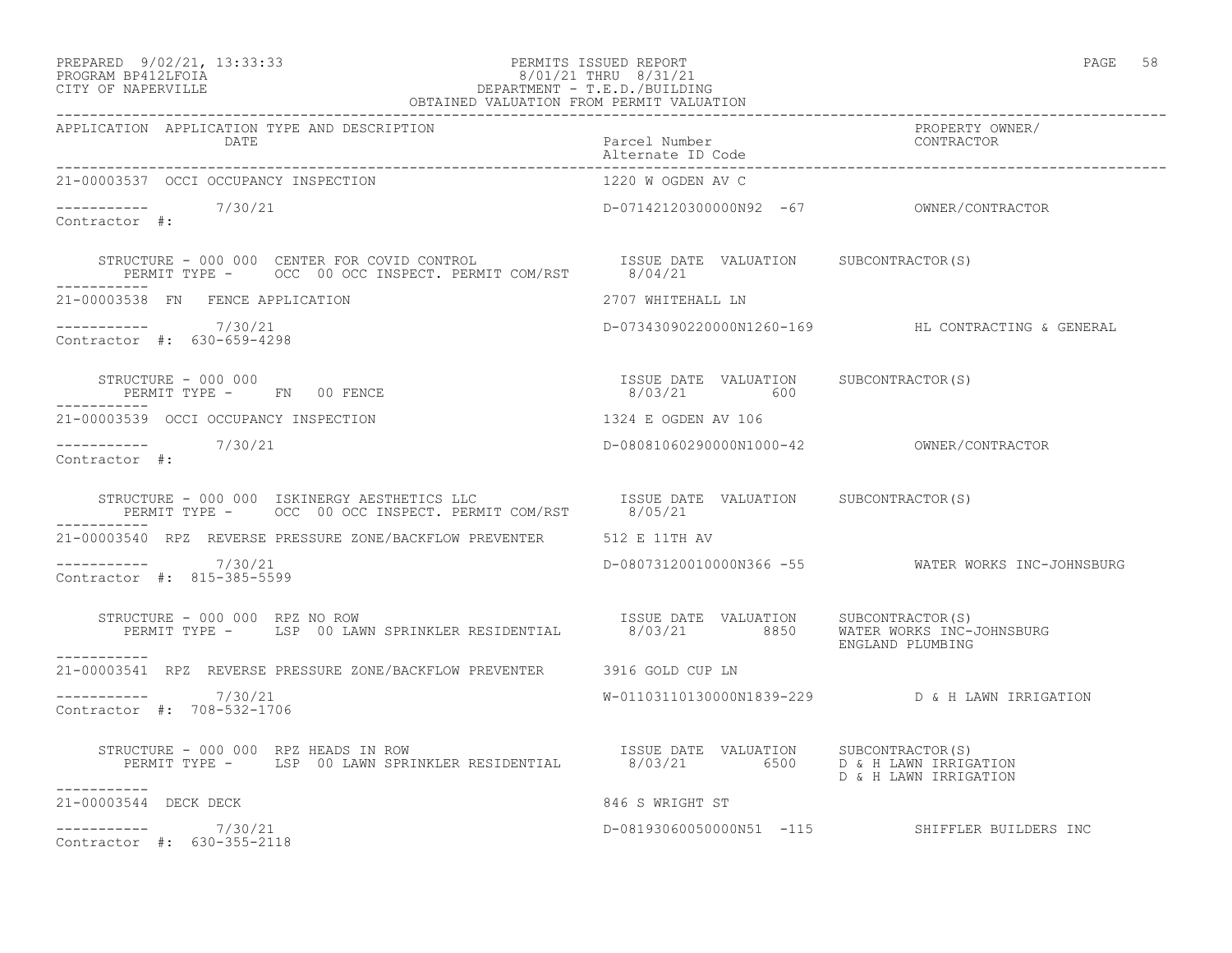PREPARED 9/02/21, 13:33:33
PROGRAM BP412LFOIA
CITY OF NAPERVILLE

PERMITS ISSUED REPORT
8/01/21 THRU 8/31/21
DEPARTMENT - T.E.D./BUILDING
OBTAINED VALUATION FROM PERMIT VALUATION

| APPLICATION | APPLICATION TYPE AND DESCRIPTION / DATE | Parcel Number / Alternate ID Code | PROPERTY OWNER/ CONTRACTOR |
|---|---|---|---|

**21-00003537 OCCI OCCUPANCY INSPECTION** — 1220 W OGDEN AV C
----------- 7/30/21 — D-07142120300000N92 -67 — OWNER/CONTRACTOR
Contractor #:

STRUCTURE - 000 000 CENTER FOR COVID CONTROL
PERMIT TYPE - OCC 00 OCC INSPECT. PERMIT COM/RST
ISSUE DATE 8/04/21 VALUATION SUBCONTRACTOR(S)

**21-00003538 FN FENCE APPLICATION** — 2707 WHITEHALL LN
----------- 7/30/21 — D-07343090220000N1260-169 — HL CONTRACTING & GENERAL
Contractor #: 630-659-4298

STRUCTURE - 000 000
PERMIT TYPE - FN 00 FENCE
ISSUE DATE 8/03/21 VALUATION 600 SUBCONTRACTOR(S)

**21-00003539 OCCI OCCUPANCY INSPECTION** — 1324 E OGDEN AV 106
----------- 7/30/21 — D-08081060290000N1000-42 — OWNER/CONTRACTOR
Contractor #:

STRUCTURE - 000 000 ISKINERGY AESTHETICS LLC
PERMIT TYPE - OCC 00 OCC INSPECT. PERMIT COM/RST
ISSUE DATE 8/05/21 VALUATION SUBCONTRACTOR(S)

**21-00003540 RPZ REVERSE PRESSURE ZONE/BACKFLOW PREVENTER** — 512 E 11TH AV
----------- 7/30/21 — D-08073120010000N366 -55 — WATER WORKS INC-JOHNSBURG
Contractor #: 815-385-5599

STRUCTURE - 000 000 RPZ NO ROW
PERMIT TYPE - LSP 00 LAWN SPRINKLER RESIDENTIAL
ISSUE DATE 8/03/21 VALUATION 8850 SUBCONTRACTOR(S) WATER WORKS INC-JOHNSBURG, ENGLAND PLUMBING

**21-00003541 RPZ REVERSE PRESSURE ZONE/BACKFLOW PREVENTER** — 3916 GOLD CUP LN
----------- 7/30/21 — W-01103110130000N1839-229 — D & H LAWN IRRIGATION
Contractor #: 708-532-1706

STRUCTURE - 000 000 RPZ HEADS IN ROW
PERMIT TYPE - LSP 00 LAWN SPRINKLER RESIDENTIAL
ISSUE DATE 8/03/21 VALUATION 6500 SUBCONTRACTOR(S) D & H LAWN IRRIGATION, D & H LAWN IRRIGATION

**21-00003544 DECK DECK** — 846 S WRIGHT ST
----------- 7/30/21 — D-08193060050000N51 -115 — SHIFFLER BUILDERS INC
Contractor #: 630-355-2118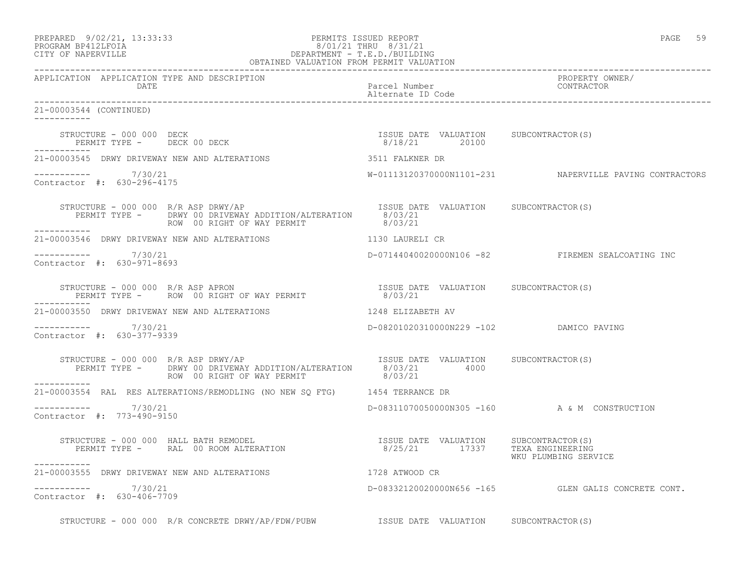PREPARED 9/02/21, 13:33:33 PERMITS ISSUED REPORT
PROGRAM BP412LFOIA 8/01/21 THRU 8/31/21
CITY OF NAPERVILLE DEPARTMENT - T.E.D./BUILDING
OBTAINED VALUATION FROM PERMIT VALUATION

| APPLICATION | APPLICATION TYPE AND DESCRIPTION DATE | Parcel Number / Alternate ID Code | PROPERTY OWNER/ CONTRACTOR |
|---|---|---|---|

21-00003544 (CONTINUED)

STRUCTURE - 000 000 DECK — ISSUE DATE 8/18/21, VALUATION 20100, SUBCONTRACTOR(S)
PERMIT TYPE - DECK 00 DECK

21-00003545 DRWY DRIVEWAY NEW AND ALTERATIONS — 3511 FALKNER DR
7/30/21 — W-01113120370000N1101-231 — NAPERVILLE PAVING CONTRACTORS
Contractor #: 630-296-4175

STRUCTURE - 000 000 R/R ASP DRWY/AP — ISSUE DATE, VALUATION, SUBCONTRACTOR(S)
PERMIT TYPE - DRWY 00 DRIVEWAY ADDITION/ALTERATION 8/03/21
ROW 00 RIGHT OF WAY PERMIT 8/03/21

21-00003546 DRWY DRIVEWAY NEW AND ALTERATIONS — 1130 LAURELI CR
7/30/21 — D-07144040020000N106 -82 — FIREMEN SEALCOATING INC
Contractor #: 630-971-8693

STRUCTURE - 000 000 R/R ASP APRON — ISSUE DATE, VALUATION, SUBCONTRACTOR(S)
PERMIT TYPE - ROW 00 RIGHT OF WAY PERMIT 8/03/21

21-00003550 DRWY DRIVEWAY NEW AND ALTERATIONS — 1248 ELIZABETH AV
7/30/21 — D-08201020310000N229 -102 — DAMICO PAVING
Contractor #: 630-377-9339

STRUCTURE - 000 000 R/R ASP DRWY/AP — ISSUE DATE, VALUATION, SUBCONTRACTOR(S)
PERMIT TYPE - DRWY 00 DRIVEWAY ADDITION/ALTERATION 8/03/21 4000
ROW 00 RIGHT OF WAY PERMIT 8/03/21

21-00003554 RAL RES ALTERATIONS/REMODLING (NO NEW SQ FTG) — 1454 TERRANCE DR
7/30/21 — D-08311070050000N305 -160 — A & M CONSTRUCTION
Contractor #: 773-490-9150

STRUCTURE - 000 000 HALL BATH REMODEL — ISSUE DATE, VALUATION, SUBCONTRACTOR(S)
PERMIT TYPE - RAL 00 ROOM ALTERATION 8/25/21 17337 TEXA ENGINEERING
WKU PLUMBING SERVICE

21-00003555 DRWY DRIVEWAY NEW AND ALTERATIONS — 1728 ATWOOD CR
7/30/21 — D-08332120020000N656 -165 — GLEN GALIS CONCRETE CONT.
Contractor #: 630-406-7709

STRUCTURE - 000 000 R/R CONCRETE DRWY/AP/FDW/PUBW — ISSUE DATE, VALUATION, SUBCONTRACTOR(S)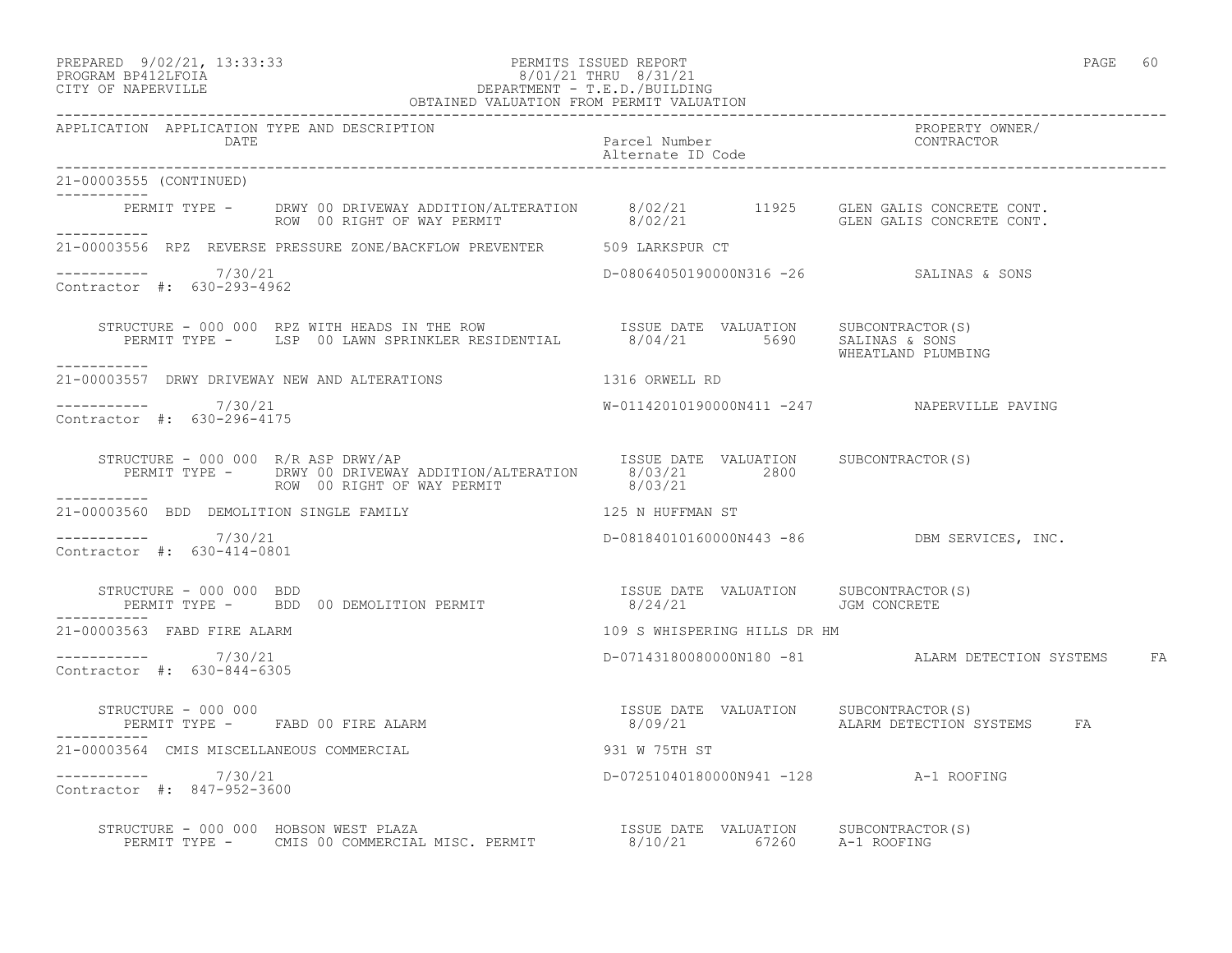PREPARED 9/02/21, 13:33:33 PERMITS ISSUED REPORT
PROGRAM BP412LFOIA 8/01/21 THRU 8/31/21
CITY OF NAPERVILLE DEPARTMENT - T.E.D./BUILDING
OBTAINED VALUATION FROM PERMIT VALUATION

APPLICATION APPLICATION TYPE AND DESCRIPTION DATE | Parcel Number / Alternate ID Code | PROPERTY OWNER/ CONTRACTOR

---

21-00003555 (CONTINUED)

PERMIT TYPE - DRWY 00 DRIVEWAY ADDITION/ALTERATION 8/02/21 11925 GLEN GALIS CONCRETE CONT.
ROW 00 RIGHT OF WAY PERMIT 8/02/21 GLEN GALIS CONCRETE CONT.

---

21-00003556 RPZ REVERSE PRESSURE ZONE/BACKFLOW PREVENTER 509 LARKSPUR CT

7/30/21 D-08064050190000N316 -26 SALINAS & SONS
Contractor #: 630-293-4962

STRUCTURE - 000 000 RPZ WITH HEADS IN THE ROW | ISSUE DATE | VALUATION | SUBCONTRACTOR(S)
PERMIT TYPE - LSP 00 LAWN SPRINKLER RESIDENTIAL | 8/04/21 | 5690 | SALINAS & SONS, WHEATLAND PLUMBING

---

21-00003557 DRWY DRIVEWAY NEW AND ALTERATIONS 1316 ORWELL RD

7/30/21 W-01142010190000N411 -247 NAPERVILLE PAVING
Contractor #: 630-296-4175

STRUCTURE - 000 000 R/R ASP DRWY/AP | ISSUE DATE | VALUATION | SUBCONTRACTOR(S)
PERMIT TYPE - DRWY 00 DRIVEWAY ADDITION/ALTERATION | 8/03/21 | 2800 |
ROW 00 RIGHT OF WAY PERMIT | 8/03/21 | |

---

21-00003560 BDD DEMOLITION SINGLE FAMILY 125 N HUFFMAN ST

7/30/21 D-08184010160000N443 -86 DBM SERVICES, INC.
Contractor #: 630-414-0801

STRUCTURE - 000 000 BDD | ISSUE DATE | VALUATION | SUBCONTRACTOR(S)
PERMIT TYPE - BDD 00 DEMOLITION PERMIT | 8/24/21 | | JGM CONCRETE

---

21-00003563 FABD FIRE ALARM 109 S WHISPERING HILLS DR HM

7/30/21 D-07143180080000N180 -81 ALARM DETECTION SYSTEMS FA
Contractor #: 630-844-6305

STRUCTURE - 000 000 | ISSUE DATE | VALUATION | SUBCONTRACTOR(S)
PERMIT TYPE - FABD 00 FIRE ALARM | 8/09/21 | | ALARM DETECTION SYSTEMS FA

---

21-00003564 CMIS MISCELLANEOUS COMMERCIAL 931 W 75TH ST

7/30/21 D-07251040180000N941 -128 A-1 ROOFING
Contractor #: 847-952-3600

STRUCTURE - 000 000 HOBSON WEST PLAZA | ISSUE DATE | VALUATION | SUBCONTRACTOR(S)
PERMIT TYPE - CMIS 00 COMMERCIAL MISC. PERMIT | 8/10/21 | 67260 | A-1 ROOFING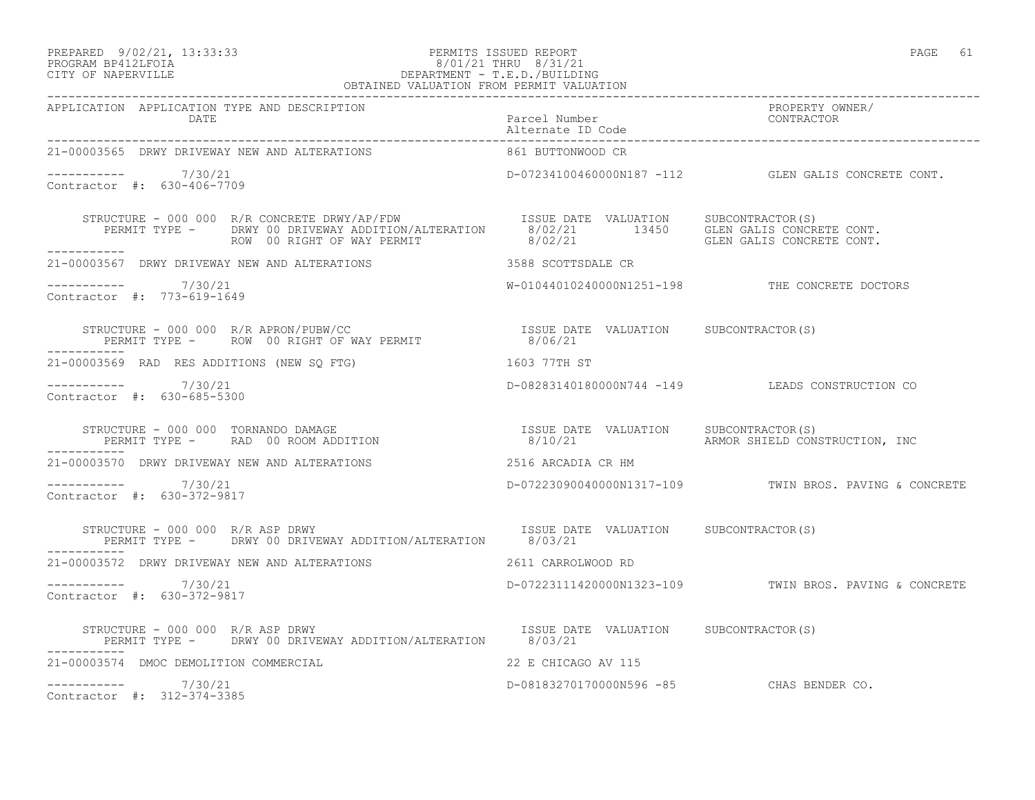PERMITS ISSUED REPORT
8/01/21 THRU 8/31/21
DEPARTMENT - T.E.D./BUILDING
OBTAINED VALUATION FROM PERMIT VALUATION

PREPARED 9/02/21, 13:33:33
PROGRAM BP412LFOIA
CITY OF NAPERVILLE

| APPLICATION | APPLICATION TYPE AND DESCRIPTION / DATE | Parcel Number / Alternate ID Code | PROPERTY OWNER/ CONTRACTOR |
|---|---|---|---|
| 21-00003565 | DRWY DRIVEWAY NEW AND ALTERATIONS | 861 BUTTONWOOD CR | |
| | 7/30/21 | D-07234100460000N187 -112 | GLEN GALIS CONCRETE CONT. |

Contractor #: 630-406-7709

```
STRUCTURE - 000 000  R/R CONCRETE DRWY/AP/FDW              ISSUE DATE  VALUATION    SUBCONTRACTOR(S)
  PERMIT TYPE -    DRWY 00 DRIVEWAY ADDITION/ALTERATION    8/02/21       13450     GLEN GALIS CONCRETE CONT.
                   ROW  00 RIGHT OF WAY PERMIT             8/02/21                 GLEN GALIS CONCRETE CONT.
```

| APPLICATION | APPLICATION TYPE AND DESCRIPTION / DATE | Parcel Number / Alternate ID Code | PROPERTY OWNER/ CONTRACTOR |
|---|---|---|---|
| 21-00003567 | DRWY DRIVEWAY NEW AND ALTERATIONS | 3588 SCOTTSDALE CR | |
| | 7/30/21 | W-01044010240000N1251-198 | THE CONCRETE DOCTORS |

Contractor #: 773-619-1649

```
STRUCTURE - 000 000  R/R APRON/PUBW/CC                     ISSUE DATE  VALUATION    SUBCONTRACTOR(S)
  PERMIT TYPE -    ROW  00 RIGHT OF WAY PERMIT             8/06/21
```

| APPLICATION | APPLICATION TYPE AND DESCRIPTION / DATE | Parcel Number / Alternate ID Code | PROPERTY OWNER/ CONTRACTOR |
|---|---|---|---|
| 21-00003569 | RAD RES ADDITIONS (NEW SQ FTG) | 1603 77TH ST | |
| | 7/30/21 | D-08283140180000N744 -149 | LEADS CONSTRUCTION CO |

Contractor #: 630-685-5300

```
STRUCTURE - 000 000  TORNANDO DAMAGE                       ISSUE DATE  VALUATION    SUBCONTRACTOR(S)
  PERMIT TYPE -    RAD  00 ROOM ADDITION                   8/10/21                 ARMOR SHIELD CONSTRUCTION, INC
```

| APPLICATION | APPLICATION TYPE AND DESCRIPTION / DATE | Parcel Number / Alternate ID Code | PROPERTY OWNER/ CONTRACTOR |
|---|---|---|---|
| 21-00003570 | DRWY DRIVEWAY NEW AND ALTERATIONS | 2516 ARCADIA CR HM | |
| | 7/30/21 | D-07223090040000N1317-109 | TWIN BROS. PAVING & CONCRETE |

Contractor #: 630-372-9817

```
STRUCTURE - 000 000  R/R ASP DRWY                          ISSUE DATE  VALUATION    SUBCONTRACTOR(S)
  PERMIT TYPE -    DRWY 00 DRIVEWAY ADDITION/ALTERATION    8/03/21
```

| APPLICATION | APPLICATION TYPE AND DESCRIPTION / DATE | Parcel Number / Alternate ID Code | PROPERTY OWNER/ CONTRACTOR |
|---|---|---|---|
| 21-00003572 | DRWY DRIVEWAY NEW AND ALTERATIONS | 2611 CARROLWOOD RD | |
| | 7/30/21 | D-07223111420000N1323-109 | TWIN BROS. PAVING & CONCRETE |

Contractor #: 630-372-9817

```
STRUCTURE - 000 000  R/R ASP DRWY                          ISSUE DATE  VALUATION    SUBCONTRACTOR(S)
  PERMIT TYPE -    DRWY 00 DRIVEWAY ADDITION/ALTERATION    8/03/21
```

| APPLICATION | APPLICATION TYPE AND DESCRIPTION / DATE | Parcel Number / Alternate ID Code | PROPERTY OWNER/ CONTRACTOR |
|---|---|---|---|
| 21-00003574 | DMOC DEMOLITION COMMERCIAL | 22 E CHICAGO AV 115 | |
| | 7/30/21 | D-08183270170000N596 -85 | CHAS BENDER CO. |

Contractor #: 312-374-3385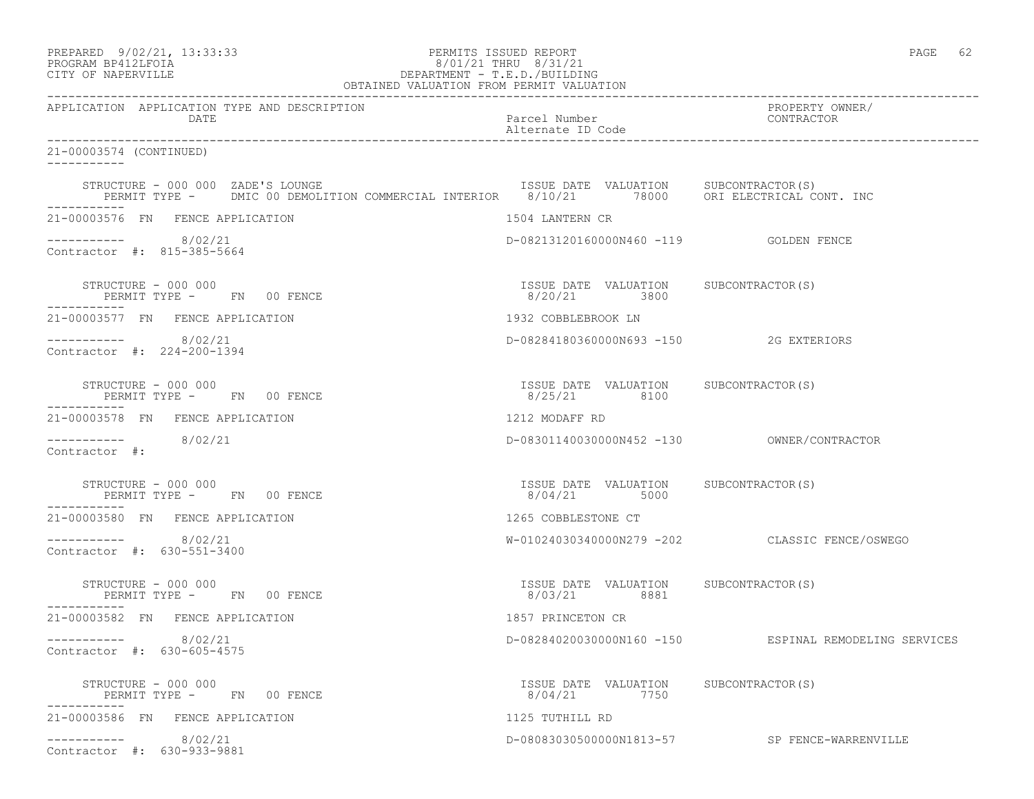APPLICATION APPLICATION TYPE AND DESCRIPTION DATE | Parcel Number / Alternate ID Code | PROPERTY OWNER/ CONTRACTOR

21-00003574 (CONTINUED)

STRUCTURE - 000 000 ZADE'S LOUNGE
PERMIT TYPE - DMIC 00 DEMOLITION COMMERCIAL INTERIOR

| ISSUE DATE | VALUATION | SUBCONTRACTOR(S) |
|---|---|---|
| 8/10/21 | 78000 | ORI ELECTRICAL CONT. INC |

21-00003576 FN FENCE APPLICATION — 1504 LANTERN CR
8/02/21 — D-08213120160000N460 -119 — GOLDEN FENCE
Contractor #: 815-385-5664

STRUCTURE - 000 000
PERMIT TYPE - FN 00 FENCE

| ISSUE DATE | VALUATION | SUBCONTRACTOR(S) |
|---|---|---|
| 8/20/21 | 3800 | |

21-00003577 FN FENCE APPLICATION — 1932 COBBLEBROOK LN
8/02/21 — D-08284180360000N693 -150 — 2G EXTERIORS
Contractor #: 224-200-1394

STRUCTURE - 000 000
PERMIT TYPE - FN 00 FENCE

| ISSUE DATE | VALUATION | SUBCONTRACTOR(S) |
|---|---|---|
| 8/25/21 | 8100 | |

21-00003578 FN FENCE APPLICATION — 1212 MODAFF RD
8/02/21 — D-08301140030000N452 -130 — OWNER/CONTRACTOR
Contractor #:

STRUCTURE - 000 000
PERMIT TYPE - FN 00 FENCE

| ISSUE DATE | VALUATION | SUBCONTRACTOR(S) |
|---|---|---|
| 8/04/21 | 5000 | |

21-00003580 FN FENCE APPLICATION — 1265 COBBLESTONE CT
8/02/21 — W-01024030340000N279 -202 — CLASSIC FENCE/OSWEGO
Contractor #: 630-551-3400

STRUCTURE - 000 000
PERMIT TYPE - FN 00 FENCE

| ISSUE DATE | VALUATION | SUBCONTRACTOR(S) |
|---|---|---|
| 8/03/21 | 8881 | |

21-00003582 FN FENCE APPLICATION — 1857 PRINCETON CR
8/02/21 — D-08284020030000N160 -150 — ESPINAL REMODELING SERVICES
Contractor #: 630-605-4575

STRUCTURE - 000 000
PERMIT TYPE - FN 00 FENCE

| ISSUE DATE | VALUATION | SUBCONTRACTOR(S) |
|---|---|---|
| 8/04/21 | 7750 | |

21-00003586 FN FENCE APPLICATION — 1125 TUTHILL RD
8/02/21 — D-08083030500000N1813-57 — SP FENCE-WARRENVILLE
Contractor #: 630-933-9881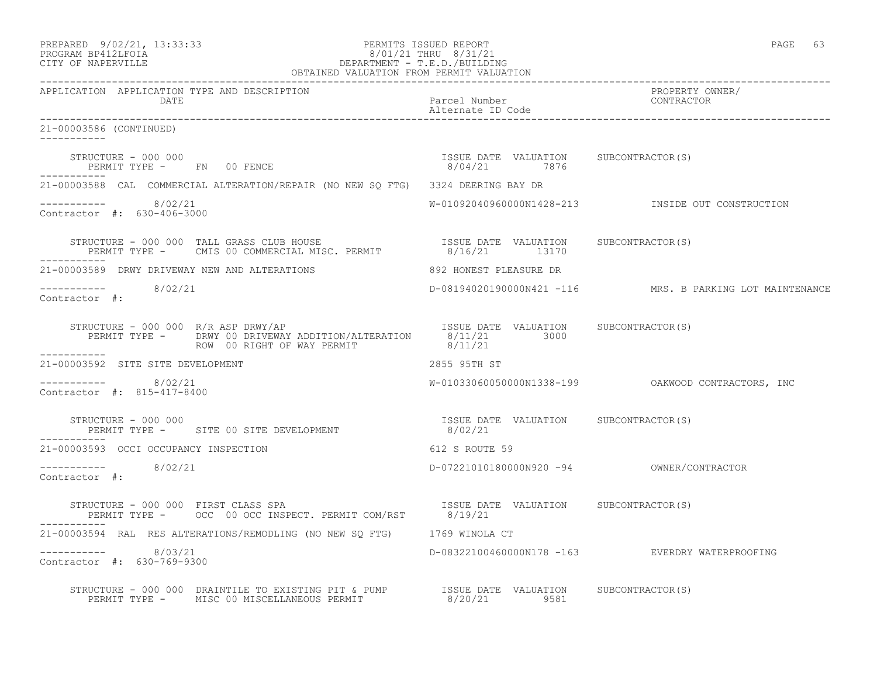APPLICATION APPLICATION TYPE AND DESCRIPTION DATE | Parcel Number / Alternate ID Code | PROPERTY OWNER/ CONTRACTOR

21-00003586 (CONTINUED)

STRUCTURE - 000 000
PERMIT TYPE - FN 00 FENCE | ISSUE DATE 8/04/21 | VALUATION 7876 | SUBCONTRACTOR(S)

21-00003588 CAL COMMERCIAL ALTERATION/REPAIR (NO NEW SQ FTG) 3324 DEERING BAY DR
8/02/21 | W-01092040960000N1428-213 | INSIDE OUT CONSTRUCTION
Contractor #: 630-406-3000

STRUCTURE - 000 000 TALL GRASS CLUB HOUSE
PERMIT TYPE - CMIS 00 COMMERCIAL MISC. PERMIT | ISSUE DATE 8/16/21 | VALUATION 13170 | SUBCONTRACTOR(S)

21-00003589 DRWY DRIVEWAY NEW AND ALTERATIONS 892 HONEST PLEASURE DR
8/02/21 | D-08194020190000N421 -116 | MRS. B PARKING LOT MAINTENANCE
Contractor #:

STRUCTURE - 000 000 R/R ASP DRWY/AP
PERMIT TYPE - DRWY 00 DRIVEWAY ADDITION/ALTERATION | ISSUE DATE 8/11/21 | VALUATION 3000 | SUBCONTRACTOR(S)
ROW 00 RIGHT OF WAY PERMIT | 8/11/21

21-00003592 SITE SITE DEVELOPMENT 2855 95TH ST
8/02/21 | W-01033060050000N1338-199 | OAKWOOD CONTRACTORS, INC
Contractor #: 815-417-8400

STRUCTURE - 000 000
PERMIT TYPE - SITE 00 SITE DEVELOPMENT | ISSUE DATE 8/02/21 | VALUATION | SUBCONTRACTOR(S)

21-00003593 OCCI OCCUPANCY INSPECTION 612 S ROUTE 59
8/02/21 | D-07221010180000N920 -94 | OWNER/CONTRACTOR
Contractor #:

STRUCTURE - 000 000 FIRST CLASS SPA
PERMIT TYPE - OCC 00 OCC INSPECT. PERMIT COM/RST | ISSUE DATE 8/19/21 | VALUATION | SUBCONTRACTOR(S)

21-00003594 RAL RES ALTERATIONS/REMODLING (NO NEW SQ FTG) 1769 WINOLA CT
8/03/21 | D-08322100460000N178 -163 | EVERDRY WATERPROOFING
Contractor #: 630-769-9300

STRUCTURE - 000 000 DRAINTILE TO EXISTING PIT & PUMP
PERMIT TYPE - MISC 00 MISCELLANEOUS PERMIT | ISSUE DATE 8/20/21 | VALUATION 9581 | SUBCONTRACTOR(S)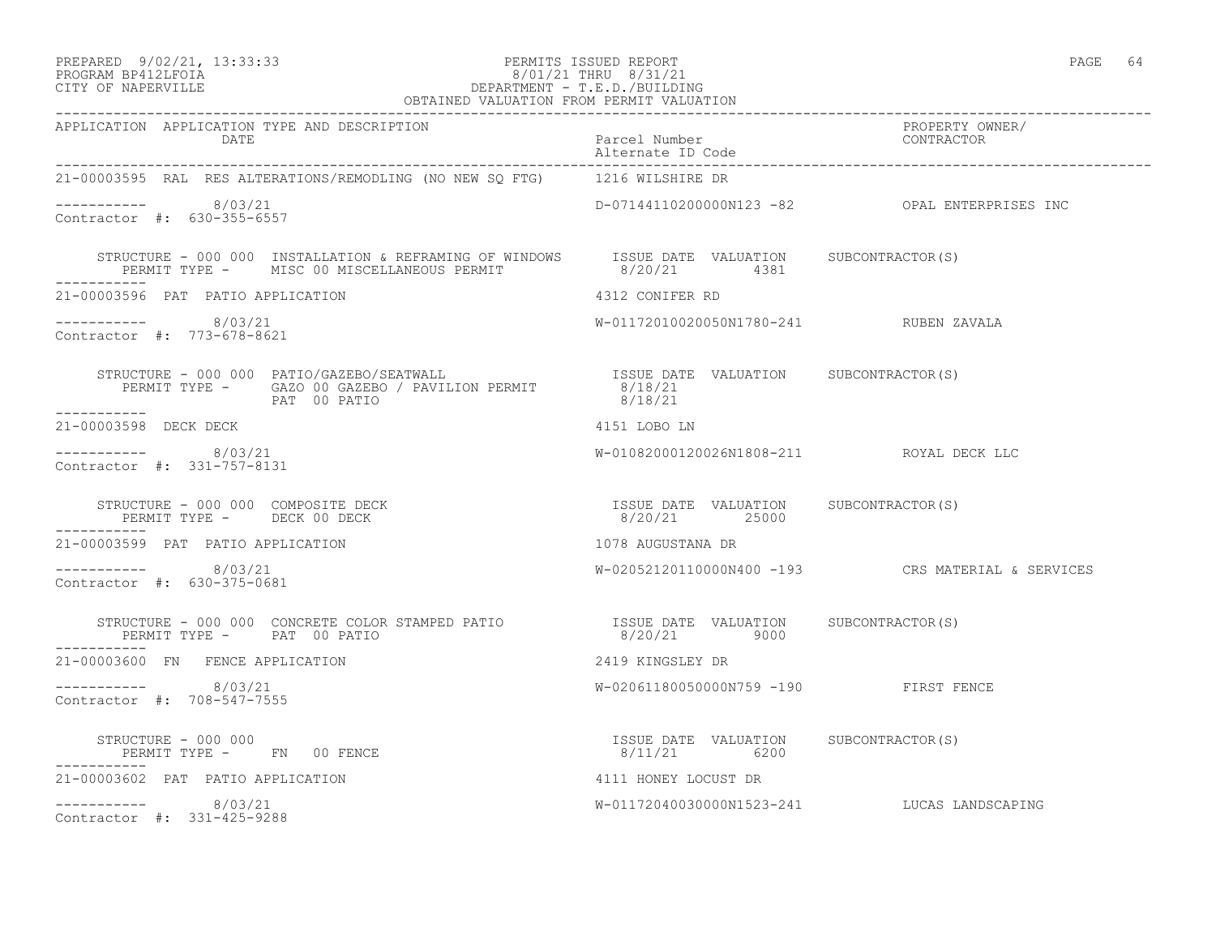PREPARED 9/02/21, 13:33:33 PERMITS ISSUED REPORT
PROGRAM BP412LFOIA 8/01/21 THRU 8/31/21
CITY OF NAPERVILLE DEPARTMENT - T.E.D./BUILDING
OBTAINED VALUATION FROM PERMIT VALUATION

| APPLICATION | APPLICATION TYPE AND DESCRIPTION / DATE | Parcel Number / Alternate ID Code | PROPERTY OWNER/ CONTRACTOR |
|---|---|---|---|
| 21-00003595 | RAL RES ALTERATIONS/REMODLING (NO NEW SQ FTG) | 1216 WILSHIRE DR | |
| ----------- | 8/03/21 | D-07144110200000N123 -82 | OPAL ENTERPRISES INC |
| Contractor #: 630-355-6557 | | | |
| | STRUCTURE - 000 000 INSTALLATION & REFRAMING OF WINDOWS / PERMIT TYPE - MISC 00 MISCELLANEOUS PERMIT | ISSUE DATE 8/20/21 VALUATION 4381 | SUBCONTRACTOR(S) |
| 21-00003596 | PAT PATIO APPLICATION | 4312 CONIFER RD | |
| ----------- | 8/03/21 | W-01172010020050N1780-241 | RUBEN ZAVALA |
| Contractor #: 773-678-8621 | | | |
| | STRUCTURE - 000 000 PATIO/GAZEBO/SEATWALL / PERMIT TYPE - GAZO 00 GAZEBO / PAVILION PERMIT; PAT 00 PATIO | ISSUE DATE 8/18/21; 8/18/21 VALUATION | SUBCONTRACTOR(S) |
| 21-00003598 | DECK DECK | 4151 LOBO LN | |
| ----------- | 8/03/21 | W-01082000120026N1808-211 | ROYAL DECK LLC |
| Contractor #: 331-757-8131 | | | |
| | STRUCTURE - 000 000 COMPOSITE DECK / PERMIT TYPE - DECK 00 DECK | ISSUE DATE 8/20/21 VALUATION 25000 | SUBCONTRACTOR(S) |
| 21-00003599 | PAT PATIO APPLICATION | 1078 AUGUSTANA DR | |
| ----------- | 8/03/21 | W-02052120110000N400 -193 | CRS MATERIAL & SERVICES |
| Contractor #: 630-375-0681 | | | |
| | STRUCTURE - 000 000 CONCRETE COLOR STAMPED PATIO / PERMIT TYPE - PAT 00 PATIO | ISSUE DATE 8/20/21 VALUATION 9000 | SUBCONTRACTOR(S) |
| 21-00003600 | FN FENCE APPLICATION | 2419 KINGSLEY DR | |
| ----------- | 8/03/21 | W-02061180050000N759 -190 | FIRST FENCE |
| Contractor #: 708-547-7555 | | | |
| | STRUCTURE - 000 000 / PERMIT TYPE - FN 00 FENCE | ISSUE DATE 8/11/21 VALUATION 6200 | SUBCONTRACTOR(S) |
| 21-00003602 | PAT PATIO APPLICATION | 4111 HONEY LOCUST DR | |
| ----------- | 8/03/21 | W-01172040030000N1523-241 | LUCAS LANDSCAPING |
| Contractor #: 331-425-9288 | | | |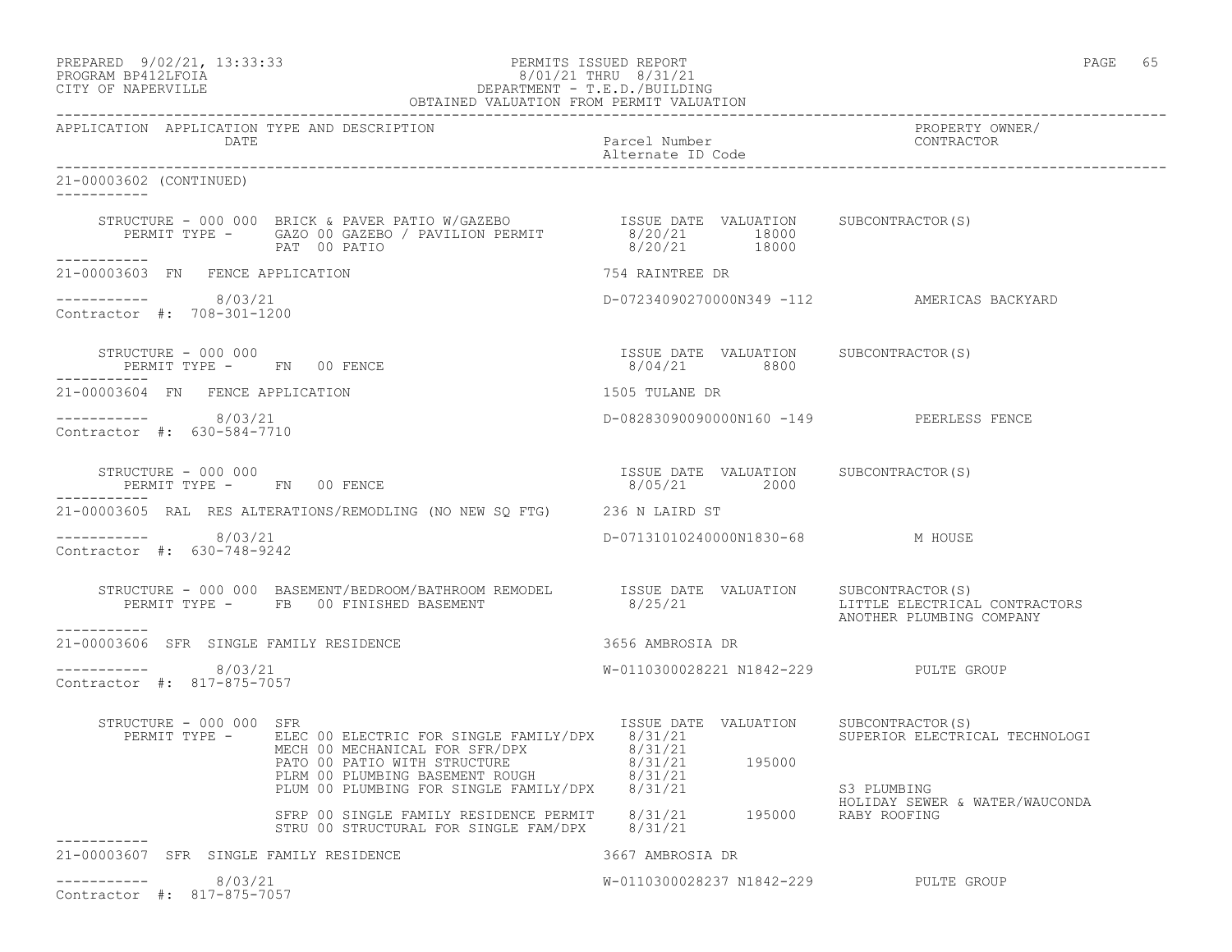PERMITS ISSUED REPORT
8/01/21 THRU 8/31/21
DEPARTMENT - T.E.D./BUILDING
OBTAINED VALUATION FROM PERMIT VALUATION

PREPARED 9/02/21, 13:33:33
PROGRAM BP412LFOIA
CITY OF NAPERVILLE

| APPLICATION | APPLICATION TYPE AND DESCRIPTION DATE | Parcel Number Alternate ID Code | PROPERTY OWNER/ CONTRACTOR |
|---|---|---|---|

21-00003602 (CONTINUED)

STRUCTURE - 000 000 BRICK & PAVER PATIO W/GAZEBO

| PERMIT TYPE | ISSUE DATE | VALUATION | SUBCONTRACTOR(S) |
|---|---|---|---|
| GAZO 00 GAZEBO / PAVILION PERMIT | 8/20/21 | 18000 | |
| PAT 00 PATIO | 8/20/21 | 18000 | |

---

21-00003603 FN FENCE APPLICATION — 754 RAINTREE DR

8/03/21 — D-07234090270000N349 -112 — AMERICAS BACKYARD

Contractor #: 708-301-1200

STRUCTURE - 000 000

| PERMIT TYPE | ISSUE DATE | VALUATION | SUBCONTRACTOR(S) |
|---|---|---|---|
| FN 00 FENCE | 8/04/21 | 8800 | |

---

21-00003604 FN FENCE APPLICATION — 1505 TULANE DR

8/03/21 — D-08283090090000N160 -149 — PEERLESS FENCE

Contractor #: 630-584-7710

STRUCTURE - 000 000

| PERMIT TYPE | ISSUE DATE | VALUATION | SUBCONTRACTOR(S) |
|---|---|---|---|
| FN 00 FENCE | 8/05/21 | 2000 | |

---

21-00003605 RAL RES ALTERATIONS/REMODLING (NO NEW SQ FTG) — 236 N LAIRD ST

8/03/21 — D-07131010240000N1830-68 — M HOUSE

Contractor #: 630-748-9242

STRUCTURE - 000 000 BASEMENT/BEDROOM/BATHROOM REMODEL

| PERMIT TYPE | ISSUE DATE | VALUATION | SUBCONTRACTOR(S) |
|---|---|---|---|
| FB 00 FINISHED BASEMENT | 8/25/21 | | LITTLE ELECTRICAL CONTRACTORS |
| | | | ANOTHER PLUMBING COMPANY |

---

21-00003606 SFR SINGLE FAMILY RESIDENCE — 3656 AMBROSIA DR

8/03/21 — W-0110300028221 N1842-229 — PULTE GROUP

Contractor #: 817-875-7057

STRUCTURE - 000 000 SFR

| PERMIT TYPE | ISSUE DATE | VALUATION | SUBCONTRACTOR(S) |
|---|---|---|---|
| ELEC 00 ELECTRIC FOR SINGLE FAMILY/DPX | 8/31/21 | | SUPERIOR ELECTRICAL TECHNOLOGI |
| MECH 00 MECHANICAL FOR SFR/DPX | 8/31/21 | | |
| PATO 00 PATIO WITH STRUCTURE | 8/31/21 | 195000 | |
| PLRM 00 PLUMBING BASEMENT ROUGH | 8/31/21 | | |
| PLUM 00 PLUMBING FOR SINGLE FAMILY/DPX | 8/31/21 | | S3 PLUMBING |
| | | | HOLIDAY SEWER & WATER/WAUCONDA |
| SFRP 00 SINGLE FAMILY RESIDENCE PERMIT | 8/31/21 | 195000 | RABY ROOFING |
| STRU 00 STRUCTURAL FOR SINGLE FAM/DPX | 8/31/21 | | |

---

21-00003607 SFR SINGLE FAMILY RESIDENCE — 3667 AMBROSIA DR

8/03/21 — W-0110300028237 N1842-229 — PULTE GROUP

Contractor #: 817-875-7057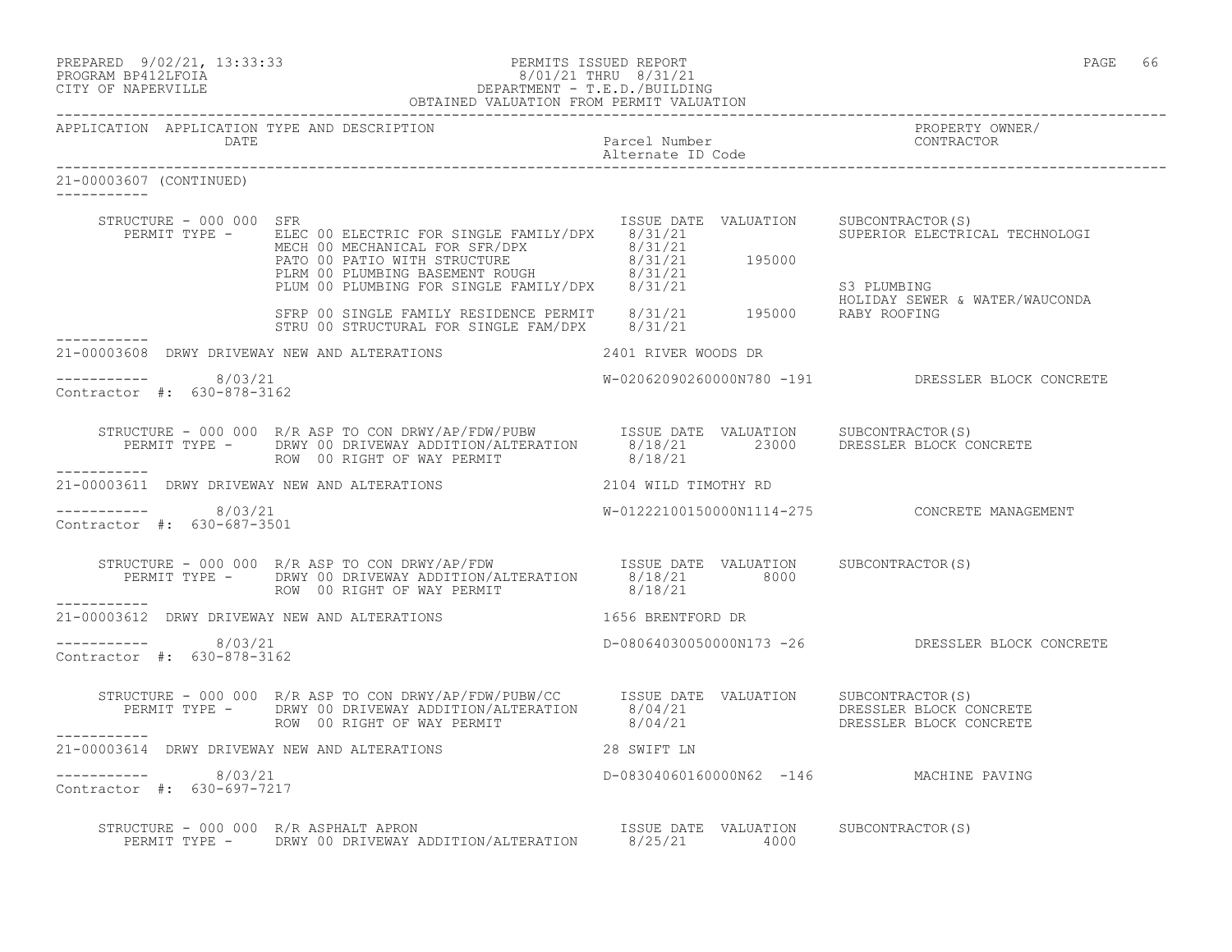PREPARED 9/02/21, 13:33:33 PERMITS ISSUED REPORT
PROGRAM BP412LFOIA 8/01/21 THRU 8/31/21
CITY OF NAPERVILLE DEPARTMENT - T.E.D./BUILDING
OBTAINED VALUATION FROM PERMIT VALUATION

| APPLICATION | APPLICATION TYPE AND DESCRIPTION DATE | Parcel Number / Alternate ID Code | PROPERTY OWNER/ CONTRACTOR |
|---|---|---|---|

**21-00003607 (CONTINUED)**

STRUCTURE - 000 000 SFR

| PERMIT TYPE | ISSUE DATE | VALUATION | SUBCONTRACTOR(S) |
|---|---|---|---|
| ELEC 00 ELECTRIC FOR SINGLE FAMILY/DPX | 8/31/21 | | SUPERIOR ELECTRICAL TECHNOLOGI |
| MECH 00 MECHANICAL FOR SFR/DPX | 8/31/21 | | |
| PATO 00 PATIO WITH STRUCTURE | 8/31/21 | 195000 | |
| PLRM 00 PLUMBING BASEMENT ROUGH | 8/31/21 | | |
| PLUM 00 PLUMBING FOR SINGLE FAMILY/DPX | 8/31/21 | | S3 PLUMBING |
| | | | HOLIDAY SEWER & WATER/WAUCONDA |
| SFRP 00 SINGLE FAMILY RESIDENCE PERMIT | 8/31/21 | 195000 | RABY ROOFING |
| STRU 00 STRUCTURAL FOR SINGLE FAM/DPX | 8/31/21 | | |

---

**21-00003608** DRWY DRIVEWAY NEW AND ALTERATIONS — 2401 RIVER WOODS DR
8/03/21 — W-02062090260000N780 -191 — DRESSLER BLOCK CONCRETE
Contractor #: 630-878-3162

STRUCTURE - 000 000 R/R ASP TO CON DRWY/AP/FDW/PUBW

| PERMIT TYPE | ISSUE DATE | VALUATION | SUBCONTRACTOR(S) |
|---|---|---|---|
| DRWY 00 DRIVEWAY ADDITION/ALTERATION | 8/18/21 | 23000 | DRESSLER BLOCK CONCRETE |
| ROW 00 RIGHT OF WAY PERMIT | 8/18/21 | | |

---

**21-00003611** DRWY DRIVEWAY NEW AND ALTERATIONS — 2104 WILD TIMOTHY RD
8/03/21 — W-01222100150000N1114-275 — CONCRETE MANAGEMENT
Contractor #: 630-687-3501

STRUCTURE - 000 000 R/R ASP TO CON DRWY/AP/FDW

| PERMIT TYPE | ISSUE DATE | VALUATION | SUBCONTRACTOR(S) |
|---|---|---|---|
| DRWY 00 DRIVEWAY ADDITION/ALTERATION | 8/18/21 | 8000 | |
| ROW 00 RIGHT OF WAY PERMIT | 8/18/21 | | |

---

**21-00003612** DRWY DRIVEWAY NEW AND ALTERATIONS — 1656 BRENTFORD DR
8/03/21 — D-08064030050000N173 -26 — DRESSLER BLOCK CONCRETE
Contractor #: 630-878-3162

STRUCTURE - 000 000 R/R ASP TO CON DRWY/AP/FDW/PUBW/CC

| PERMIT TYPE | ISSUE DATE | VALUATION | SUBCONTRACTOR(S) |
|---|---|---|---|
| DRWY 00 DRIVEWAY ADDITION/ALTERATION | 8/04/21 | | DRESSLER BLOCK CONCRETE |
| ROW 00 RIGHT OF WAY PERMIT | 8/04/21 | | DRESSLER BLOCK CONCRETE |

---

**21-00003614** DRWY DRIVEWAY NEW AND ALTERATIONS — 28 SWIFT LN
8/03/21 — D-08304060160000N62 -146 — MACHINE PAVING
Contractor #: 630-697-7217

STRUCTURE - 000 000 R/R ASPHALT APRON

| PERMIT TYPE | ISSUE DATE | VALUATION | SUBCONTRACTOR(S) |
|---|---|---|---|
| DRWY 00 DRIVEWAY ADDITION/ALTERATION | 8/25/21 | 4000 | |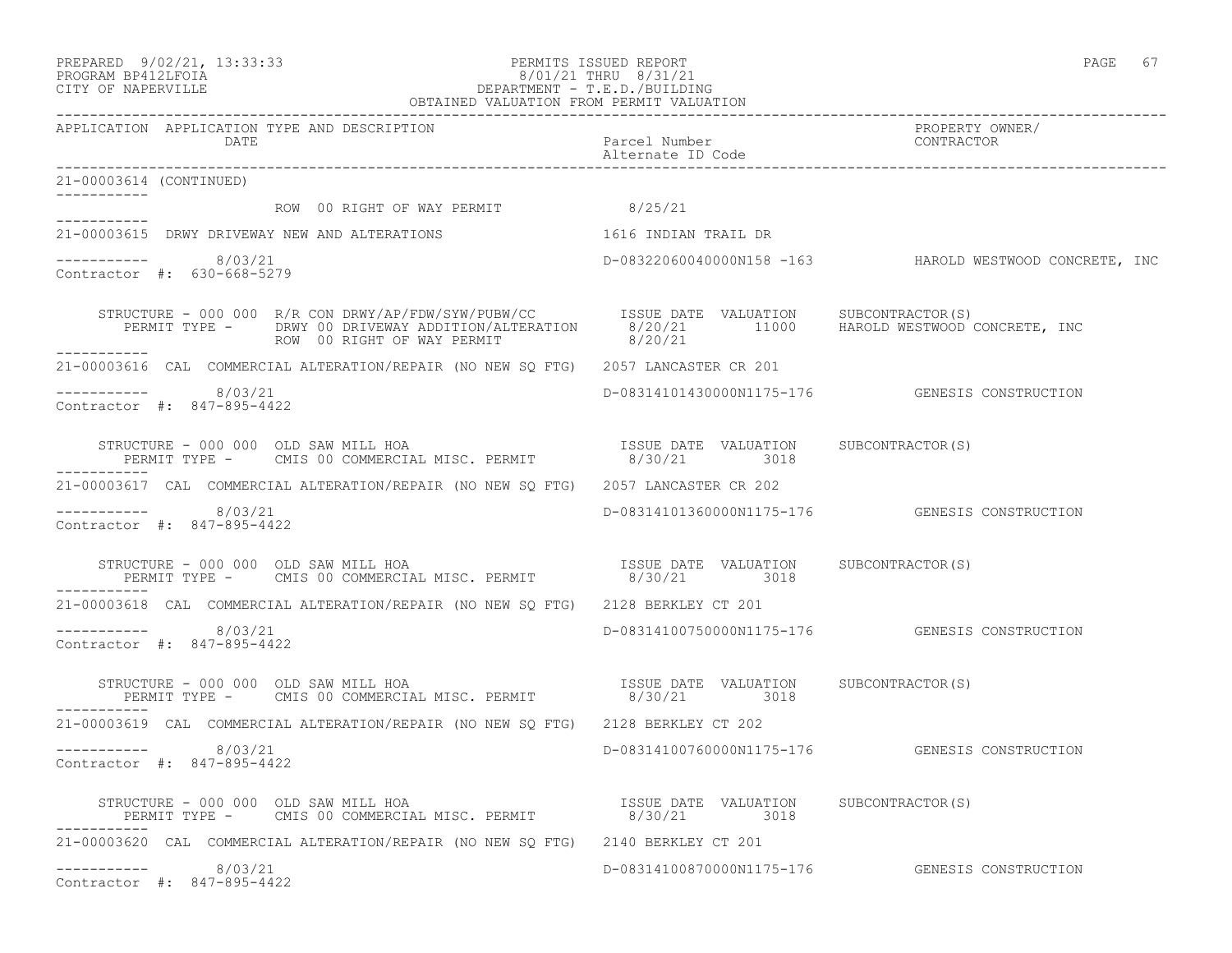PERMITS ISSUED REPORT
8/01/21 THRU 8/31/21
DEPARTMENT - T.E.D./BUILDING
OBTAINED VALUATION FROM PERMIT VALUATION

PREPARED 9/02/21, 13:33:33
PROGRAM BP412LFOIA
CITY OF NAPERVILLE

| APPLICATION | APPLICATION TYPE AND DESCRIPTION DATE | Parcel Number Alternate ID Code | PROPERTY OWNER/ CONTRACTOR |
|---|---|---|---|

21-00003614 (CONTINUED)

ROW 00 RIGHT OF WAY PERMIT 8/25/21

21-00003615 DRWY DRIVEWAY NEW AND ALTERATIONS 1616 INDIAN TRAIL DR
8/03/21 D-08322060040000N158 -163 HAROLD WESTWOOD CONCRETE, INC
Contractor #: 630-668-5279

STRUCTURE - 000 000 R/R CON DRWY/AP/FDW/SYW/PUBW/CC ISSUE DATE VALUATION SUBCONTRACTOR(S)
PERMIT TYPE - DRWY 00 DRIVEWAY ADDITION/ALTERATION 8/20/21 11000 HAROLD WESTWOOD CONCRETE, INC
ROW 00 RIGHT OF WAY PERMIT 8/20/21

21-00003616 CAL COMMERCIAL ALTERATION/REPAIR (NO NEW SQ FTG) 2057 LANCASTER CR 201
8/03/21 D-08314101430000N1175-176 GENESIS CONSTRUCTION
Contractor #: 847-895-4422

STRUCTURE - 000 000 OLD SAW MILL HOA ISSUE DATE VALUATION SUBCONTRACTOR(S)
PERMIT TYPE - CMIS 00 COMMERCIAL MISC. PERMIT 8/30/21 3018

21-00003617 CAL COMMERCIAL ALTERATION/REPAIR (NO NEW SQ FTG) 2057 LANCASTER CR 202
8/03/21 D-08314101360000N1175-176 GENESIS CONSTRUCTION
Contractor #: 847-895-4422

STRUCTURE - 000 000 OLD SAW MILL HOA ISSUE DATE VALUATION SUBCONTRACTOR(S)
PERMIT TYPE - CMIS 00 COMMERCIAL MISC. PERMIT 8/30/21 3018

21-00003618 CAL COMMERCIAL ALTERATION/REPAIR (NO NEW SQ FTG) 2128 BERKLEY CT 201
8/03/21 D-08314100750000N1175-176 GENESIS CONSTRUCTION
Contractor #: 847-895-4422

STRUCTURE - 000 000 OLD SAW MILL HOA ISSUE DATE VALUATION SUBCONTRACTOR(S)
PERMIT TYPE - CMIS 00 COMMERCIAL MISC. PERMIT 8/30/21 3018

21-00003619 CAL COMMERCIAL ALTERATION/REPAIR (NO NEW SQ FTG) 2128 BERKLEY CT 202
8/03/21 D-08314100760000N1175-176 GENESIS CONSTRUCTION
Contractor #: 847-895-4422

STRUCTURE - 000 000 OLD SAW MILL HOA ISSUE DATE VALUATION SUBCONTRACTOR(S)
PERMIT TYPE - CMIS 00 COMMERCIAL MISC. PERMIT 8/30/21 3018

21-00003620 CAL COMMERCIAL ALTERATION/REPAIR (NO NEW SQ FTG) 2140 BERKLEY CT 201
8/03/21 D-08314100870000N1175-176 GENESIS CONSTRUCTION
Contractor #: 847-895-4422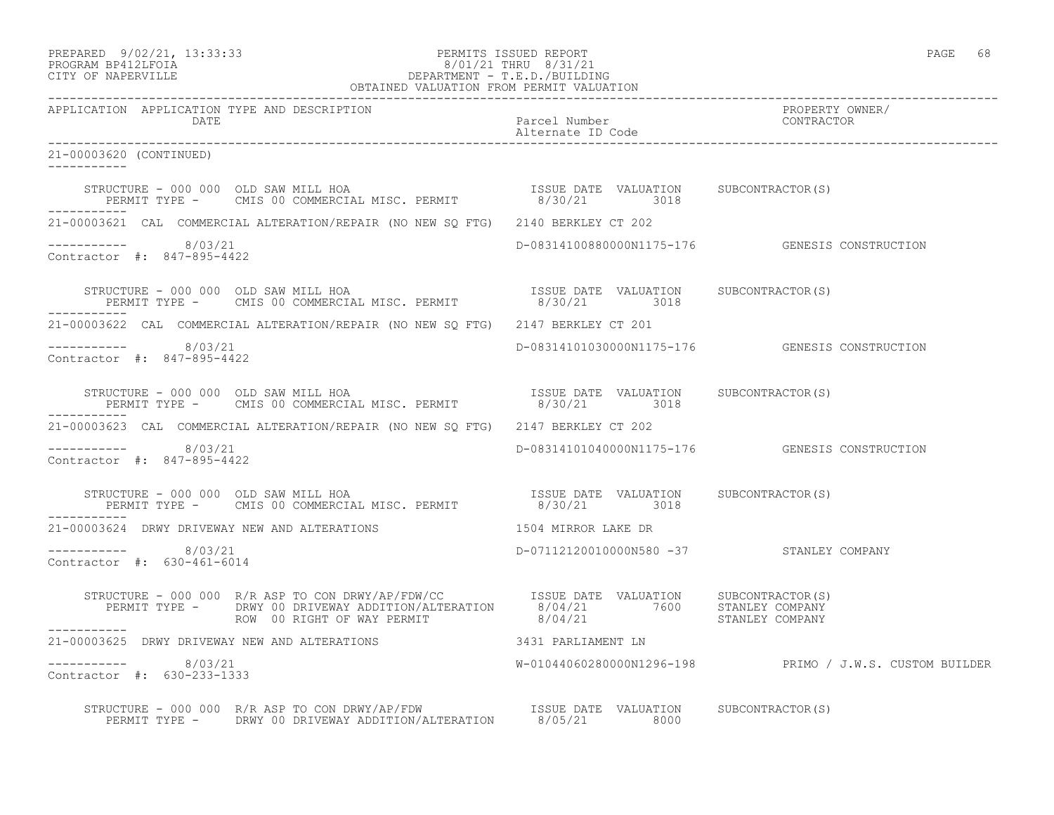PREPARED 9/02/21, 13:33:33 PERMITS ISSUED REPORT
PROGRAM BP412LFOIA 8/01/21 THRU 8/31/21
CITY OF NAPERVILLE DEPARTMENT - T.E.D./BUILDING
OBTAINED VALUATION FROM PERMIT VALUATION

| APPLICATION | APPLICATION TYPE AND DESCRIPTION DATE | Parcel Number Alternate ID Code | PROPERTY OWNER/ CONTRACTOR |
|---|---|---|---|

21-00003620 (CONTINUED)

STRUCTURE - 000 000 OLD SAW MILL HOA — ISSUE DATE 8/30/21 VALUATION 3018 — SUBCONTRACTOR(S)
PERMIT TYPE - CMIS 00 COMMERCIAL MISC. PERMIT

21-00003621 CAL COMMERCIAL ALTERATION/REPAIR (NO NEW SQ FTG) 2140 BERKLEY CT 202
8/03/21 D-08314100880000N1175-176 GENESIS CONSTRUCTION
Contractor #: 847-895-4422

STRUCTURE - 000 000 OLD SAW MILL HOA — ISSUE DATE 8/30/21 VALUATION 3018 — SUBCONTRACTOR(S)
PERMIT TYPE - CMIS 00 COMMERCIAL MISC. PERMIT

21-00003622 CAL COMMERCIAL ALTERATION/REPAIR (NO NEW SQ FTG) 2147 BERKLEY CT 201
8/03/21 D-08314101030000N1175-176 GENESIS CONSTRUCTION
Contractor #: 847-895-4422

STRUCTURE - 000 000 OLD SAW MILL HOA — ISSUE DATE 8/30/21 VALUATION 3018 — SUBCONTRACTOR(S)
PERMIT TYPE - CMIS 00 COMMERCIAL MISC. PERMIT

21-00003623 CAL COMMERCIAL ALTERATION/REPAIR (NO NEW SQ FTG) 2147 BERKLEY CT 202
8/03/21 D-08314101040000N1175-176 GENESIS CONSTRUCTION
Contractor #: 847-895-4422

STRUCTURE - 000 000 OLD SAW MILL HOA — ISSUE DATE 8/30/21 VALUATION 3018 — SUBCONTRACTOR(S)
PERMIT TYPE - CMIS 00 COMMERCIAL MISC. PERMIT

21-00003624 DRWY DRIVEWAY NEW AND ALTERATIONS 1504 MIRROR LAKE DR
8/03/21 D-07112120010000N580 -37 STANLEY COMPANY
Contractor #: 630-461-6014

STRUCTURE - 000 000 R/R ASP TO CON DRWY/AP/FDW/CC — ISSUE DATE / VALUATION / SUBCONTRACTOR(S)
PERMIT TYPE - DRWY 00 DRIVEWAY ADDITION/ALTERATION 8/04/21 7600 STANLEY COMPANY
ROW 00 RIGHT OF WAY PERMIT 8/04/21 STANLEY COMPANY

21-00003625 DRWY DRIVEWAY NEW AND ALTERATIONS 3431 PARLIAMENT LN
8/03/21 W-01044060280000N1296-198 PRIMO / J.W.S. CUSTOM BUILDER
Contractor #: 630-233-1333

STRUCTURE - 000 000 R/R ASP TO CON DRWY/AP/FDW — ISSUE DATE 8/05/21 VALUATION 8000 — SUBCONTRACTOR(S)
PERMIT TYPE - DRWY 00 DRIVEWAY ADDITION/ALTERATION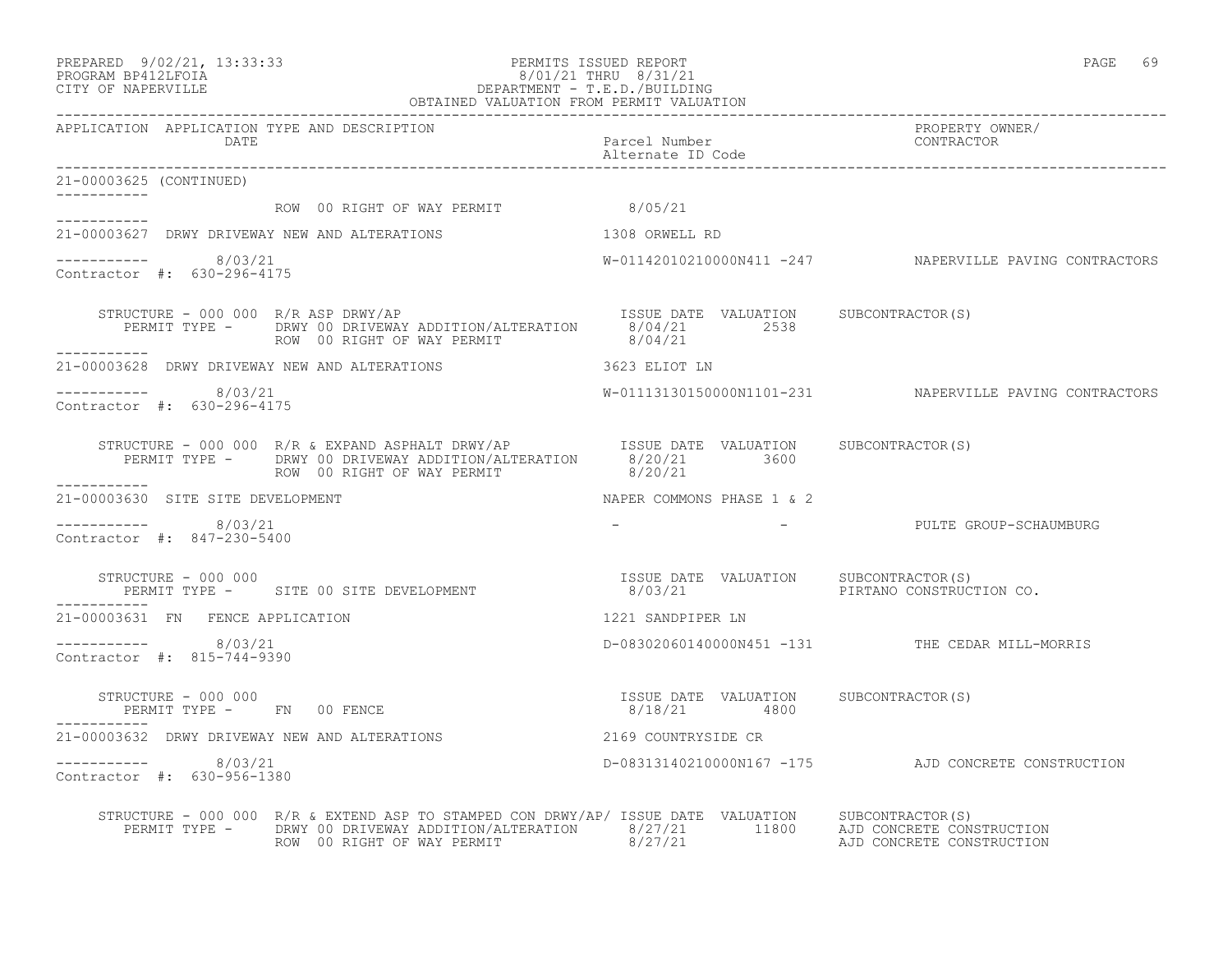PERMITS ISSUED REPORT
8/01/21 THRU 8/31/21
DEPARTMENT - T.E.D./BUILDING
OBTAINED VALUATION FROM PERMIT VALUATION

PREPARED 9/02/21, 13:33:33
PROGRAM BP412LFOIA
CITY OF NAPERVILLE

| APPLICATION | APPLICATION TYPE AND DESCRIPTION / DATE | Parcel Number / Alternate ID Code | PROPERTY OWNER/ CONTRACTOR |
|---|---|---|---|

**21-00003625 (CONTINUED)**

ROW 00 RIGHT OF WAY PERMIT — 8/05/21

---

**21-00003627** DRWY DRIVEWAY NEW AND ALTERATIONS — 1308 ORWELL RD

8/03/21 — W-01142010210000N411 -247 — NAPERVILLE PAVING CONTRACTORS

Contractor #: 630-296-4175

| STRUCTURE - 000 000 R/R ASP DRWY/AP | ISSUE DATE | VALUATION | SUBCONTRACTOR(S) |
|---|---|---|---|
| PERMIT TYPE - DRWY 00 DRIVEWAY ADDITION/ALTERATION | 8/04/21 | 2538 | |
| ROW 00 RIGHT OF WAY PERMIT | 8/04/21 | | |

---

**21-00003628** DRWY DRIVEWAY NEW AND ALTERATIONS — 3623 ELIOT LN

8/03/21 — W-01113130150000N1101-231 — NAPERVILLE PAVING CONTRACTORS

Contractor #: 630-296-4175

| STRUCTURE - 000 000 R/R & EXPAND ASPHALT DRWY/AP | ISSUE DATE | VALUATION | SUBCONTRACTOR(S) |
|---|---|---|---|
| PERMIT TYPE - DRWY 00 DRIVEWAY ADDITION/ALTERATION | 8/20/21 | 3600 | |
| ROW 00 RIGHT OF WAY PERMIT | 8/20/21 | | |

---

**21-00003630** SITE SITE DEVELOPMENT — NAPER COMMONS PHASE 1 & 2

8/03/21 — - - — PULTE GROUP-SCHAUMBURG

Contractor #: 847-230-5400

| STRUCTURE - 000 000 | ISSUE DATE | VALUATION | SUBCONTRACTOR(S) |
|---|---|---|---|
| PERMIT TYPE - SITE 00 SITE DEVELOPMENT | 8/03/21 | | PIRTANO CONSTRUCTION CO. |

---

**21-00003631** FN FENCE APPLICATION — 1221 SANDPIPER LN

8/03/21 — D-08302060140000N451 -131 — THE CEDAR MILL-MORRIS

Contractor #: 815-744-9390

| STRUCTURE - 000 000 | ISSUE DATE | VALUATION | SUBCONTRACTOR(S) |
|---|---|---|---|
| PERMIT TYPE - FN 00 FENCE | 8/18/21 | 4800 | |

---

**21-00003632** DRWY DRIVEWAY NEW AND ALTERATIONS — 2169 COUNTRYSIDE CR

8/03/21 — D-08313140210000N167 -175 — AJD CONCRETE CONSTRUCTION

Contractor #: 630-956-1380

| STRUCTURE - 000 000 R/R & EXTEND ASP TO STAMPED CON DRWY/AP/ | ISSUE DATE | VALUATION | SUBCONTRACTOR(S) |
|---|---|---|---|
| PERMIT TYPE - DRWY 00 DRIVEWAY ADDITION/ALTERATION | 8/27/21 | 11800 | AJD CONCRETE CONSTRUCTION |
| ROW 00 RIGHT OF WAY PERMIT | 8/27/21 | | AJD CONCRETE CONSTRUCTION |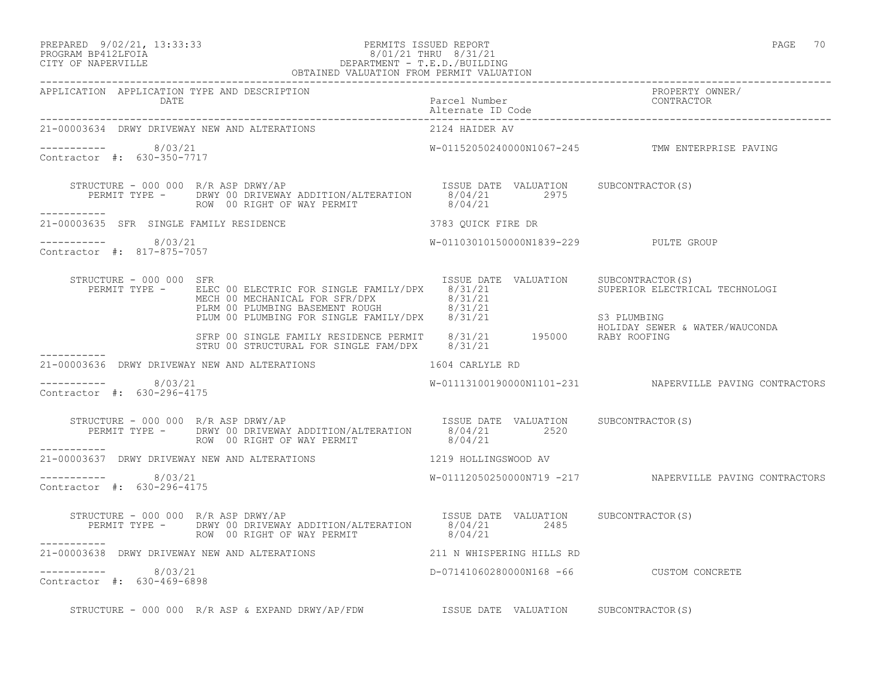PREPARED 9/02/21, 13:33:33 PERMITS ISSUED REPORT
PROGRAM BP412LFOIA 8/01/21 THRU 8/31/21
CITY OF NAPERVILLE DEPARTMENT - T.E.D./BUILDING
OBTAINED VALUATION FROM PERMIT VALUATION

| APPLICATION | APPLICATION TYPE AND DESCRIPTION DATE | Parcel Number / Alternate ID Code | PROPERTY OWNER/ CONTRACTOR |
|---|---|---|---|

**21-00003634** DRWY DRIVEWAY NEW AND ALTERATIONS — 2124 HAIDER AV
8/03/21 — W-01152050240000N1067-245 — TMW ENTERPRISE PAVING
Contractor #: 630-350-7717

STRUCTURE - 000 000 R/R ASP DRWY/AP

| PERMIT TYPE | ISSUE DATE | VALUATION | SUBCONTRACTOR(S) |
|---|---|---|---|
| DRWY 00 DRIVEWAY ADDITION/ALTERATION | 8/04/21 | 2975 | |
| ROW 00 RIGHT OF WAY PERMIT | 8/04/21 | | |

**21-00003635** SFR SINGLE FAMILY RESIDENCE — 3783 QUICK FIRE DR
8/03/21 — W-01103010150000N1839-229 — PULTE GROUP
Contractor #: 817-875-7057

STRUCTURE - 000 000 SFR

| PERMIT TYPE | ISSUE DATE | VALUATION | SUBCONTRACTOR(S) |
|---|---|---|---|
| ELEC 00 ELECTRIC FOR SINGLE FAMILY/DPX | 8/31/21 | | SUPERIOR ELECTRICAL TECHNOLOGI |
| MECH 00 MECHANICAL FOR SFR/DPX | 8/31/21 | | |
| PLRM 00 PLUMBING BASEMENT ROUGH | 8/31/21 | | |
| PLUM 00 PLUMBING FOR SINGLE FAMILY/DPX | 8/31/21 | | S3 PLUMBING |
| | | | HOLIDAY SEWER & WATER/WAUCONDA |
| SFRP 00 SINGLE FAMILY RESIDENCE PERMIT | 8/31/21 | 195000 | RABY ROOFING |
| STRU 00 STRUCTURAL FOR SINGLE FAM/DPX | 8/31/21 | | |

**21-00003636** DRWY DRIVEWAY NEW AND ALTERATIONS — 1604 CARLYLE RD
8/03/21 — W-01113100190000N1101-231 — NAPERVILLE PAVING CONTRACTORS
Contractor #: 630-296-4175

STRUCTURE - 000 000 R/R ASP DRWY/AP

| PERMIT TYPE | ISSUE DATE | VALUATION | SUBCONTRACTOR(S) |
|---|---|---|---|
| DRWY 00 DRIVEWAY ADDITION/ALTERATION | 8/04/21 | 2520 | |
| ROW 00 RIGHT OF WAY PERMIT | 8/04/21 | | |

**21-00003637** DRWY DRIVEWAY NEW AND ALTERATIONS — 1219 HOLLINGSWOOD AV
8/03/21 — W-01112050250000N719 -217 — NAPERVILLE PAVING CONTRACTORS
Contractor #: 630-296-4175

STRUCTURE - 000 000 R/R ASP DRWY/AP

| PERMIT TYPE | ISSUE DATE | VALUATION | SUBCONTRACTOR(S) |
|---|---|---|---|
| DRWY 00 DRIVEWAY ADDITION/ALTERATION | 8/04/21 | 2485 | |
| ROW 00 RIGHT OF WAY PERMIT | 8/04/21 | | |

**21-00003638** DRWY DRIVEWAY NEW AND ALTERATIONS — 211 N WHISPERING HILLS RD
8/03/21 — D-07141060280000N168 -66 — CUSTOM CONCRETE
Contractor #: 630-469-6898

STRUCTURE - 000 000 R/R ASP & EXPAND DRWY/AP/FDW — ISSUE DATE VALUATION SUBCONTRACTOR(S)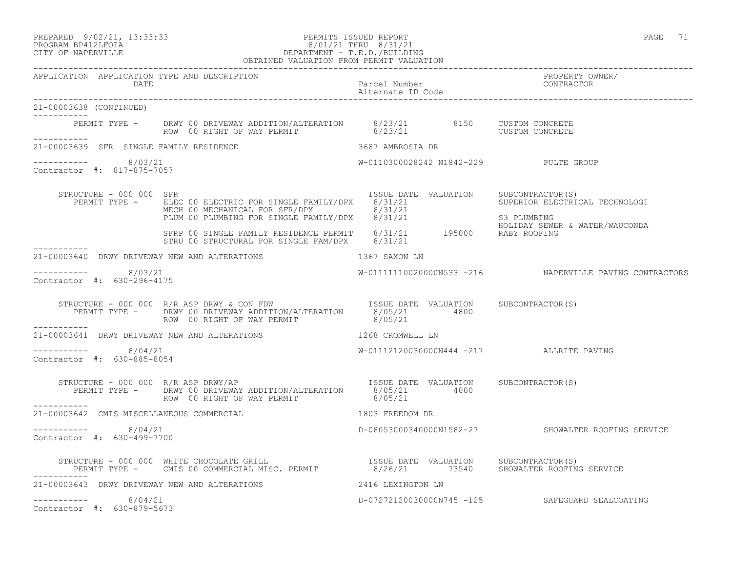PREPARED 9/02/21, 13:33:33 PERMITS ISSUED REPORT
PROGRAM BP412LFOIA 8/01/21 THRU 8/31/21
CITY OF NAPERVILLE DEPARTMENT - T.E.D./BUILDING
OBTAINED VALUATION FROM PERMIT VALUATION

| APPLICATION | APPLICATION TYPE AND DESCRIPTION DATE | Parcel Number / Alternate ID Code | PROPERTY OWNER/ CONTRACTOR |
|---|---|---|---|

**21-00003638 (CONTINUED)**

| PERMIT TYPE | DESCRIPTION | ISSUE DATE | VALUATION | SUBCONTRACTOR(S) |
|---|---|---|---|---|
| DRWY 00 | DRIVEWAY ADDITION/ALTERATION | 8/23/21 | 8150 | CUSTOM CONCRETE |
| ROW 00 | RIGHT OF WAY PERMIT | 8/23/21 | | CUSTOM CONCRETE |

**21-00003639 SFR SINGLE FAMILY RESIDENCE** — 3687 AMBROSIA DR

8/03/21 — W-0110300028242 N1842-229 — PULTE GROUP
Contractor #: 817-875-7057

STRUCTURE - 000 000 SFR

| PERMIT TYPE | DESCRIPTION | ISSUE DATE | VALUATION | SUBCONTRACTOR(S) |
|---|---|---|---|---|
| ELEC 00 | ELECTRIC FOR SINGLE FAMILY/DPX | 8/31/21 | | SUPERIOR ELECTRICAL TECHNOLOGI |
| MECH 00 | MECHANICAL FOR SFR/DPX | 8/31/21 | | |
| PLUM 00 | PLUMBING FOR SINGLE FAMILY/DPX | 8/31/21 | | S3 PLUMBING |
| | | | | HOLIDAY SEWER & WATER/WAUCONDA |
| SFRP 00 | SINGLE FAMILY RESIDENCE PERMIT | 8/31/21 | 195000 | RABY ROOFING |
| STRU 00 | STRUCTURAL FOR SINGLE FAM/DPX | 8/31/21 | | |

**21-00003640 DRWY DRIVEWAY NEW AND ALTERATIONS** — 1367 SAXON LN

8/03/21 — W-01111110020000N533 -216 — NAPERVILLE PAVING CONTRACTORS
Contractor #: 630-296-4175

STRUCTURE - 000 000 R/R ASP DRWY & CON FDW

| PERMIT TYPE | DESCRIPTION | ISSUE DATE | VALUATION | SUBCONTRACTOR(S) |
|---|---|---|---|---|
| DRWY 00 | DRIVEWAY ADDITION/ALTERATION | 8/05/21 | 4800 | |
| ROW 00 | RIGHT OF WAY PERMIT | 8/05/21 | | |

**21-00003641 DRWY DRIVEWAY NEW AND ALTERATIONS** — 1268 CROMWELL LN

8/04/21 — W-01112120030000N444 -217 — ALLRITE PAVING
Contractor #: 630-885-8054

STRUCTURE - 000 000 R/R ASP DRWY/AP

| PERMIT TYPE | DESCRIPTION | ISSUE DATE | VALUATION | SUBCONTRACTOR(S) |
|---|---|---|---|---|
| DRWY 00 | DRIVEWAY ADDITION/ALTERATION | 8/05/21 | 4000 | |
| ROW 00 | RIGHT OF WAY PERMIT | 8/05/21 | | |

**21-00003642 CMIS MISCELLANEOUS COMMERCIAL** — 1803 FREEDOM DR

8/04/21 — D-08053000340000N1582-27 — SHOWALTER ROOFING SERVICE
Contractor #: 630-499-7700

STRUCTURE - 000 000 WHITE CHOCOLATE GRILL

| PERMIT TYPE | DESCRIPTION | ISSUE DATE | VALUATION | SUBCONTRACTOR(S) |
|---|---|---|---|---|
| CMIS 00 | COMMERCIAL MISC. PERMIT | 8/26/21 | 73540 | SHOWALTER ROOFING SERVICE |

**21-00003643 DRWY DRIVEWAY NEW AND ALTERATIONS** — 2416 LEXINGTON LN

8/04/21 — D-07272120030000N745 -125 — SAFEGUARD SEALCOATING
Contractor #: 630-879-5673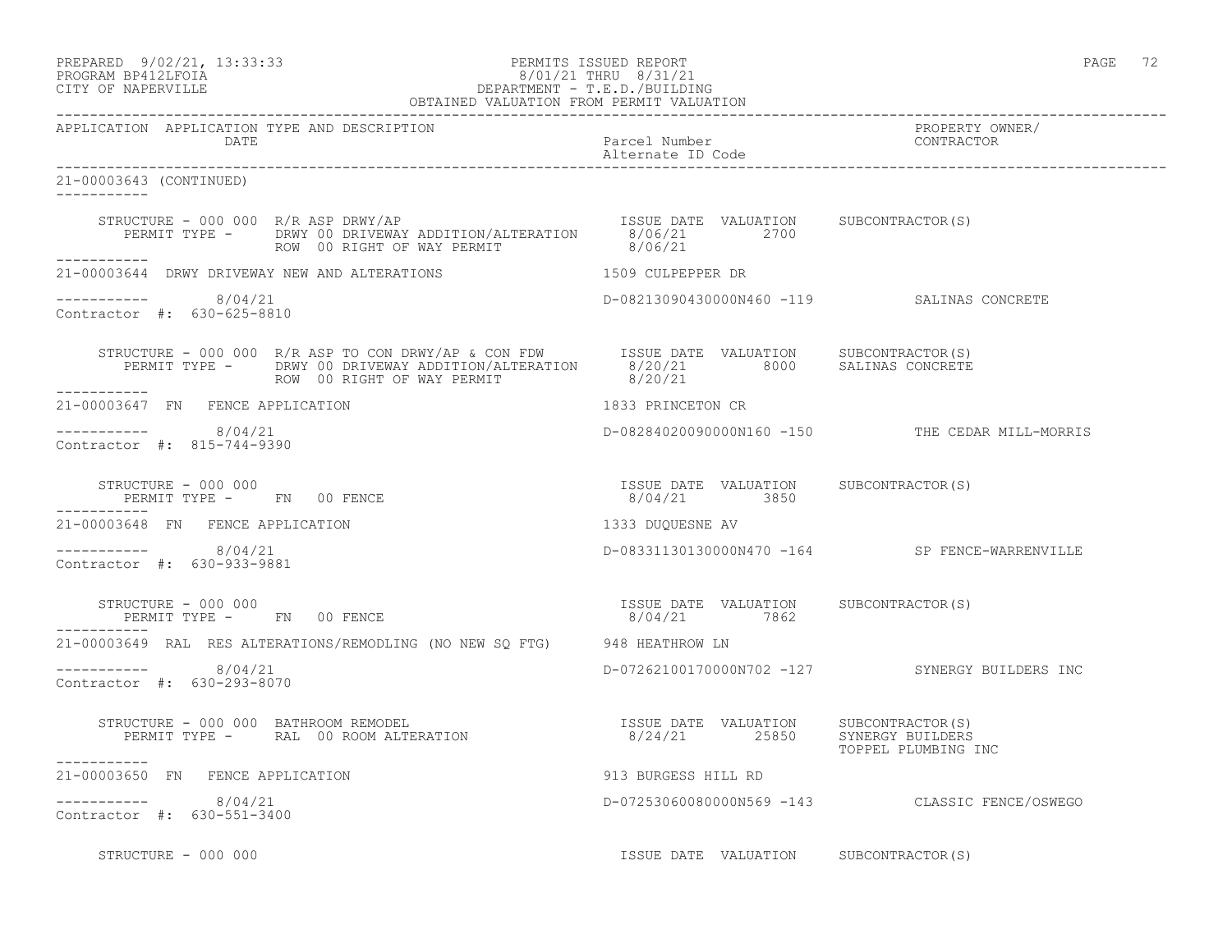APPLICATION APPLICATION TYPE AND DESCRIPTION DATE | Parcel Number Alternate ID Code | PROPERTY OWNER/ CONTRACTOR

21-00003643 (CONTINUED)

```
    STRUCTURE - 000 000  R/R ASP DRWY/AP                          ISSUE DATE  VALUATION     SUBCONTRACTOR(S)
       PERMIT TYPE -      DRWY 00 DRIVEWAY ADDITION/ALTERATION      8/06/21        2700
                          ROW  00 RIGHT OF WAY PERMIT               8/06/21
-----------
21-00003644  DRWY DRIVEWAY NEW AND ALTERATIONS                     1509 CULPEPPER DR

-----------       8/04/21                                        D-08213090430000N460 -119          SALINAS CONCRETE
Contractor #:  630-625-8810

    STRUCTURE - 000 000  R/R ASP TO CON DRWY/AP & CON FDW         ISSUE DATE  VALUATION     SUBCONTRACTOR(S)
       PERMIT TYPE -      DRWY 00 DRIVEWAY ADDITION/ALTERATION      8/20/21        8000      SALINAS CONCRETE
                          ROW  00 RIGHT OF WAY PERMIT               8/20/21
-----------
21-00003647  FN   FENCE APPLICATION                                1833 PRINCETON CR

-----------       8/04/21                                        D-08284020090000N160 -150          THE CEDAR MILL-MORRIS
Contractor #:  815-744-9390

    STRUCTURE - 000 000                                           ISSUE DATE  VALUATION     SUBCONTRACTOR(S)
       PERMIT TYPE -      FN   00 FENCE                             8/04/21        3850
-----------
21-00003648  FN   FENCE APPLICATION                                1333 DUQUESNE AV

-----------       8/04/21                                        D-08331130130000N470 -164          SP FENCE-WARRENVILLE
Contractor #:  630-933-9881

    STRUCTURE - 000 000                                           ISSUE DATE  VALUATION     SUBCONTRACTOR(S)
       PERMIT TYPE -      FN   00 FENCE                             8/04/21        7862
-----------
21-00003649  RAL  RES ALTERATIONS/REMODLING (NO NEW SQ FTG)        948 HEATHROW LN

-----------       8/04/21                                        D-07262100170000N702 -127          SYNERGY BUILDERS INC
Contractor #:  630-293-8070

    STRUCTURE - 000 000  BATHROOM REMODEL                         ISSUE DATE  VALUATION     SUBCONTRACTOR(S)
       PERMIT TYPE -      RAL  00 ROOM ALTERATION                   8/24/21       25850      SYNERGY BUILDERS
                                                                                             TOPPEL PLUMBING INC
-----------
21-00003650  FN   FENCE APPLICATION                                913 BURGESS HILL RD

-----------       8/04/21                                        D-07253060080000N569 -143          CLASSIC FENCE/OSWEGO
Contractor #:  630-551-3400

    STRUCTURE - 000 000                                           ISSUE DATE  VALUATION     SUBCONTRACTOR(S)
```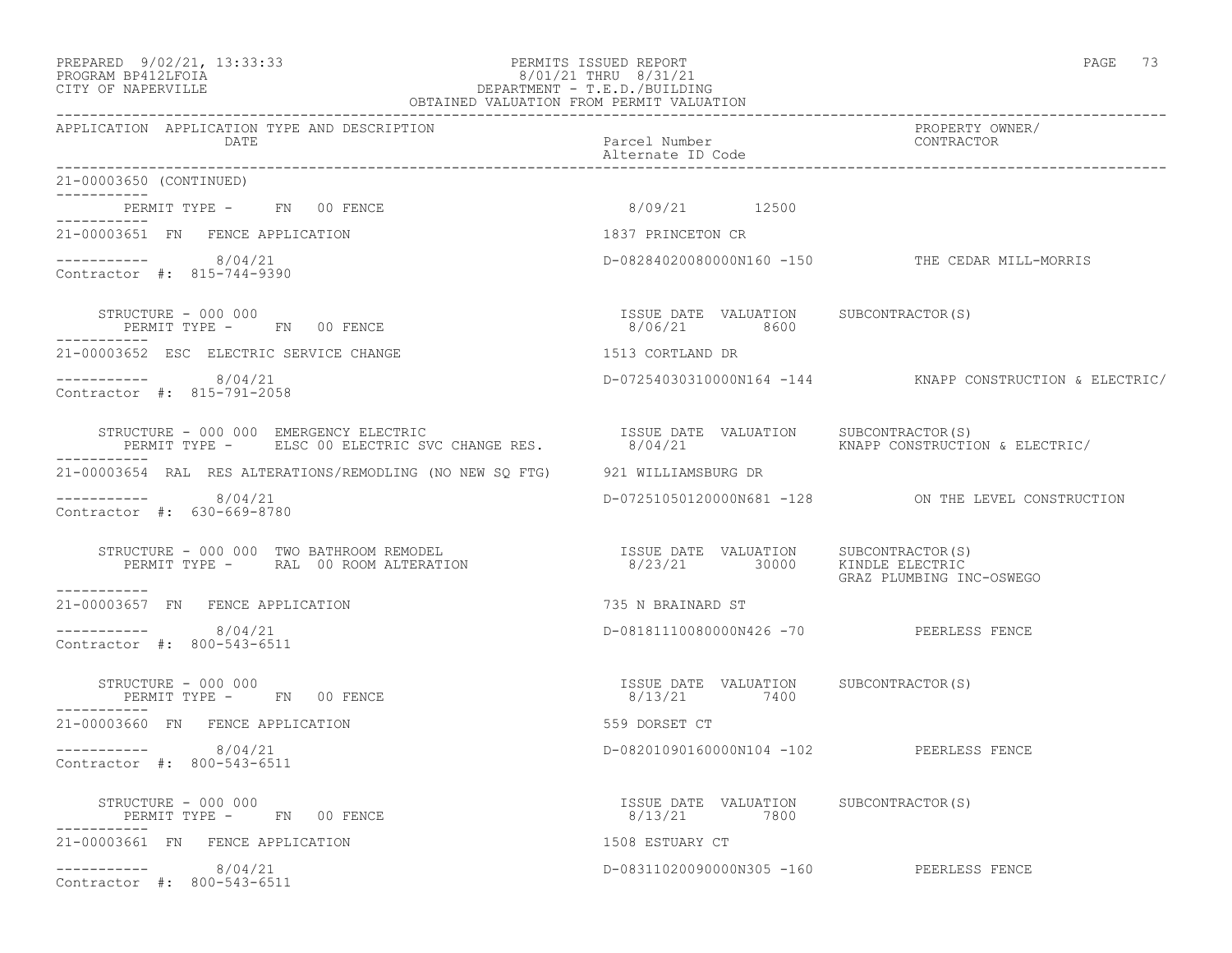PERMITS ISSUED REPORT
8/01/21 THRU 8/31/21
DEPARTMENT - T.E.D./BUILDING
OBTAINED VALUATION FROM PERMIT VALUATION

PREPARED 9/02/21, 13:33:33
PROGRAM BP412LFOIA
CITY OF NAPERVILLE

| APPLICATION | APPLICATION TYPE AND DESCRIPTION / DATE | Parcel Number / Alternate ID Code | PROPERTY OWNER/ CONTRACTOR |
|---|---|---|---|

**21-00003650 (CONTINUED)**

PERMIT TYPE - FN 00 FENCE — 8/09/21 — 12500

---

**21-00003651 FN FENCE APPLICATION** — 1837 PRINCETON CR

8/04/21 — D-08284020080000N160 -150 — THE CEDAR MILL-MORRIS

Contractor #: 815-744-9390

| STRUCTURE / PERMIT TYPE | ISSUE DATE | VALUATION | SUBCONTRACTOR(S) |
|---|---|---|---|
| STRUCTURE - 000 000 / PERMIT TYPE - FN 00 FENCE | 8/06/21 | 8600 | |

---

**21-00003652 ESC ELECTRIC SERVICE CHANGE** — 1513 CORTLAND DR

8/04/21 — D-07254030310000N164 -144 — KNAPP CONSTRUCTION & ELECTRIC/

Contractor #: 815-791-2058

| STRUCTURE / PERMIT TYPE | ISSUE DATE | VALUATION | SUBCONTRACTOR(S) |
|---|---|---|---|
| STRUCTURE - 000 000 EMERGENCY ELECTRIC / PERMIT TYPE - ELSC 00 ELECTRIC SVC CHANGE RES. | 8/04/21 | | KNAPP CONSTRUCTION & ELECTRIC/ |

---

**21-00003654 RAL RES ALTERATIONS/REMODLING (NO NEW SQ FTG)** — 921 WILLIAMSBURG DR

8/04/21 — D-07251050120000N681 -128 — ON THE LEVEL CONSTRUCTION

Contractor #: 630-669-8780

| STRUCTURE / PERMIT TYPE | ISSUE DATE | VALUATION | SUBCONTRACTOR(S) |
|---|---|---|---|
| STRUCTURE - 000 000 TWO BATHROOM REMODEL / PERMIT TYPE - RAL 00 ROOM ALTERATION | 8/23/21 | 30000 | KINDLE ELECTRIC; GRAZ PLUMBING INC-OSWEGO |

---

**21-00003657 FN FENCE APPLICATION** — 735 N BRAINARD ST

8/04/21 — D-08181110080000N426 -70 — PEERLESS FENCE

Contractor #: 800-543-6511

| STRUCTURE / PERMIT TYPE | ISSUE DATE | VALUATION | SUBCONTRACTOR(S) |
|---|---|---|---|
| STRUCTURE - 000 000 / PERMIT TYPE - FN 00 FENCE | 8/13/21 | 7400 | |

---

**21-00003660 FN FENCE APPLICATION** — 559 DORSET CT

8/04/21 — D-08201090160000N104 -102 — PEERLESS FENCE

Contractor #: 800-543-6511

| STRUCTURE / PERMIT TYPE | ISSUE DATE | VALUATION | SUBCONTRACTOR(S) |
|---|---|---|---|
| STRUCTURE - 000 000 / PERMIT TYPE - FN 00 FENCE | 8/13/21 | 7800 | |

---

**21-00003661 FN FENCE APPLICATION** — 1508 ESTUARY CT

8/04/21 — D-08311020090000N305 -160 — PEERLESS FENCE

Contractor #: 800-543-6511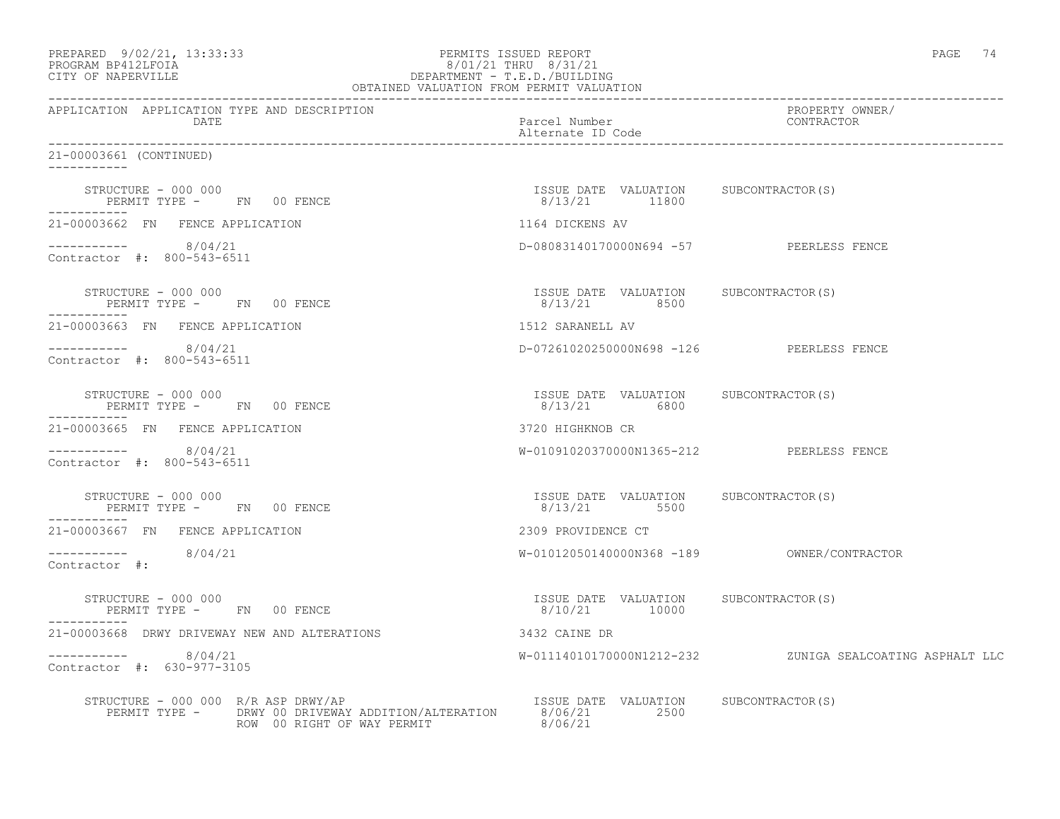APPLICATION APPLICATION TYPE AND DESCRIPTION DATE | Parcel Number / Alternate ID Code | PROPERTY OWNER/ CONTRACTOR

21-00003661 (CONTINUED)

```
    STRUCTURE - 000 000                                    ISSUE DATE  VALUATION     SUBCONTRACTOR(S)
       PERMIT TYPE -     FN  00 FENCE                       8/13/21       11800
-----------
21-00003662  FN   FENCE APPLICATION                        1164 DICKENS AV

-----------        8/04/21                                 D-08083140170000N694 -57           PEERLESS FENCE
Contractor  #:  800-543-6511

    STRUCTURE - 000 000                                    ISSUE DATE  VALUATION     SUBCONTRACTOR(S)
       PERMIT TYPE -     FN  00 FENCE                       8/13/21        8500
-----------
21-00003663  FN   FENCE APPLICATION                        1512 SARANELL AV

-----------        8/04/21                                 D-07261020250000N698 -126          PEERLESS FENCE
Contractor  #:  800-543-6511

    STRUCTURE - 000 000                                    ISSUE DATE  VALUATION     SUBCONTRACTOR(S)
       PERMIT TYPE -     FN  00 FENCE                       8/13/21        6800
-----------
21-00003665  FN   FENCE APPLICATION                        3720 HIGHKNOB CR

-----------        8/04/21                                 W-01091020370000N1365-212          PEERLESS FENCE
Contractor  #:  800-543-6511

    STRUCTURE - 000 000                                    ISSUE DATE  VALUATION     SUBCONTRACTOR(S)
       PERMIT TYPE -     FN  00 FENCE                       8/13/21        5500
-----------
21-00003667  FN   FENCE APPLICATION                        2309 PROVIDENCE CT

-----------        8/04/21                                 W-01012050140000N368 -189          OWNER/CONTRACTOR
Contractor  #:

    STRUCTURE - 000 000                                    ISSUE DATE  VALUATION     SUBCONTRACTOR(S)
       PERMIT TYPE -     FN  00 FENCE                       8/10/21       10000
-----------
21-00003668  DRWY DRIVEWAY NEW AND ALTERATIONS              3432 CAINE DR

-----------        8/04/21                                 W-01114010170000N1212-232          ZUNIGA SEALCOATING ASPHALT LLC
Contractor  #:  630-977-3105

    STRUCTURE - 000 000  R/R ASP DRWY/AP                   ISSUE DATE  VALUATION     SUBCONTRACTOR(S)
       PERMIT TYPE -     DRWY 00 DRIVEWAY ADDITION/ALTERATION   8/06/21    2500
                         ROW  00 RIGHT OF WAY PERMIT            8/06/21
```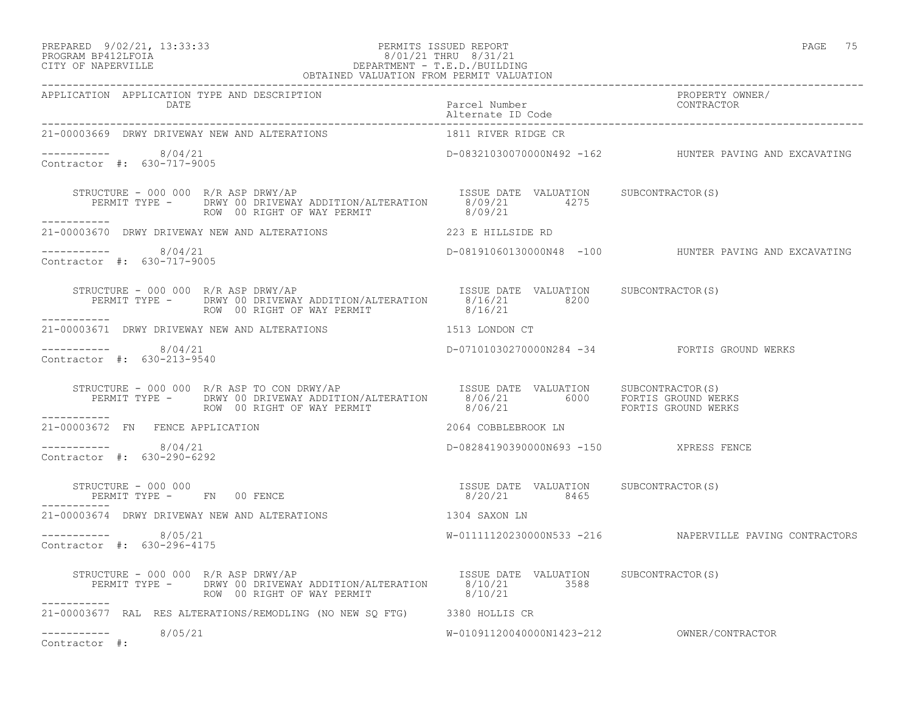PREPARED 9/02/21, 13:33:33 PERMITS ISSUED REPORT
PROGRAM BP412LFOIA 8/01/21 THRU 8/31/21
CITY OF NAPERVILLE DEPARTMENT - T.E.D./BUILDING
OBTAINED VALUATION FROM PERMIT VALUATION

| APPLICATION | APPLICATION TYPE AND DESCRIPTION / DATE | Parcel Number / Alternate ID Code | PROPERTY OWNER/ CONTRACTOR |
|---|---|---|---|
| 21-00003669 | DRWY DRIVEWAY NEW AND ALTERATIONS | 1811 RIVER RIDGE CR | |
| | 8/04/21 | D-08321030070000N492 -162 | HUNTER PAVING AND EXCAVATING |
| Contractor #: 630-717-9005 | | | |

STRUCTURE - 000 000 R/R ASP DRWY/AP

| PERMIT TYPE | ISSUE DATE | VALUATION | SUBCONTRACTOR(S) |
|---|---|---|---|
| DRWY 00 DRIVEWAY ADDITION/ALTERATION | 8/09/21 | 4275 | |
| ROW 00 RIGHT OF WAY PERMIT | 8/09/21 | | |

| APPLICATION | APPLICATION TYPE AND DESCRIPTION / DATE | Parcel Number / Alternate ID Code | PROPERTY OWNER/ CONTRACTOR |
|---|---|---|---|
| 21-00003670 | DRWY DRIVEWAY NEW AND ALTERATIONS | 223 E HILLSIDE RD | |
| | 8/04/21 | D-08191060130000N48 -100 | HUNTER PAVING AND EXCAVATING |
| Contractor #: 630-717-9005 | | | |

STRUCTURE - 000 000 R/R ASP DRWY/AP

| PERMIT TYPE | ISSUE DATE | VALUATION | SUBCONTRACTOR(S) |
|---|---|---|---|
| DRWY 00 DRIVEWAY ADDITION/ALTERATION | 8/16/21 | 8200 | |
| ROW 00 RIGHT OF WAY PERMIT | 8/16/21 | | |

| APPLICATION | APPLICATION TYPE AND DESCRIPTION / DATE | Parcel Number / Alternate ID Code | PROPERTY OWNER/ CONTRACTOR |
|---|---|---|---|
| 21-00003671 | DRWY DRIVEWAY NEW AND ALTERATIONS | 1513 LONDON CT | |
| | 8/04/21 | D-07101030270000N284 -34 | FORTIS GROUND WERKS |
| Contractor #: 630-213-9540 | | | |

STRUCTURE - 000 000 R/R ASP TO CON DRWY/AP

| PERMIT TYPE | ISSUE DATE | VALUATION | SUBCONTRACTOR(S) |
|---|---|---|---|
| DRWY 00 DRIVEWAY ADDITION/ALTERATION | 8/06/21 | 6000 | FORTIS GROUND WERKS |
| ROW 00 RIGHT OF WAY PERMIT | 8/06/21 | | FORTIS GROUND WERKS |

| APPLICATION | APPLICATION TYPE AND DESCRIPTION / DATE | Parcel Number / Alternate ID Code | PROPERTY OWNER/ CONTRACTOR |
|---|---|---|---|
| 21-00003672 | FN FENCE APPLICATION | 2064 COBBLEBROOK LN | |
| | 8/04/21 | D-08284190390000N693 -150 | XPRESS FENCE |
| Contractor #: 630-290-6292 | | | |

STRUCTURE - 000 000

| PERMIT TYPE | ISSUE DATE | VALUATION | SUBCONTRACTOR(S) |
|---|---|---|---|
| FN 00 FENCE | 8/20/21 | 8465 | |

| APPLICATION | APPLICATION TYPE AND DESCRIPTION / DATE | Parcel Number / Alternate ID Code | PROPERTY OWNER/ CONTRACTOR |
|---|---|---|---|
| 21-00003674 | DRWY DRIVEWAY NEW AND ALTERATIONS | 1304 SAXON LN | |
| | 8/05/21 | W-01111120230000N533 -216 | NAPERVILLE PAVING CONTRACTORS |
| Contractor #: 630-296-4175 | | | |

STRUCTURE - 000 000 R/R ASP DRWY/AP

| PERMIT TYPE | ISSUE DATE | VALUATION | SUBCONTRACTOR(S) |
|---|---|---|---|
| DRWY 00 DRIVEWAY ADDITION/ALTERATION | 8/10/21 | 3588 | |
| ROW 00 RIGHT OF WAY PERMIT | 8/10/21 | | |

| APPLICATION | APPLICATION TYPE AND DESCRIPTION / DATE | Parcel Number / Alternate ID Code | PROPERTY OWNER/ CONTRACTOR |
|---|---|---|---|
| 21-00003677 | RAL RES ALTERATIONS/REMODLING (NO NEW SQ FTG) | 3380 HOLLIS CR | |
| | 8/05/21 | W-01091120040000N1423-212 | OWNER/CONTRACTOR |
| Contractor #: | | | |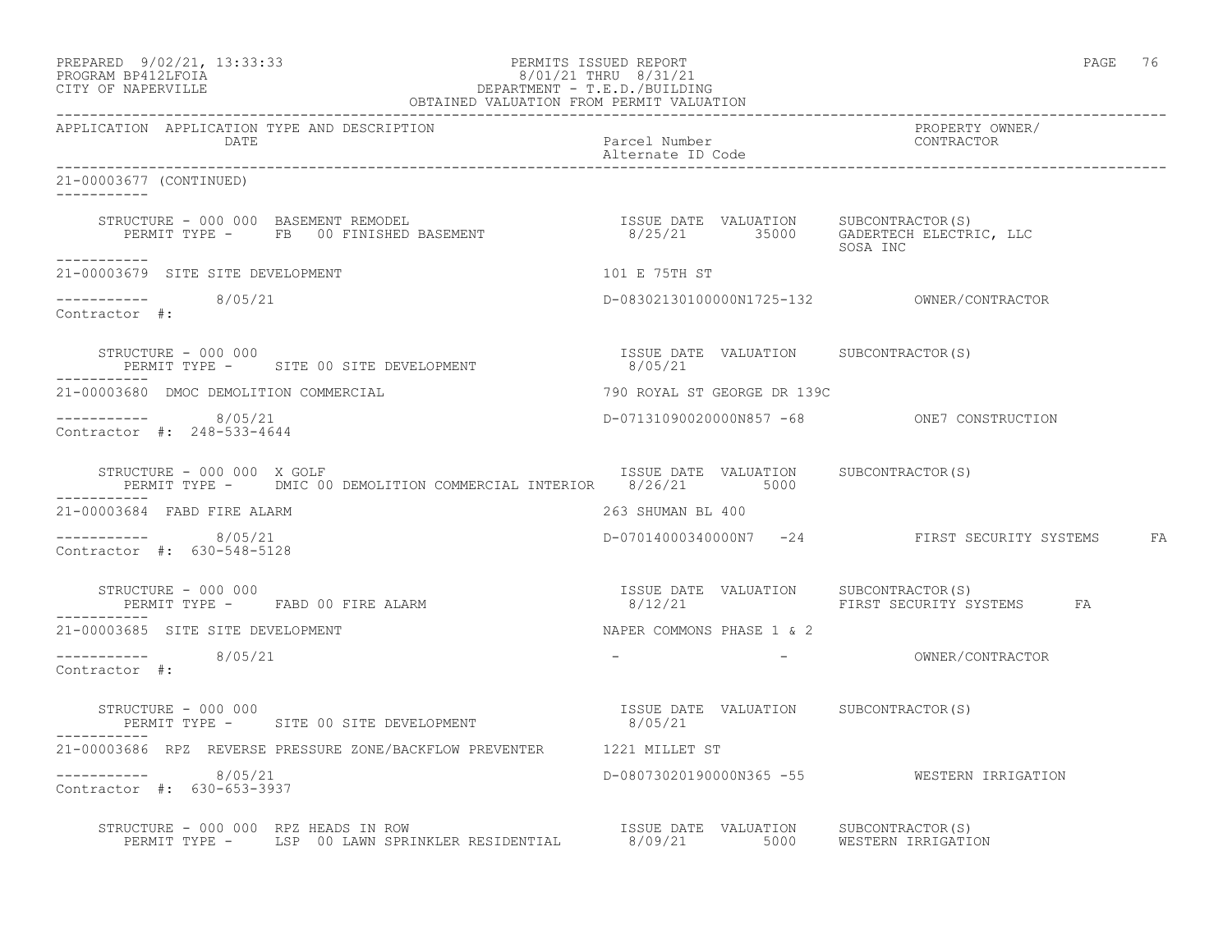PREPARED 9/02/21, 13:33:33 PERMITS ISSUED REPORT
PROGRAM BP412LFOIA 8/01/21 THRU 8/31/21
CITY OF NAPERVILLE DEPARTMENT - T.E.D./BUILDING
OBTAINED VALUATION FROM PERMIT VALUATION

| APPLICATION | APPLICATION TYPE AND DESCRIPTION / DATE | Parcel Number / Alternate ID Code | PROPERTY OWNER/ CONTRACTOR |
|---|---|---|---|

**21-00003677 (CONTINUED)**

STRUCTURE - 000 000 BASEMENT REMODEL — ISSUE DATE 8/25/21, VALUATION 35000, SUBCONTRACTOR(S): GADERTECH ELECTRIC, LLC; SOSA INC
PERMIT TYPE - FB 00 FINISHED BASEMENT

---

**21-00003679 SITE SITE DEVELOPMENT** — 101 E 75TH ST
8/05/21 — D-08302130100000N1725-132 — OWNER/CONTRACTOR
Contractor #:

STRUCTURE - 000 000 — ISSUE DATE 8/05/21, VALUATION —, SUBCONTRACTOR(S) —
PERMIT TYPE - SITE 00 SITE DEVELOPMENT

---

**21-00003680 DMOC DEMOLITION COMMERCIAL** — 790 ROYAL ST GEORGE DR 139C
8/05/21 — D-07131090020000N857 -68 — ONE7 CONSTRUCTION
Contractor #: 248-533-4644

STRUCTURE - 000 000 X GOLF — ISSUE DATE 8/26/21, VALUATION 5000, SUBCONTRACTOR(S) —
PERMIT TYPE - DMIC 00 DEMOLITION COMMERCIAL INTERIOR

---

**21-00003684 FABD FIRE ALARM** — 263 SHUMAN BL 400
8/05/21 — D-07014000340000N7 -24 — FIRST SECURITY SYSTEMS FA
Contractor #: 630-548-5128

STRUCTURE - 000 000 — ISSUE DATE 8/12/21, VALUATION —, SUBCONTRACTOR(S): FIRST SECURITY SYSTEMS FA
PERMIT TYPE - FABD 00 FIRE ALARM

---

**21-00003685 SITE SITE DEVELOPMENT** — NAPER COMMONS PHASE 1 & 2
8/05/21 — - - — OWNER/CONTRACTOR
Contractor #:

STRUCTURE - 000 000 — ISSUE DATE 8/05/21, VALUATION —, SUBCONTRACTOR(S) —
PERMIT TYPE - SITE 00 SITE DEVELOPMENT

---

**21-00003686 RPZ REVERSE PRESSURE ZONE/BACKFLOW PREVENTER** — 1221 MILLET ST
8/05/21 — D-08073020190000N365 -55 — WESTERN IRRIGATION
Contractor #: 630-653-3937

STRUCTURE - 000 000 RPZ HEADS IN ROW — ISSUE DATE 8/09/21, VALUATION 5000, SUBCONTRACTOR(S): WESTERN IRRIGATION
PERMIT TYPE - LSP 00 LAWN SPRINKLER RESIDENTIAL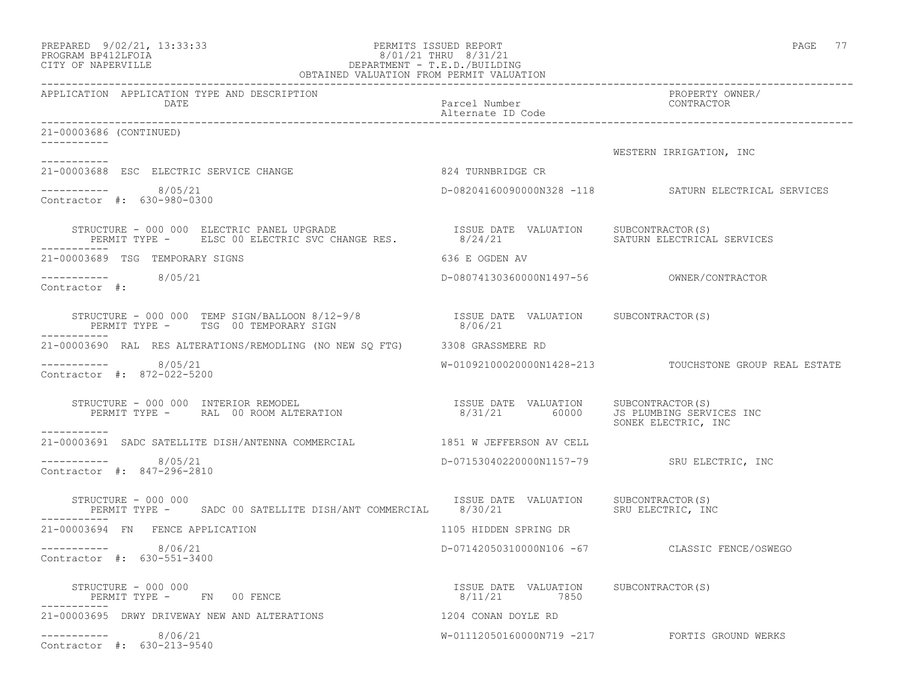PREPARED 9/02/21, 13:33:33 PERMITS ISSUED REPORT
PROGRAM BP412LFOIA 8/01/21 THRU 8/31/21
CITY OF NAPERVILLE DEPARTMENT - T.E.D./BUILDING
OBTAINED VALUATION FROM PERMIT VALUATION

| APPLICATION | APPLICATION TYPE AND DESCRIPTION / DATE | Parcel Number / Alternate ID Code | PROPERTY OWNER/ CONTRACTOR |
|---|---|---|---|

21-00003686 (CONTINUED)

WESTERN IRRIGATION, INC

---

21-00003688 ESC ELECTRIC SERVICE CHANGE — 824 TURNBRIDGE CR

8/05/21 — D-08204160090000N328 -118 — SATURN ELECTRICAL SERVICES

Contractor #: 630-980-0300

STRUCTURE - 000 000 ELECTRIC PANEL UPGRADE — ISSUE DATE 8/24/21 — VALUATION — SUBCONTRACTOR(S): SATURN ELECTRICAL SERVICES
PERMIT TYPE - ELSC 00 ELECTRIC SVC CHANGE RES.

---

21-00003689 TSG TEMPORARY SIGNS — 636 E OGDEN AV

8/05/21 — D-08074130360000N1497-56 — OWNER/CONTRACTOR

Contractor #:

STRUCTURE - 000 000 TEMP SIGN/BALLOON 8/12-9/8 — ISSUE DATE 8/06/21 — VALUATION — SUBCONTRACTOR(S)
PERMIT TYPE - TSG 00 TEMPORARY SIGN

---

21-00003690 RAL RES ALTERATIONS/REMODLING (NO NEW SQ FTG) — 3308 GRASSMERE RD

8/05/21 — W-01092100020000N1428-213 — TOUCHSTONE GROUP REAL ESTATE

Contractor #: 872-022-5200

STRUCTURE - 000 000 INTERIOR REMODEL — ISSUE DATE 8/31/21 — VALUATION 60000 — SUBCONTRACTOR(S): JS PLUMBING SERVICES INC, SONEK ELECTRIC, INC
PERMIT TYPE - RAL 00 ROOM ALTERATION

---

21-00003691 SADC SATELLITE DISH/ANTENNA COMMERCIAL — 1851 W JEFFERSON AV CELL

8/05/21 — D-07153040220000N1157-79 — SRU ELECTRIC, INC

Contractor #: 847-296-2810

STRUCTURE - 000 000 — ISSUE DATE 8/30/21 — VALUATION — SUBCONTRACTOR(S): SRU ELECTRIC, INC
PERMIT TYPE - SADC 00 SATELLITE DISH/ANT COMMERCIAL

---

21-00003694 FN FENCE APPLICATION — 1105 HIDDEN SPRING DR

8/06/21 — D-07142050310000N106 -67 — CLASSIC FENCE/OSWEGO

Contractor #: 630-551-3400

STRUCTURE - 000 000 — ISSUE DATE 8/11/21 — VALUATION 7850 — SUBCONTRACTOR(S)
PERMIT TYPE - FN 00 FENCE

---

21-00003695 DRWY DRIVEWAY NEW AND ALTERATIONS — 1204 CONAN DOYLE RD

8/06/21 — W-01112050160000N719 -217 — FORTIS GROUND WERKS

Contractor #: 630-213-9540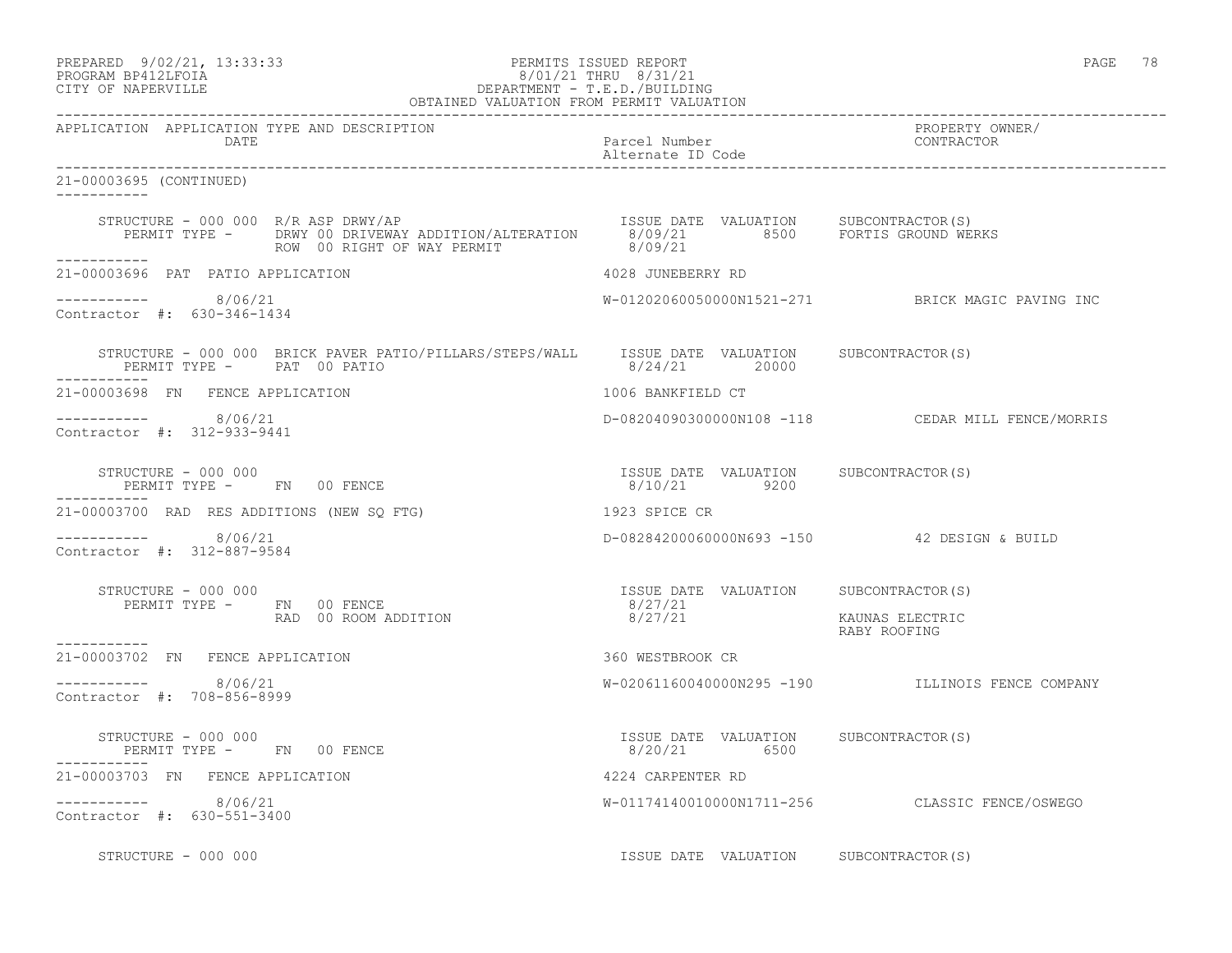PREPARED 9/02/21, 13:33:33
PROGRAM BP412LFOIA
CITY OF NAPERVILLE

PERMITS ISSUED REPORT
8/01/21 THRU 8/31/21
DEPARTMENT - T.E.D./BUILDING
OBTAINED VALUATION FROM PERMIT VALUATION

PAGE 78

| APPLICATION | APPLICATION TYPE AND DESCRIPTION / DATE | Parcel Number / Alternate ID Code | PROPERTY OWNER/ CONTRACTOR |
|---|---|---|---|

**21-00003695 (CONTINUED)**

STRUCTURE - 000 000 R/R ASP DRWY/AP — ISSUE DATE / VALUATION / SUBCONTRACTOR(S)
PERMIT TYPE - DRWY 00 DRIVEWAY ADDITION/ALTERATION — 8/09/21 — 8500 — FORTIS GROUND WERKS
ROW 00 RIGHT OF WAY PERMIT — 8/09/21

**21-00003696 PAT PATIO APPLICATION** — 4028 JUNEBERRY RD
8/06/21 — W-01202060050000N1521-271 — BRICK MAGIC PAVING INC
Contractor #: 630-346-1434

STRUCTURE - 000 000 BRICK PAVER PATIO/PILLARS/STEPS/WALL — ISSUE DATE / VALUATION / SUBCONTRACTOR(S)
PERMIT TYPE - PAT 00 PATIO — 8/24/21 — 20000

**21-00003698 FN FENCE APPLICATION** — 1006 BANKFIELD CT
8/06/21 — D-08204090300000N108 -118 — CEDAR MILL FENCE/MORRIS
Contractor #: 312-933-9441

STRUCTURE - 000 000 — ISSUE DATE / VALUATION / SUBCONTRACTOR(S)
PERMIT TYPE - FN 00 FENCE — 8/10/21 — 9200

**21-00003700 RAD RES ADDITIONS (NEW SQ FTG)** — 1923 SPICE CR
8/06/21 — D-08284200060000N693 -150 — 42 DESIGN & BUILD
Contractor #: 312-887-9584

STRUCTURE - 000 000 — ISSUE DATE / VALUATION / SUBCONTRACTOR(S)
PERMIT TYPE - FN 00 FENCE — 8/27/21
RAD 00 ROOM ADDITION — 8/27/21 — KAUNAS ELECTRIC, RABY ROOFING

**21-00003702 FN FENCE APPLICATION** — 360 WESTBROOK CR
8/06/21 — W-02061160040000N295 -190 — ILLINOIS FENCE COMPANY
Contractor #: 708-856-8999

STRUCTURE - 000 000 — ISSUE DATE / VALUATION / SUBCONTRACTOR(S)
PERMIT TYPE - FN 00 FENCE — 8/20/21 — 6500

**21-00003703 FN FENCE APPLICATION** — 4224 CARPENTER RD
8/06/21 — W-01174140010000N1711-256 — CLASSIC FENCE/OSWEGO
Contractor #: 630-551-3400

STRUCTURE - 000 000 — ISSUE DATE / VALUATION / SUBCONTRACTOR(S)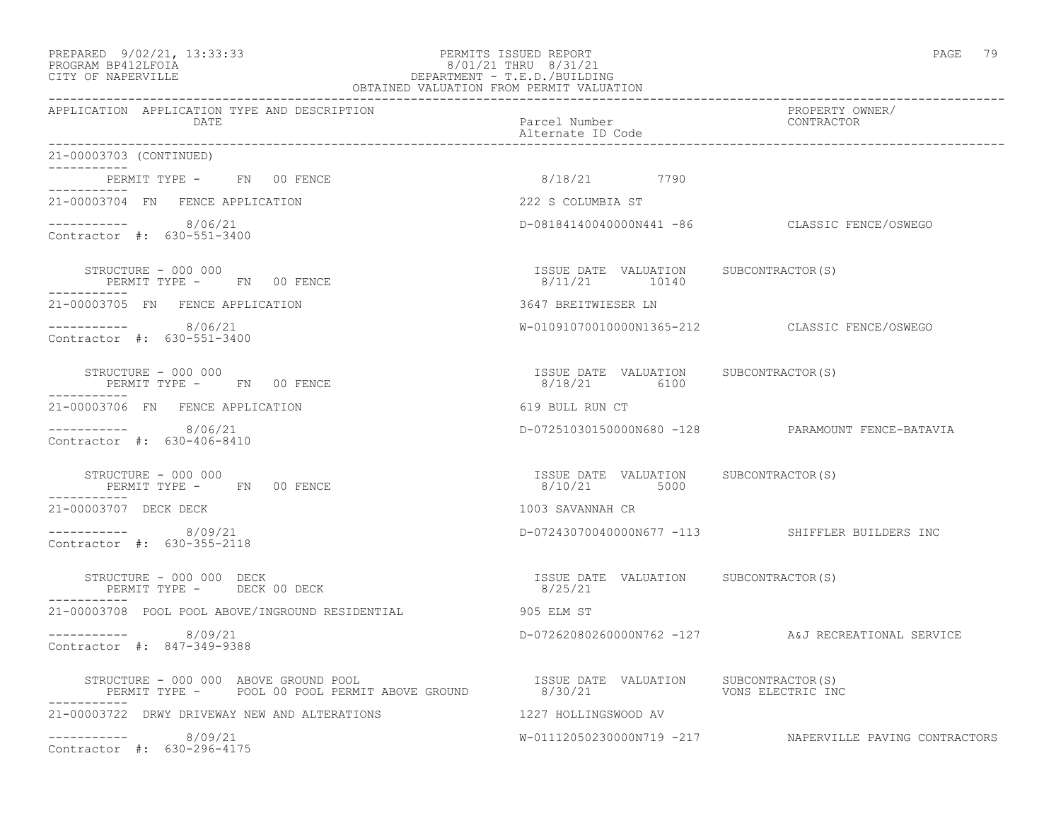PREPARED 9/02/21, 13:33:33
PROGRAM BP412LFOIA
CITY OF NAPERVILLE

PERMITS ISSUED REPORT
8/01/21 THRU 8/31/21
DEPARTMENT - T.E.D./BUILDING
OBTAINED VALUATION FROM PERMIT VALUATION

| APPLICATION | APPLICATION TYPE AND DESCRIPTION DATE | Parcel Number / Alternate ID Code | PROPERTY OWNER/ CONTRACTOR |
|---|---|---|---|

21-00003703 (CONTINUED)

PERMIT TYPE - FN 00 FENCE — 8/18/21 — 7790

---

**21-00003704 FN FENCE APPLICATION** — 222 S COLUMBIA ST

8/06/21 — D-08184140040000N441 -86 — CLASSIC FENCE/OSWEGO

Contractor #: 630-551-3400

STRUCTURE - 000 000
PERMIT TYPE - FN 00 FENCE

| ISSUE DATE | VALUATION | SUBCONTRACTOR(S) |
|---|---|---|
| 8/11/21 | 10140 | |

---

**21-00003705 FN FENCE APPLICATION** — 3647 BREITWIESER LN

8/06/21 — W-01091070010000N1365-212 — CLASSIC FENCE/OSWEGO

Contractor #: 630-551-3400

STRUCTURE - 000 000
PERMIT TYPE - FN 00 FENCE

| ISSUE DATE | VALUATION | SUBCONTRACTOR(S) |
|---|---|---|
| 8/18/21 | 6100 | |

---

**21-00003706 FN FENCE APPLICATION** — 619 BULL RUN CT

8/06/21 — D-07251030150000N680 -128 — PARAMOUNT FENCE-BATAVIA

Contractor #: 630-406-8410

STRUCTURE - 000 000
PERMIT TYPE - FN 00 FENCE

| ISSUE DATE | VALUATION | SUBCONTRACTOR(S) |
|---|---|---|
| 8/10/21 | 5000 | |

---

**21-00003707 DECK DECK** — 1003 SAVANNAH CR

8/09/21 — D-07243070040000N677 -113 — SHIFFLER BUILDERS INC

Contractor #: 630-355-2118

STRUCTURE - 000 000 DECK
PERMIT TYPE - DECK 00 DECK

| ISSUE DATE | VALUATION | SUBCONTRACTOR(S) |
|---|---|---|
| 8/25/21 | | |

---

**21-00003708 POOL POOL ABOVE/INGROUND RESIDENTIAL** — 905 ELM ST

8/09/21 — D-07262080260000N762 -127 — A&J RECREATIONAL SERVICE

Contractor #: 847-349-9388

STRUCTURE - 000 000 ABOVE GROUND POOL
PERMIT TYPE - POOL 00 POOL PERMIT ABOVE GROUND

| ISSUE DATE | VALUATION | SUBCONTRACTOR(S) |
|---|---|---|
| 8/30/21 | | VONS ELECTRIC INC |

---

**21-00003722 DRWY DRIVEWAY NEW AND ALTERATIONS** — 1227 HOLLINGSWOOD AV

8/09/21 — W-01112050230000N719 -217 — NAPERVILLE PAVING CONTRACTORS

Contractor #: 630-296-4175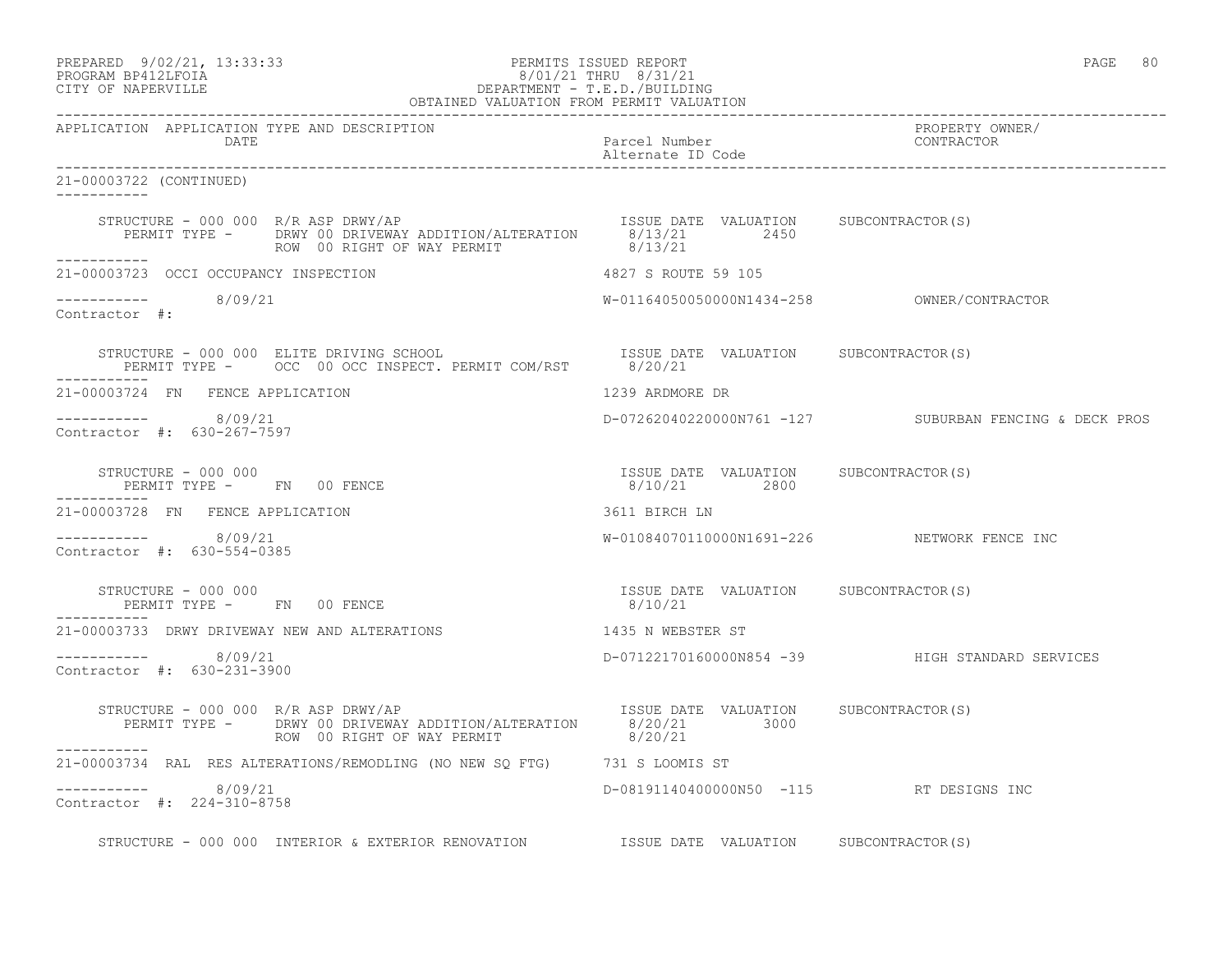PREPARED 9/02/21, 13:33:33 PERMITS ISSUED REPORT
PROGRAM BP412LFOIA 8/01/21 THRU 8/31/21
CITY OF NAPERVILLE DEPARTMENT - T.E.D./BUILDING
OBTAINED VALUATION FROM PERMIT VALUATION

| APPLICATION | APPLICATION TYPE AND DESCRIPTION / DATE | Parcel Number / Alternate ID Code | PROPERTY OWNER/ CONTRACTOR |
|---|---|---|---|

**21-00003722 (CONTINUED)**

STRUCTURE - 000 000 R/R ASP DRWY/AP
PERMIT TYPE - DRWY 00 DRIVEWAY ADDITION/ALTERATION — ISSUE DATE 8/13/21 — VALUATION 2450 — SUBCONTRACTOR(S)
ROW 00 RIGHT OF WAY PERMIT — 8/13/21

---

**21-00003723 OCCI OCCUPANCY INSPECTION** — 4827 S ROUTE 59 105
8/09/21 — W-01164050050000N1434-258 — OWNER/CONTRACTOR
Contractor #:

STRUCTURE - 000 000 ELITE DRIVING SCHOOL
PERMIT TYPE - OCC 00 OCC INSPECT. PERMIT COM/RST — ISSUE DATE 8/20/21 — VALUATION — SUBCONTRACTOR(S)

---

**21-00003724 FN FENCE APPLICATION** — 1239 ARDMORE DR
8/09/21 — D-07262040220000N761 -127 — SUBURBAN FENCING & DECK PROS
Contractor #: 630-267-7597

STRUCTURE - 000 000
PERMIT TYPE - FN 00 FENCE — ISSUE DATE 8/10/21 — VALUATION 2800 — SUBCONTRACTOR(S)

---

**21-00003728 FN FENCE APPLICATION** — 3611 BIRCH LN
8/09/21 — W-01084070110000N1691-226 — NETWORK FENCE INC
Contractor #: 630-554-0385

STRUCTURE - 000 000
PERMIT TYPE - FN 00 FENCE — ISSUE DATE 8/10/21 — VALUATION — SUBCONTRACTOR(S)

---

**21-00003733 DRWY DRIVEWAY NEW AND ALTERATIONS** — 1435 N WEBSTER ST
8/09/21 — D-07122170160000N854 -39 — HIGH STANDARD SERVICES
Contractor #: 630-231-3900

STRUCTURE - 000 000 R/R ASP DRWY/AP
PERMIT TYPE - DRWY 00 DRIVEWAY ADDITION/ALTERATION — ISSUE DATE 8/20/21 — VALUATION 3000 — SUBCONTRACTOR(S)
ROW 00 RIGHT OF WAY PERMIT — 8/20/21

---

**21-00003734 RAL RES ALTERATIONS/REMODLING (NO NEW SQ FTG)** — 731 S LOOMIS ST
8/09/21 — D-08191140400000N50 -115 — RT DESIGNS INC
Contractor #: 224-310-8758

STRUCTURE - 000 000 INTERIOR & EXTERIOR RENOVATION — ISSUE DATE — VALUATION — SUBCONTRACTOR(S)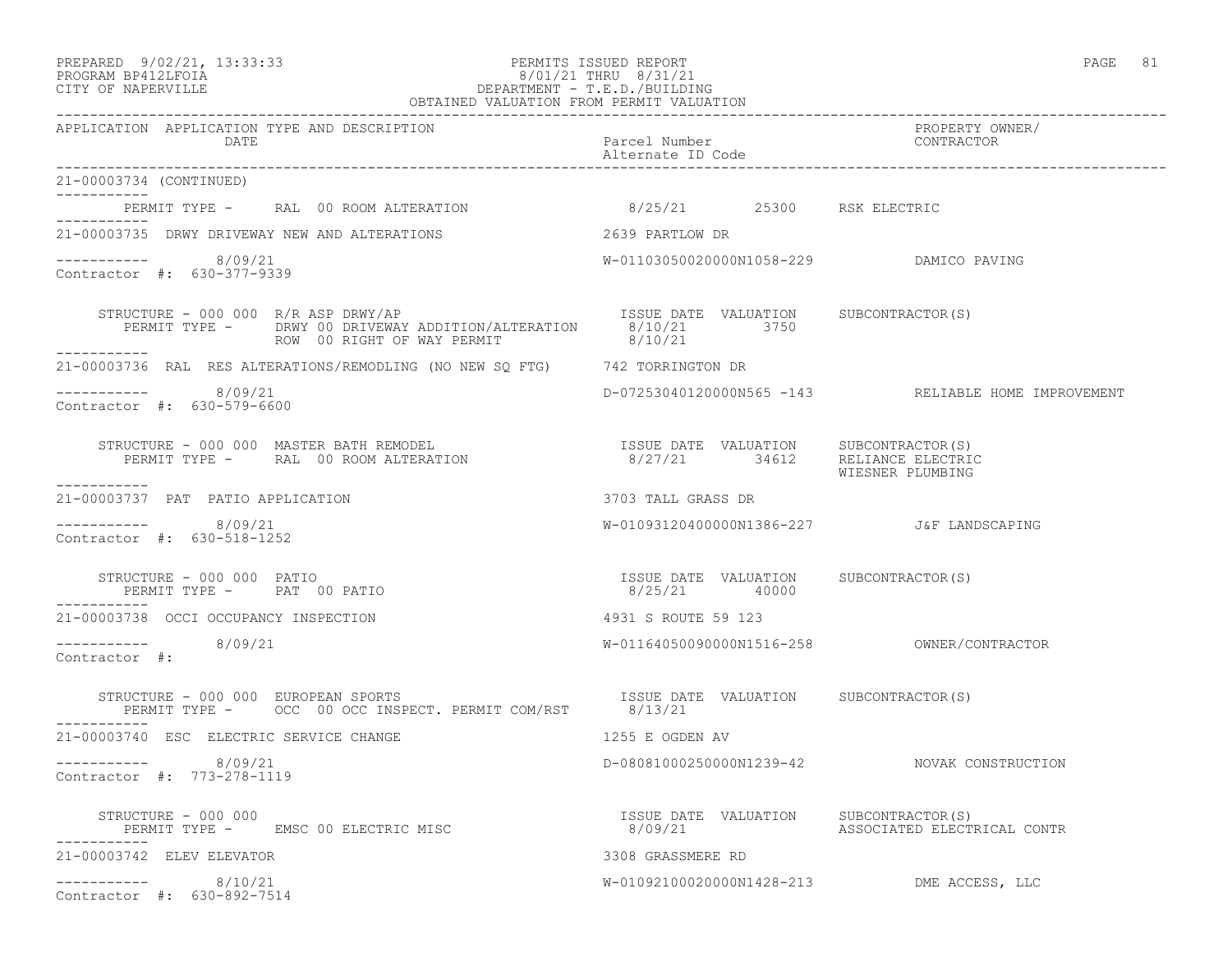PERMITS ISSUED REPORT
8/01/21 THRU 8/31/21
DEPARTMENT - T.E.D./BUILDING
OBTAINED VALUATION FROM PERMIT VALUATION

PREPARED 9/02/21, 13:33:33
PROGRAM BP412LFOIA
CITY OF NAPERVILLE

| APPLICATION | APPLICATION TYPE AND DESCRIPTION / DATE | Parcel Number / Alternate ID Code | PROPERTY OWNER/ CONTRACTOR |
|---|---|---|---|

**21-00003734 (CONTINUED)**

PERMIT TYPE - RAL 00 ROOM ALTERATION — 8/25/21 — 25300 — RSK ELECTRIC

---

**21-00003735** DRWY DRIVEWAY NEW AND ALTERATIONS — 2639 PARTLOW DR

8/09/21 — W-01103050020000N1058-229 — DAMICO PAVING

Contractor #: 630-377-9339

| STRUCTURE - 000 000 R/R ASP DRWY/AP | ISSUE DATE | VALUATION | SUBCONTRACTOR(S) |
|---|---|---|---|
| PERMIT TYPE - DRWY 00 DRIVEWAY ADDITION/ALTERATION | 8/10/21 | 3750 | |
| ROW 00 RIGHT OF WAY PERMIT | 8/10/21 | | |

---

**21-00003736** RAL RES ALTERATIONS/REMODLING (NO NEW SQ FTG) — 742 TORRINGTON DR

8/09/21 — D-07253040120000N565 -143 — RELIABLE HOME IMPROVEMENT

Contractor #: 630-579-6600

| STRUCTURE - 000 000 MASTER BATH REMODEL | ISSUE DATE | VALUATION | SUBCONTRACTOR(S) |
|---|---|---|---|
| PERMIT TYPE - RAL 00 ROOM ALTERATION | 8/27/21 | 34612 | RELIANCE ELECTRIC<br>WIESNER PLUMBING |

---

**21-00003737** PAT PATIO APPLICATION — 3703 TALL GRASS DR

8/09/21 — W-01093120400000N1386-227 — J&F LANDSCAPING

Contractor #: 630-518-1252

| STRUCTURE - 000 000 PATIO | ISSUE DATE | VALUATION | SUBCONTRACTOR(S) |
|---|---|---|---|
| PERMIT TYPE - PAT 00 PATIO | 8/25/21 | 40000 | |

---

**21-00003738** OCCI OCCUPANCY INSPECTION — 4931 S ROUTE 59 123

8/09/21 — W-01164050090000N1516-258 — OWNER/CONTRACTOR

Contractor #:

| STRUCTURE - 000 000 EUROPEAN SPORTS | ISSUE DATE | VALUATION | SUBCONTRACTOR(S) |
|---|---|---|---|
| PERMIT TYPE - OCC 00 OCC INSPECT. PERMIT COM/RST | 8/13/21 | | |

---

**21-00003740** ESC ELECTRIC SERVICE CHANGE — 1255 E OGDEN AV

8/09/21 — D-08081000250000N1239-42 — NOVAK CONSTRUCTION

Contractor #: 773-278-1119

| STRUCTURE - 000 000 | ISSUE DATE | VALUATION | SUBCONTRACTOR(S) |
|---|---|---|---|
| PERMIT TYPE - EMSC 00 ELECTRIC MISC | 8/09/21 | | ASSOCIATED ELECTRICAL CONTR |

---

**21-00003742** ELEV ELEVATOR — 3308 GRASSMERE RD

8/10/21 — W-01092100020000N1428-213 — DME ACCESS, LLC

Contractor #: 630-892-7514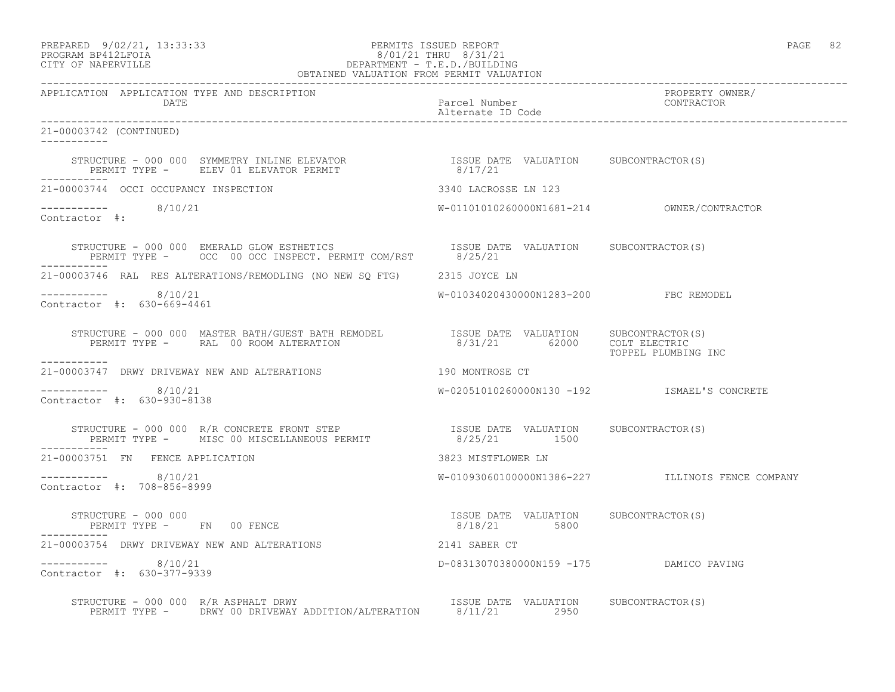PREPARED 9/02/21, 13:33:33 PERMITS ISSUED REPORT
PROGRAM BP412LFOIA 8/01/21 THRU 8/31/21
CITY OF NAPERVILLE DEPARTMENT - T.E.D./BUILDING
OBTAINED VALUATION FROM PERMIT VALUATION

| APPLICATION | APPLICATION TYPE AND DESCRIPTION / DATE | Parcel Number / Alternate ID Code | PROPERTY OWNER/ CONTRACTOR |
|---|---|---|---|

21-00003742 (CONTINUED)

STRUCTURE - 000 000 SYMMETRY INLINE ELEVATOR — ISSUE DATE 8/17/21 — VALUATION — SUBCONTRACTOR(S)
PERMIT TYPE - ELEV 01 ELEVATOR PERMIT

21-00003744 OCCI OCCUPANCY INSPECTION — 3340 LACROSSE LN 123
8/10/21 — W-01101010260000N1681-214 — OWNER/CONTRACTOR
Contractor #:

STRUCTURE - 000 000 EMERALD GLOW ESTHETICS — ISSUE DATE 8/25/21 — VALUATION — SUBCONTRACTOR(S)
PERMIT TYPE - OCC 00 OCC INSPECT. PERMIT COM/RST

21-00003746 RAL RES ALTERATIONS/REMODLING (NO NEW SQ FTG) — 2315 JOYCE LN
8/10/21 — W-01034020430000N1283-200 — FBC REMODEL
Contractor #: 630-669-4461

STRUCTURE - 000 000 MASTER BATH/GUEST BATH REMODEL — ISSUE DATE 8/31/21 — VALUATION 62000 — SUBCONTRACTOR(S) COLT ELECTRIC, TOPPEL PLUMBING INC
PERMIT TYPE - RAL 00 ROOM ALTERATION

21-00003747 DRWY DRIVEWAY NEW AND ALTERATIONS — 190 MONTROSE CT
8/10/21 — W-02051010260000N130 -192 — ISMAEL'S CONCRETE
Contractor #: 630-930-8138

STRUCTURE - 000 000 R/R CONCRETE FRONT STEP — ISSUE DATE 8/25/21 — VALUATION 1500 — SUBCONTRACTOR(S)
PERMIT TYPE - MISC 00 MISCELLANEOUS PERMIT

21-00003751 FN FENCE APPLICATION — 3823 MISTFLOWER LN
8/10/21 — W-01093060100000N1386-227 — ILLINOIS FENCE COMPANY
Contractor #: 708-856-8999

STRUCTURE - 000 000 — ISSUE DATE 8/18/21 — VALUATION 5800 — SUBCONTRACTOR(S)
PERMIT TYPE - FN 00 FENCE

21-00003754 DRWY DRIVEWAY NEW AND ALTERATIONS — 2141 SABER CT
8/10/21 — D-08313070380000N159 -175 — DAMICO PAVING
Contractor #: 630-377-9339

STRUCTURE - 000 000 R/R ASPHALT DRWY — ISSUE DATE 8/11/21 — VALUATION 2950 — SUBCONTRACTOR(S)
PERMIT TYPE - DRWY 00 DRIVEWAY ADDITION/ALTERATION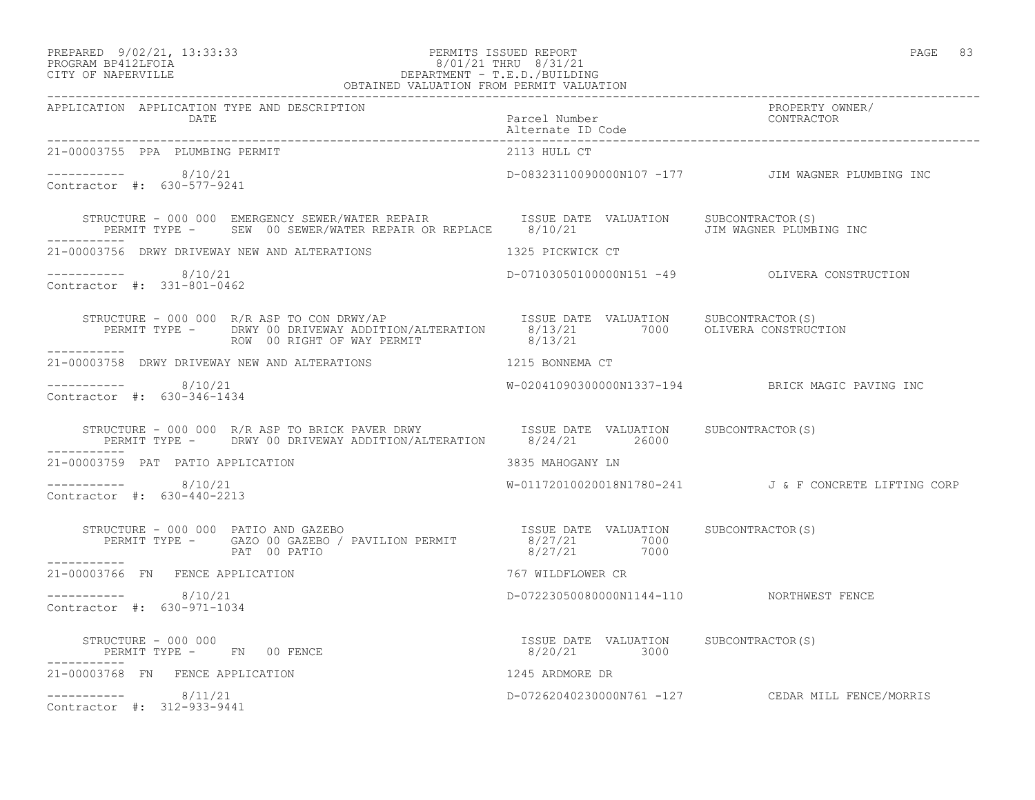PREPARED 9/02/21, 13:33:33 PERMITS ISSUED REPORT
PROGRAM BP412LFOIA 8/01/21 THRU 8/31/21
CITY OF NAPERVILLE DEPARTMENT - T.E.D./BUILDING
OBTAINED VALUATION FROM PERMIT VALUATION

| APPLICATION | APPLICATION TYPE AND DESCRIPTION / DATE | Parcel Number / Alternate ID Code | PROPERTY OWNER/ CONTRACTOR |
|---|---|---|---|

**21-00003755 PPA PLUMBING PERMIT** — 2113 HULL CT

----------- 8/10/21 — D-08323110090000N107 -177 — JIM WAGNER PLUMBING INC
Contractor #: 630-577-9241

STRUCTURE - 000 000 EMERGENCY SEWER/WATER REPAIR

| PERMIT TYPE | ISSUE DATE | VALUATION | SUBCONTRACTOR(S) |
|---|---|---|---|
| SEW 00 SEWER/WATER REPAIR OR REPLACE | 8/10/21 | | JIM WAGNER PLUMBING INC |

-----------

**21-00003756 DRWY DRIVEWAY NEW AND ALTERATIONS** — 1325 PICKWICK CT

----------- 8/10/21 — D-07103050100000N151 -49 — OLIVERA CONSTRUCTION
Contractor #: 331-801-0462

STRUCTURE - 000 000 R/R ASP TO CON DRWY/AP

| PERMIT TYPE | ISSUE DATE | VALUATION | SUBCONTRACTOR(S) |
|---|---|---|---|
| DRWY 00 DRIVEWAY ADDITION/ALTERATION | 8/13/21 | 7000 | OLIVERA CONSTRUCTION |
| ROW 00 RIGHT OF WAY PERMIT | 8/13/21 | | |

-----------

**21-00003758 DRWY DRIVEWAY NEW AND ALTERATIONS** — 1215 BONNEMA CT

----------- 8/10/21 — W-02041090300000N1337-194 — BRICK MAGIC PAVING INC
Contractor #: 630-346-1434

STRUCTURE - 000 000 R/R ASP TO BRICK PAVER DRWY

| PERMIT TYPE | ISSUE DATE | VALUATION | SUBCONTRACTOR(S) |
|---|---|---|---|
| DRWY 00 DRIVEWAY ADDITION/ALTERATION | 8/24/21 | 26000 | |

-----------

**21-00003759 PAT PATIO APPLICATION** — 3835 MAHOGANY LN

----------- 8/10/21 — W-01172010020018N1780-241 — J & F CONCRETE LIFTING CORP
Contractor #: 630-440-2213

STRUCTURE - 000 000 PATIO AND GAZEBO

| PERMIT TYPE | ISSUE DATE | VALUATION | SUBCONTRACTOR(S) |
|---|---|---|---|
| GAZO 00 GAZEBO / PAVILION PERMIT | 8/27/21 | 7000 | |
| PAT 00 PATIO | 8/27/21 | 7000 | |

-----------

**21-00003766 FN FENCE APPLICATION** — 767 WILDFLOWER CR

----------- 8/10/21 — D-07223050080000N1144-110 — NORTHWEST FENCE
Contractor #: 630-971-1034

STRUCTURE - 000 000

| PERMIT TYPE | ISSUE DATE | VALUATION | SUBCONTRACTOR(S) |
|---|---|---|---|
| FN 00 FENCE | 8/20/21 | 3000 | |

-----------

**21-00003768 FN FENCE APPLICATION** — 1245 ARDMORE DR

----------- 8/11/21 — D-07262040230000N761 -127 — CEDAR MILL FENCE/MORRIS
Contractor #: 312-933-9441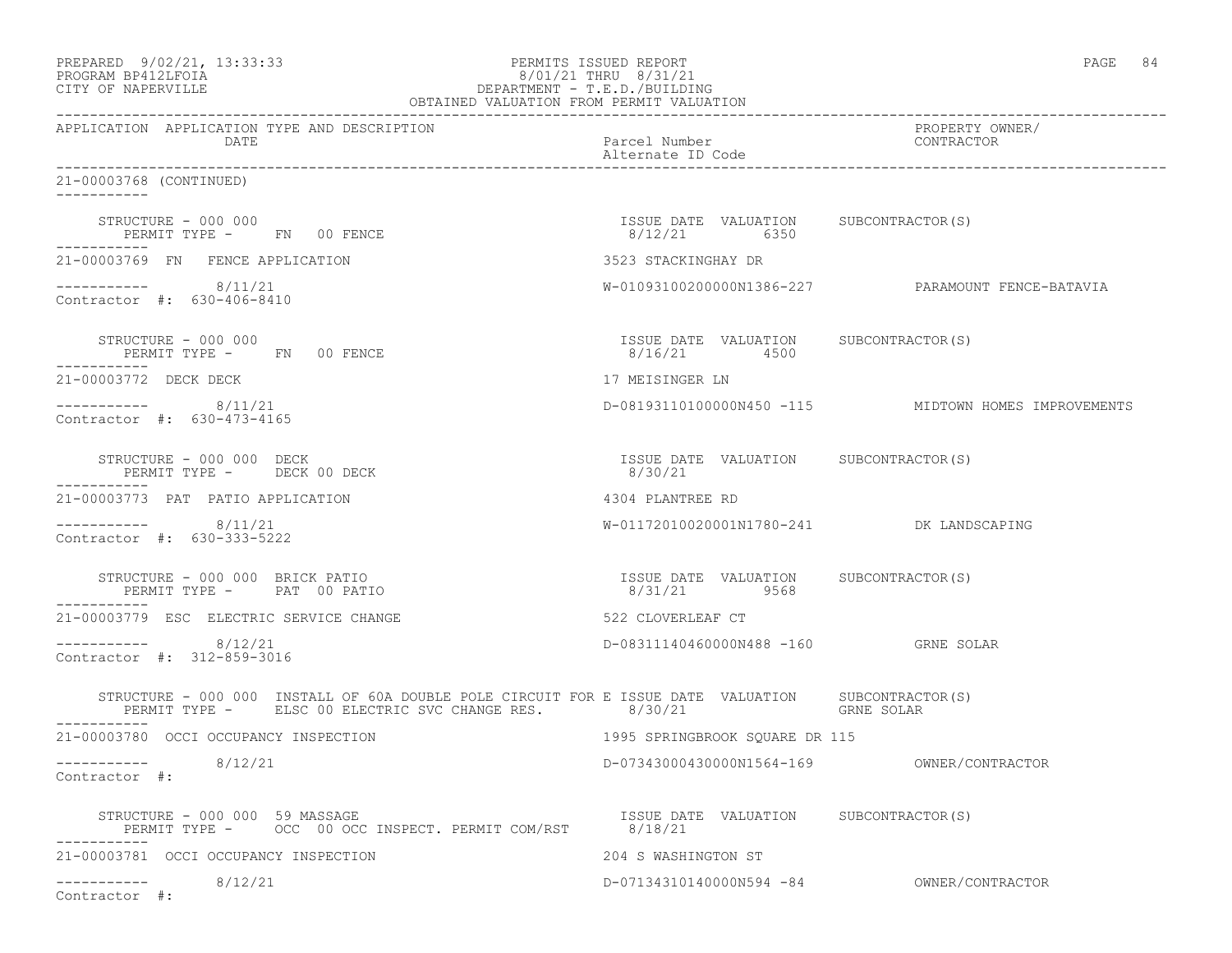PREPARED 9/02/21, 13:33:33
PROGRAM BP412LFOIA
CITY OF NAPERVILLE

PERMITS ISSUED REPORT
8/01/21 THRU 8/31/21
DEPARTMENT - T.E.D./BUILDING
OBTAINED VALUATION FROM PERMIT VALUATION

| APPLICATION | APPLICATION TYPE AND DESCRIPTION DATE | Parcel Number / Alternate ID Code | PROPERTY OWNER/ CONTRACTOR |
|---|---|---|---|

**21-00003768 (CONTINUED)**

STRUCTURE - 000 000
PERMIT TYPE - FN 00 FENCE
ISSUE DATE 8/12/21 VALUATION 6350 SUBCONTRACTOR(S)

**21-00003769 FN FENCE APPLICATION** — 3523 STACKINGHAY DR
8/11/21 — W-01093100200000N1386-227 — PARAMOUNT FENCE-BATAVIA
Contractor #: 630-406-8410

STRUCTURE - 000 000
PERMIT TYPE - FN 00 FENCE
ISSUE DATE 8/16/21 VALUATION 4500 SUBCONTRACTOR(S)

**21-00003772 DECK DECK** — 17 MEISINGER LN
8/11/21 — D-08193110100000N450 -115 — MIDTOWN HOMES IMPROVEMENTS
Contractor #: 630-473-4165

STRUCTURE - 000 000 DECK
PERMIT TYPE - DECK 00 DECK
ISSUE DATE 8/30/21 VALUATION SUBCONTRACTOR(S)

**21-00003773 PAT PATIO APPLICATION** — 4304 PLANTREE RD
8/11/21 — W-01172010020001N1780-241 — DK LANDSCAPING
Contractor #: 630-333-5222

STRUCTURE - 000 000 BRICK PATIO
PERMIT TYPE - PAT 00 PATIO
ISSUE DATE 8/31/21 VALUATION 9568 SUBCONTRACTOR(S)

**21-00003779 ESC ELECTRIC SERVICE CHANGE** — 522 CLOVERLEAF CT
8/12/21 — D-08311140460000N488 -160 — GRNE SOLAR
Contractor #: 312-859-3016

STRUCTURE - 000 000 INSTALL OF 60A DOUBLE POLE CIRCUIT FOR E
PERMIT TYPE - ELSC 00 ELECTRIC SVC CHANGE RES.
ISSUE DATE 8/30/21 VALUATION SUBCONTRACTOR(S) GRNE SOLAR

**21-00003780 OCCI OCCUPANCY INSPECTION** — 1995 SPRINGBROOK SQUARE DR 115
8/12/21 — D-07343000430000N1564-169 — OWNER/CONTRACTOR
Contractor #:

STRUCTURE - 000 000 59 MASSAGE
PERMIT TYPE - OCC 00 OCC INSPECT. PERMIT COM/RST
ISSUE DATE 8/18/21 VALUATION SUBCONTRACTOR(S)

**21-00003781 OCCI OCCUPANCY INSPECTION** — 204 S WASHINGTON ST
8/12/21 — D-07134310140000N594 -84 — OWNER/CONTRACTOR
Contractor #: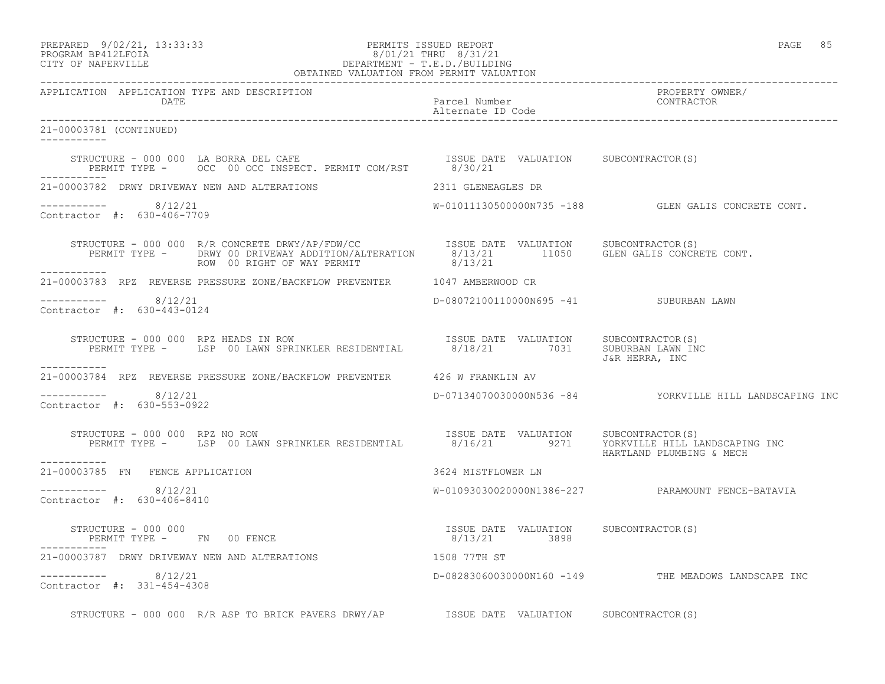APPLICATION APPLICATION TYPE AND DESCRIPTION DATE | Parcel Number Alternate ID Code | PROPERTY OWNER/ CONTRACTOR

21-00003781 (CONTINUED)

STRUCTURE - 000 000 LA BORRA DEL CAFE | ISSUE DATE VALUATION | SUBCONTRACTOR(S)
PERMIT TYPE - OCC 00 OCC INSPECT. PERMIT COM/RST | 8/30/21

21-00003782 DRWY DRIVEWAY NEW AND ALTERATIONS | 2311 GLENEAGLES DR
8/12/21 | W-01011130500000N735 -188 | GLEN GALIS CONCRETE CONT.
Contractor #: 630-406-7709

STRUCTURE - 000 000 R/R CONCRETE DRWY/AP/FDW/CC | ISSUE DATE VALUATION | SUBCONTRACTOR(S)
PERMIT TYPE - DRWY 00 DRIVEWAY ADDITION/ALTERATION | 8/13/21 11050 | GLEN GALIS CONCRETE CONT.
ROW 00 RIGHT OF WAY PERMIT | 8/13/21

21-00003783 RPZ REVERSE PRESSURE ZONE/BACKFLOW PREVENTER | 1047 AMBERWOOD CR
8/12/21 | D-08072100110000N695 -41 | SUBURBAN LAWN
Contractor #: 630-443-0124

STRUCTURE - 000 000 RPZ HEADS IN ROW | ISSUE DATE VALUATION | SUBCONTRACTOR(S)
PERMIT TYPE - LSP 00 LAWN SPRINKLER RESIDENTIAL | 8/18/21 7031 | SUBURBAN LAWN INC
J&R HERRA, INC

21-00003784 RPZ REVERSE PRESSURE ZONE/BACKFLOW PREVENTER | 426 W FRANKLIN AV
8/12/21 | D-07134070030000N536 -84 | YORKVILLE HILL LANDSCAPING INC
Contractor #: 630-553-0922

STRUCTURE - 000 000 RPZ NO ROW | ISSUE DATE VALUATION | SUBCONTRACTOR(S)
PERMIT TYPE - LSP 00 LAWN SPRINKLER RESIDENTIAL | 8/16/21 9271 | YORKVILLE HILL LANDSCAPING INC
HARTLAND PLUMBING & MECH

21-00003785 FN FENCE APPLICATION | 3624 MISTFLOWER LN
8/12/21 | W-01093030020000N1386-227 | PARAMOUNT FENCE-BATAVIA
Contractor #: 630-406-8410

STRUCTURE - 000 000 | ISSUE DATE VALUATION | SUBCONTRACTOR(S)
PERMIT TYPE - FN 00 FENCE | 8/13/21 3898

21-00003787 DRWY DRIVEWAY NEW AND ALTERATIONS | 1508 77TH ST
8/12/21 | D-08283060030000N160 -149 | THE MEADOWS LANDSCAPE INC
Contractor #: 331-454-4308

STRUCTURE - 000 000 R/R ASP TO BRICK PAVERS DRWY/AP | ISSUE DATE VALUATION | SUBCONTRACTOR(S)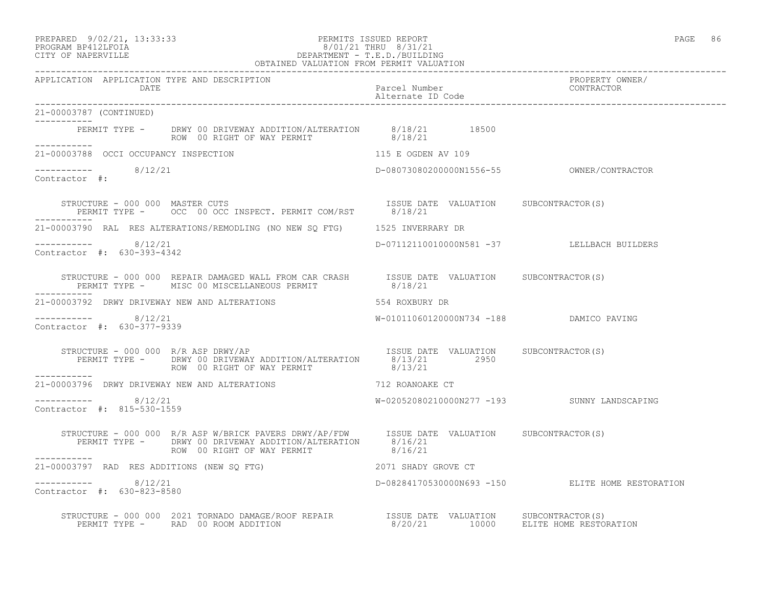PREPARED 9/02/21, 13:33:33 PERMITS ISSUED REPORT
PROGRAM BP412LFOIA 8/01/21 THRU 8/31/21
CITY OF NAPERVILLE DEPARTMENT - T.E.D./BUILDING
OBTAINED VALUATION FROM PERMIT VALUATION

| APPLICATION | APPLICATION TYPE AND DESCRIPTION / DATE | Parcel Number / Alternate ID Code | PROPERTY OWNER/ CONTRACTOR |
|---|---|---|---|

**21-00003787 (CONTINUED)**

PERMIT TYPE - DRWY 00 DRIVEWAY ADDITION/ALTERATION 8/18/21 18500
ROW 00 RIGHT OF WAY PERMIT 8/18/21

---

**21-00003788 OCCI OCCUPANCY INSPECTION** — 115 E OGDEN AV 109

8/12/21 — D-08073080200000N1556-55 — OWNER/CONTRACTOR
Contractor #:

STRUCTURE - 000 000 MASTER CUTS — ISSUE DATE VALUATION SUBCONTRACTOR(S)
PERMIT TYPE - OCC 00 OCC INSPECT. PERMIT COM/RST 8/18/21

---

**21-00003790 RAL RES ALTERATIONS/REMODLING (NO NEW SQ FTG)** — 1525 INVERRARY DR

8/12/21 — D-07112110010000N581 -37 — LELLBACH BUILDERS
Contractor #: 630-393-4342

STRUCTURE - 000 000 REPAIR DAMAGED WALL FROM CAR CRASH — ISSUE DATE VALUATION SUBCONTRACTOR(S)
PERMIT TYPE - MISC 00 MISCELLANEOUS PERMIT 8/18/21

---

**21-00003792 DRWY DRIVEWAY NEW AND ALTERATIONS** — 554 ROXBURY DR

8/12/21 — W-01011060120000N734 -188 — DAMICO PAVING
Contractor #: 630-377-9339

STRUCTURE - 000 000 R/R ASP DRWY/AP — ISSUE DATE VALUATION SUBCONTRACTOR(S)
PERMIT TYPE - DRWY 00 DRIVEWAY ADDITION/ALTERATION 8/13/21 2950
ROW 00 RIGHT OF WAY PERMIT 8/13/21

---

**21-00003796 DRWY DRIVEWAY NEW AND ALTERATIONS** — 712 ROANOAKE CT

8/12/21 — W-02052080210000N277 -193 — SUNNY LANDSCAPING
Contractor #: 815-530-1559

STRUCTURE - 000 000 R/R ASP W/BRICK PAVERS DRWY/AP/FDW — ISSUE DATE VALUATION SUBCONTRACTOR(S)
PERMIT TYPE - DRWY 00 DRIVEWAY ADDITION/ALTERATION 8/16/21
ROW 00 RIGHT OF WAY PERMIT 8/16/21

---

**21-00003797 RAD RES ADDITIONS (NEW SQ FTG)** — 2071 SHADY GROVE CT

8/12/21 — D-08284170530000N693 -150 — ELITE HOME RESTORATION
Contractor #: 630-823-8580

STRUCTURE - 000 000 2021 TORNADO DAMAGE/ROOF REPAIR — ISSUE DATE VALUATION SUBCONTRACTOR(S)
PERMIT TYPE - RAD 00 ROOM ADDITION 8/20/21 10000 ELITE HOME RESTORATION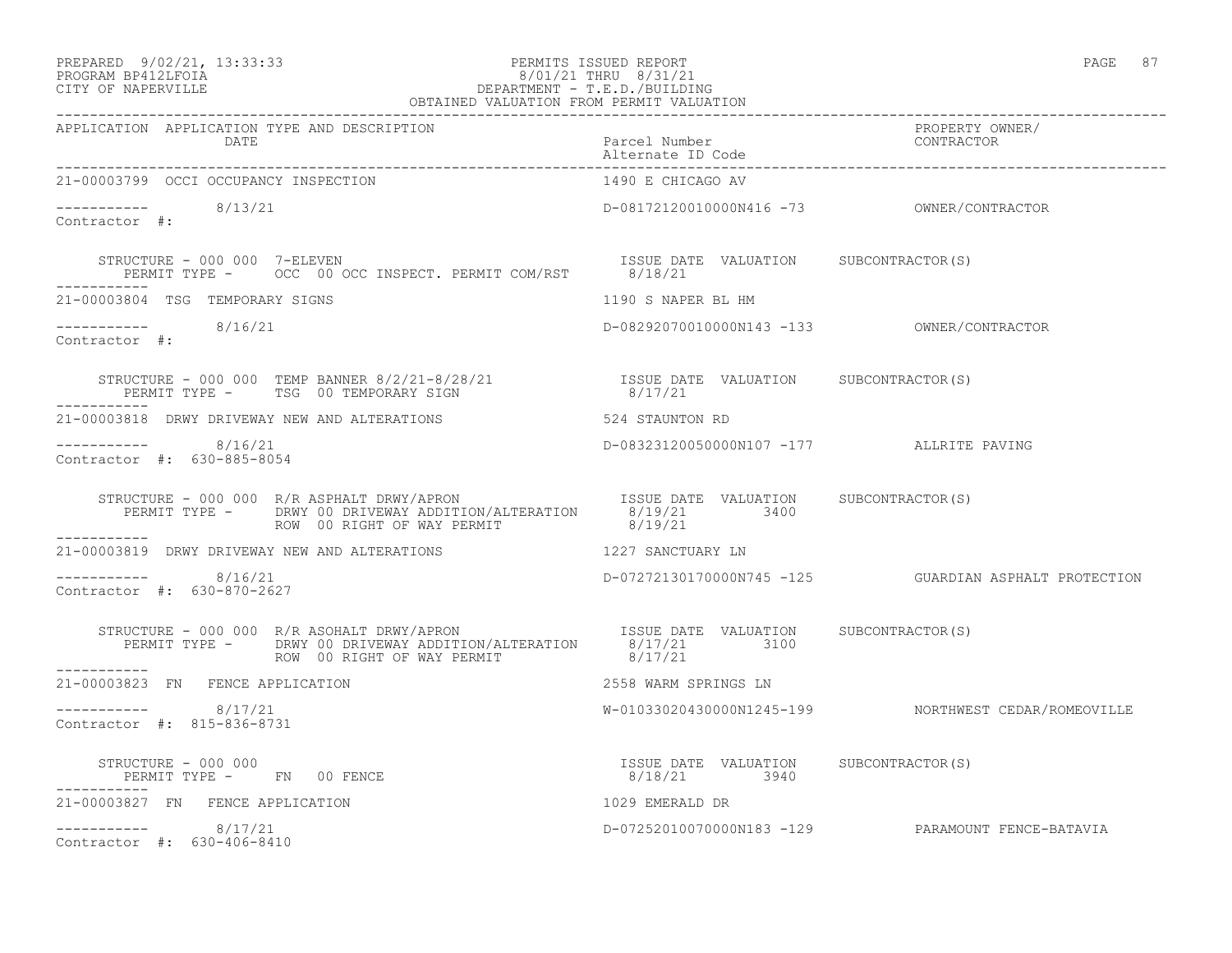PREPARED 9/02/21, 13:33:33 PERMITS ISSUED REPORT
PROGRAM BP412LFOIA 8/01/21 THRU 8/31/21
CITY OF NAPERVILLE DEPARTMENT - T.E.D./BUILDING
OBTAINED VALUATION FROM PERMIT VALUATION

| APPLICATION | APPLICATION TYPE AND DESCRIPTION / DATE | Parcel Number / Alternate ID Code | PROPERTY OWNER/ CONTRACTOR |
|---|---|---|---|
| 21-00003799 | OCCI OCCUPANCY INSPECTION | 1490 E CHICAGO AV | |
| ----------- | 8/13/21 | D-08172120010000N416 -73 | OWNER/CONTRACTOR |
| Contractor #: | | | |
| | STRUCTURE - 000 000 7-ELEVEN | ISSUE DATE VALUATION | SUBCONTRACTOR(S) |
| | PERMIT TYPE - OCC 00 OCC INSPECT. PERMIT COM/RST | 8/18/21 | |
| 21-00003804 | TSG TEMPORARY SIGNS | 1190 S NAPER BL HM | |
| ----------- | 8/16/21 | D-08292070010000N143 -133 | OWNER/CONTRACTOR |
| Contractor #: | | | |
| | STRUCTURE - 000 000 TEMP BANNER 8/2/21-8/28/21 | ISSUE DATE VALUATION | SUBCONTRACTOR(S) |
| | PERMIT TYPE - TSG 00 TEMPORARY SIGN | 8/17/21 | |
| 21-00003818 | DRWY DRIVEWAY NEW AND ALTERATIONS | 524 STAUNTON RD | |
| ----------- | 8/16/21 | D-08323120050000N107 -177 | ALLRITE PAVING |
| Contractor #: 630-885-8054 | | | |
| | STRUCTURE - 000 000 R/R ASPHALT DRWY/APRON | ISSUE DATE VALUATION | SUBCONTRACTOR(S) |
| | PERMIT TYPE - DRWY 00 DRIVEWAY ADDITION/ALTERATION | 8/19/21 3400 | |
| | ROW 00 RIGHT OF WAY PERMIT | 8/19/21 | |
| 21-00003819 | DRWY DRIVEWAY NEW AND ALTERATIONS | 1227 SANCTUARY LN | |
| ----------- | 8/16/21 | D-07272130170000N745 -125 | GUARDIAN ASPHALT PROTECTION |
| Contractor #: 630-870-2627 | | | |
| | STRUCTURE - 000 000 R/R ASOHALT DRWY/APRON | ISSUE DATE VALUATION | SUBCONTRACTOR(S) |
| | PERMIT TYPE - DRWY 00 DRIVEWAY ADDITION/ALTERATION | 8/17/21 3100 | |
| | ROW 00 RIGHT OF WAY PERMIT | 8/17/21 | |
| 21-00003823 | FN FENCE APPLICATION | 2558 WARM SPRINGS LN | |
| ----------- | 8/17/21 | W-01033020430000N1245-199 | NORTHWEST CEDAR/ROMEOVILLE |
| Contractor #: 815-836-8731 | | | |
| | STRUCTURE - 000 000 | ISSUE DATE VALUATION | SUBCONTRACTOR(S) |
| | PERMIT TYPE - FN 00 FENCE | 8/18/21 3940 | |
| 21-00003827 | FN FENCE APPLICATION | 1029 EMERALD DR | |
| ----------- | 8/17/21 | D-07252010070000N183 -129 | PARAMOUNT FENCE-BATAVIA |
| Contractor #: 630-406-8410 | | | |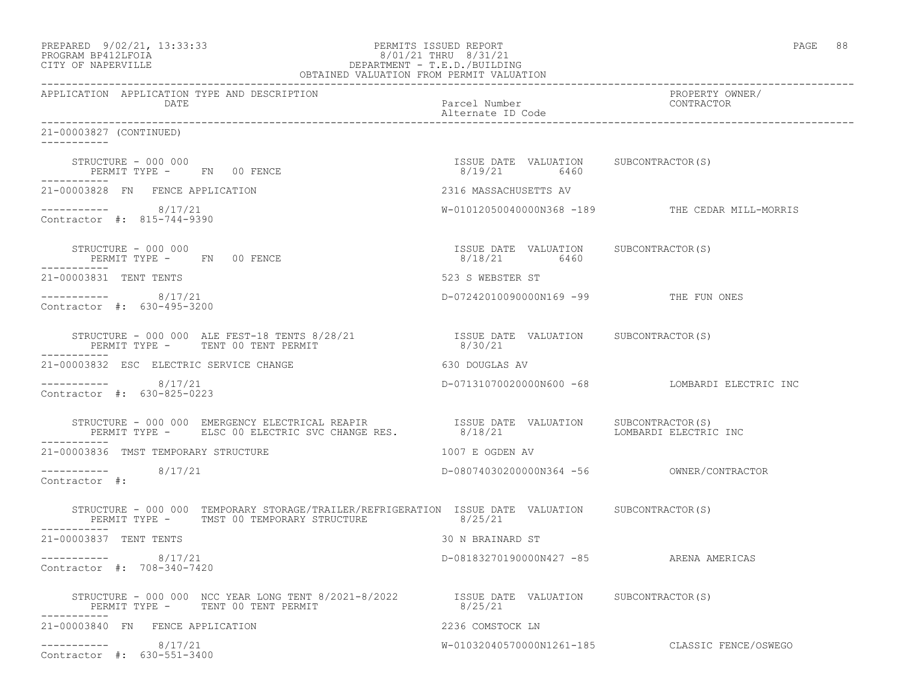PERMITS ISSUED REPORT
8/01/21 THRU 8/31/21
DEPARTMENT - T.E.D./BUILDING
OBTAINED VALUATION FROM PERMIT VALUATION

PREPARED 9/02/21, 13:33:33
PROGRAM BP412LFOIA
CITY OF NAPERVILLE

| APPLICATION | APPLICATION TYPE AND DESCRIPTION / DATE | Parcel Number / Alternate ID Code | PROPERTY OWNER/ CONTRACTOR |
|---|---|---|---|

**21-00003827 (CONTINUED)**

STRUCTURE - 000 000
PERMIT TYPE - FN 00 FENCE
ISSUE DATE 8/19/21 VALUATION 6460 SUBCONTRACTOR(S)

**21-00003828 FN FENCE APPLICATION** — 2316 MASSACHUSETTS AV
8/17/21 — W-01012050040000N368 -189 — THE CEDAR MILL-MORRIS
Contractor #: 815-744-9390

STRUCTURE - 000 000
PERMIT TYPE - FN 00 FENCE
ISSUE DATE 8/18/21 VALUATION 6460 SUBCONTRACTOR(S)

**21-00003831 TENT TENTS** — 523 S WEBSTER ST
8/17/21 — D-07242010090000N169 -99 — THE FUN ONES
Contractor #: 630-495-3200

STRUCTURE - 000 000 ALE FEST-18 TENTS 8/28/21
PERMIT TYPE - TENT 00 TENT PERMIT
ISSUE DATE 8/30/21 VALUATION SUBCONTRACTOR(S)

**21-00003832 ESC ELECTRIC SERVICE CHANGE** — 630 DOUGLAS AV
8/17/21 — D-07131070020000N600 -68 — LOMBARDI ELECTRIC INC
Contractor #: 630-825-0223

STRUCTURE - 000 000 EMERGENCY ELECTRICAL REAPIR
PERMIT TYPE - ELSC 00 ELECTRIC SVC CHANGE RES.
ISSUE DATE 8/18/21 VALUATION SUBCONTRACTOR(S) LOMBARDI ELECTRIC INC

**21-00003836 TMST TEMPORARY STRUCTURE** — 1007 E OGDEN AV
8/17/21 — D-08074030200000N364 -56 — OWNER/CONTRACTOR
Contractor #:

STRUCTURE - 000 000 TEMPORARY STORAGE/TRAILER/REFRIGERATION
PERMIT TYPE - TMST 00 TEMPORARY STRUCTURE
ISSUE DATE 8/25/21 VALUATION SUBCONTRACTOR(S)

**21-00003837 TENT TENTS** — 30 N BRAINARD ST
8/17/21 — D-08183270190000N427 -85 — ARENA AMERICAS
Contractor #: 708-340-7420

STRUCTURE - 000 000 NCC YEAR LONG TENT 8/2021-8/2022
PERMIT TYPE - TENT 00 TENT PERMIT
ISSUE DATE 8/25/21 VALUATION SUBCONTRACTOR(S)

**21-00003840 FN FENCE APPLICATION** — 2236 COMSTOCK LN
8/17/21 — W-01032040570000N1261-185 — CLASSIC FENCE/OSWEGO
Contractor #: 630-551-3400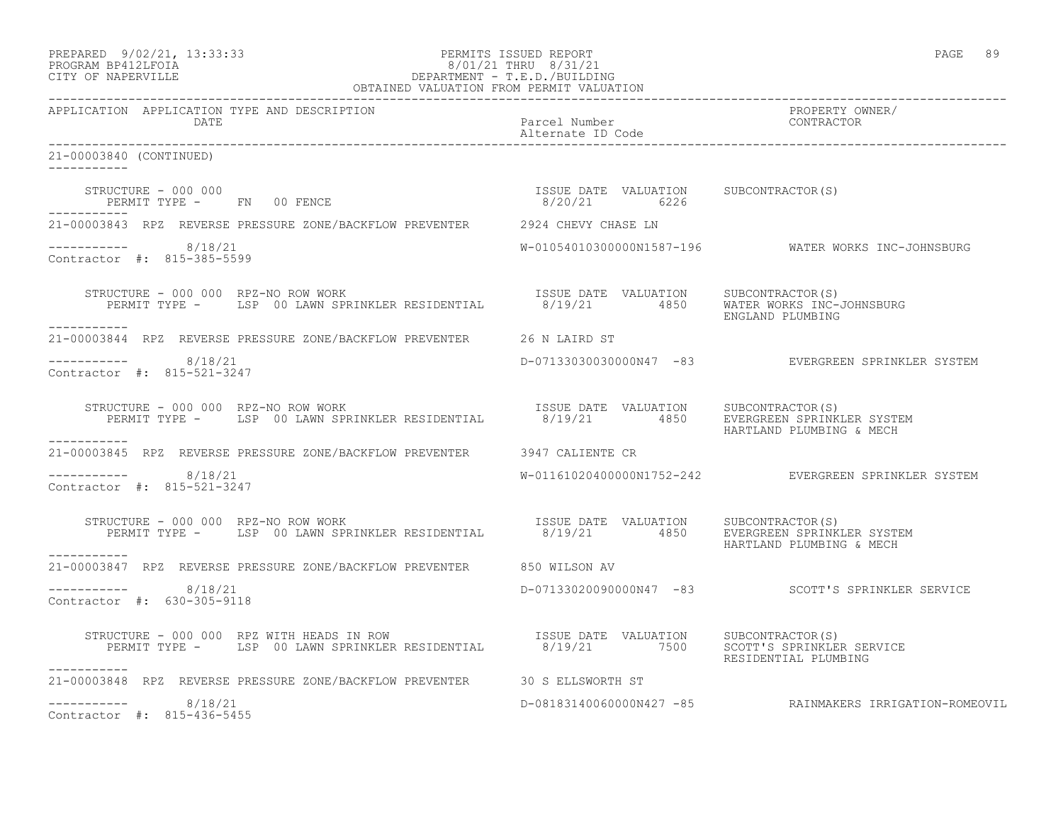APPLICATION APPLICATION TYPE AND DESCRIPTION DATE | Parcel Number / Alternate ID Code | PROPERTY OWNER/ CONTRACTOR

21-00003840 (CONTINUED)

STRUCTURE - 000 000
PERMIT TYPE - FN 00 FENCE
ISSUE DATE 8/20/21 VALUATION 6226 SUBCONTRACTOR(S)

21-00003843 RPZ REVERSE PRESSURE ZONE/BACKFLOW PREVENTER 2924 CHEVY CHASE LN
8/18/21 W-01054010300000N1587-196 WATER WORKS INC-JOHNSBURG
Contractor #: 815-385-5599

STRUCTURE - 000 000 RPZ-NO ROW WORK
PERMIT TYPE - LSP 00 LAWN SPRINKLER RESIDENTIAL
ISSUE DATE 8/19/21 VALUATION 4850 SUBCONTRACTOR(S) WATER WORKS INC-JOHNSBURG, ENGLAND PLUMBING

21-00003844 RPZ REVERSE PRESSURE ZONE/BACKFLOW PREVENTER 26 N LAIRD ST
8/18/21 D-07133030030000N47 -83 EVERGREEN SPRINKLER SYSTEM
Contractor #: 815-521-3247

STRUCTURE - 000 000 RPZ-NO ROW WORK
PERMIT TYPE - LSP 00 LAWN SPRINKLER RESIDENTIAL
ISSUE DATE 8/19/21 VALUATION 4850 SUBCONTRACTOR(S) EVERGREEN SPRINKLER SYSTEM, HARTLAND PLUMBING & MECH

21-00003845 RPZ REVERSE PRESSURE ZONE/BACKFLOW PREVENTER 3947 CALIENTE CR
8/18/21 W-01161020400000N1752-242 EVERGREEN SPRINKLER SYSTEM
Contractor #: 815-521-3247

STRUCTURE - 000 000 RPZ-NO ROW WORK
PERMIT TYPE - LSP 00 LAWN SPRINKLER RESIDENTIAL
ISSUE DATE 8/19/21 VALUATION 4850 SUBCONTRACTOR(S) EVERGREEN SPRINKLER SYSTEM, HARTLAND PLUMBING & MECH

21-00003847 RPZ REVERSE PRESSURE ZONE/BACKFLOW PREVENTER 850 WILSON AV
8/18/21 D-07133020090000N47 -83 SCOTT'S SPRINKLER SERVICE
Contractor #: 630-305-9118

STRUCTURE - 000 000 RPZ WITH HEADS IN ROW
PERMIT TYPE - LSP 00 LAWN SPRINKLER RESIDENTIAL
ISSUE DATE 8/19/21 VALUATION 7500 SUBCONTRACTOR(S) SCOTT'S SPRINKLER SERVICE, RESIDENTIAL PLUMBING

21-00003848 RPZ REVERSE PRESSURE ZONE/BACKFLOW PREVENTER 30 S ELLSWORTH ST
8/18/21 D-08183140060000N427 -85 RAINMAKERS IRRIGATION-ROMEOVIL
Contractor #: 815-436-5455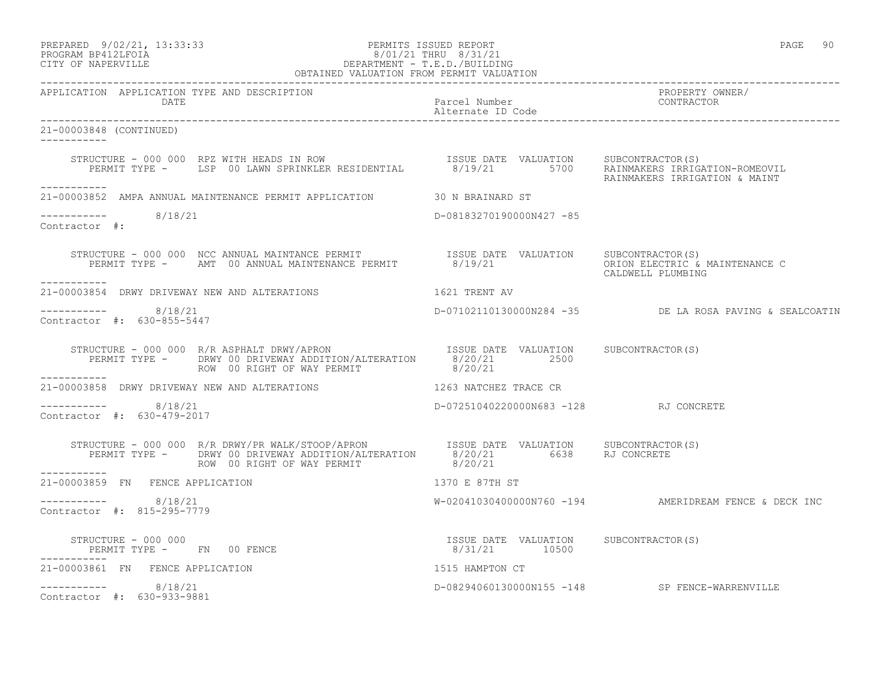PREPARED 9/02/21, 13:33:33
PROGRAM BP412LFOIA
CITY OF NAPERVILLE

PERMITS ISSUED REPORT
8/01/21 THRU 8/31/21
DEPARTMENT - T.E.D./BUILDING
OBTAINED VALUATION FROM PERMIT VALUATION

| APPLICATION | APPLICATION TYPE AND DESCRIPTION / DATE | Parcel Number / Alternate ID Code | PROPERTY OWNER/ CONTRACTOR |
|---|---|---|---|

21-00003848 (CONTINUED)

STRUCTURE - 000 000 RPZ WITH HEADS IN ROW — ISSUE DATE 8/19/21, VALUATION 5700
PERMIT TYPE - LSP 00 LAWN SPRINKLER RESIDENTIAL
SUBCONTRACTOR(S): RAINMAKERS IRRIGATION-ROMEOVIL; RAINMAKERS IRRIGATION & MAINT

---

21-00003852 AMPA ANNUAL MAINTENANCE PERMIT APPLICATION — 30 N BRAINARD ST
8/18/21 — D-08183270190000N427 -85
Contractor #:

STRUCTURE - 000 000 NCC ANNUAL MAINTANCE PERMIT — ISSUE DATE 8/19/21
PERMIT TYPE - AMT 00 ANNUAL MAINTENANCE PERMIT
SUBCONTRACTOR(S): ORION ELECTRIC & MAINTENANCE C; CALDWELL PLUMBING

---

21-00003854 DRWY DRIVEWAY NEW AND ALTERATIONS — 1621 TRENT AV
8/18/21 — D-07102110130000N284 -35 — DE LA ROSA PAVING & SEALCOATIN
Contractor #: 630-855-5447

STRUCTURE - 000 000 R/R ASPHALT DRWY/APRON
PERMIT TYPE - DRWY 00 DRIVEWAY ADDITION/ALTERATION — ISSUE DATE 8/20/21, VALUATION 2500
ROW 00 RIGHT OF WAY PERMIT — ISSUE DATE 8/20/21
SUBCONTRACTOR(S):

---

21-00003858 DRWY DRIVEWAY NEW AND ALTERATIONS — 1263 NATCHEZ TRACE CR
8/18/21 — D-07251040220000N683 -128 — RJ CONCRETE
Contractor #: 630-479-2017

STRUCTURE - 000 000 R/R DRWY/PR WALK/STOOP/APRON
PERMIT TYPE - DRWY 00 DRIVEWAY ADDITION/ALTERATION — ISSUE DATE 8/20/21, VALUATION 6638
ROW 00 RIGHT OF WAY PERMIT — ISSUE DATE 8/20/21
SUBCONTRACTOR(S): RJ CONCRETE

---

21-00003859 FN FENCE APPLICATION — 1370 E 87TH ST
8/18/21 — W-02041030400000N760 -194 — AMERIDREAM FENCE & DECK INC
Contractor #: 815-295-7779

STRUCTURE - 000 000
PERMIT TYPE - FN 00 FENCE — ISSUE DATE 8/31/21, VALUATION 10500
SUBCONTRACTOR(S):

---

21-00003861 FN FENCE APPLICATION — 1515 HAMPTON CT
8/18/21 — D-08294060130000N155 -148 — SP FENCE-WARRENVILLE
Contractor #: 630-933-9881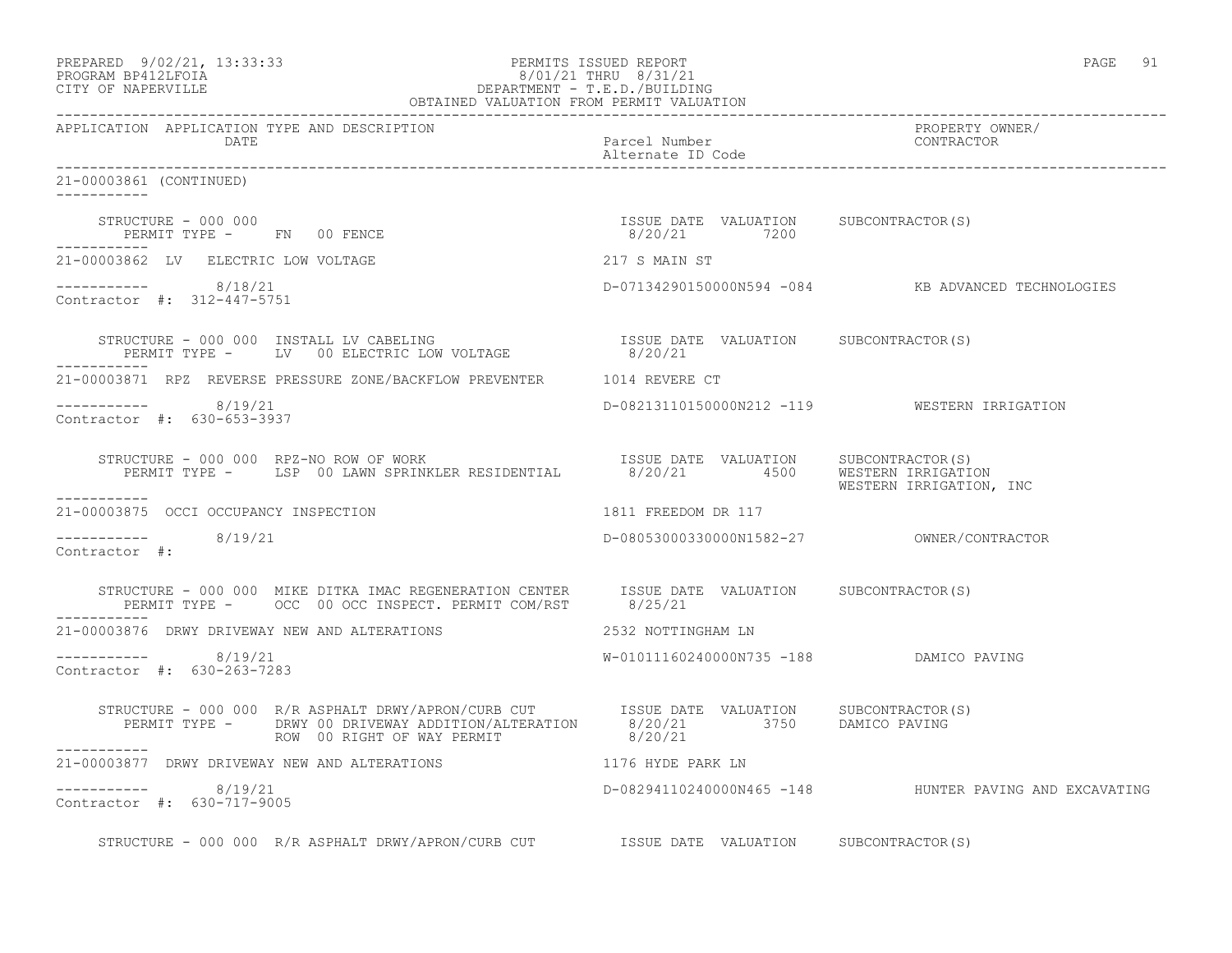PREPARED 9/02/21, 13:33:33 PERMITS ISSUED REPORT
PROGRAM BP412LFOIA 8/01/21 THRU 8/31/21
CITY OF NAPERVILLE DEPARTMENT - T.E.D./BUILDING
OBTAINED VALUATION FROM PERMIT VALUATION

APPLICATION APPLICATION TYPE AND DESCRIPTION | DATE | Parcel Number / Alternate ID Code | PROPERTY OWNER/ CONTRACTOR

---

21-00003861 (CONTINUED)

STRUCTURE - 000 000
PERMIT TYPE - FN 00 FENCE
ISSUE DATE 8/20/21 VALUATION 7200 SUBCONTRACTOR(S)

---

21-00003862 LV ELECTRIC LOW VOLTAGE — 217 S MAIN ST

8/18/21 — D-07134290150000N594 -084 — KB ADVANCED TECHNOLOGIES
Contractor #: 312-447-5751

STRUCTURE - 000 000 INSTALL LV CABELING
PERMIT TYPE - LV 00 ELECTRIC LOW VOLTAGE
ISSUE DATE 8/20/21 VALUATION SUBCONTRACTOR(S)

---

21-00003871 RPZ REVERSE PRESSURE ZONE/BACKFLOW PREVENTER — 1014 REVERE CT

8/19/21 — D-08213110150000N212 -119 — WESTERN IRRIGATION
Contractor #: 630-653-3937

STRUCTURE - 000 000 RPZ-NO ROW OF WORK
PERMIT TYPE - LSP 00 LAWN SPRINKLER RESIDENTIAL
ISSUE DATE 8/20/21 VALUATION 4500 SUBCONTRACTOR(S) WESTERN IRRIGATION, WESTERN IRRIGATION, INC

---

21-00003875 OCCI OCCUPANCY INSPECTION — 1811 FREEDOM DR 117

8/19/21 — D-08053000330000N1582-27 — OWNER/CONTRACTOR
Contractor #:

STRUCTURE - 000 000 MIKE DITKA IMAC REGENERATION CENTER
PERMIT TYPE - OCC 00 OCC INSPECT. PERMIT COM/RST
ISSUE DATE 8/25/21 VALUATION SUBCONTRACTOR(S)

---

21-00003876 DRWY DRIVEWAY NEW AND ALTERATIONS — 2532 NOTTINGHAM LN

8/19/21 — W-01011160240000N735 -188 — DAMICO PAVING
Contractor #: 630-263-7283

STRUCTURE - 000 000 R/R ASPHALT DRWY/APRON/CURB CUT
PERMIT TYPE - DRWY 00 DRIVEWAY ADDITION/ALTERATION — ISSUE DATE 8/20/21 VALUATION 3750 SUBCONTRACTOR(S) DAMICO PAVING
ROW 00 RIGHT OF WAY PERMIT — ISSUE DATE 8/20/21

---

21-00003877 DRWY DRIVEWAY NEW AND ALTERATIONS — 1176 HYDE PARK LN

8/19/21 — D-08294110240000N465 -148 — HUNTER PAVING AND EXCAVATING
Contractor #: 630-717-9005

STRUCTURE - 000 000 R/R ASPHALT DRWY/APRON/CURB CUT — ISSUE DATE VALUATION SUBCONTRACTOR(S)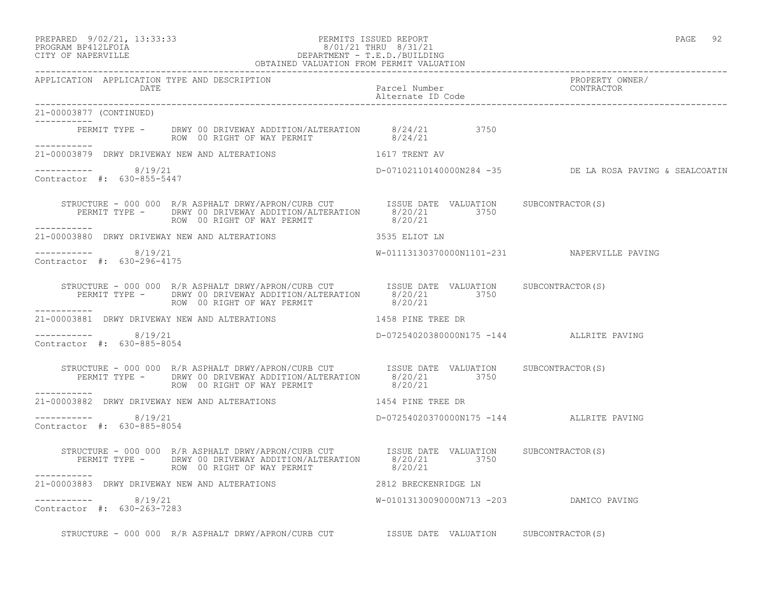PREPARED 9/02/21, 13:33:33 PERMITS ISSUED REPORT
PROGRAM BP412LFOIA 8/01/21 THRU 8/31/21
CITY OF NAPERVILLE DEPARTMENT - T.E.D./BUILDING
OBTAINED VALUATION FROM PERMIT VALUATION

| APPLICATION | APPLICATION TYPE AND DESCRIPTION DATE | Parcel Number / Alternate ID Code | PROPERTY OWNER/ CONTRACTOR |
|---|---|---|---|

21-00003877 (CONTINUED)

PERMIT TYPE - DRWY 00 DRIVEWAY ADDITION/ALTERATION 8/24/21 3750
ROW 00 RIGHT OF WAY PERMIT 8/24/21

---

21-00003879 DRWY DRIVEWAY NEW AND ALTERATIONS 1617 TRENT AV

8/19/21 D-07102110140000N284 -35 DE LA ROSA PAVING & SEALCOATIN
Contractor #: 630-855-5447

| STRUCTURE - 000 000 R/R ASPHALT DRWY/APRON/CURB CUT | ISSUE DATE | VALUATION | SUBCONTRACTOR(S) |
|---|---|---|---|
| PERMIT TYPE - DRWY 00 DRIVEWAY ADDITION/ALTERATION | 8/20/21 | 3750 | |
| ROW 00 RIGHT OF WAY PERMIT | 8/20/21 | | |

---

21-00003880 DRWY DRIVEWAY NEW AND ALTERATIONS 3535 ELIOT LN

8/19/21 W-01113130370000N1101-231 NAPERVILLE PAVING
Contractor #: 630-296-4175

| STRUCTURE - 000 000 R/R ASPHALT DRWY/APRON/CURB CUT | ISSUE DATE | VALUATION | SUBCONTRACTOR(S) |
|---|---|---|---|
| PERMIT TYPE - DRWY 00 DRIVEWAY ADDITION/ALTERATION | 8/20/21 | 3750 | |
| ROW 00 RIGHT OF WAY PERMIT | 8/20/21 | | |

---

21-00003881 DRWY DRIVEWAY NEW AND ALTERATIONS 1458 PINE TREE DR

8/19/21 D-07254020380000N175 -144 ALLRITE PAVING
Contractor #: 630-885-8054

| STRUCTURE - 000 000 R/R ASPHALT DRWY/APRON/CURB CUT | ISSUE DATE | VALUATION | SUBCONTRACTOR(S) |
|---|---|---|---|
| PERMIT TYPE - DRWY 00 DRIVEWAY ADDITION/ALTERATION | 8/20/21 | 3750 | |
| ROW 00 RIGHT OF WAY PERMIT | 8/20/21 | | |

---

21-00003882 DRWY DRIVEWAY NEW AND ALTERATIONS 1454 PINE TREE DR

8/19/21 D-07254020370000N175 -144 ALLRITE PAVING
Contractor #: 630-885-8054

| STRUCTURE - 000 000 R/R ASPHALT DRWY/APRON/CURB CUT | ISSUE DATE | VALUATION | SUBCONTRACTOR(S) |
|---|---|---|---|
| PERMIT TYPE - DRWY 00 DRIVEWAY ADDITION/ALTERATION | 8/20/21 | 3750 | |
| ROW 00 RIGHT OF WAY PERMIT | 8/20/21 | | |

---

21-00003883 DRWY DRIVEWAY NEW AND ALTERATIONS 2812 BRECKENRIDGE LN

8/19/21 W-01013130090000N713 -203 DAMICO PAVING
Contractor #: 630-263-7283

| STRUCTURE - 000 000 R/R ASPHALT DRWY/APRON/CURB CUT | ISSUE DATE | VALUATION | SUBCONTRACTOR(S) |
|---|---|---|---|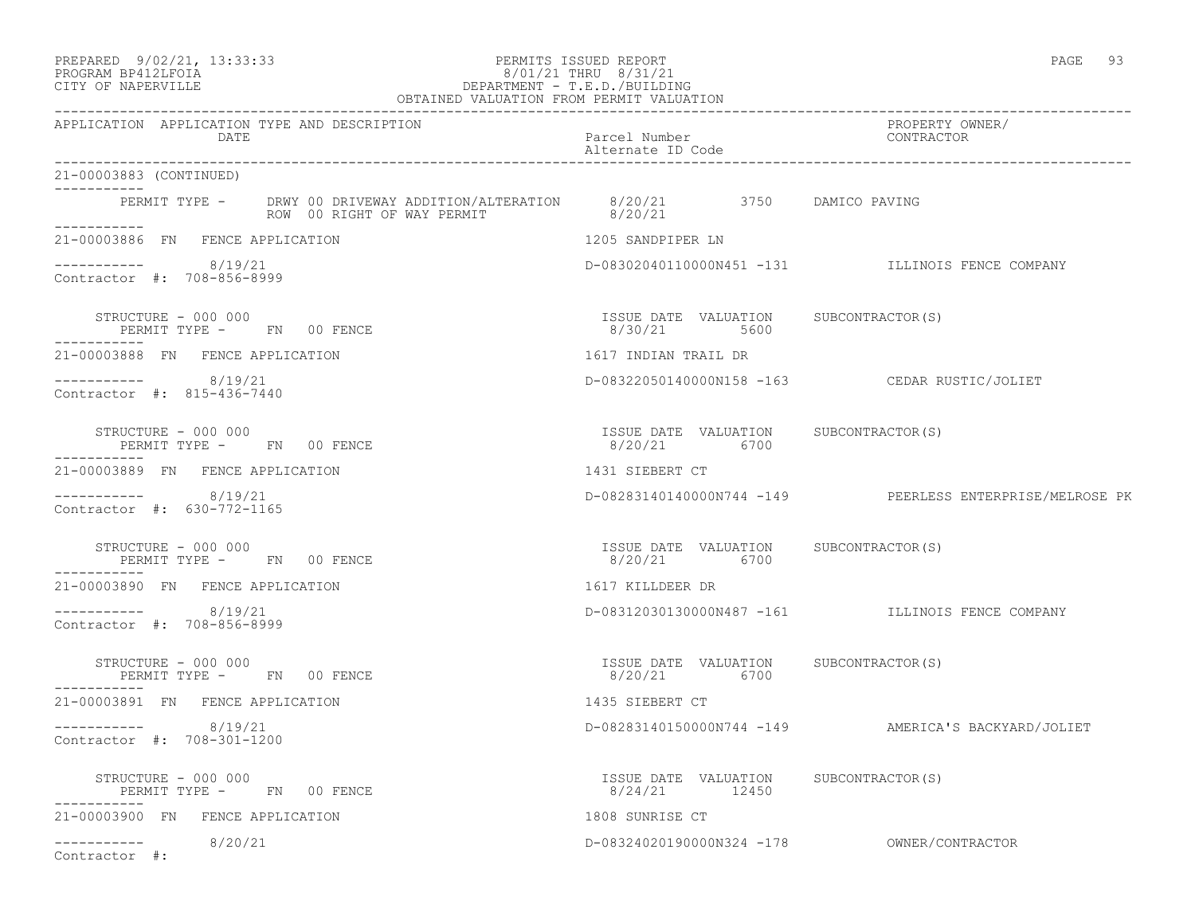PREPARED 9/02/21, 13:33:33 PERMITS ISSUED REPORT
PROGRAM BP412LFOIA 8/01/21 THRU 8/31/21
CITY OF NAPERVILLE DEPARTMENT - T.E.D./BUILDING
OBTAINED VALUATION FROM PERMIT VALUATION

| APPLICATION | APPLICATION TYPE AND DESCRIPTION / DATE | Parcel Number / Alternate ID Code | PROPERTY OWNER/ CONTRACTOR |
|---|---|---|---|

21-00003883 (CONTINUED)

PERMIT TYPE - DRWY 00 DRIVEWAY ADDITION/ALTERATION 8/20/21 3750 DAMICO PAVING
ROW 00 RIGHT OF WAY PERMIT 8/20/21

---

21-00003886 FN FENCE APPLICATION — 1205 SANDPIPER LN

8/19/21 — D-08302040110000N451 -131 — ILLINOIS FENCE COMPANY
Contractor #: 708-856-8999

STRUCTURE - 000 000 — ISSUE DATE 8/30/21 — VALUATION 5600 — SUBCONTRACTOR(S)
PERMIT TYPE - FN 00 FENCE

---

21-00003888 FN FENCE APPLICATION — 1617 INDIAN TRAIL DR

8/19/21 — D-08322050140000N158 -163 — CEDAR RUSTIC/JOLIET
Contractor #: 815-436-7440

STRUCTURE - 000 000 — ISSUE DATE 8/20/21 — VALUATION 6700 — SUBCONTRACTOR(S)
PERMIT TYPE - FN 00 FENCE

---

21-00003889 FN FENCE APPLICATION — 1431 SIEBERT CT

8/19/21 — D-08283140140000N744 -149 — PEERLESS ENTERPRISE/MELROSE PK
Contractor #: 630-772-1165

STRUCTURE - 000 000 — ISSUE DATE 8/20/21 — VALUATION 6700 — SUBCONTRACTOR(S)
PERMIT TYPE - FN 00 FENCE

---

21-00003890 FN FENCE APPLICATION — 1617 KILLDEER DR

8/19/21 — D-08312030130000N487 -161 — ILLINOIS FENCE COMPANY
Contractor #: 708-856-8999

STRUCTURE - 000 000 — ISSUE DATE 8/20/21 — VALUATION 6700 — SUBCONTRACTOR(S)
PERMIT TYPE - FN 00 FENCE

---

21-00003891 FN FENCE APPLICATION — 1435 SIEBERT CT

8/19/21 — D-08283140150000N744 -149 — AMERICA'S BACKYARD/JOLIET
Contractor #: 708-301-1200

STRUCTURE - 000 000 — ISSUE DATE 8/24/21 — VALUATION 12450 — SUBCONTRACTOR(S)
PERMIT TYPE - FN 00 FENCE

---

21-00003900 FN FENCE APPLICATION — 1808 SUNRISE CT

8/20/21 — D-08324020190000N324 -178 — OWNER/CONTRACTOR
Contractor #: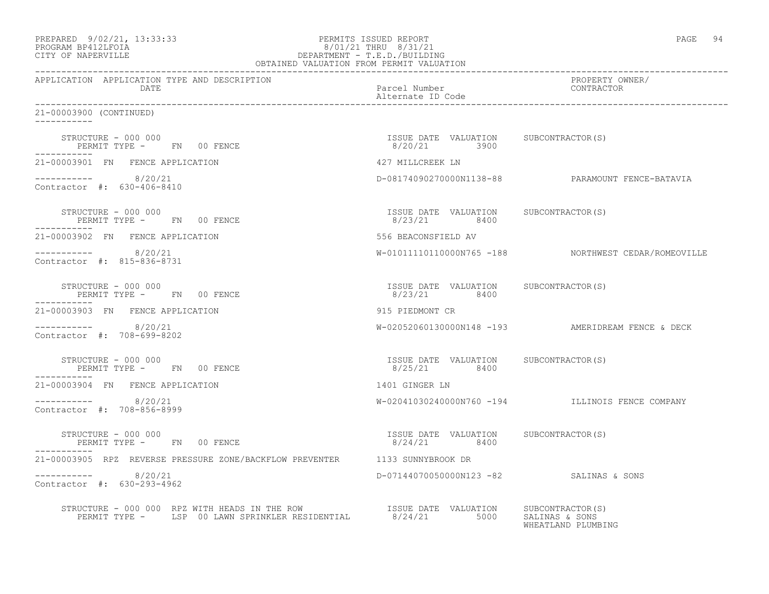PREPARED 9/02/21, 13:33:33 PERMITS ISSUED REPORT
PROGRAM BP412LFOIA 8/01/21 THRU 8/31/21
CITY OF NAPERVILLE DEPARTMENT - T.E.D./BUILDING
OBTAINED VALUATION FROM PERMIT VALUATION

| APPLICATION | APPLICATION TYPE AND DESCRIPTION / DATE | Parcel Number / Alternate ID Code | PROPERTY OWNER/ CONTRACTOR |
|---|---|---|---|

21-00003900 (CONTINUED)

STRUCTURE - 000 000
PERMIT TYPE - FN 00 FENCE
ISSUE DATE 8/20/21 VALUATION 3900 SUBCONTRACTOR(S)

21-00003901 FN FENCE APPLICATION — 427 MILLCREEK LN
8/20/21 — D-08174090270000N1138-88 — PARAMOUNT FENCE-BATAVIA
Contractor #: 630-406-8410

STRUCTURE - 000 000
PERMIT TYPE - FN 00 FENCE
ISSUE DATE 8/23/21 VALUATION 8400 SUBCONTRACTOR(S)

21-00003902 FN FENCE APPLICATION — 556 BEACONSFIELD AV
8/20/21 — W-01011110110000N765 -188 — NORTHWEST CEDAR/ROMEOVILLE
Contractor #: 815-836-8731

STRUCTURE - 000 000
PERMIT TYPE - FN 00 FENCE
ISSUE DATE 8/23/21 VALUATION 8400 SUBCONTRACTOR(S)

21-00003903 FN FENCE APPLICATION — 915 PIEDMONT CR
8/20/21 — W-02052060130000N148 -193 — AMERIDREAM FENCE & DECK
Contractor #: 708-699-8202

STRUCTURE - 000 000
PERMIT TYPE - FN 00 FENCE
ISSUE DATE 8/25/21 VALUATION 8400 SUBCONTRACTOR(S)

21-00003904 FN FENCE APPLICATION — 1401 GINGER LN
8/20/21 — W-02041030240000N760 -194 — ILLINOIS FENCE COMPANY
Contractor #: 708-856-8999

STRUCTURE - 000 000
PERMIT TYPE - FN 00 FENCE
ISSUE DATE 8/24/21 VALUATION 8400 SUBCONTRACTOR(S)

21-00003905 RPZ REVERSE PRESSURE ZONE/BACKFLOW PREVENTER — 1133 SUNNYBROOK DR
8/20/21 — D-07144070050000N123 -82 — SALINAS & SONS
Contractor #: 630-293-4962

STRUCTURE - 000 000 RPZ WITH HEADS IN THE ROW
PERMIT TYPE - LSP 00 LAWN SPRINKLER RESIDENTIAL
ISSUE DATE 8/24/21 VALUATION 5000 SUBCONTRACTOR(S) SALINAS & SONS, WHEATLAND PLUMBING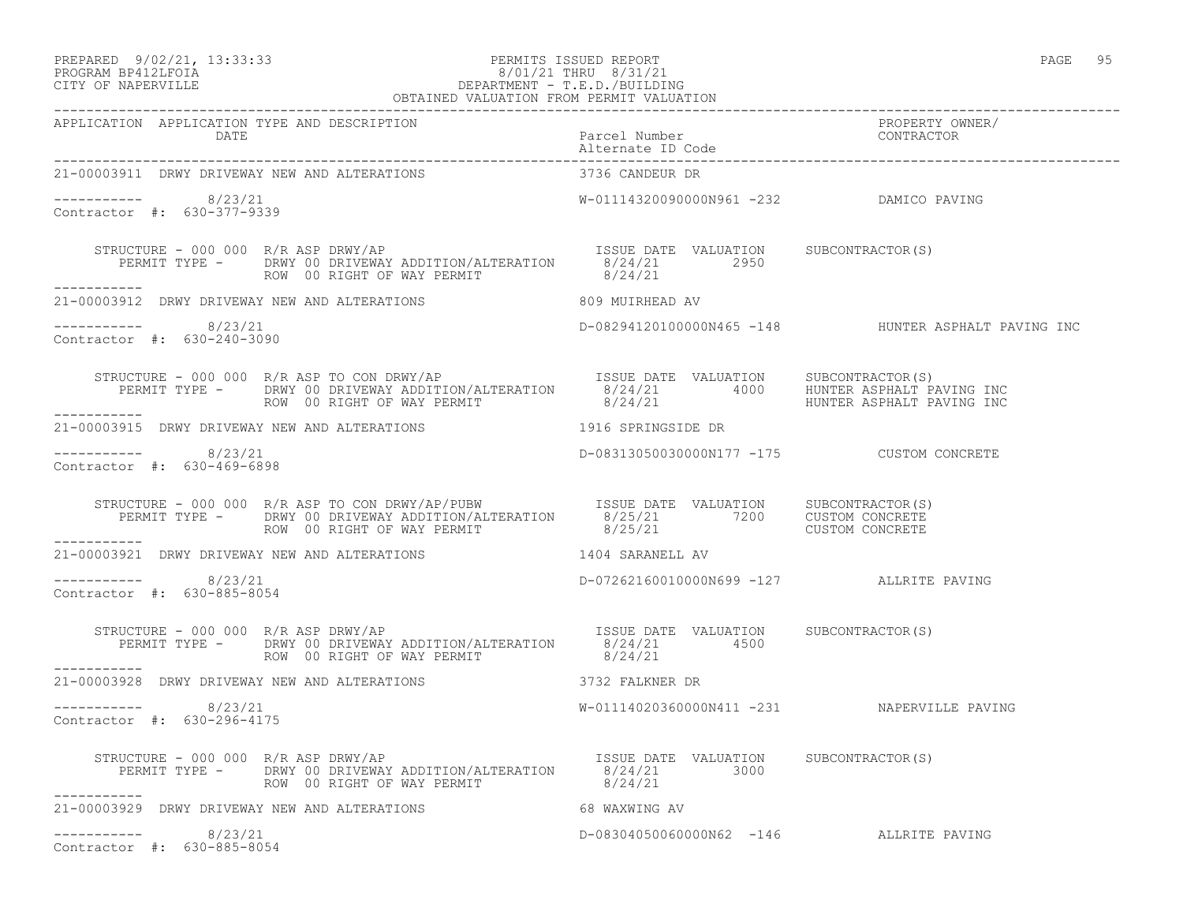PERMITS ISSUED REPORT
8/01/21 THRU 8/31/21
DEPARTMENT - T.E.D./BUILDING
OBTAINED VALUATION FROM PERMIT VALUATION

PREPARED 9/02/21, 13:33:33
PROGRAM BP412LFOIA
CITY OF NAPERVILLE

| APPLICATION | APPLICATION TYPE AND DESCRIPTION / DATE | Parcel Number / Alternate ID Code | PROPERTY OWNER/ CONTRACTOR |
|---|---|---|---|

**21-00003911** DRWY DRIVEWAY NEW AND ALTERATIONS — 3736 CANDEUR DR
8/23/21 — W-01114320090000N961 -232 — DAMICO PAVING
Contractor #: 630-377-9339

| STRUCTURE - 000 000 R/R ASP DRWY/AP | ISSUE DATE | VALUATION | SUBCONTRACTOR(S) |
|---|---|---|---|
| PERMIT TYPE - DRWY 00 DRIVEWAY ADDITION/ALTERATION | 8/24/21 | 2950 | |
| ROW 00 RIGHT OF WAY PERMIT | 8/24/21 | | |

**21-00003912** DRWY DRIVEWAY NEW AND ALTERATIONS — 809 MUIRHEAD AV
8/23/21 — D-08294120100000N465 -148 — HUNTER ASPHALT PAVING INC
Contractor #: 630-240-3090

| STRUCTURE - 000 000 R/R ASP TO CON DRWY/AP | ISSUE DATE | VALUATION | SUBCONTRACTOR(S) |
|---|---|---|---|
| PERMIT TYPE - DRWY 00 DRIVEWAY ADDITION/ALTERATION | 8/24/21 | 4000 | HUNTER ASPHALT PAVING INC |
| ROW 00 RIGHT OF WAY PERMIT | 8/24/21 | | HUNTER ASPHALT PAVING INC |

**21-00003915** DRWY DRIVEWAY NEW AND ALTERATIONS — 1916 SPRINGSIDE DR
8/23/21 — D-08313050030000N177 -175 — CUSTOM CONCRETE
Contractor #: 630-469-6898

| STRUCTURE - 000 000 R/R ASP TO CON DRWY/AP/PUBW | ISSUE DATE | VALUATION | SUBCONTRACTOR(S) |
|---|---|---|---|
| PERMIT TYPE - DRWY 00 DRIVEWAY ADDITION/ALTERATION | 8/25/21 | 7200 | CUSTOM CONCRETE |
| ROW 00 RIGHT OF WAY PERMIT | 8/25/21 | | CUSTOM CONCRETE |

**21-00003921** DRWY DRIVEWAY NEW AND ALTERATIONS — 1404 SARANELL AV
8/23/21 — D-07262160010000N699 -127 — ALLRITE PAVING
Contractor #: 630-885-8054

| STRUCTURE - 000 000 R/R ASP DRWY/AP | ISSUE DATE | VALUATION | SUBCONTRACTOR(S) |
|---|---|---|---|
| PERMIT TYPE - DRWY 00 DRIVEWAY ADDITION/ALTERATION | 8/24/21 | 4500 | |
| ROW 00 RIGHT OF WAY PERMIT | 8/24/21 | | |

**21-00003928** DRWY DRIVEWAY NEW AND ALTERATIONS — 3732 FALKNER DR
8/23/21 — W-01114020360000N411 -231 — NAPERVILLE PAVING
Contractor #: 630-296-4175

| STRUCTURE - 000 000 R/R ASP DRWY/AP | ISSUE DATE | VALUATION | SUBCONTRACTOR(S) |
|---|---|---|---|
| PERMIT TYPE - DRWY 00 DRIVEWAY ADDITION/ALTERATION | 8/24/21 | 3000 | |
| ROW 00 RIGHT OF WAY PERMIT | 8/24/21 | | |

**21-00003929** DRWY DRIVEWAY NEW AND ALTERATIONS — 68 WAXWING AV
8/23/21 — D-08304050060000N62 -146 — ALLRITE PAVING
Contractor #: 630-885-8054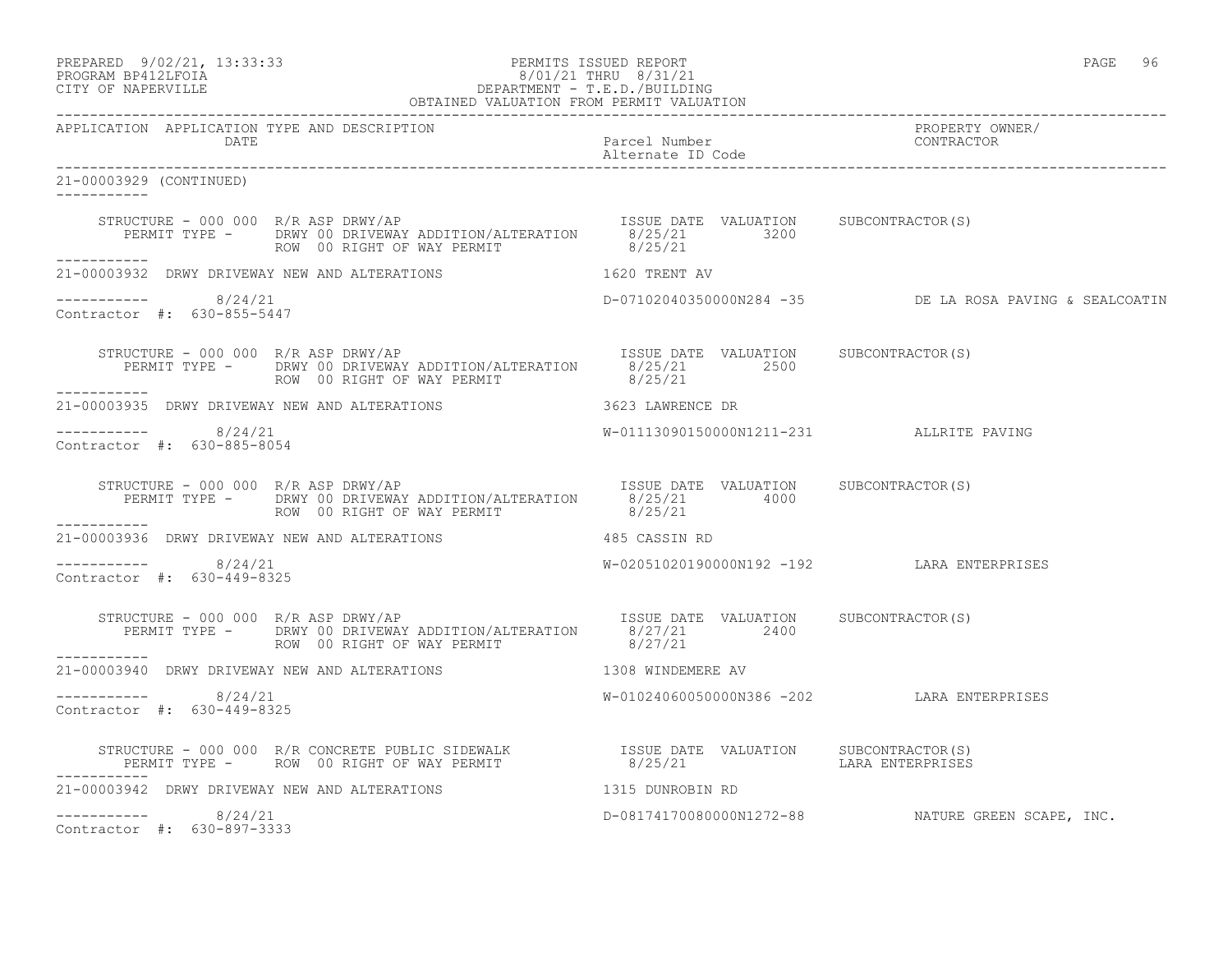PREPARED 9/02/21, 13:33:33 PERMITS ISSUED REPORT
PROGRAM BP412LFOIA 8/01/21 THRU 8/31/21
CITY OF NAPERVILLE DEPARTMENT - T.E.D./BUILDING
OBTAINED VALUATION FROM PERMIT VALUATION

| APPLICATION | APPLICATION TYPE AND DESCRIPTION / DATE | Parcel Number / Alternate ID Code | PROPERTY OWNER/ CONTRACTOR |
|---|---|---|---|

21-00003929 (CONTINUED)

STRUCTURE - 000 000 R/R ASP DRWY/AP — ISSUE DATE / VALUATION / SUBCONTRACTOR(S)
PERMIT TYPE - DRWY 00 DRIVEWAY ADDITION/ALTERATION — 8/25/21 — 3200
ROW 00 RIGHT OF WAY PERMIT — 8/25/21

21-00003932 DRWY DRIVEWAY NEW AND ALTERATIONS — 1620 TRENT AV
8/24/21 — D-07102040350000N284 -35 — DE LA ROSA PAVING & SEALCOATIN
Contractor #: 630-855-5447

STRUCTURE - 000 000 R/R ASP DRWY/AP — ISSUE DATE / VALUATION / SUBCONTRACTOR(S)
PERMIT TYPE - DRWY 00 DRIVEWAY ADDITION/ALTERATION — 8/25/21 — 2500
ROW 00 RIGHT OF WAY PERMIT — 8/25/21

21-00003935 DRWY DRIVEWAY NEW AND ALTERATIONS — 3623 LAWRENCE DR
8/24/21 — W-01113090150000N1211-231 — ALLRITE PAVING
Contractor #: 630-885-8054

STRUCTURE - 000 000 R/R ASP DRWY/AP — ISSUE DATE / VALUATION / SUBCONTRACTOR(S)
PERMIT TYPE - DRWY 00 DRIVEWAY ADDITION/ALTERATION — 8/25/21 — 4000
ROW 00 RIGHT OF WAY PERMIT — 8/25/21

21-00003936 DRWY DRIVEWAY NEW AND ALTERATIONS — 485 CASSIN RD
8/24/21 — W-02051020190000N192 -192 — LARA ENTERPRISES
Contractor #: 630-449-8325

STRUCTURE - 000 000 R/R ASP DRWY/AP — ISSUE DATE / VALUATION / SUBCONTRACTOR(S)
PERMIT TYPE - DRWY 00 DRIVEWAY ADDITION/ALTERATION — 8/27/21 — 2400
ROW 00 RIGHT OF WAY PERMIT — 8/27/21

21-00003940 DRWY DRIVEWAY NEW AND ALTERATIONS — 1308 WINDEMERE AV
8/24/21 — W-01024060050000N386 -202 — LARA ENTERPRISES
Contractor #: 630-449-8325

STRUCTURE - 000 000 R/R CONCRETE PUBLIC SIDEWALK — ISSUE DATE / VALUATION / SUBCONTRACTOR(S)
PERMIT TYPE - ROW 00 RIGHT OF WAY PERMIT — 8/25/21 — LARA ENTERPRISES

21-00003942 DRWY DRIVEWAY NEW AND ALTERATIONS — 1315 DUNROBIN RD
8/24/21 — D-08174170080000N1272-88 — NATURE GREEN SCAPE, INC.
Contractor #: 630-897-3333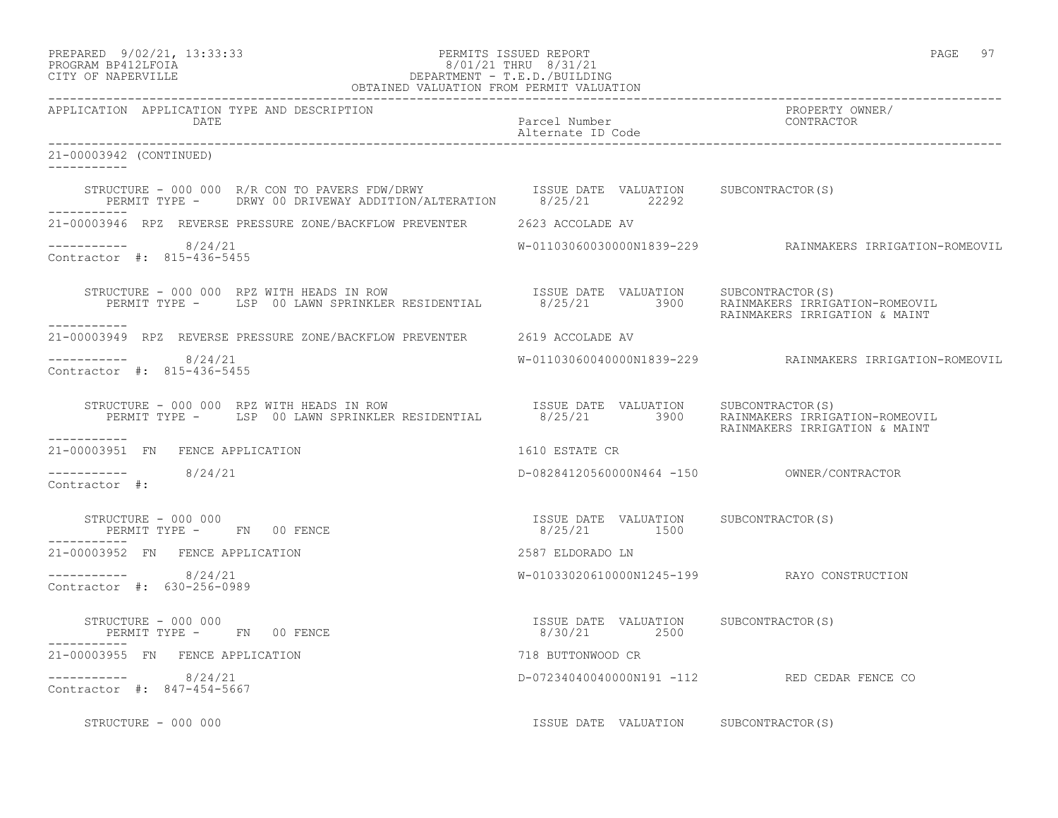PERMITS ISSUED REPORT
8/01/21 THRU 8/31/21
DEPARTMENT - T.E.D./BUILDING
OBTAINED VALUATION FROM PERMIT VALUATION

PREPARED 9/02/21, 13:33:33
PROGRAM BP412LFOIA
CITY OF NAPERVILLE

| APPLICATION | APPLICATION TYPE AND DESCRIPTION / DATE | Parcel Number / Alternate ID Code | PROPERTY OWNER/ CONTRACTOR |
|---|---|---|---|

21-00003942 (CONTINUED)

STRUCTURE - 000 000 R/R CON TO PAVERS FDW/DRWY — ISSUE DATE 8/25/21 — VALUATION 22292 — SUBCONTRACTOR(S)
PERMIT TYPE - DRWY 00 DRIVEWAY ADDITION/ALTERATION

---

21-00003946 RPZ REVERSE PRESSURE ZONE/BACKFLOW PREVENTER — 2623 ACCOLADE AV

8/24/21 — W-01103060030000N1839-229 — RAINMAKERS IRRIGATION-ROMEOVIL
Contractor #: 815-436-5455

STRUCTURE - 000 000 RPZ WITH HEADS IN ROW — ISSUE DATE 8/25/21 — VALUATION 3900
PERMIT TYPE - LSP 00 LAWN SPRINKLER RESIDENTIAL
SUBCONTRACTOR(S): RAINMAKERS IRRIGATION-ROMEOVIL; RAINMAKERS IRRIGATION & MAINT

---

21-00003949 RPZ REVERSE PRESSURE ZONE/BACKFLOW PREVENTER — 2619 ACCOLADE AV

8/24/21 — W-01103060040000N1839-229 — RAINMAKERS IRRIGATION-ROMEOVIL
Contractor #: 815-436-5455

STRUCTURE - 000 000 RPZ WITH HEADS IN ROW — ISSUE DATE 8/25/21 — VALUATION 3900
PERMIT TYPE - LSP 00 LAWN SPRINKLER RESIDENTIAL
SUBCONTRACTOR(S): RAINMAKERS IRRIGATION-ROMEOVIL; RAINMAKERS IRRIGATION & MAINT

---

21-00003951 FN FENCE APPLICATION — 1610 ESTATE CR

8/24/21 — D-08284120560000N464 -150 — OWNER/CONTRACTOR
Contractor #:

STRUCTURE - 000 000 — ISSUE DATE 8/25/21 — VALUATION 1500 — SUBCONTRACTOR(S)
PERMIT TYPE - FN 00 FENCE

---

21-00003952 FN FENCE APPLICATION — 2587 ELDORADO LN

8/24/21 — W-01033020610000N1245-199 — RAYO CONSTRUCTION
Contractor #: 630-256-0989

STRUCTURE - 000 000 — ISSUE DATE 8/30/21 — VALUATION 2500 — SUBCONTRACTOR(S)
PERMIT TYPE - FN 00 FENCE

---

21-00003955 FN FENCE APPLICATION — 718 BUTTONWOOD CR

8/24/21 — D-07234040040000N191 -112 — RED CEDAR FENCE CO
Contractor #: 847-454-5667

STRUCTURE - 000 000 — ISSUE DATE — VALUATION — SUBCONTRACTOR(S)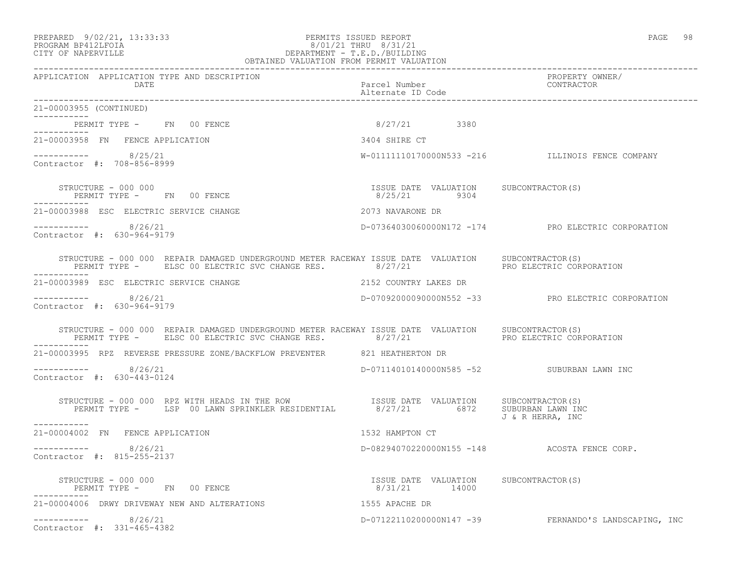PREPARED 9/02/21, 13:33:33
PROGRAM BP412LFOIA
CITY OF NAPERVILLE

PERMITS ISSUED REPORT
8/01/21 THRU 8/31/21
DEPARTMENT - T.E.D./BUILDING
OBTAINED VALUATION FROM PERMIT VALUATION

| APPLICATION | APPLICATION TYPE AND DESCRIPTION / DATE | Parcel Number / Alternate ID Code | PROPERTY OWNER/ CONTRACTOR |
|---|---|---|---|

21-00003955 (CONTINUED)

PERMIT TYPE - FN 00 FENCE — 8/27/21 — 3380

---

**21-00003958 FN FENCE APPLICATION** — 3404 SHIRE CT

8/25/21 — W-01111110170000N533 -216 — ILLINOIS FENCE COMPANY
Contractor #: 708-856-8999

STRUCTURE - 000 000 — ISSUE DATE 8/25/21 — VALUATION 9304 — SUBCONTRACTOR(S)
PERMIT TYPE - FN 00 FENCE

---

**21-00003988 ESC ELECTRIC SERVICE CHANGE** — 2073 NAVARONE DR

8/26/21 — D-07364030060000N172 -174 — PRO ELECTRIC CORPORATION
Contractor #: 630-964-9179

STRUCTURE - 000 000 REPAIR DAMAGED UNDERGROUND METER RACEWAY — ISSUE DATE 8/27/21 — VALUATION — SUBCONTRACTOR(S) PRO ELECTRIC CORPORATION
PERMIT TYPE - ELSC 00 ELECTRIC SVC CHANGE RES.

---

**21-00003989 ESC ELECTRIC SERVICE CHANGE** — 2152 COUNTRY LAKES DR

8/26/21 — D-07092000090000N552 -33 — PRO ELECTRIC CORPORATION
Contractor #: 630-964-9179

STRUCTURE - 000 000 REPAIR DAMAGED UNDERGROUND METER RACEWAY — ISSUE DATE 8/27/21 — VALUATION — SUBCONTRACTOR(S) PRO ELECTRIC CORPORATION
PERMIT TYPE - ELSC 00 ELECTRIC SVC CHANGE RES.

---

**21-00003995 RPZ REVERSE PRESSURE ZONE/BACKFLOW PREVENTER** — 821 HEATHERTON DR

8/26/21 — D-07114010140000N585 -52 — SUBURBAN LAWN INC
Contractor #: 630-443-0124

STRUCTURE - 000 000 RPZ WITH HEADS IN THE ROW — ISSUE DATE 8/27/21 — VALUATION 6872 — SUBCONTRACTOR(S) SUBURBAN LAWN INC, J & R HERRA, INC
PERMIT TYPE - LSP 00 LAWN SPRINKLER RESIDENTIAL

---

**21-00004002 FN FENCE APPLICATION** — 1532 HAMPTON CT

8/26/21 — D-08294070220000N155 -148 — ACOSTA FENCE CORP.
Contractor #: 815-255-2137

STRUCTURE - 000 000 — ISSUE DATE 8/31/21 — VALUATION 14000 — SUBCONTRACTOR(S)
PERMIT TYPE - FN 00 FENCE

---

**21-00004006 DRWY DRIVEWAY NEW AND ALTERATIONS** — 1555 APACHE DR

8/26/21 — D-07122110200000N147 -39 — FERNANDO'S LANDSCAPING, INC
Contractor #: 331-465-4382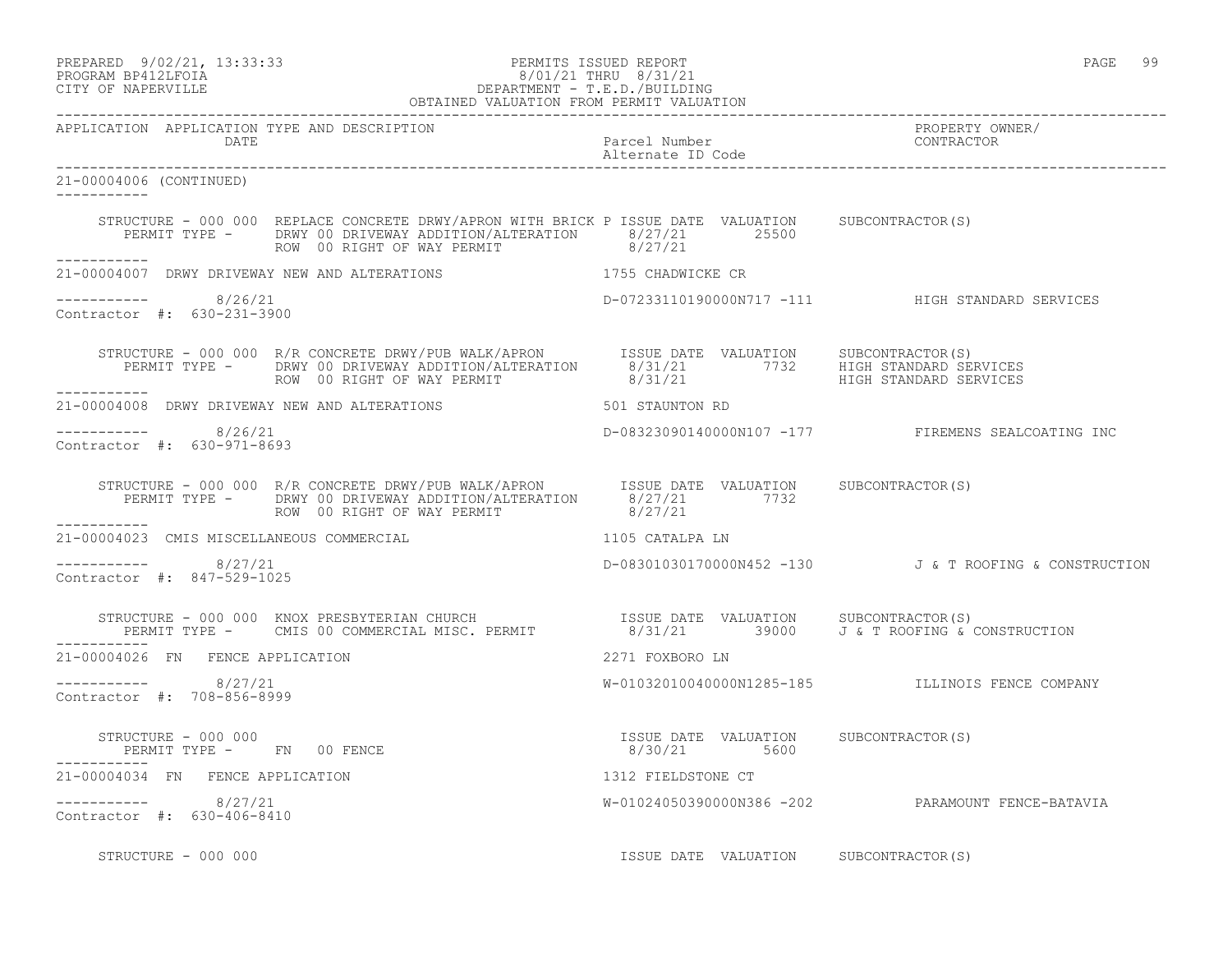PERMITS ISSUED REPORT
8/01/21 THRU 8/31/21
DEPARTMENT - T.E.D./BUILDING
OBTAINED VALUATION FROM PERMIT VALUATION

PREPARED 9/02/21, 13:33:33
PROGRAM BP412LFOIA
CITY OF NAPERVILLE

| APPLICATION | APPLICATION TYPE AND DESCRIPTION / DATE | Parcel Number / Alternate ID Code | PROPERTY OWNER/ CONTRACTOR |
|---|---|---|---|

**21-00004006 (CONTINUED)**

STRUCTURE - 000 000 REPLACE CONCRETE DRWY/APRON WITH BRICK P ISSUE DATE VALUATION SUBCONTRACTOR(S)
PERMIT TYPE - DRWY 00 DRIVEWAY ADDITION/ALTERATION 8/27/21 25500
ROW 00 RIGHT OF WAY PERMIT 8/27/21

**21-00004007 DRWY DRIVEWAY NEW AND ALTERATIONS** — 1755 CHADWICKE CR

8/26/21 — D-07233110190000N717 -111 — HIGH STANDARD SERVICES
Contractor #: 630-231-3900

STRUCTURE - 000 000 R/R CONCRETE DRWY/PUB WALK/APRON ISSUE DATE VALUATION SUBCONTRACTOR(S)
PERMIT TYPE - DRWY 00 DRIVEWAY ADDITION/ALTERATION 8/31/21 7732 HIGH STANDARD SERVICES
ROW 00 RIGHT OF WAY PERMIT 8/31/21 HIGH STANDARD SERVICES

**21-00004008 DRWY DRIVEWAY NEW AND ALTERATIONS** — 501 STAUNTON RD

8/26/21 — D-08323090140000N107 -177 — FIREMENS SEALCOATING INC
Contractor #: 630-971-8693

STRUCTURE - 000 000 R/R CONCRETE DRWY/PUB WALK/APRON ISSUE DATE VALUATION SUBCONTRACTOR(S)
PERMIT TYPE - DRWY 00 DRIVEWAY ADDITION/ALTERATION 8/27/21 7732
ROW 00 RIGHT OF WAY PERMIT 8/27/21

**21-00004023 CMIS MISCELLANEOUS COMMERCIAL** — 1105 CATALPA LN

8/27/21 — D-08301030170000N452 -130 — J & T ROOFING & CONSTRUCTION
Contractor #: 847-529-1025

STRUCTURE - 000 000 KNOX PRESBYTERIAN CHURCH ISSUE DATE VALUATION SUBCONTRACTOR(S)
PERMIT TYPE - CMIS 00 COMMERCIAL MISC. PERMIT 8/31/21 39000 J & T ROOFING & CONSTRUCTION

**21-00004026 FN FENCE APPLICATION** — 2271 FOXBORO LN

8/27/21 — W-01032010040000N1285-185 — ILLINOIS FENCE COMPANY
Contractor #: 708-856-8999

STRUCTURE - 000 000 ISSUE DATE VALUATION SUBCONTRACTOR(S)
PERMIT TYPE - FN 00 FENCE 8/30/21 5600

**21-00004034 FN FENCE APPLICATION** — 1312 FIELDSTONE CT

8/27/21 — W-01024050390000N386 -202 — PARAMOUNT FENCE-BATAVIA
Contractor #: 630-406-8410

STRUCTURE - 000 000 ISSUE DATE VALUATION SUBCONTRACTOR(S)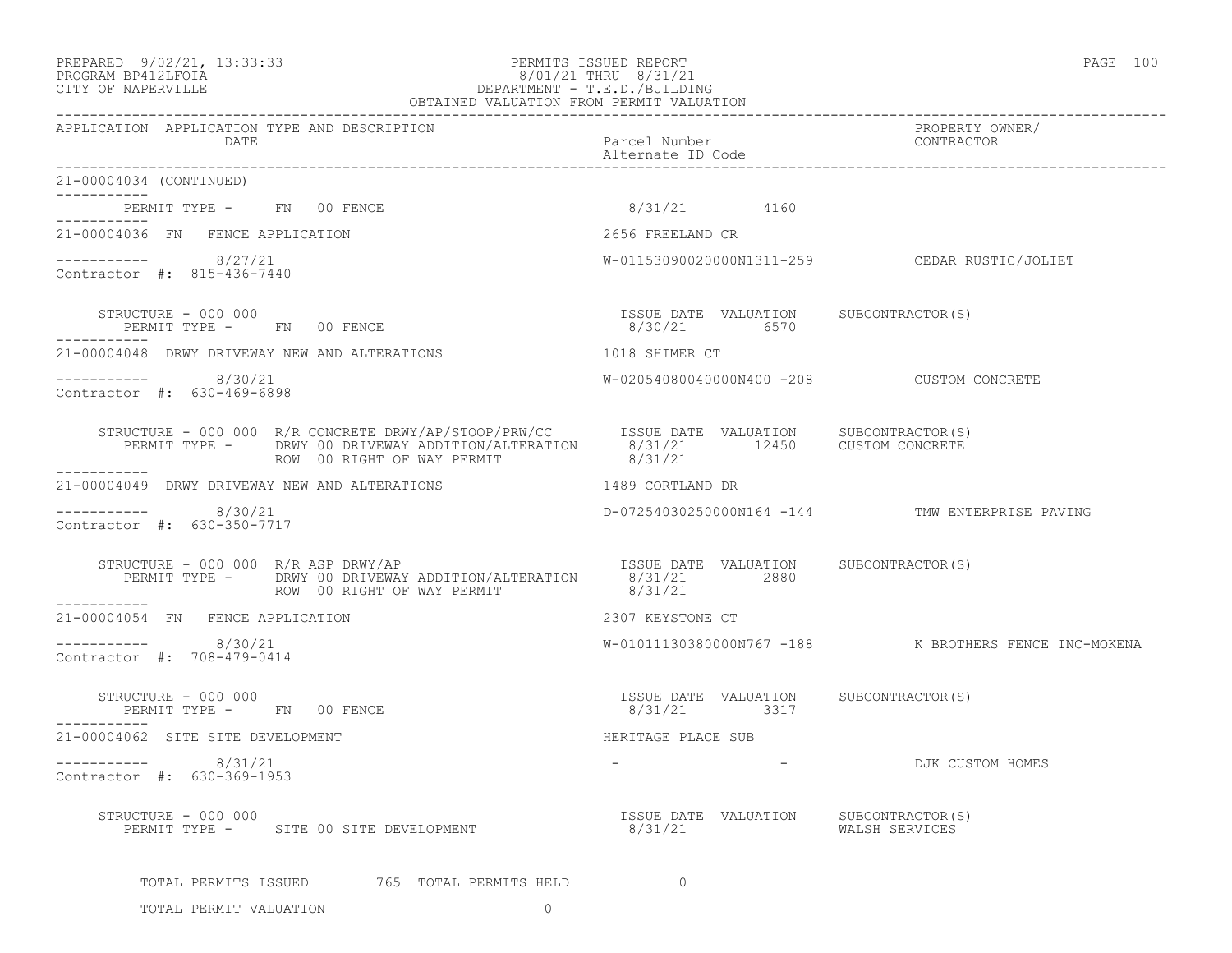PREPARED 9/02/21, 13:33:33
PROGRAM BP412LFOIA
CITY OF NAPERVILLE

PERMITS ISSUED REPORT
8/01/21 THRU 8/31/21
DEPARTMENT - T.E.D./BUILDING
OBTAINED VALUATION FROM PERMIT VALUATION

| APPLICATION | APPLICATION TYPE AND DESCRIPTION / DATE | Parcel Number / Alternate ID Code | PROPERTY OWNER/ CONTRACTOR |
|---|---|---|---|

**21-00004034 (CONTINUED)**

PERMIT TYPE - FN 00 FENCE — 8/31/21 — 4160

---

**21-00004036 FN FENCE APPLICATION** — 2656 FREELAND CR

8/27/21 — W-01153090020000N1311-259 — CEDAR RUSTIC/JOLIET

Contractor #: 815-436-7440

| STRUCTURE - 000 000 | ISSUE DATE | VALUATION | SUBCONTRACTOR(S) |
|---|---|---|---|
| PERMIT TYPE - FN 00 FENCE | 8/30/21 | 6570 | |

---

**21-00004048 DRWY DRIVEWAY NEW AND ALTERATIONS** — 1018 SHIMER CT

8/30/21 — W-02054080040000N400 -208 — CUSTOM CONCRETE

Contractor #: 630-469-6898

| STRUCTURE - 000 000 R/R CONCRETE DRWY/AP/STOOP/PRW/CC | ISSUE DATE | VALUATION | SUBCONTRACTOR(S) |
|---|---|---|---|
| PERMIT TYPE - DRWY 00 DRIVEWAY ADDITION/ALTERATION | 8/31/21 | 12450 | CUSTOM CONCRETE |
| ROW 00 RIGHT OF WAY PERMIT | 8/31/21 | | |

---

**21-00004049 DRWY DRIVEWAY NEW AND ALTERATIONS** — 1489 CORTLAND DR

8/30/21 — D-07254030250000N164 -144 — TMW ENTERPRISE PAVING

Contractor #: 630-350-7717

| STRUCTURE - 000 000 R/R ASP DRWY/AP | ISSUE DATE | VALUATION | SUBCONTRACTOR(S) |
|---|---|---|---|
| PERMIT TYPE - DRWY 00 DRIVEWAY ADDITION/ALTERATION | 8/31/21 | 2880 | |
| ROW 00 RIGHT OF WAY PERMIT | 8/31/21 | | |

---

**21-00004054 FN FENCE APPLICATION** — 2307 KEYSTONE CT

8/30/21 — W-01011130380000N767 -188 — K BROTHERS FENCE INC-MOKENA

Contractor #: 708-479-0414

| STRUCTURE - 000 000 | ISSUE DATE | VALUATION | SUBCONTRACTOR(S) |
|---|---|---|---|
| PERMIT TYPE - FN 00 FENCE | 8/31/21 | 3317 | |

---

**21-00004062 SITE SITE DEVELOPMENT** — HERITAGE PLACE SUB

8/31/21 — - - — DJK CUSTOM HOMES

Contractor #: 630-369-1953

| STRUCTURE - 000 000 | ISSUE DATE | VALUATION | SUBCONTRACTOR(S) |
|---|---|---|---|
| PERMIT TYPE - SITE 00 SITE DEVELOPMENT | 8/31/21 | | WALSH SERVICES |

TOTAL PERMITS ISSUED 765 TOTAL PERMITS HELD 0

TOTAL PERMIT VALUATION 0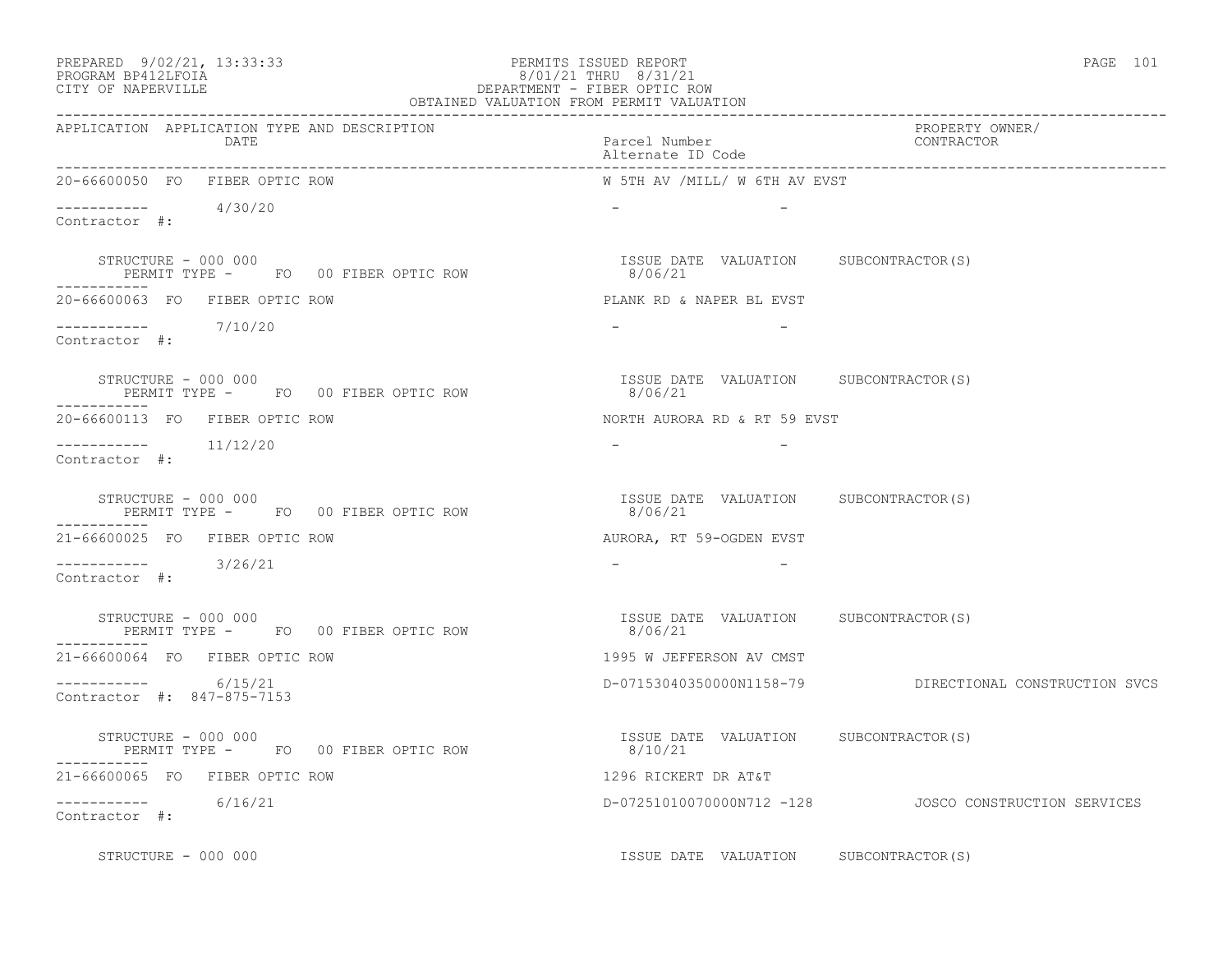PREPARED 9/02/21, 13:33:33 PERMITS ISSUED REPORT
PROGRAM BP412LFOIA 8/01/21 THRU 8/31/21
CITY OF NAPERVILLE DEPARTMENT - FIBER OPTIC ROW
OBTAINED VALUATION FROM PERMIT VALUATION

| APPLICATION | APPLICATION TYPE AND DESCRIPTION / DATE | Parcel Number / Alternate ID Code | PROPERTY OWNER/ CONTRACTOR |
|---|---|---|---|
| 20-66600050 | FO FIBER OPTIC ROW | W 5TH AV /MILL/ W 6TH AV EVST | |
| ----------- | 4/30/20 | - - | |
| Contractor #: | | | |
| STRUCTURE - 000 000 | PERMIT TYPE - FO 00 FIBER OPTIC ROW | ISSUE DATE 8/06/21 VALUATION | SUBCONTRACTOR(S) |
| 20-66600063 | FO FIBER OPTIC ROW | PLANK RD & NAPER BL EVST | |
| ----------- | 7/10/20 | - - | |
| Contractor #: | | | |
| STRUCTURE - 000 000 | PERMIT TYPE - FO 00 FIBER OPTIC ROW | ISSUE DATE 8/06/21 VALUATION | SUBCONTRACTOR(S) |
| 20-66600113 | FO FIBER OPTIC ROW | NORTH AURORA RD & RT 59 EVST | |
| ----------- | 11/12/20 | - - | |
| Contractor #: | | | |
| STRUCTURE - 000 000 | PERMIT TYPE - FO 00 FIBER OPTIC ROW | ISSUE DATE 8/06/21 VALUATION | SUBCONTRACTOR(S) |
| 21-66600025 | FO FIBER OPTIC ROW | AURORA, RT 59-OGDEN EVST | |
| ----------- | 3/26/21 | - - | |
| Contractor #: | | | |
| STRUCTURE - 000 000 | PERMIT TYPE - FO 00 FIBER OPTIC ROW | ISSUE DATE 8/06/21 VALUATION | SUBCONTRACTOR(S) |
| 21-66600064 | FO FIBER OPTIC ROW | 1995 W JEFFERSON AV CMST | |
| ----------- | 6/15/21 | D-07153040350000N1158-79 | DIRECTIONAL CONSTRUCTION SVCS |
| Contractor #: 847-875-7153 | | | |
| STRUCTURE - 000 000 | PERMIT TYPE - FO 00 FIBER OPTIC ROW | ISSUE DATE 8/10/21 VALUATION | SUBCONTRACTOR(S) |
| 21-66600065 | FO FIBER OPTIC ROW | 1296 RICKERT DR AT&T | |
| ----------- | 6/16/21 | D-07251010070000N712 -128 | JOSCO CONSTRUCTION SERVICES |
| Contractor #: | | | |
| STRUCTURE - 000 000 | | ISSUE DATE VALUATION | SUBCONTRACTOR(S) |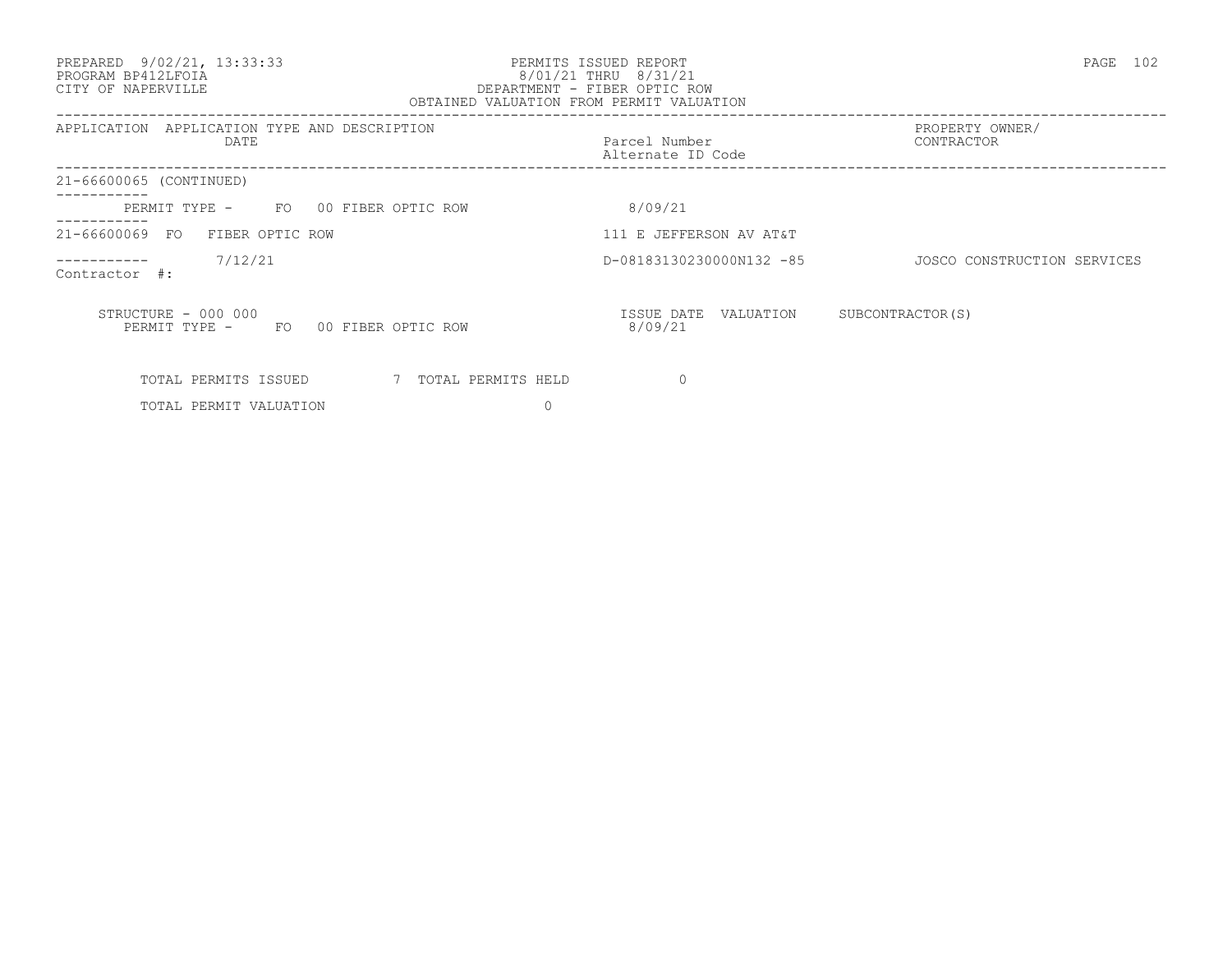PREPARED 9/02/21, 13:33:33
PROGRAM BP412LFOIA
CITY OF NAPERVILLE

PERMITS ISSUED REPORT
8/01/21 THRU 8/31/21
DEPARTMENT - FIBER OPTIC ROW
OBTAINED VALUATION FROM PERMIT VALUATION

| APPLICATION | APPLICATION TYPE AND DESCRIPTION / DATE | Parcel Number / Alternate ID Code | PROPERTY OWNER/ CONTRACTOR |
|---|---|---|---|
| 21-66600065 (CONTINUED) | | | |
| | PERMIT TYPE - FO 00 FIBER OPTIC ROW | 8/09/21 | |
| 21-66600069 | FO FIBER OPTIC ROW | 111 E JEFFERSON AV AT&T | |
| | 7/12/21 | D-08183130230000N132 -85 | JOSCO CONSTRUCTION SERVICES |
| Contractor #: | | | |

STRUCTURE - 000 000
PERMIT TYPE - FO 00 FIBER OPTIC ROW

| ISSUE DATE | VALUATION | SUBCONTRACTOR(S) |
|---|---|---|
| 8/09/21 | | |

TOTAL PERMITS ISSUED 7 TOTAL PERMITS HELD 0

TOTAL PERMIT VALUATION 0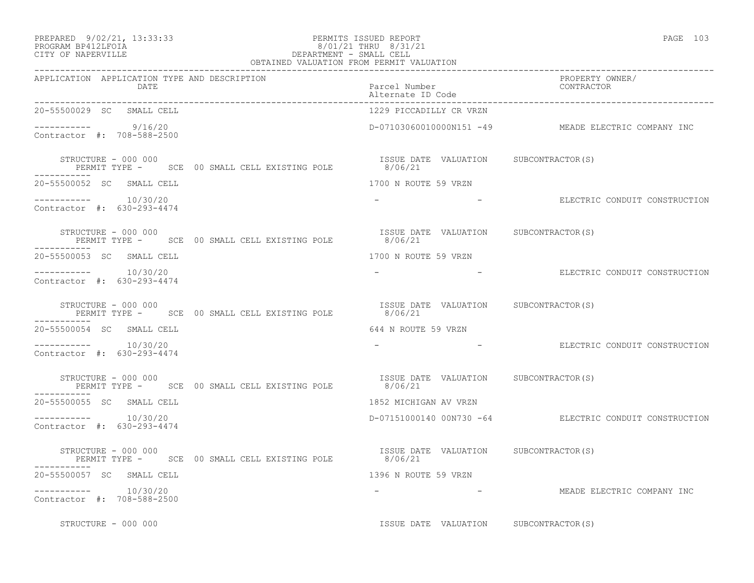PREPARED 9/02/21, 13:33:33 PERMITS ISSUED REPORT
PROGRAM BP412LFOIA 8/01/21 THRU 8/31/21
CITY OF NAPERVILLE DEPARTMENT - SMALL CELL
OBTAINED VALUATION FROM PERMIT VALUATION

| APPLICATION | APPLICATION TYPE AND DESCRIPTION DATE | Parcel Number Alternate ID Code | PROPERTY OWNER/ CONTRACTOR |
|---|---|---|---|
| 20-55500029 SC | SMALL CELL | 1229 PICCADILLY CR VRZN | |
| ----------- | 9/16/20 | D-07103060010000N151 -49 | MEADE ELECTRIC COMPANY INC |
| Contractor #: 708-588-2500 | | | |
| STRUCTURE - 000 000 | PERMIT TYPE - SCE 00 SMALL CELL EXISTING POLE | ISSUE DATE 8/06/21 VALUATION | SUBCONTRACTOR(S) |
| 20-55500052 SC | SMALL CELL | 1700 N ROUTE 59 VRZN | |
| ----------- | 10/30/20 | - - | ELECTRIC CONDUIT CONSTRUCTION |
| Contractor #: 630-293-4474 | | | |
| STRUCTURE - 000 000 | PERMIT TYPE - SCE 00 SMALL CELL EXISTING POLE | ISSUE DATE 8/06/21 VALUATION | SUBCONTRACTOR(S) |
| 20-55500053 SC | SMALL CELL | 1700 N ROUTE 59 VRZN | |
| ----------- | 10/30/20 | - - | ELECTRIC CONDUIT CONSTRUCTION |
| Contractor #: 630-293-4474 | | | |
| STRUCTURE - 000 000 | PERMIT TYPE - SCE 00 SMALL CELL EXISTING POLE | ISSUE DATE 8/06/21 VALUATION | SUBCONTRACTOR(S) |
| 20-55500054 SC | SMALL CELL | 644 N ROUTE 59 VRZN | |
| ----------- | 10/30/20 | - - | ELECTRIC CONDUIT CONSTRUCTION |
| Contractor #: 630-293-4474 | | | |
| STRUCTURE - 000 000 | PERMIT TYPE - SCE 00 SMALL CELL EXISTING POLE | ISSUE DATE 8/06/21 VALUATION | SUBCONTRACTOR(S) |
| 20-55500055 SC | SMALL CELL | 1852 MICHIGAN AV VRZN | |
| ----------- | 10/30/20 | D-07151000140 00N730 -64 | ELECTRIC CONDUIT CONSTRUCTION |
| Contractor #: 630-293-4474 | | | |
| STRUCTURE - 000 000 | PERMIT TYPE - SCE 00 SMALL CELL EXISTING POLE | ISSUE DATE 8/06/21 VALUATION | SUBCONTRACTOR(S) |
| 20-55500057 SC | SMALL CELL | 1396 N ROUTE 59 VRZN | |
| ----------- | 10/30/20 | - - | MEADE ELECTRIC COMPANY INC |
| Contractor #: 708-588-2500 | | | |
| STRUCTURE - 000 000 | | ISSUE DATE VALUATION | SUBCONTRACTOR(S) |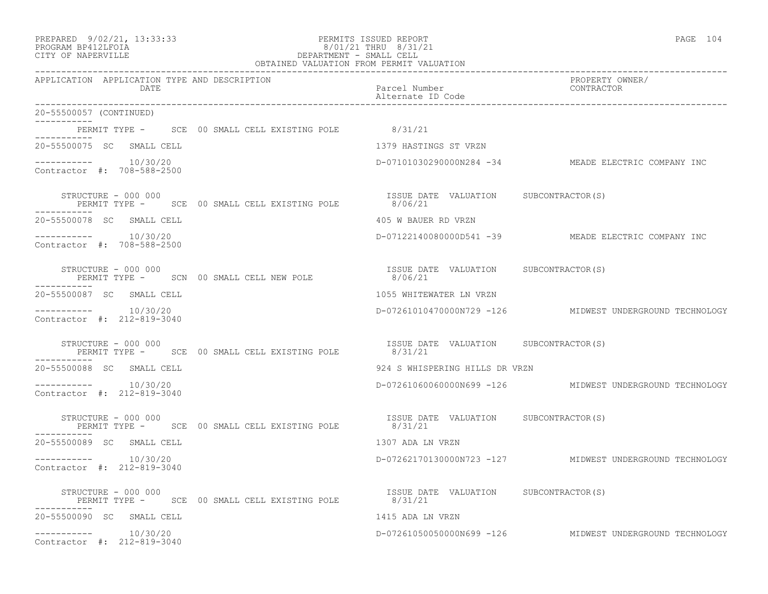PREPARED 9/02/21, 13:33:33
PROGRAM BP412LFOIA
CITY OF NAPERVILLE

PERMITS ISSUED REPORT
8/01/21 THRU 8/31/21
DEPARTMENT - SMALL CELL
OBTAINED VALUATION FROM PERMIT VALUATION

| APPLICATION | APPLICATION TYPE AND DESCRIPTION / DATE | Parcel Number / Alternate ID Code | PROPERTY OWNER/ CONTRACTOR |
|---|---|---|---|

20-55500057 (CONTINUED)

PERMIT TYPE - SCE 00 SMALL CELL EXISTING POLE 8/31/21

---

20-55500075 SC SMALL CELL — 1379 HASTINGS ST VRZN

10/30/20 — D-07101030290000N284 -34 — MEADE ELECTRIC COMPANY INC

Contractor #: 708-588-2500

STRUCTURE - 000 000 — ISSUE DATE VALUATION SUBCONTRACTOR(S)
PERMIT TYPE - SCE 00 SMALL CELL EXISTING POLE 8/06/21

---

20-55500078 SC SMALL CELL — 405 W BAUER RD VRZN

10/30/20 — D-07122140080000D541 -39 — MEADE ELECTRIC COMPANY INC

Contractor #: 708-588-2500

STRUCTURE - 000 000 — ISSUE DATE VALUATION SUBCONTRACTOR(S)
PERMIT TYPE - SCN 00 SMALL CELL NEW POLE 8/06/21

---

20-55500087 SC SMALL CELL — 1055 WHITEWATER LN VRZN

10/30/20 — D-07261010470000N729 -126 — MIDWEST UNDERGROUND TECHNOLOGY

Contractor #: 212-819-3040

STRUCTURE - 000 000 — ISSUE DATE VALUATION SUBCONTRACTOR(S)
PERMIT TYPE - SCE 00 SMALL CELL EXISTING POLE 8/31/21

---

20-55500088 SC SMALL CELL — 924 S WHISPERING HILLS DR VRZN

10/30/20 — D-07261060060000N699 -126 — MIDWEST UNDERGROUND TECHNOLOGY

Contractor #: 212-819-3040

STRUCTURE - 000 000 — ISSUE DATE VALUATION SUBCONTRACTOR(S)
PERMIT TYPE - SCE 00 SMALL CELL EXISTING POLE 8/31/21

---

20-55500089 SC SMALL CELL — 1307 ADA LN VRZN

10/30/20 — D-07262170130000N723 -127 — MIDWEST UNDERGROUND TECHNOLOGY

Contractor #: 212-819-3040

STRUCTURE - 000 000 — ISSUE DATE VALUATION SUBCONTRACTOR(S)
PERMIT TYPE - SCE 00 SMALL CELL EXISTING POLE 8/31/21

---

20-55500090 SC SMALL CELL — 1415 ADA LN VRZN

10/30/20 — D-07261050050000N699 -126 — MIDWEST UNDERGROUND TECHNOLOGY

Contractor #: 212-819-3040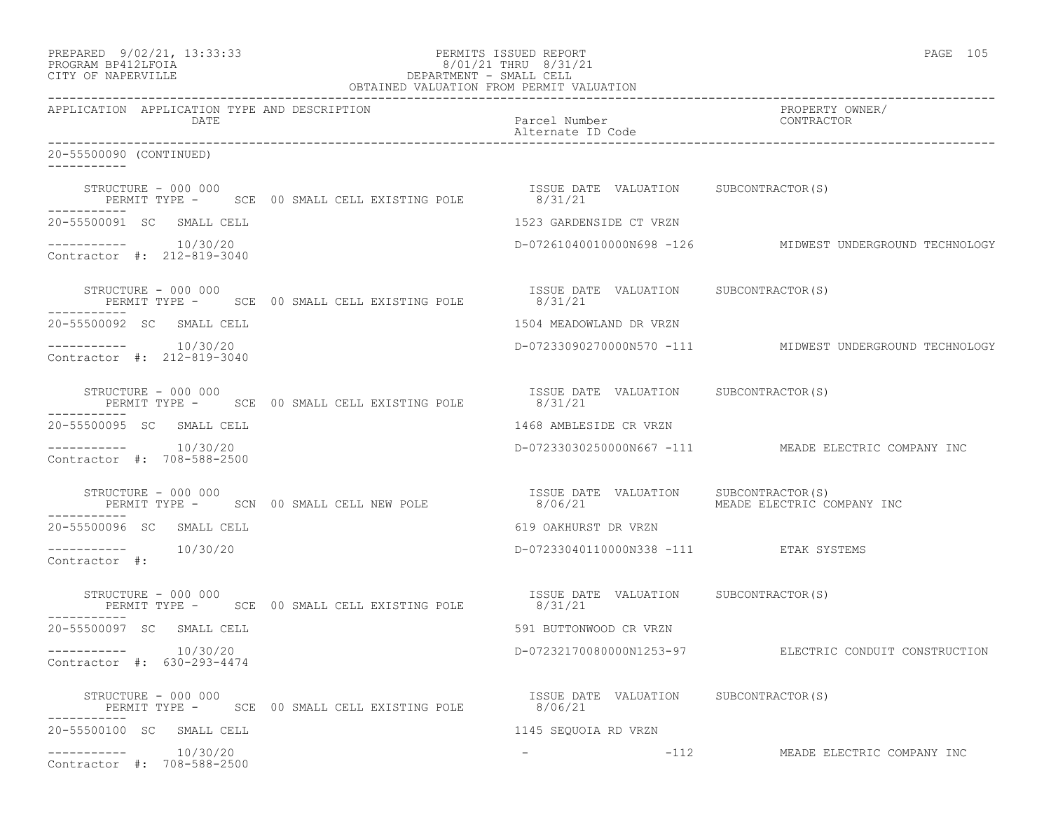PREPARED 9/02/21, 13:33:33
PROGRAM BP412LFOIA
CITY OF NAPERVILLE

PERMITS ISSUED REPORT
8/01/21 THRU 8/31/21
DEPARTMENT - SMALL CELL
OBTAINED VALUATION FROM PERMIT VALUATION

| APPLICATION | APPLICATION TYPE AND DESCRIPTION DATE | Parcel Number Alternate ID Code | PROPERTY OWNER/ CONTRACTOR |
|---|---|---|---|

20-55500090 (CONTINUED)

STRUCTURE - 000 000
PERMIT TYPE - SCE 00 SMALL CELL EXISTING POLE — ISSUE DATE 8/31/21 — VALUATION — SUBCONTRACTOR(S)

20-55500091 SC SMALL CELL — 1523 GARDENSIDE CT VRZN
10/30/20 — D-07261040010000N698 -126 — MIDWEST UNDERGROUND TECHNOLOGY
Contractor #: 212-819-3040

STRUCTURE - 000 000
PERMIT TYPE - SCE 00 SMALL CELL EXISTING POLE — ISSUE DATE 8/31/21 — VALUATION — SUBCONTRACTOR(S)

20-55500092 SC SMALL CELL — 1504 MEADOWLAND DR VRZN
10/30/20 — D-07233090270000N570 -111 — MIDWEST UNDERGROUND TECHNOLOGY
Contractor #: 212-819-3040

STRUCTURE - 000 000
PERMIT TYPE - SCE 00 SMALL CELL EXISTING POLE — ISSUE DATE 8/31/21 — VALUATION — SUBCONTRACTOR(S)

20-55500095 SC SMALL CELL — 1468 AMBLESIDE CR VRZN
10/30/20 — D-07233030250000N667 -111 — MEADE ELECTRIC COMPANY INC
Contractor #: 708-588-2500

STRUCTURE - 000 000
PERMIT TYPE - SCN 00 SMALL CELL NEW POLE — ISSUE DATE 8/06/21 — VALUATION — SUBCONTRACTOR(S) MEADE ELECTRIC COMPANY INC

20-55500096 SC SMALL CELL — 619 OAKHURST DR VRZN
10/30/20 — D-07233040110000N338 -111 — ETAK SYSTEMS
Contractor #:

STRUCTURE - 000 000
PERMIT TYPE - SCE 00 SMALL CELL EXISTING POLE — ISSUE DATE 8/31/21 — VALUATION — SUBCONTRACTOR(S)

20-55500097 SC SMALL CELL — 591 BUTTONWOOD CR VRZN
10/30/20 — D-07232170080000N1253-97 — ELECTRIC CONDUIT CONSTRUCTION
Contractor #: 630-293-4474

STRUCTURE - 000 000
PERMIT TYPE - SCE 00 SMALL CELL EXISTING POLE — ISSUE DATE 8/06/21 — VALUATION — SUBCONTRACTOR(S)

20-55500100 SC SMALL CELL — 1145 SEQUOIA RD VRZN
10/30/20 — - -112 — MEADE ELECTRIC COMPANY INC
Contractor #: 708-588-2500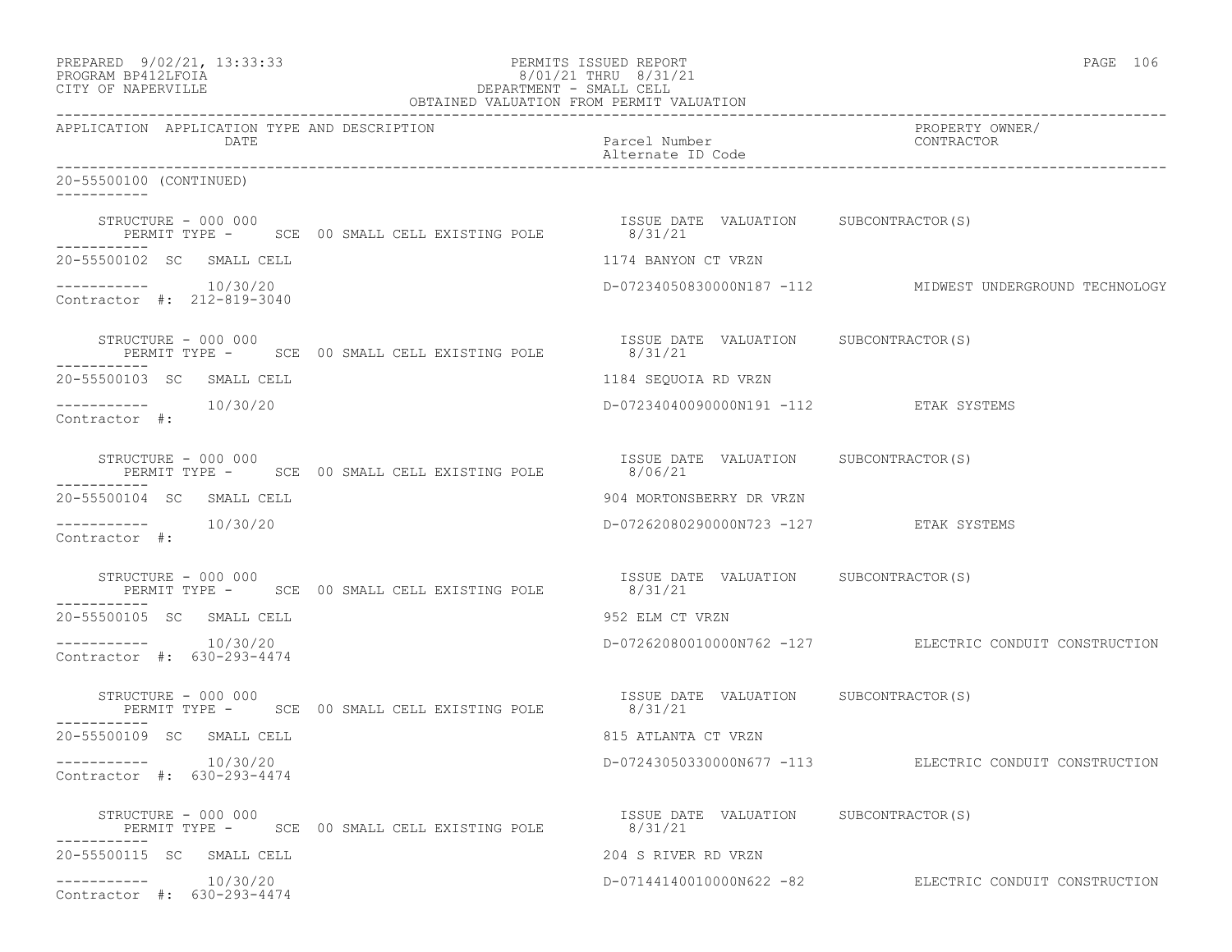PREPARED 9/02/21, 13:33:33
PROGRAM BP412LFOIA
CITY OF NAPERVILLE

PERMITS ISSUED REPORT
8/01/21 THRU 8/31/21
DEPARTMENT - SMALL CELL
OBTAINED VALUATION FROM PERMIT VALUATION

| APPLICATION | APPLICATION TYPE AND DESCRIPTION DATE | Parcel Number / Alternate ID Code | PROPERTY OWNER/ CONTRACTOR |
|---|---|---|---|

20-55500100 (CONTINUED)

STRUCTURE - 000 000 — PERMIT TYPE - SCE 00 SMALL CELL EXISTING POLE — ISSUE DATE 8/31/21 — VALUATION — SUBCONTRACTOR(S)

20-55500102 SC SMALL CELL — 1174 BANYON CT VRZN
10/30/20 — D-07234050830000N187 -112 — MIDWEST UNDERGROUND TECHNOLOGY
Contractor #: 212-819-3040

STRUCTURE - 000 000 — PERMIT TYPE - SCE 00 SMALL CELL EXISTING POLE — ISSUE DATE 8/31/21 — VALUATION — SUBCONTRACTOR(S)

20-55500103 SC SMALL CELL — 1184 SEQUOIA RD VRZN
10/30/20 — D-07234040090000N191 -112 — ETAK SYSTEMS
Contractor #:

STRUCTURE - 000 000 — PERMIT TYPE - SCE 00 SMALL CELL EXISTING POLE — ISSUE DATE 8/06/21 — VALUATION — SUBCONTRACTOR(S)

20-55500104 SC SMALL CELL — 904 MORTONSBERRY DR VRZN
10/30/20 — D-07262080290000N723 -127 — ETAK SYSTEMS
Contractor #:

STRUCTURE - 000 000 — PERMIT TYPE - SCE 00 SMALL CELL EXISTING POLE — ISSUE DATE 8/31/21 — VALUATION — SUBCONTRACTOR(S)

20-55500105 SC SMALL CELL — 952 ELM CT VRZN
10/30/20 — D-07262080010000N762 -127 — ELECTRIC CONDUIT CONSTRUCTION
Contractor #: 630-293-4474

STRUCTURE - 000 000 — PERMIT TYPE - SCE 00 SMALL CELL EXISTING POLE — ISSUE DATE 8/31/21 — VALUATION — SUBCONTRACTOR(S)

20-55500109 SC SMALL CELL — 815 ATLANTA CT VRZN
10/30/20 — D-07243050330000N677 -113 — ELECTRIC CONDUIT CONSTRUCTION
Contractor #: 630-293-4474

STRUCTURE - 000 000 — PERMIT TYPE - SCE 00 SMALL CELL EXISTING POLE — ISSUE DATE 8/31/21 — VALUATION — SUBCONTRACTOR(S)

20-55500115 SC SMALL CELL — 204 S RIVER RD VRZN
10/30/20 — D-07144140010000N622 -82 — ELECTRIC CONDUIT CONSTRUCTION
Contractor #: 630-293-4474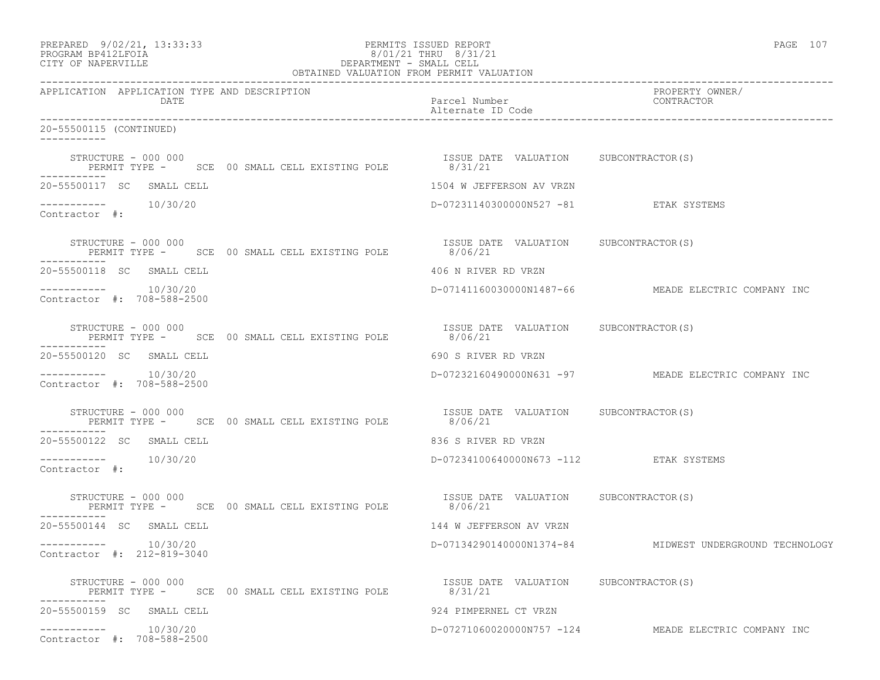PREPARED 9/02/21, 13:33:33 PERMITS ISSUED REPORT
PROGRAM BP412LFOIA 8/01/21 THRU 8/31/21
CITY OF NAPERVILLE DEPARTMENT - SMALL CELL
OBTAINED VALUATION FROM PERMIT VALUATION

| APPLICATION | APPLICATION TYPE AND DESCRIPTION DATE | Parcel Number / Alternate ID Code | PROPERTY OWNER/ CONTRACTOR |
|---|---|---|---|

20-55500115 (CONTINUED)

STRUCTURE - 000 000 | PERMIT TYPE - SCE 00 SMALL CELL EXISTING POLE | ISSUE DATE 8/31/21 | VALUATION | SUBCONTRACTOR(S)

20-55500117 SC SMALL CELL — 1504 W JEFFERSON AV VRZN
10/30/20 — D-07231140300000N527 -81 — ETAK SYSTEMS
Contractor #:

STRUCTURE - 000 000 | PERMIT TYPE - SCE 00 SMALL CELL EXISTING POLE | ISSUE DATE 8/06/21 | VALUATION | SUBCONTRACTOR(S)

20-55500118 SC SMALL CELL — 406 N RIVER RD VRZN
10/30/20 — D-07141160030000N1487-66 — MEADE ELECTRIC COMPANY INC
Contractor #: 708-588-2500

STRUCTURE - 000 000 | PERMIT TYPE - SCE 00 SMALL CELL EXISTING POLE | ISSUE DATE 8/06/21 | VALUATION | SUBCONTRACTOR(S)

20-55500120 SC SMALL CELL — 690 S RIVER RD VRZN
10/30/20 — D-07232160490000N631 -97 — MEADE ELECTRIC COMPANY INC
Contractor #: 708-588-2500

STRUCTURE - 000 000 | PERMIT TYPE - SCE 00 SMALL CELL EXISTING POLE | ISSUE DATE 8/06/21 | VALUATION | SUBCONTRACTOR(S)

20-55500122 SC SMALL CELL — 836 S RIVER RD VRZN
10/30/20 — D-07234100640000N673 -112 — ETAK SYSTEMS
Contractor #:

STRUCTURE - 000 000 | PERMIT TYPE - SCE 00 SMALL CELL EXISTING POLE | ISSUE DATE 8/06/21 | VALUATION | SUBCONTRACTOR(S)

20-55500144 SC SMALL CELL — 144 W JEFFERSON AV VRZN
10/30/20 — D-07134290140000N1374-84 — MIDWEST UNDERGROUND TECHNOLOGY
Contractor #: 212-819-3040

STRUCTURE - 000 000 | PERMIT TYPE - SCE 00 SMALL CELL EXISTING POLE | ISSUE DATE 8/31/21 | VALUATION | SUBCONTRACTOR(S)

20-55500159 SC SMALL CELL — 924 PIMPERNEL CT VRZN
10/30/20 — D-07271060020000N757 -124 — MEADE ELECTRIC COMPANY INC
Contractor #: 708-588-2500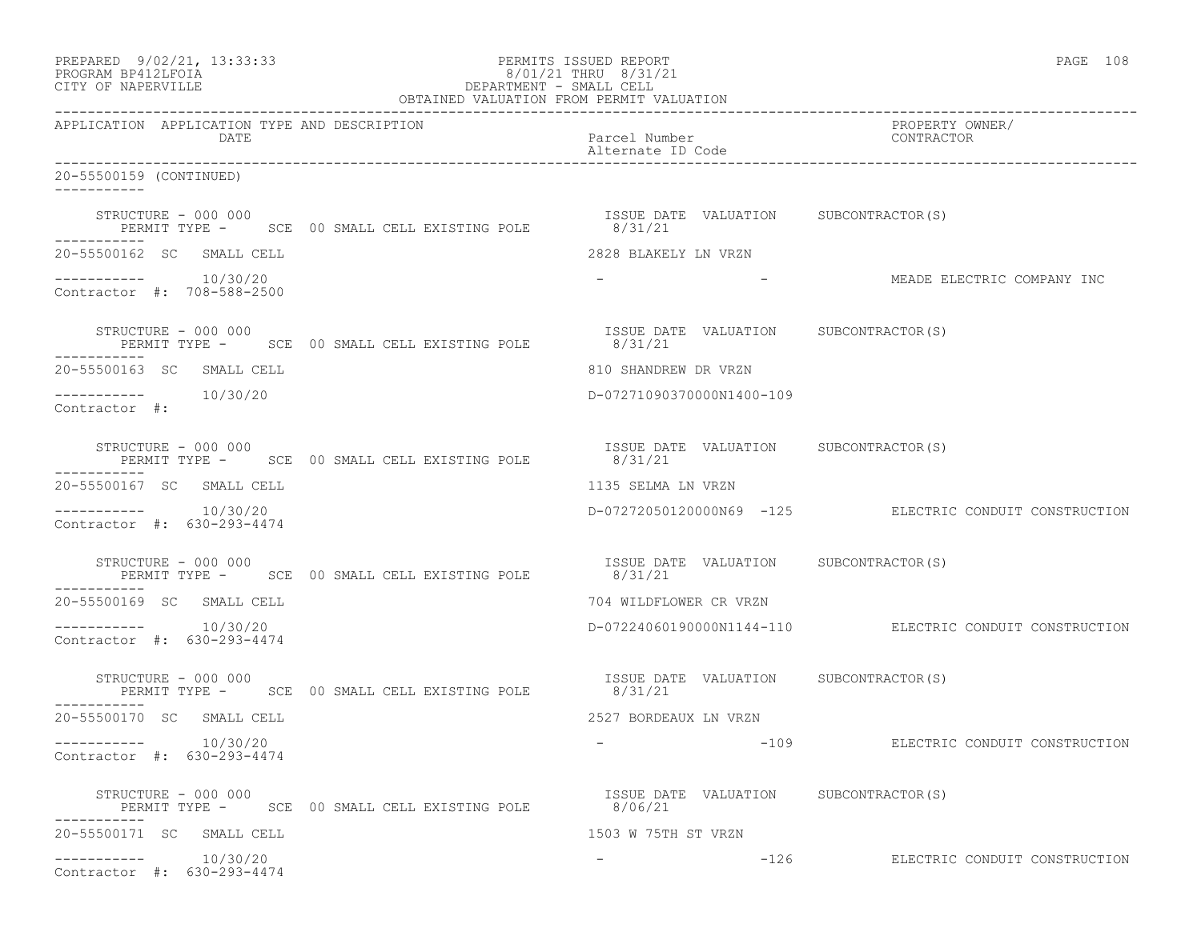PREPARED 9/02/21, 13:33:33
PROGRAM BP412LFOIA
CITY OF NAPERVILLE

PERMITS ISSUED REPORT
8/01/21 THRU 8/31/21
DEPARTMENT - SMALL CELL
OBTAINED VALUATION FROM PERMIT VALUATION

| APPLICATION | APPLICATION TYPE AND DESCRIPTION DATE | Parcel Number / Alternate ID Code | PROPERTY OWNER/ CONTRACTOR |
|---|---|---|---|

20-55500159 (CONTINUED)

STRUCTURE - 000 000
PERMIT TYPE - SCE 00 SMALL CELL EXISTING POLE — ISSUE DATE 8/31/21 — VALUATION — SUBCONTRACTOR(S)

20-55500162 SC SMALL CELL — 2828 BLAKELY LN VRZN
10/30/20 — - - — MEADE ELECTRIC COMPANY INC
Contractor #: 708-588-2500

STRUCTURE - 000 000
PERMIT TYPE - SCE 00 SMALL CELL EXISTING POLE — ISSUE DATE 8/31/21 — VALUATION — SUBCONTRACTOR(S)

20-55500163 SC SMALL CELL — 810 SHANDREW DR VRZN
10/30/20 — D-07271090370000N1400-109
Contractor #:

STRUCTURE - 000 000
PERMIT TYPE - SCE 00 SMALL CELL EXISTING POLE — ISSUE DATE 8/31/21 — VALUATION — SUBCONTRACTOR(S)

20-55500167 SC SMALL CELL — 1135 SELMA LN VRZN
10/30/20 — D-07272050120000N69 -125 — ELECTRIC CONDUIT CONSTRUCTION
Contractor #: 630-293-4474

STRUCTURE - 000 000
PERMIT TYPE - SCE 00 SMALL CELL EXISTING POLE — ISSUE DATE 8/31/21 — VALUATION — SUBCONTRACTOR(S)

20-55500169 SC SMALL CELL — 704 WILDFLOWER CR VRZN
10/30/20 — D-07224060190000N1144-110 — ELECTRIC CONDUIT CONSTRUCTION
Contractor #: 630-293-4474

STRUCTURE - 000 000
PERMIT TYPE - SCE 00 SMALL CELL EXISTING POLE — ISSUE DATE 8/31/21 — VALUATION — SUBCONTRACTOR(S)

20-55500170 SC SMALL CELL — 2527 BORDEAUX LN VRZN
10/30/20 — - -109 — ELECTRIC CONDUIT CONSTRUCTION
Contractor #: 630-293-4474

STRUCTURE - 000 000
PERMIT TYPE - SCE 00 SMALL CELL EXISTING POLE — ISSUE DATE 8/06/21 — VALUATION — SUBCONTRACTOR(S)

20-55500171 SC SMALL CELL — 1503 W 75TH ST VRZN
10/30/20 — - -126 — ELECTRIC CONDUIT CONSTRUCTION
Contractor #: 630-293-4474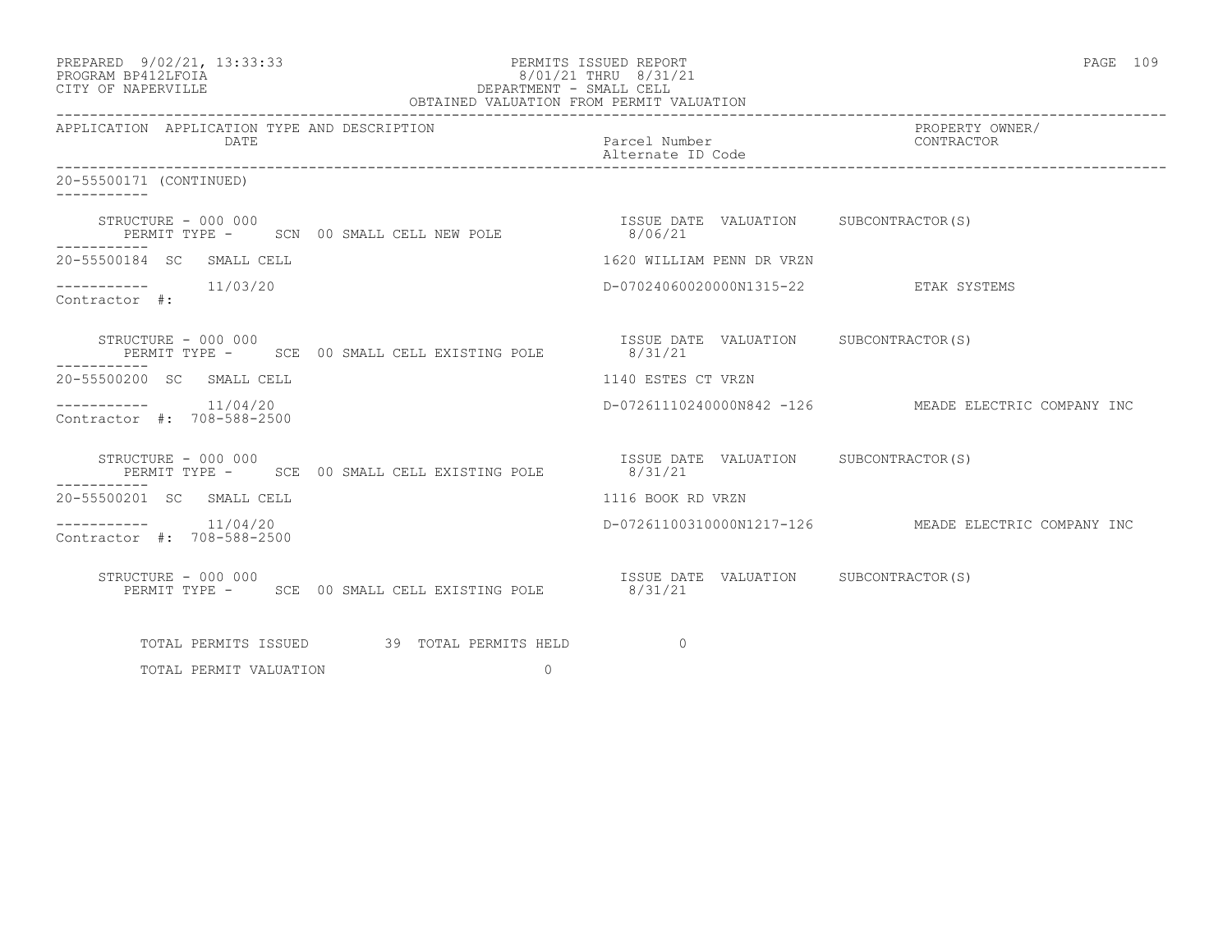PREPARED 9/02/21, 13:33:33
PROGRAM BP412LFOIA
CITY OF NAPERVILLE

PERMITS ISSUED REPORT
8/01/21 THRU 8/31/21
DEPARTMENT - SMALL CELL
OBTAINED VALUATION FROM PERMIT VALUATION

| APPLICATION | APPLICATION TYPE AND DESCRIPTION DATE | Parcel Number Alternate ID Code | PROPERTY OWNER/ CONTRACTOR |
|---|---|---|---|
| 20-55500171 (CONTINUED) | | | |
| STRUCTURE - 000 000 | PERMIT TYPE - SCN 00 SMALL CELL NEW POLE | ISSUE DATE VALUATION 8/06/21 | SUBCONTRACTOR(S) |
| 20-55500184 | SC SMALL CELL | 1620 WILLIAM PENN DR VRZN | |
| ----------- | 11/03/20 | D-07024060020000N1315-22 | ETAK SYSTEMS |
| Contractor #: | | | |
| STRUCTURE - 000 000 | PERMIT TYPE - SCE 00 SMALL CELL EXISTING POLE | ISSUE DATE VALUATION 8/31/21 | SUBCONTRACTOR(S) |
| 20-55500200 | SC SMALL CELL | 1140 ESTES CT VRZN | |
| ----------- | 11/04/20 | D-07261110240000N842 -126 | MEADE ELECTRIC COMPANY INC |
| Contractor #: 708-588-2500 | | | |
| STRUCTURE - 000 000 | PERMIT TYPE - SCE 00 SMALL CELL EXISTING POLE | ISSUE DATE VALUATION 8/31/21 | SUBCONTRACTOR(S) |
| 20-55500201 | SC SMALL CELL | 1116 BOOK RD VRZN | |
| ----------- | 11/04/20 | D-07261100310000N1217-126 | MEADE ELECTRIC COMPANY INC |
| Contractor #: 708-588-2500 | | | |
| STRUCTURE - 000 000 | PERMIT TYPE - SCE 00 SMALL CELL EXISTING POLE | ISSUE DATE VALUATION 8/31/21 | SUBCONTRACTOR(S) |

TOTAL PERMITS ISSUED 39 TOTAL PERMITS HELD 0

TOTAL PERMIT VALUATION 0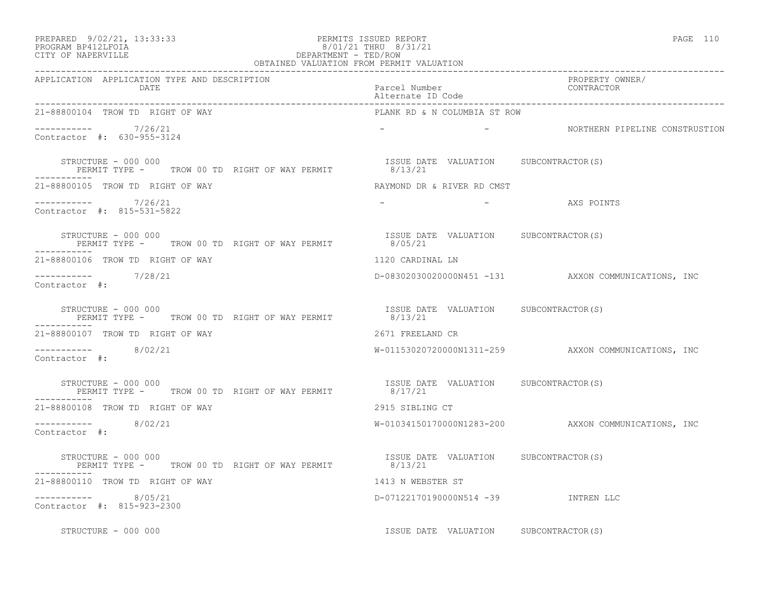PREPARED 9/02/21, 13:33:33 PERMITS ISSUED REPORT
PROGRAM BP412LFOIA 8/01/21 THRU 8/31/21
CITY OF NAPERVILLE DEPARTMENT - TED/ROW
OBTAINED VALUATION FROM PERMIT VALUATION

| APPLICATION | APPLICATION TYPE AND DESCRIPTION DATE | Parcel Number / Alternate ID Code | PROPERTY OWNER/ CONTRACTOR |
|---|---|---|---|
| 21-88800104 | TROW TD RIGHT OF WAY | PLANK RD & N COLUMBIA ST ROW | |
| ----------- | 7/26/21 | - - | NORTHERN PIPELINE CONSTRUSTION |
| Contractor #: 630-955-3124 | | | |
| STRUCTURE - 000 000 | PERMIT TYPE - TROW 00 TD RIGHT OF WAY PERMIT | ISSUE DATE 8/13/21 VALUATION | SUBCONTRACTOR(S) |
| 21-88800105 | TROW TD RIGHT OF WAY | RAYMOND DR & RIVER RD CMST | |
| ----------- | 7/26/21 | - - | AXS POINTS |
| Contractor #: 815-531-5822 | | | |
| STRUCTURE - 000 000 | PERMIT TYPE - TROW 00 TD RIGHT OF WAY PERMIT | ISSUE DATE 8/05/21 VALUATION | SUBCONTRACTOR(S) |
| 21-88800106 | TROW TD RIGHT OF WAY | 1120 CARDINAL LN | |
| ----------- | 7/28/21 | D-08302030020000N451 -131 | AXXON COMMUNICATIONS, INC |
| Contractor #: | | | |
| STRUCTURE - 000 000 | PERMIT TYPE - TROW 00 TD RIGHT OF WAY PERMIT | ISSUE DATE 8/13/21 VALUATION | SUBCONTRACTOR(S) |
| 21-88800107 | TROW TD RIGHT OF WAY | 2671 FREELAND CR | |
| ----------- | 8/02/21 | W-01153020720000N1311-259 | AXXON COMMUNICATIONS, INC |
| Contractor #: | | | |
| STRUCTURE - 000 000 | PERMIT TYPE - TROW 00 TD RIGHT OF WAY PERMIT | ISSUE DATE 8/17/21 VALUATION | SUBCONTRACTOR(S) |
| 21-88800108 | TROW TD RIGHT OF WAY | 2915 SIBLING CT | |
| ----------- | 8/02/21 | W-01034150170000N1283-200 | AXXON COMMUNICATIONS, INC |
| Contractor #: | | | |
| STRUCTURE - 000 000 | PERMIT TYPE - TROW 00 TD RIGHT OF WAY PERMIT | ISSUE DATE 8/13/21 VALUATION | SUBCONTRACTOR(S) |
| 21-88800110 | TROW TD RIGHT OF WAY | 1413 N WEBSTER ST | |
| ----------- | 8/05/21 | D-07122170190000N514 -39 | INTREN LLC |
| Contractor #: 815-923-2300 | | | |
| STRUCTURE - 000 000 | | ISSUE DATE VALUATION | SUBCONTRACTOR(S) |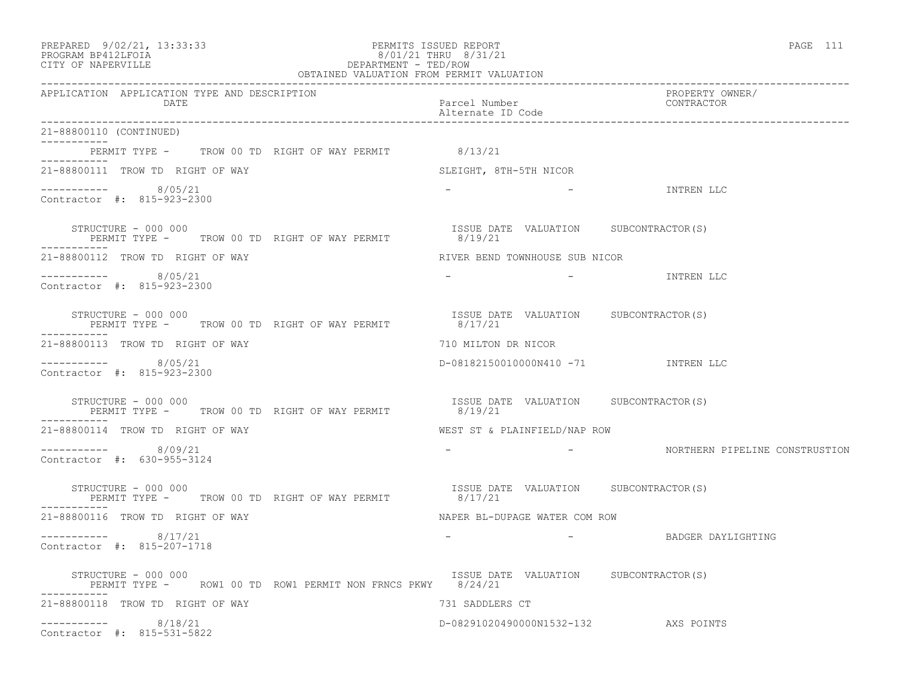OBTAINED VALUATION FROM PERMIT VALUATION

```
APPLICATION  APPLICATION TYPE AND DESCRIPTION                                                              PROPERTY OWNER/
             DATE                                              Parcel Number                               CONTRACTOR
                                                               Alternate ID Code

21-88800110 (CONTINUED)
-----------
        PERMIT TYPE -     TROW 00 TD  RIGHT OF WAY PERMIT          8/13/21
-----------
21-88800111  TROW TD  RIGHT OF WAY                             SLEIGHT, 8TH-5TH NICOR

-----------       8/05/21                                      -                    -              INTREN LLC
Contractor  #:  815-923-2300

     STRUCTURE - 000 000                                        ISSUE DATE  VALUATION     SUBCONTRACTOR(S)
        PERMIT TYPE -     TROW 00 TD  RIGHT OF WAY PERMIT          8/19/21
-----------
21-88800112  TROW TD  RIGHT OF WAY                             RIVER BEND TOWNHOUSE SUB NICOR

-----------       8/05/21                                      -                    -              INTREN LLC
Contractor  #:  815-923-2300

     STRUCTURE - 000 000                                        ISSUE DATE  VALUATION     SUBCONTRACTOR(S)
        PERMIT TYPE -     TROW 00 TD  RIGHT OF WAY PERMIT          8/17/21
-----------
21-88800113  TROW TD  RIGHT OF WAY                             710 MILTON DR NICOR

-----------       8/05/21                                      D-08182150010000N410 -71            INTREN LLC
Contractor  #:  815-923-2300

     STRUCTURE - 000 000                                        ISSUE DATE  VALUATION     SUBCONTRACTOR(S)
        PERMIT TYPE -     TROW 00 TD  RIGHT OF WAY PERMIT          8/19/21
-----------
21-88800114  TROW TD  RIGHT OF WAY                             WEST ST & PLAINFIELD/NAP ROW

-----------       8/09/21                                      -                    -              NORTHERN PIPELINE CONSTRUSTION
Contractor  #:  630-955-3124

     STRUCTURE - 000 000                                        ISSUE DATE  VALUATION     SUBCONTRACTOR(S)
        PERMIT TYPE -     TROW 00 TD  RIGHT OF WAY PERMIT          8/17/21
-----------
21-88800116  TROW TD  RIGHT OF WAY                             NAPER BL-DUPAGE WATER COM ROW

-----------       8/17/21                                      -                    -              BADGER DAYLIGHTING
Contractor  #:  815-207-1718

     STRUCTURE - 000 000                                        ISSUE DATE  VALUATION     SUBCONTRACTOR(S)
        PERMIT TYPE -     ROW1 00 TD  ROW1 PERMIT NON FRNCS PKWY   8/24/21
-----------
21-88800118  TROW TD  RIGHT OF WAY                             731 SADDLERS CT

-----------       8/18/21                                      D-08291020490000N1532-132           AXS POINTS
Contractor  #:  815-531-5822
```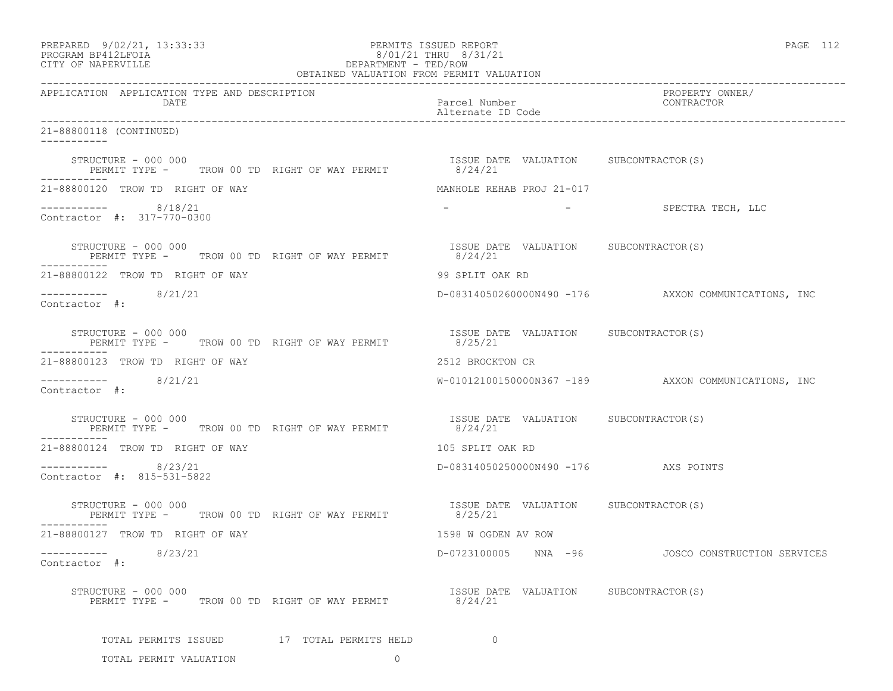PREPARED 9/02/21, 13:33:33
PROGRAM BP412LFOIA
CITY OF NAPERVILLE

PERMITS ISSUED REPORT
8/01/21 THRU 8/31/21
DEPARTMENT - TED/ROW
OBTAINED VALUATION FROM PERMIT VALUATION

| APPLICATION | APPLICATION TYPE AND DESCRIPTION / DATE | Parcel Number / Alternate ID Code | PROPERTY OWNER/ CONTRACTOR |
|---|---|---|---|

21-88800118 (CONTINUED)

STRUCTURE - 000 000 PERMIT TYPE - TROW 00 TD RIGHT OF WAY PERMIT — ISSUE DATE 8/24/21 VALUATION SUBCONTRACTOR(S)

---

21-88800120 TROW TD RIGHT OF WAY — MANHOLE REHAB PROJ 21-017

8/18/21 — - - — SPECTRA TECH, LLC

Contractor #: 317-770-0300

STRUCTURE - 000 000 PERMIT TYPE - TROW 00 TD RIGHT OF WAY PERMIT — ISSUE DATE 8/24/21 VALUATION SUBCONTRACTOR(S)

---

21-88800122 TROW TD RIGHT OF WAY — 99 SPLIT OAK RD

8/21/21 — D-08314050260000N490 -176 — AXXON COMMUNICATIONS, INC

Contractor #:

STRUCTURE - 000 000 PERMIT TYPE - TROW 00 TD RIGHT OF WAY PERMIT — ISSUE DATE 8/25/21 VALUATION SUBCONTRACTOR(S)

---

21-88800123 TROW TD RIGHT OF WAY — 2512 BROCKTON CR

8/21/21 — W-01012100150000N367 -189 — AXXON COMMUNICATIONS, INC

Contractor #:

STRUCTURE - 000 000 PERMIT TYPE - TROW 00 TD RIGHT OF WAY PERMIT — ISSUE DATE 8/24/21 VALUATION SUBCONTRACTOR(S)

---

21-88800124 TROW TD RIGHT OF WAY — 105 SPLIT OAK RD

8/23/21 — D-08314050250000N490 -176 — AXS POINTS

Contractor #: 815-531-5822

STRUCTURE - 000 000 PERMIT TYPE - TROW 00 TD RIGHT OF WAY PERMIT — ISSUE DATE 8/25/21 VALUATION SUBCONTRACTOR(S)

---

21-88800127 TROW TD RIGHT OF WAY — 1598 W OGDEN AV ROW

8/23/21 — D-0723100005 NNA -96 — JOSCO CONSTRUCTION SERVICES

Contractor #:

STRUCTURE - 000 000 PERMIT TYPE - TROW 00 TD RIGHT OF WAY PERMIT — ISSUE DATE 8/24/21 VALUATION SUBCONTRACTOR(S)

TOTAL PERMITS ISSUED 17 TOTAL PERMITS HELD 0

TOTAL PERMIT VALUATION 0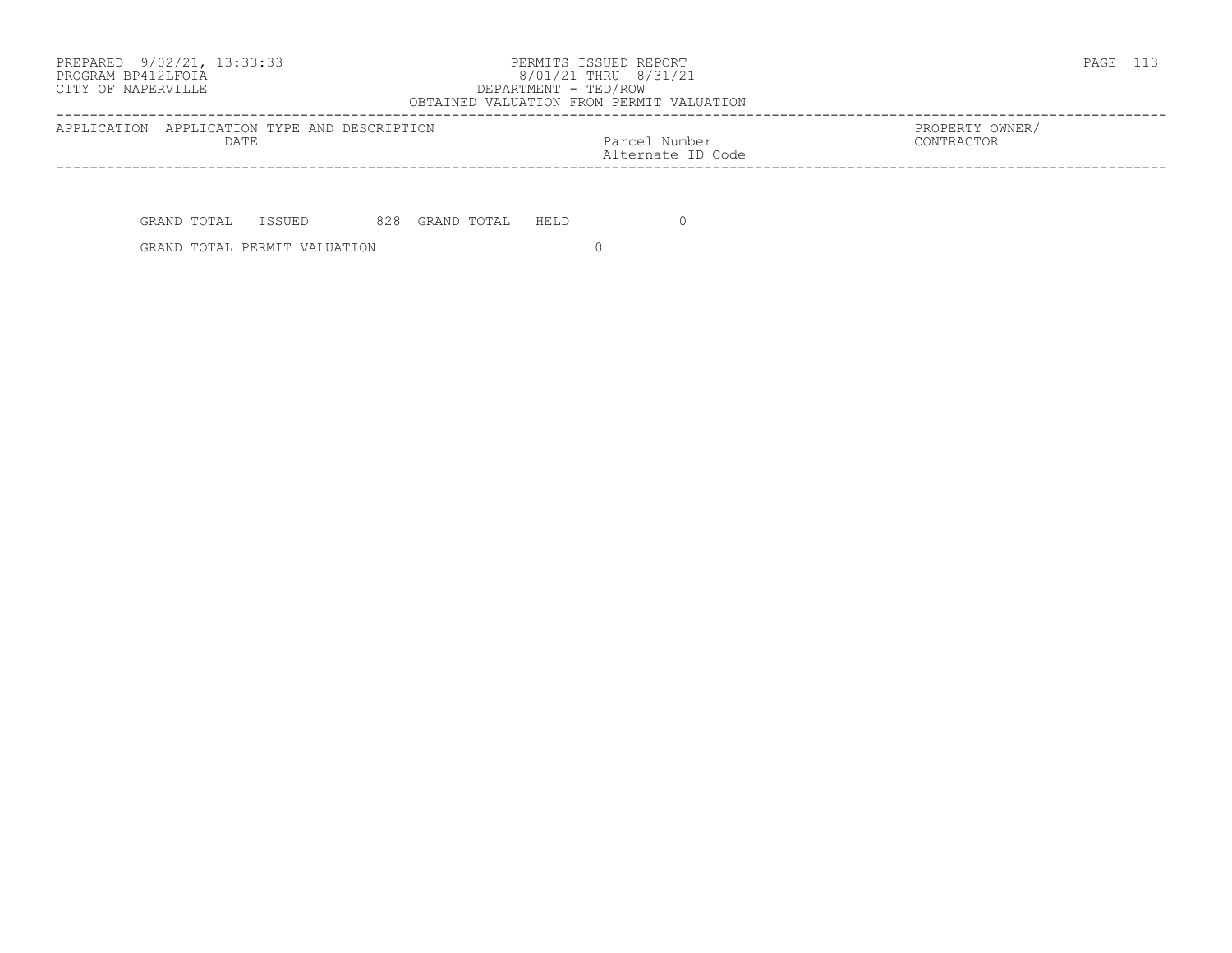| APPLICATION DATE | APPLICATION TYPE AND DESCRIPTION | Parcel Number / Alternate ID Code | PROPERTY OWNER/ CONTRACTOR |
|---|---|---|---|

GRAND TOTAL ISSUED 828 GRAND TOTAL HELD 0

GRAND TOTAL PERMIT VALUATION 0